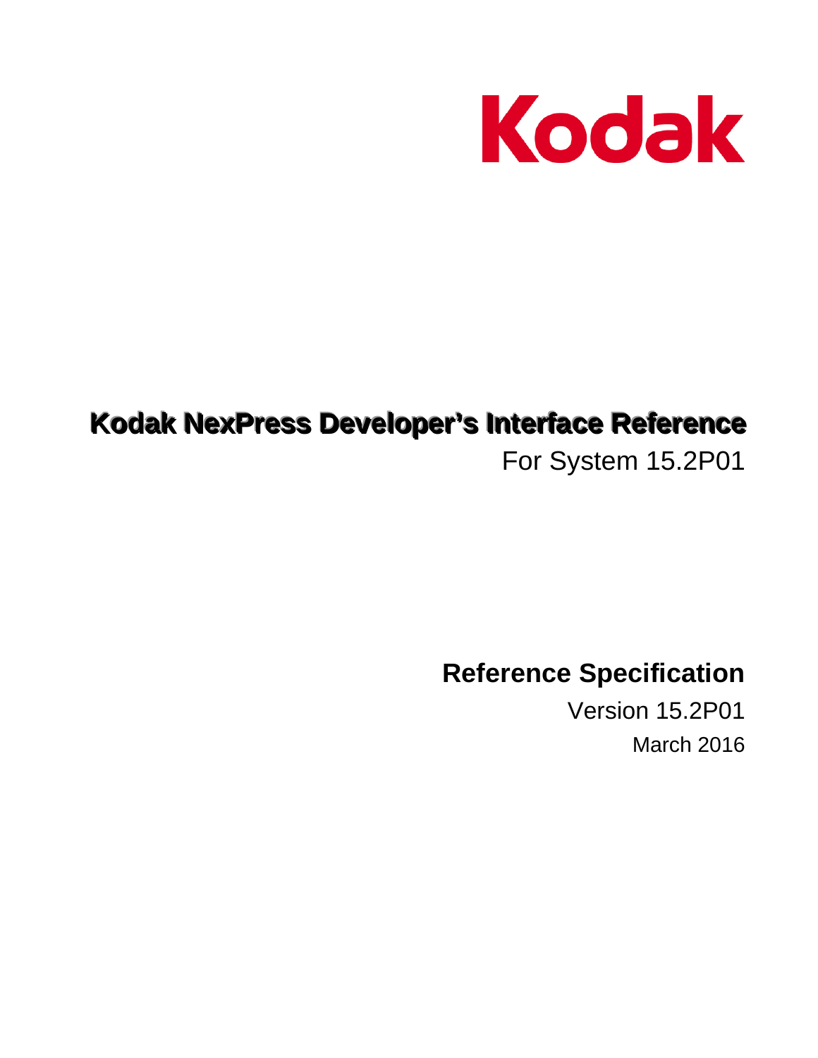Kodak

# Kodak NexPress Developer's Interface Reference

For System 15.2P01

## Reference Specification

Version 15.2P01

March 2016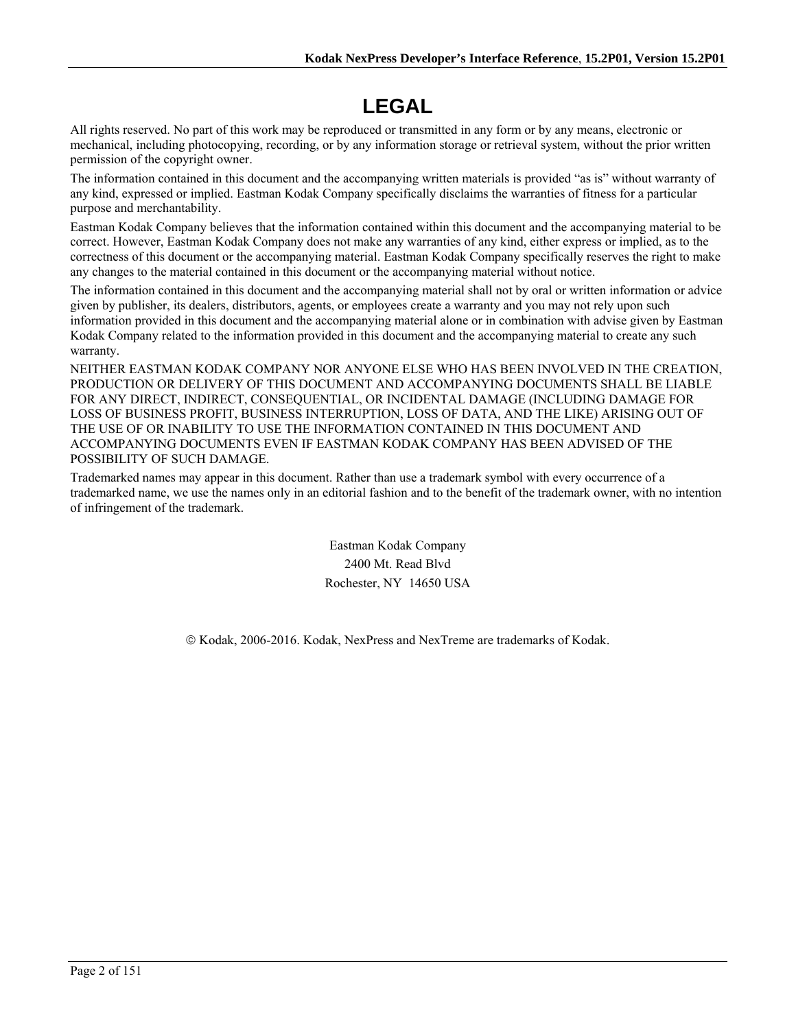# LEGAL

All rights reserved. No part of this work may be reproduced or transmitted in any form or by any means, electronic or mechanical, including photocopying, recording, or by any information storage or retrieval system, without the prior written permission of the copyright owner.

The information contained in this document and the accompanying written materials is provided "as is" without warranty of any kind, expressed or implied. Eastman Kodak Company specifically disclaims the warranties of fitness for a particular purpose and merchantability.

Eastman Kodak Company believes that the information contained within this document and the accompanying material to be correct. However, Eastman Kodak Company does not make any warranties of any kind, either express or implied, as to the correctness of this document or the accompanying material. Eastman Kodak Company specifically reserves the right to make any changes to the material contained in this document or the accompanying material without notice.

The information contained in this document and the accompanying material shall not by oral or written information or advice given by publisher, its dealers, distributors, agents, or employees create a warranty and you may not rely upon such information provided in this document and the accompanying material alone or in combination with advise given by Eastman Kodak Company related to the information provided in this document and the accompanying material to create any such warranty.

NEITHER EASTMAN KODAK COMPANY NOR ANYONE ELSE WHO HAS BEEN INVOLVED IN THE CREATION, PRODUCTION OR DELIVERY OF THIS DOCUMENT AND ACCOMPANYING DOCUMENTS SHALL BE LIABLE FOR ANY DIRECT, INDIRECT, CONSEQUENTIAL, OR INCIDENTAL DAMAGE (INCLUDING DAMAGE FOR LOSS OF BUSINESS PROFIT, BUSINESS INTERRUPTION, LOSS OF DATA, AND THE LIKE) ARISING OUT OF THE USE OF OR INABILITY TO USE THE INFORMATION CONTAINED IN THIS DOCUMENT AND ACCOMPANYING DOCUMENTS EVEN IF EASTMAN KODAK COMPANY HAS BEEN ADVISED OF THE POSSIBILITY OF SUCH DAMAGE.

Trademarked names may appear in this document. Rather than use a trademark symbol with every occurrence of a trademarked name, we use the names only in an editorial fashion and to the benefit of the trademark owner, with no intention of infringement of the trademark.

Eastman Kodak Company
2400 Mt. Read Blvd
Rochester, NY 14650 USA

© Kodak, 2006-2016. Kodak, NexPress and NexTreme are trademarks of Kodak.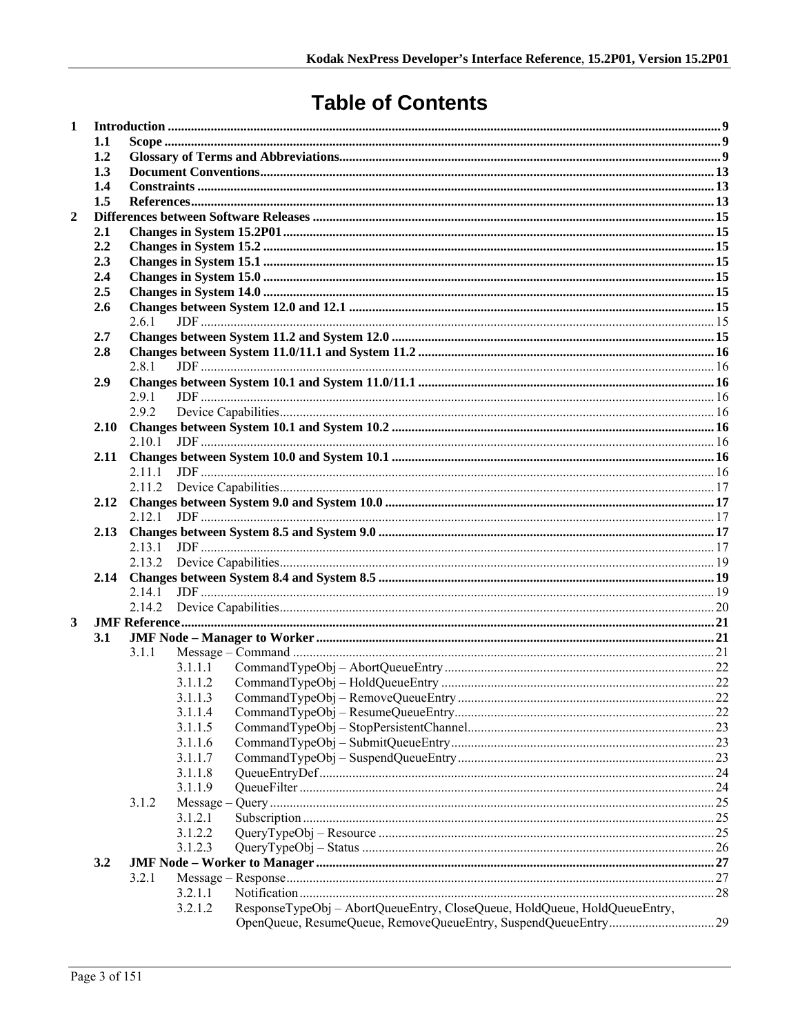# Table of Contents

- **1 Introduction** ..... 9
  - **1.1 Scope** ..... 9
  - **1.2 Glossary of Terms and Abbreviations** ..... 9
  - **1.3 Document Conventions** ..... 13
  - **1.4 Constraints** ..... 13
  - **1.5 References** ..... 13
- **2 Differences between Software Releases** ..... 15
  - **2.1 Changes in System 15.2P01** ..... 15
  - **2.2 Changes in System 15.2** ..... 15
  - **2.3 Changes in System 15.1** ..... 15
  - **2.4 Changes in System 15.0** ..... 15
  - **2.5 Changes in System 14.0** ..... 15
  - **2.6 Changes between System 12.0 and 12.1** ..... 15
    - 2.6.1 JDF ..... 15
  - **2.7 Changes between System 11.2 and System 12.0** ..... 15
  - **2.8 Changes between System 11.0/11.1 and System 11.2** ..... 16
    - 2.8.1 JDF ..... 16
  - **2.9 Changes between System 10.1 and System 11.0/11.1** ..... 16
    - 2.9.1 JDF ..... 16
    - 2.9.2 Device Capabilities ..... 16
  - **2.10 Changes between System 10.1 and System 10.2** ..... 16
    - 2.10.1 JDF ..... 16
  - **2.11 Changes between System 10.0 and System 10.1** ..... 16
    - 2.11.1 JDF ..... 16
    - 2.11.2 Device Capabilities ..... 17
  - **2.12 Changes between System 9.0 and System 10.0** ..... 17
    - 2.12.1 JDF ..... 17
  - **2.13 Changes between System 8.5 and System 9.0** ..... 17
    - 2.13.1 JDF ..... 17
    - 2.13.2 Device Capabilities ..... 19
  - **2.14 Changes between System 8.4 and System 8.5** ..... 19
    - 2.14.1 JDF ..... 19
    - 2.14.2 Device Capabilities ..... 20
- **3 JMF Reference** ..... 21
  - **3.1 JMF Node – Manager to Worker** ..... 21
    - 3.1.1 Message – Command ..... 21
      - 3.1.1.1 CommandTypeObj – AbortQueueEntry ..... 22
      - 3.1.1.2 CommandTypeObj – HoldQueueEntry ..... 22
      - 3.1.1.3 CommandTypeObj – RemoveQueueEntry ..... 22
      - 3.1.1.4 CommandTypeObj – ResumeQueueEntry ..... 22
      - 3.1.1.5 CommandTypeObj – StopPersistentChannel ..... 23
      - 3.1.1.6 CommandTypeObj – SubmitQueueEntry ..... 23
      - 3.1.1.7 CommandTypeObj – SuspendQueueEntry ..... 23
      - 3.1.1.8 QueueEntryDef ..... 24
      - 3.1.1.9 QueueFilter ..... 24
    - 3.1.2 Message – Query ..... 25
      - 3.1.2.1 Subscription ..... 25
      - 3.1.2.2 QueryTypeObj – Resource ..... 25
      - 3.1.2.3 QueryTypeObj – Status ..... 26
  - **3.2 JMF Node – Worker to Manager** ..... 27
    - 3.2.1 Message – Response ..... 27
      - 3.2.1.1 Notification ..... 28
      - 3.2.1.2 ResponseTypeObj – AbortQueueEntry, CloseQueue, HoldQueue, HoldQueueEntry, OpenQueue, ResumeQueue, RemoveQueueEntry, SuspendQueueEntry ..... 29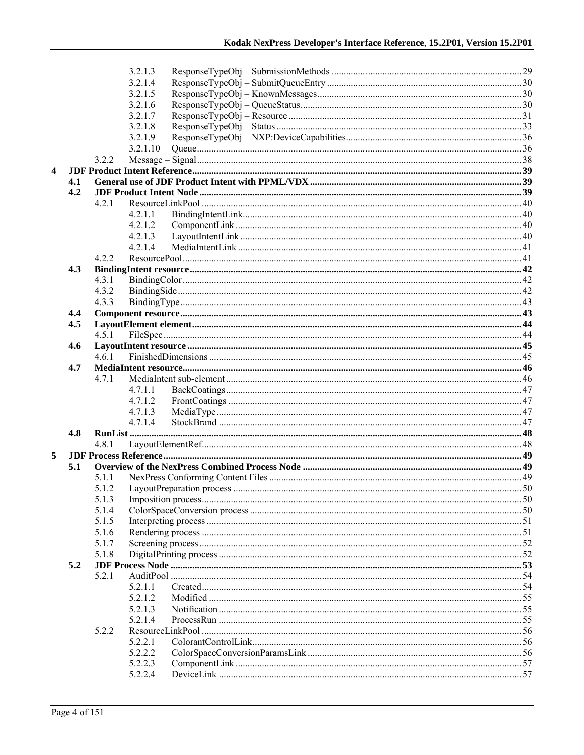3.2.1.3 ResponseTypeObj – SubmissionMethods ..... 29
3.2.1.4 ResponseTypeObj – SubmitQueueEntry ..... 30
3.2.1.5 ResponseTypeObj – KnownMessages ..... 30
3.2.1.6 ResponseTypeObj – QueueStatus ..... 30
3.2.1.7 ResponseTypeObj – Resource ..... 31
3.2.1.8 ResponseTypeObj – Status ..... 33
3.2.1.9 ResponseTypeObj – NXP:DeviceCapabilities ..... 36
3.2.1.10 Queue ..... 36
3.2.2 Message – Signal ..... 38

**4 JDF Product Intent Reference ..... 39**

**4.1 General use of JDF Product Intent with PPML/VDX ..... 39**

**4.2 JDF Product Intent Node ..... 39**

4.2.1 ResourceLinkPool ..... 40
4.2.1.1 BindingIntentLink ..... 40
4.2.1.2 ComponentLink ..... 40
4.2.1.3 LayoutIntentLink ..... 40
4.2.1.4 MediaIntentLink ..... 41
4.2.2 ResourcePool ..... 41

**4.3 BindingIntent resource ..... 42**

4.3.1 BindingColor ..... 42
4.3.2 BindingSide ..... 42
4.3.3 BindingType ..... 43

**4.4 Component resource ..... 43**

**4.5 LayoutElement element ..... 44**

4.5.1 FileSpec ..... 44

**4.6 LayoutIntent resource ..... 45**

4.6.1 FinishedDimensions ..... 45

**4.7 MediaIntent resource ..... 46**

4.7.1 MediaIntent sub-element ..... 46
4.7.1.1 BackCoatings ..... 47
4.7.1.2 FrontCoatings ..... 47
4.7.1.3 MediaType ..... 47
4.7.1.4 StockBrand ..... 47

**4.8 RunList ..... 48**

4.8.1 LayoutElementRef ..... 48

**5 JDF Process Reference ..... 49**

**5.1 Overview of the NexPress Combined Process Node ..... 49**

5.1.1 NexPress Conforming Content Files ..... 49
5.1.2 LayoutPreparation process ..... 50
5.1.3 Imposition process ..... 50
5.1.4 ColorSpaceConversion process ..... 50
5.1.5 Interpreting process ..... 51
5.1.6 Rendering process ..... 51
5.1.7 Screening process ..... 52
5.1.8 DigitalPrinting process ..... 52

**5.2 JDF Process Node ..... 53**

5.2.1 AuditPool ..... 54
5.2.1.1 Created ..... 54
5.2.1.2 Modified ..... 55
5.2.1.3 Notification ..... 55
5.2.1.4 ProcessRun ..... 55
5.2.2 ResourceLinkPool ..... 56
5.2.2.1 ColorantControlLink ..... 56
5.2.2.2 ColorSpaceConversionParamsLink ..... 56
5.2.2.3 ComponentLink ..... 57
5.2.2.4 DeviceLink ..... 57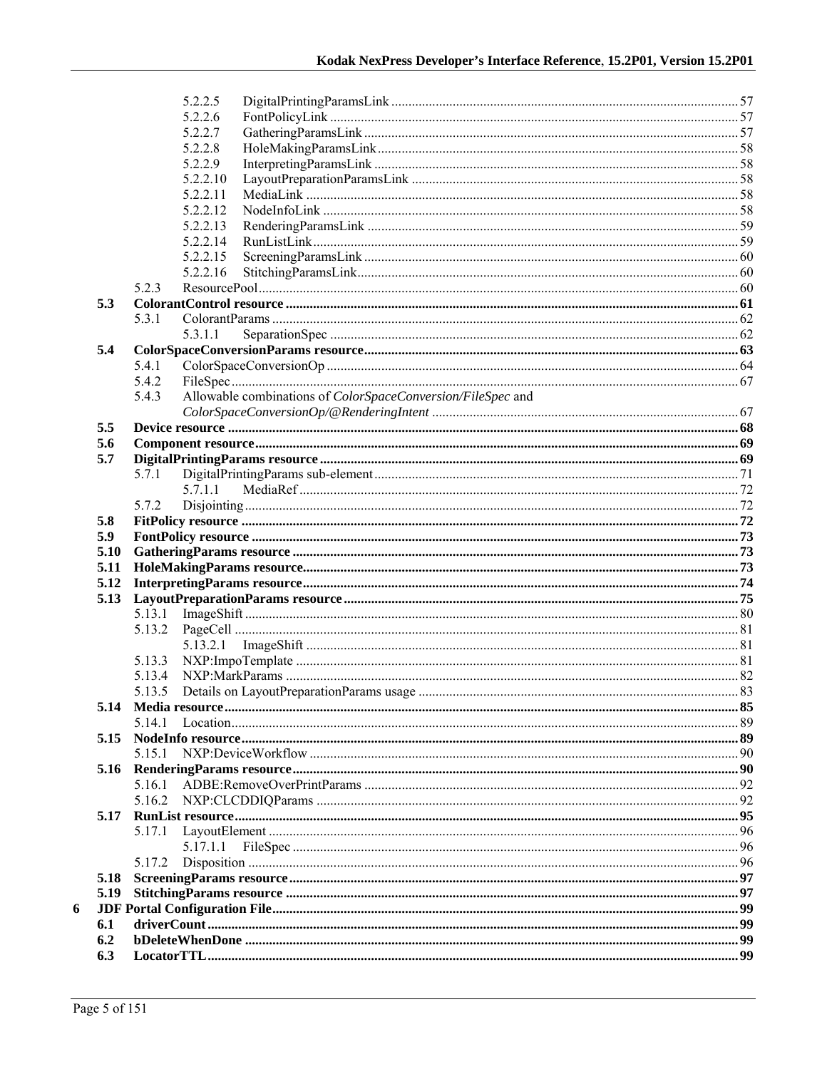5.2.2.5 DigitalPrintingParamsLink ........ 57
5.2.2.6 FontPolicyLink ........ 57
5.2.2.7 GatheringParamsLink ........ 57
5.2.2.8 HoleMakingParamsLink ........ 58
5.2.2.9 InterpretingParamsLink ........ 58
5.2.2.10 LayoutPreparationParamsLink ........ 58
5.2.2.11 MediaLink ........ 58
5.2.2.12 NodeInfoLink ........ 58
5.2.2.13 RenderingParamsLink ........ 59
5.2.2.14 RunListLink ........ 59
5.2.2.15 ScreeningParamsLink ........ 60
5.2.2.16 StitchingParamsLink ........ 60
5.2.3 ResourcePool ........ 60

**5.3 ColorantControl resource ........ 61**

5.3.1 ColorantParams ........ 62
5.3.1.1 SeparationSpec ........ 62

**5.4 ColorSpaceConversionParams resource ........ 63**

5.4.1 ColorSpaceConversionOp ........ 64
5.4.2 FileSpec ........ 67
5.4.3 Allowable combinations of *ColorSpaceConversion/FileSpec* and *ColorSpaceConversionOp/@RenderingIntent* ........ 67

**5.5 Device resource ........ 68**

**5.6 Component resource ........ 69**

**5.7 DigitalPrintingParams resource ........ 69**

5.7.1 DigitalPrintingParams sub-element ........ 71
5.7.1.1 MediaRef ........ 72
5.7.2 Disjointing ........ 72

**5.8 FitPolicy resource ........ 72**

**5.9 FontPolicy resource ........ 73**

**5.10 GatheringParams resource ........ 73**

**5.11 HoleMakingParams resource ........ 73**

**5.12 InterpretingParams resource ........ 74**

**5.13 LayoutPreparationParams resource ........ 75**

5.13.1 ImageShift ........ 80
5.13.2 PageCell ........ 81
5.13.2.1 ImageShift ........ 81
5.13.3 NXP:ImpoTemplate ........ 81
5.13.4 NXP:MarkParams ........ 82
5.13.5 Details on LayoutPreparationParams usage ........ 83

**5.14 Media resource ........ 85**

5.14.1 Location ........ 89

**5.15 NodeInfo resource ........ 89**

5.15.1 NXP:DeviceWorkflow ........ 90

**5.16 RenderingParams resource ........ 90**

5.16.1 ADBE:RemoveOverPrintParams ........ 92
5.16.2 NXP:CLCDDIQParams ........ 92

**5.17 RunList resource ........ 95**

5.17.1 LayoutElement ........ 96
5.17.1.1 FileSpec ........ 96
5.17.2 Disposition ........ 96

**5.18 ScreeningParams resource ........ 97**

**5.19 StitchingParams resource ........ 97**

**6 JDF Portal Configuration File ........ 99**

**6.1 driverCount ........ 99**

**6.2 bDeleteWhenDone ........ 99**

**6.3 LocatorTTL ........ 99**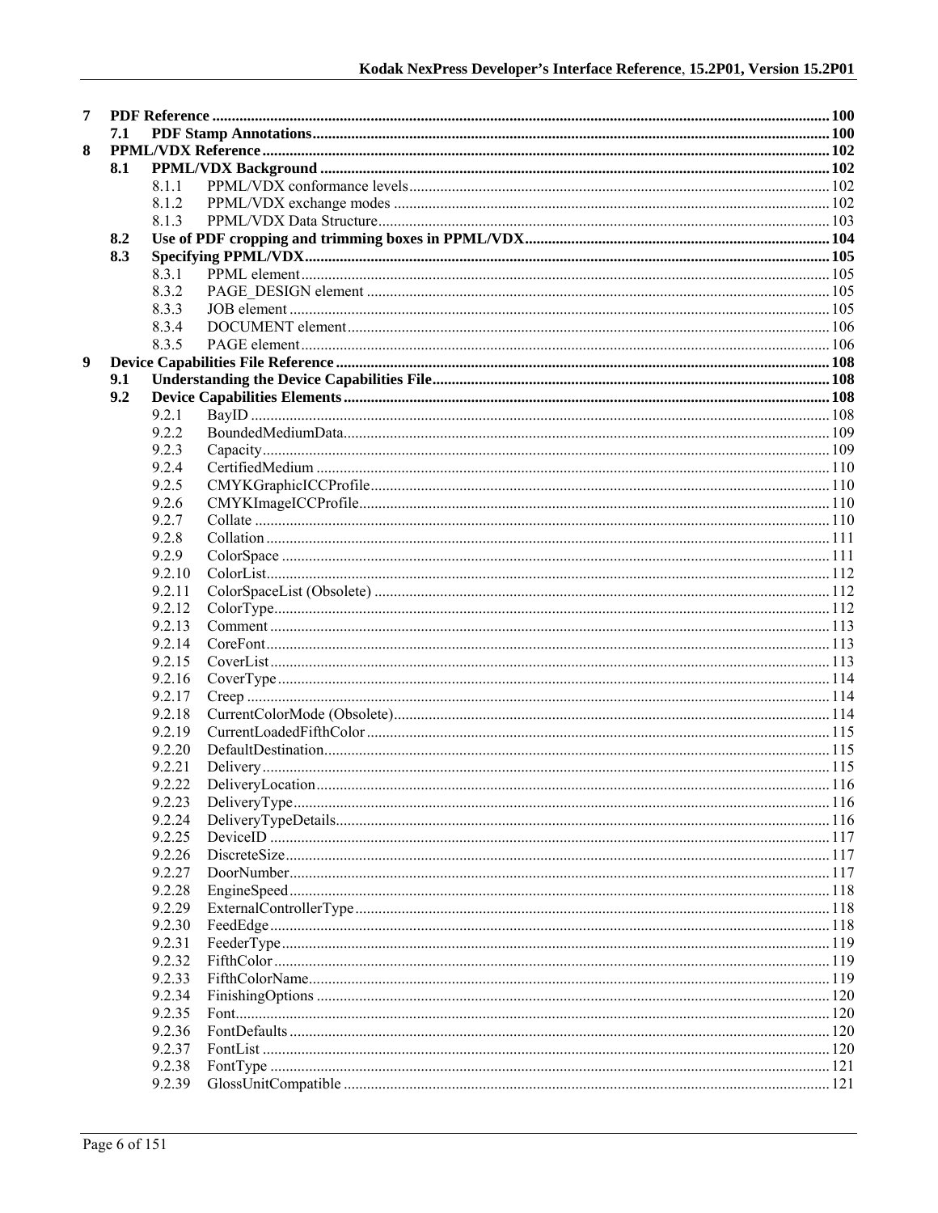7 PDF Reference ..... 100
 7.1 PDF Stamp Annotations ..... 100
8 PPML/VDX Reference ..... 102
 8.1 PPML/VDX Background ..... 102
  8.1.1 PPML/VDX conformance levels ..... 102
  8.1.2 PPML/VDX exchange modes ..... 102
  8.1.3 PPML/VDX Data Structure ..... 103
 8.2 Use of PDF cropping and trimming boxes in PPML/VDX ..... 104
 8.3 Specifying PPML/VDX ..... 105
  8.3.1 PPML element ..... 105
  8.3.2 PAGE_DESIGN element ..... 105
  8.3.3 JOB element ..... 105
  8.3.4 DOCUMENT element ..... 106
  8.3.5 PAGE element ..... 106
9 Device Capabilities File Reference ..... 108
 9.1 Understanding the Device Capabilities File ..... 108
 9.2 Device Capabilities Elements ..... 108
  9.2.1 BayID ..... 108
  9.2.2 BoundedMediumData ..... 109
  9.2.3 Capacity ..... 109
  9.2.4 CertifiedMedium ..... 110
  9.2.5 CMYKGraphicICCProfile ..... 110
  9.2.6 CMYKImageICCProfile ..... 110
  9.2.7 Collate ..... 110
  9.2.8 Collation ..... 111
  9.2.9 ColorSpace ..... 111
  9.2.10 ColorList ..... 112
  9.2.11 ColorSpaceList (Obsolete) ..... 112
  9.2.12 ColorType ..... 112
  9.2.13 Comment ..... 113
  9.2.14 CoreFont ..... 113
  9.2.15 CoverList ..... 113
  9.2.16 CoverType ..... 114
  9.2.17 Creep ..... 114
  9.2.18 CurrentColorMode (Obsolete) ..... 114
  9.2.19 CurrentLoadedFifthColor ..... 115
  9.2.20 DefaultDestination ..... 115
  9.2.21 Delivery ..... 115
  9.2.22 DeliveryLocation ..... 116
  9.2.23 DeliveryType ..... 116
  9.2.24 DeliveryTypeDetails ..... 116
  9.2.25 DeviceID ..... 117
  9.2.26 DiscreteSize ..... 117
  9.2.27 DoorNumber ..... 117
  9.2.28 EngineSpeed ..... 118
  9.2.29 ExternalControllerType ..... 118
  9.2.30 FeedEdge ..... 118
  9.2.31 FeederType ..... 119
  9.2.32 FifthColor ..... 119
  9.2.33 FifthColorName ..... 119
  9.2.34 FinishingOptions ..... 120
  9.2.35 Font ..... 120
  9.2.36 FontDefaults ..... 120
  9.2.37 FontList ..... 120
  9.2.38 FontType ..... 121
  9.2.39 GlossUnitCompatible ..... 121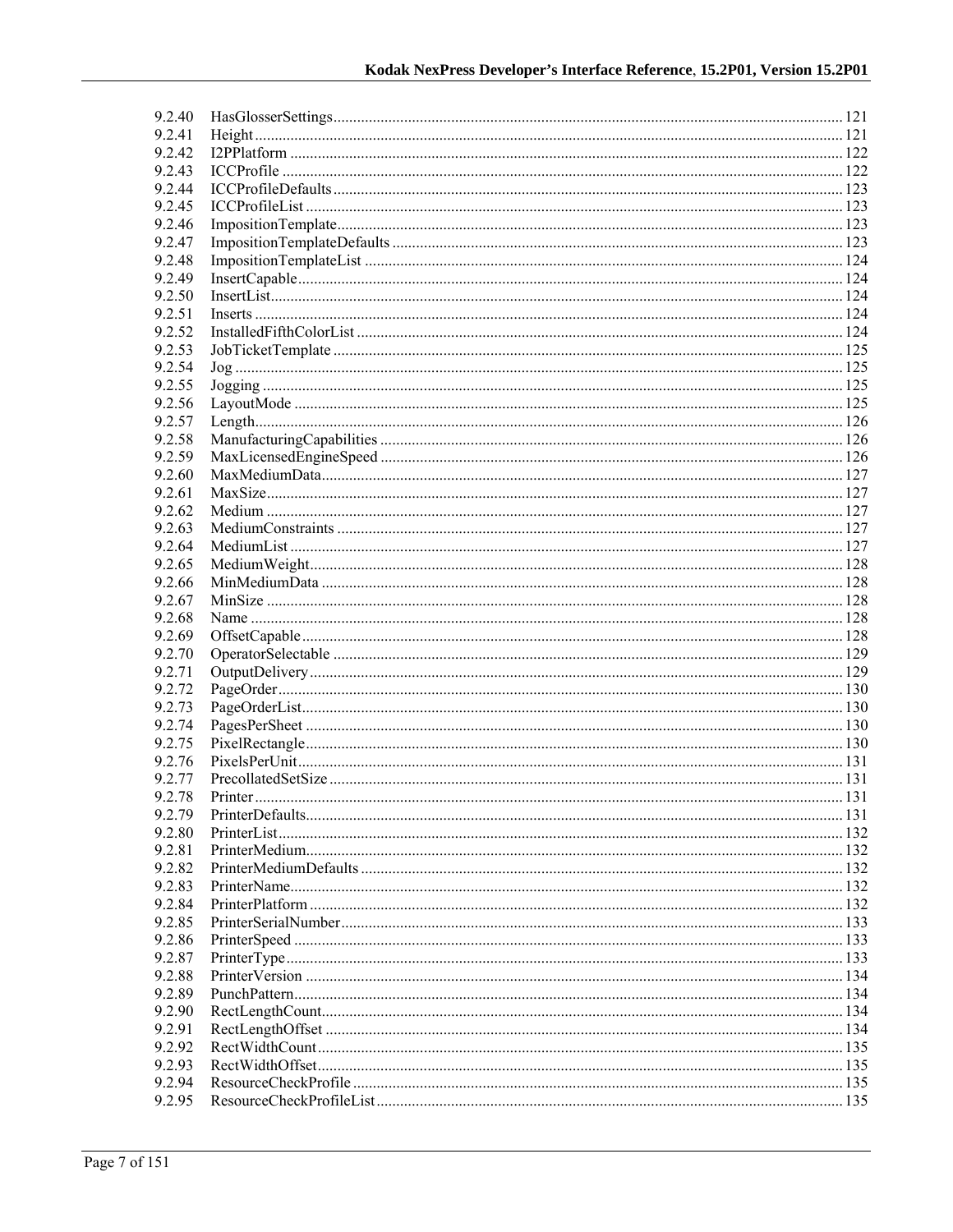9.2.40 HasGlosserSettings ..... 121
9.2.41 Height ..... 121
9.2.42 I2PPlatform ..... 122
9.2.43 ICCProfile ..... 122
9.2.44 ICCProfileDefaults ..... 123
9.2.45 ICCProfileList ..... 123
9.2.46 ImpositionTemplate ..... 123
9.2.47 ImpositionTemplateDefaults ..... 123
9.2.48 ImpositionTemplateList ..... 124
9.2.49 InsertCapable ..... 124
9.2.50 InsertList ..... 124
9.2.51 Inserts ..... 124
9.2.52 InstalledFifthColorList ..... 124
9.2.53 JobTicketTemplate ..... 125
9.2.54 Jog ..... 125
9.2.55 Jogging ..... 125
9.2.56 LayoutMode ..... 125
9.2.57 Length ..... 126
9.2.58 ManufacturingCapabilities ..... 126
9.2.59 MaxLicensedEngineSpeed ..... 126
9.2.60 MaxMediumData ..... 127
9.2.61 MaxSize ..... 127
9.2.62 Medium ..... 127
9.2.63 MediumConstraints ..... 127
9.2.64 MediumList ..... 127
9.2.65 MediumWeight ..... 128
9.2.66 MinMediumData ..... 128
9.2.67 MinSize ..... 128
9.2.68 Name ..... 128
9.2.69 OffsetCapable ..... 128
9.2.70 OperatorSelectable ..... 129
9.2.71 OutputDelivery ..... 129
9.2.72 PageOrder ..... 130
9.2.73 PageOrderList ..... 130
9.2.74 PagesPerSheet ..... 130
9.2.75 PixelRectangle ..... 130
9.2.76 PixelsPerUnit ..... 131
9.2.77 PrecollatedSetSize ..... 131
9.2.78 Printer ..... 131
9.2.79 PrinterDefaults ..... 131
9.2.80 PrinterList ..... 132
9.2.81 PrinterMedium ..... 132
9.2.82 PrinterMediumDefaults ..... 132
9.2.83 PrinterName ..... 132
9.2.84 PrinterPlatform ..... 132
9.2.85 PrinterSerialNumber ..... 133
9.2.86 PrinterSpeed ..... 133
9.2.87 PrinterType ..... 133
9.2.88 PrinterVersion ..... 134
9.2.89 PunchPattern ..... 134
9.2.90 RectLengthCount ..... 134
9.2.91 RectLengthOffset ..... 134
9.2.92 RectWidthCount ..... 135
9.2.93 RectWidthOffset ..... 135
9.2.94 ResourceCheckProfile ..... 135
9.2.95 ResourceCheckProfileList ..... 135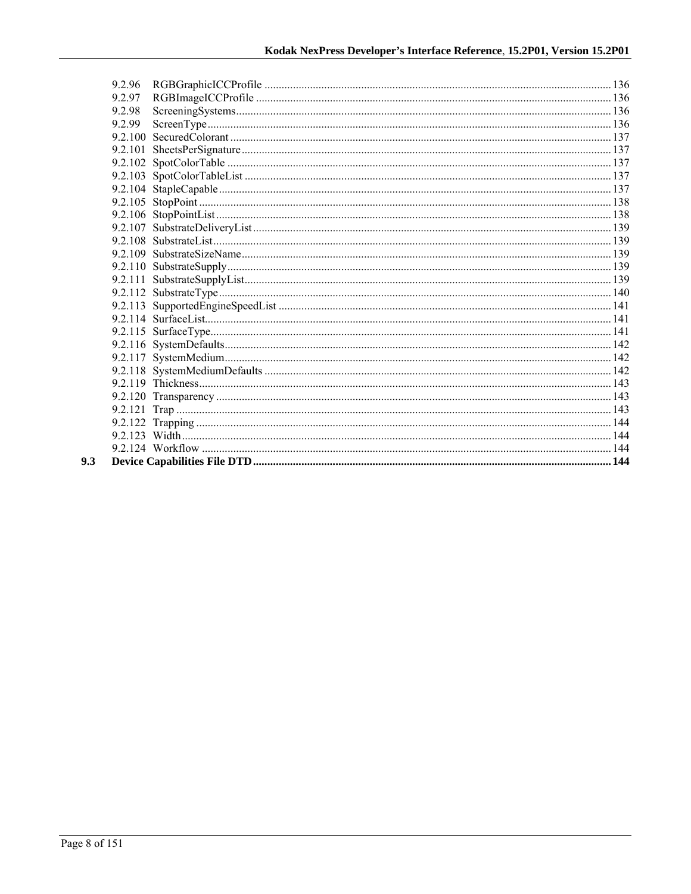9.2.96 RGBGraphicICCProfile ........................................................................................................................ 136
9.2.97 RGBImageICCProfile ........................................................................................................................... 136
9.2.98 ScreeningSystems.................................................................................................................................. 136
9.2.99 ScreenType ............................................................................................................................................ 136
9.2.100 SecuredColorant .................................................................................................................................... 137
9.2.101 SheetsPerSignature ................................................................................................................................. 137
9.2.102 SpotColorTable ...................................................................................................................................... 137
9.2.103 SpotColorTableList ................................................................................................................................ 137
9.2.104 StapleCapable ......................................................................................................................................... 137
9.2.105 StopPoint ................................................................................................................................................ 138
9.2.106 StopPointList .......................................................................................................................................... 138
9.2.107 SubstrateDeliveryList ............................................................................................................................. 139
9.2.108 SubstrateList ........................................................................................................................................... 139
9.2.109 SubstrateSizeName ................................................................................................................................. 139
9.2.110 SubstrateSupply ...................................................................................................................................... 139
9.2.111 SubstrateSupplyList ................................................................................................................................ 139
9.2.112 SubstrateType ......................................................................................................................................... 140
9.2.113 SupportedEngineSpeedList .................................................................................................................... 141
9.2.114 SurfaceList.............................................................................................................................................. 141
9.2.115 SurfaceType............................................................................................................................................ 141
9.2.116 SystemDefaults ....................................................................................................................................... 142
9.2.117 SystemMedium ....................................................................................................................................... 142
9.2.118 SystemMediumDefaults ......................................................................................................................... 142
9.2.119 Thickness ................................................................................................................................................ 143
9.2.120 Transparency .......................................................................................................................................... 143
9.2.121 Trap ........................................................................................................................................................ 143
9.2.122 Trapping ................................................................................................................................................. 144
9.2.123 Width ...................................................................................................................................................... 144
9.2.124 Workflow ............................................................................................................................................... 144

**9.3 Device Capabilities File DTD ............................................................................................................................ 144**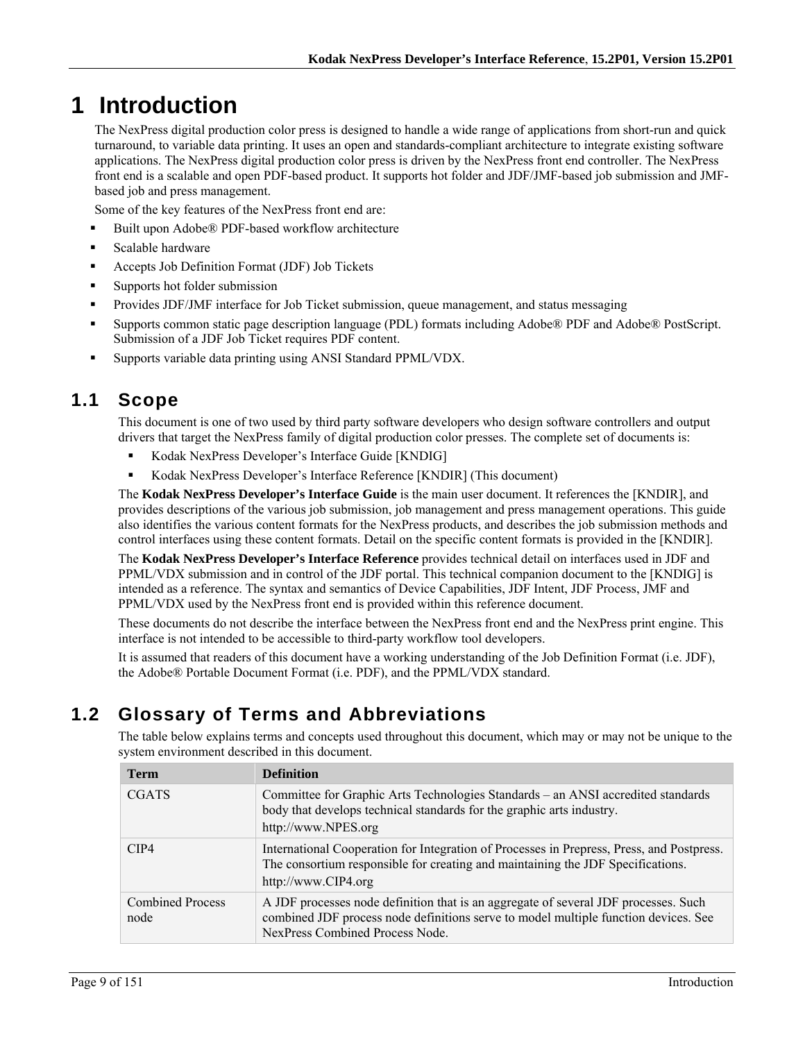# 1 Introduction

The NexPress digital production color press is designed to handle a wide range of applications from short-run and quick turnaround, to variable data printing. It uses an open and standards-compliant architecture to integrate existing software applications. The NexPress digital production color press is driven by the NexPress front end controller. The NexPress front end is a scalable and open PDF-based product. It supports hot folder and JDF/JMF-based job submission and JMF-based job and press management.

Some of the key features of the NexPress front end are:

- Built upon Adobe® PDF-based workflow architecture
- Scalable hardware
- Accepts Job Definition Format (JDF) Job Tickets
- Supports hot folder submission
- Provides JDF/JMF interface for Job Ticket submission, queue management, and status messaging
- Supports common static page description language (PDL) formats including Adobe® PDF and Adobe® PostScript. Submission of a JDF Job Ticket requires PDF content.
- Supports variable data printing using ANSI Standard PPML/VDX.

## 1.1 Scope

This document is one of two used by third party software developers who design software controllers and output drivers that target the NexPress family of digital production color presses. The complete set of documents is:

- Kodak NexPress Developer's Interface Guide [KNDIG]
- Kodak NexPress Developer's Interface Reference [KNDIR] (This document)

The **Kodak NexPress Developer's Interface Guide** is the main user document. It references the [KNDIR], and provides descriptions of the various job submission, job management and press management operations. This guide also identifies the various content formats for the NexPress products, and describes the job submission methods and control interfaces using these content formats. Detail on the specific content formats is provided in the [KNDIR].

The **Kodak NexPress Developer's Interface Reference** provides technical detail on interfaces used in JDF and PPML/VDX submission and in control of the JDF portal. This technical companion document to the [KNDIG] is intended as a reference. The syntax and semantics of Device Capabilities, JDF Intent, JDF Process, JMF and PPML/VDX used by the NexPress front end is provided within this reference document.

These documents do not describe the interface between the NexPress front end and the NexPress print engine. This interface is not intended to be accessible to third-party workflow tool developers.

It is assumed that readers of this document have a working understanding of the Job Definition Format (i.e. JDF), the Adobe® Portable Document Format (i.e. PDF), and the PPML/VDX standard.

## 1.2 Glossary of Terms and Abbreviations

The table below explains terms and concepts used throughout this document, which may or may not be unique to the system environment described in this document.

| Term | Definition |
|---|---|
| CGATS | Committee for Graphic Arts Technologies Standards – an ANSI accredited standards body that develops technical standards for the graphic arts industry. http://www.NPES.org |
| CIP4 | International Cooperation for Integration of Processes in Prepress, Press, and Postpress. The consortium responsible for creating and maintaining the JDF Specifications. http://www.CIP4.org |
| Combined Process node | A JDF processes node definition that is an aggregate of several JDF processes. Such combined JDF process node definitions serve to model multiple function devices. See NexPress Combined Process Node. |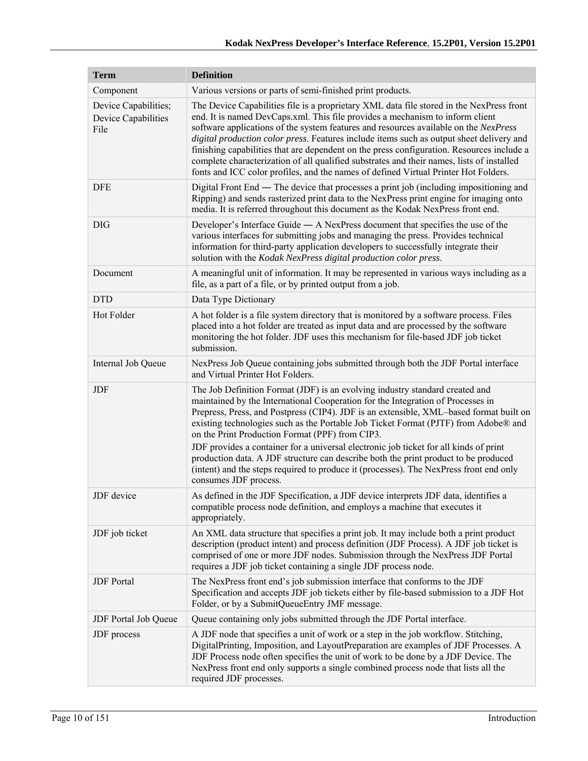| Term | Definition |
|---|---|
| Component | Various versions or parts of semi-finished print products. |
| Device Capabilities; Device Capabilities File | The Device Capabilities file is a proprietary XML data file stored in the NexPress front end. It is named DevCaps.xml. This file provides a mechanism to inform client software applications of the system features and resources available on the *NexPress digital production color press*. Features include items such as output sheet delivery and finishing capabilities that are dependent on the press configuration. Resources include a complete characterization of all qualified substrates and their names, lists of installed fonts and ICC color profiles, and the names of defined Virtual Printer Hot Folders. |
| DFE | Digital Front End — The device that processes a print job (including impositioning and Ripping) and sends rasterized print data to the NexPress print engine for imaging onto media. It is referred throughout this document as the Kodak NexPress front end. |
| DIG | Developer's Interface Guide — A NexPress document that specifies the use of the various interfaces for submitting jobs and managing the press. Provides technical information for third-party application developers to successfully integrate their solution with the *Kodak NexPress digital production color press*. |
| Document | A meaningful unit of information. It may be represented in various ways including as a file, as a part of a file, or by printed output from a job. |
| DTD | Data Type Dictionary |
| Hot Folder | A hot folder is a file system directory that is monitored by a software process. Files placed into a hot folder are treated as input data and are processed by the software monitoring the hot folder. JDF uses this mechanism for file-based JDF job ticket submission. |
| Internal Job Queue | NexPress Job Queue containing jobs submitted through both the JDF Portal interface and Virtual Printer Hot Folders. |
| JDF | The Job Definition Format (JDF) is an evolving industry standard created and maintained by the International Cooperation for the Integration of Processes in Prepress, Press, and Postpress (CIP4). JDF is an extensible, XML–based format built on existing technologies such as the Portable Job Ticket Format (PJTF) from Adobe® and on the Print Production Format (PPF) from CIP3.<br>JDF provides a container for a universal electronic job ticket for all kinds of print production data. A JDF structure can describe both the print product to be produced (intent) and the steps required to produce it (processes). The NexPress front end only consumes JDF process. |
| JDF device | As defined in the JDF Specification, a JDF device interprets JDF data, identifies a compatible process node definition, and employs a machine that executes it appropriately. |
| JDF job ticket | An XML data structure that specifies a print job. It may include both a print product description (product intent) and process definition (JDF Process). A JDF job ticket is comprised of one or more JDF nodes. Submission through the NexPress JDF Portal requires a JDF job ticket containing a single JDF process node. |
| JDF Portal | The NexPress front end's job submission interface that conforms to the JDF Specification and accepts JDF job tickets either by file-based submission to a JDF Hot Folder, or by a SubmitQueueEntry JMF message. |
| JDF Portal Job Queue | Queue containing only jobs submitted through the JDF Portal interface. |
| JDF process | A JDF node that specifies a unit of work or a step in the job workflow. Stitching, DigitalPrinting, Imposition, and LayoutPreparation are examples of JDF Processes. A JDF Process node often specifies the unit of work to be done by a JDF Device. The NexPress front end only supports a single combined process node that lists all the required JDF processes. |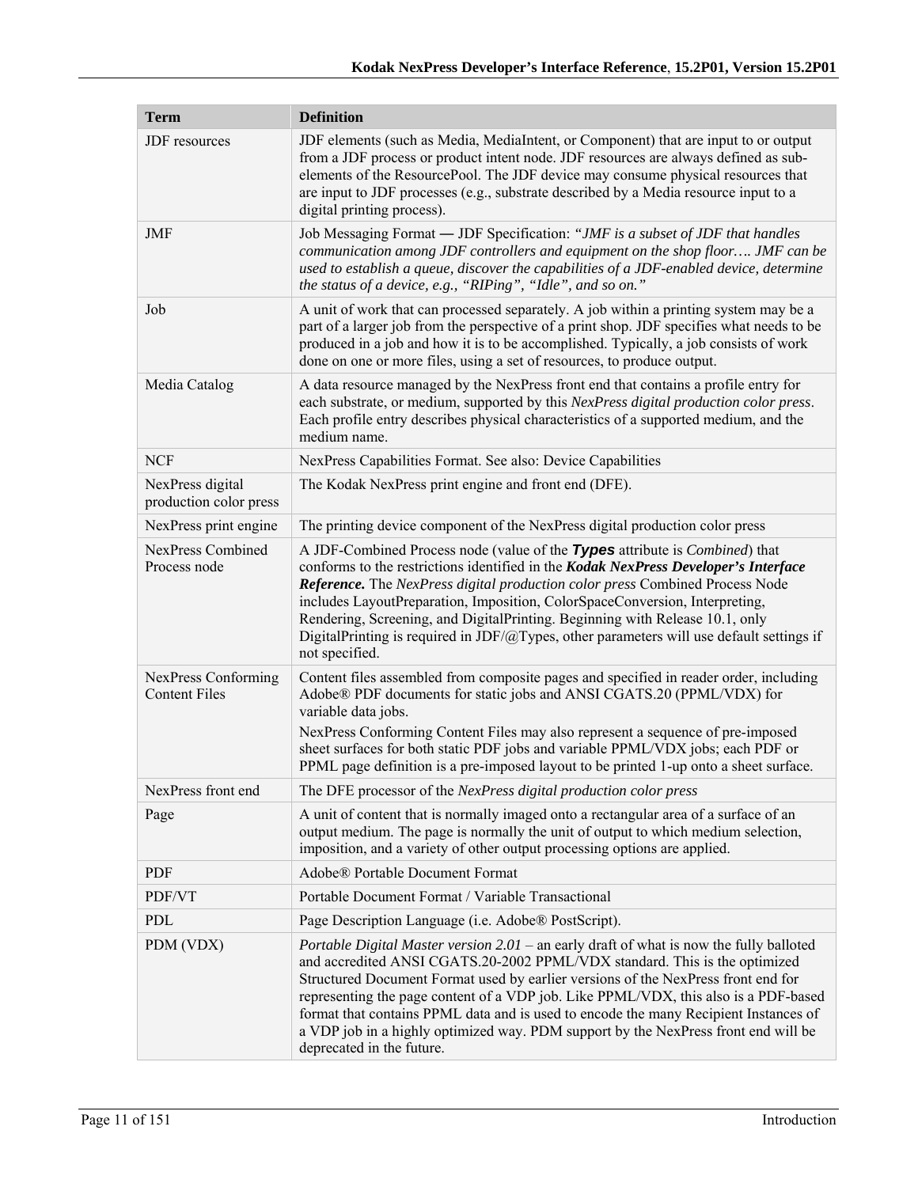| Term | Definition |
|---|---|
| JDF resources | JDF elements (such as Media, MediaIntent, or Component) that are input to or output from a JDF process or product intent node. JDF resources are always defined as sub-elements of the ResourcePool. The JDF device may consume physical resources that are input to JDF processes (e.g., substrate described by a Media resource input to a digital printing process). |
| JMF | Job Messaging Format — JDF Specification: *"JMF is a subset of JDF that handles communication among JDF controllers and equipment on the shop floor…. JMF can be used to establish a queue, discover the capabilities of a JDF-enabled device, determine the status of a device, e.g., "RIPing", "Idle", and so on."* |
| Job | A unit of work that can processed separately. A job within a printing system may be a part of a larger job from the perspective of a print shop. JDF specifies what needs to be produced in a job and how it is to be accomplished. Typically, a job consists of work done on one or more files, using a set of resources, to produce output. |
| Media Catalog | A data resource managed by the NexPress front end that contains a profile entry for each substrate, or medium, supported by this *NexPress digital production color press*. Each profile entry describes physical characteristics of a supported medium, and the medium name. |
| NCF | NexPress Capabilities Format. See also: Device Capabilities |
| NexPress digital production color press | The Kodak NexPress print engine and front end (DFE). |
| NexPress print engine | The printing device component of the NexPress digital production color press |
| NexPress Combined Process node | A JDF-Combined Process node (value of the ***Types*** attribute is *Combined*) that conforms to the restrictions identified in the ***Kodak NexPress Developer's Interface Reference.*** The *NexPress digital production color press* Combined Process Node includes LayoutPreparation, Imposition, ColorSpaceConversion, Interpreting, Rendering, Screening, and DigitalPrinting. Beginning with Release 10.1, only DigitalPrinting is required in JDF/@Types, other parameters will use default settings if not specified. |
| NexPress Conforming Content Files | Content files assembled from composite pages and specified in reader order, including Adobe® PDF documents for static jobs and ANSI CGATS.20 (PPML/VDX) for variable data jobs.<br>NexPress Conforming Content Files may also represent a sequence of pre-imposed sheet surfaces for both static PDF jobs and variable PPML/VDX jobs; each PDF or PPML page definition is a pre-imposed layout to be printed 1-up onto a sheet surface. |
| NexPress front end | The DFE processor of the *NexPress digital production color press* |
| Page | A unit of content that is normally imaged onto a rectangular area of a surface of an output medium. The page is normally the unit of output to which medium selection, imposition, and a variety of other output processing options are applied. |
| PDF | Adobe® Portable Document Format |
| PDF/VT | Portable Document Format / Variable Transactional |
| PDL | Page Description Language (i.e. Adobe® PostScript). |
| PDM (VDX) | *Portable Digital Master version 2.01* – an early draft of what is now the fully balloted and accredited ANSI CGATS.20-2002 PPML/VDX standard. This is the optimized Structured Document Format used by earlier versions of the NexPress front end for representing the page content of a VDP job. Like PPML/VDX, this also is a PDF-based format that contains PPML data and is used to encode the many Recipient Instances of a VDP job in a highly optimized way. PDM support by the NexPress front end will be deprecated in the future. |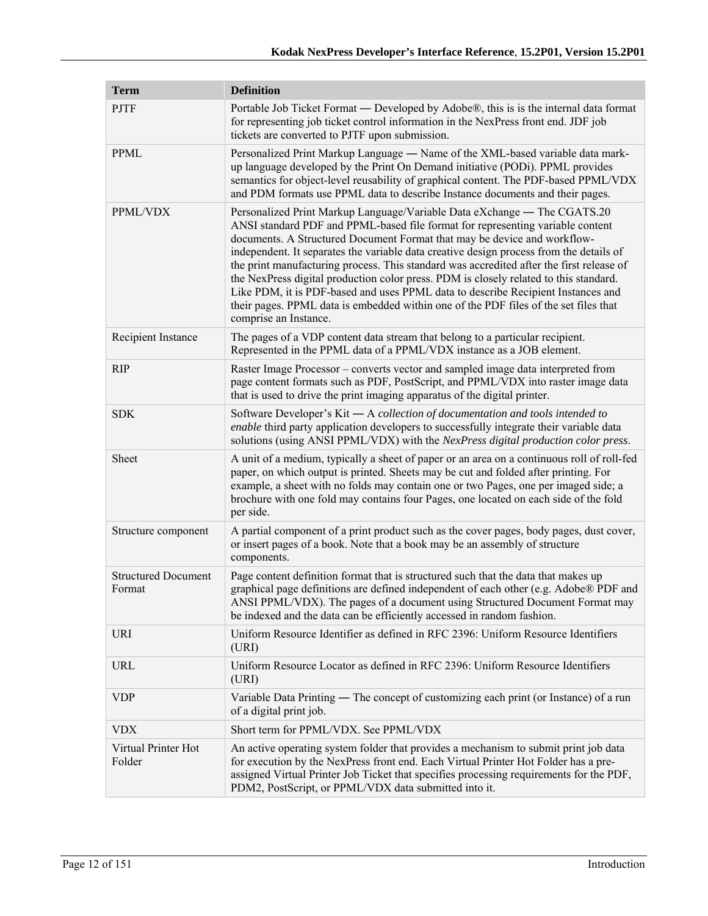| Term | Definition |
|---|---|
| PJTF | Portable Job Ticket Format ― Developed by Adobe®, this is is the internal data format for representing job ticket control information in the NexPress front end. JDF job tickets are converted to PJTF upon submission. |
| PPML | Personalized Print Markup Language ― Name of the XML-based variable data mark-up language developed by the Print On Demand initiative (PODi). PPML provides semantics for object-level reusability of graphical content. The PDF-based PPML/VDX and PDM formats use PPML data to describe Instance documents and their pages. |
| PPML/VDX | Personalized Print Markup Language/Variable Data eXchange ― The CGATS.20 ANSI standard PDF and PPML-based file format for representing variable content documents. A Structured Document Format that may be device and workflow-independent. It separates the variable data creative design process from the details of the print manufacturing process. This standard was accredited after the first release of the NexPress digital production color press. PDM is closely related to this standard. Like PDM, it is PDF-based and uses PPML data to describe Recipient Instances and their pages. PPML data is embedded within one of the PDF files of the set files that comprise an Instance. |
| Recipient Instance | The pages of a VDP content data stream that belong to a particular recipient. Represented in the PPML data of a PPML/VDX instance as a JOB element. |
| RIP | Raster Image Processor – converts vector and sampled image data interpreted from page content formats such as PDF, PostScript, and PPML/VDX into raster image data that is used to drive the print imaging apparatus of the digital printer. |
| SDK | Software Developer's Kit ― A *collection of documentation and tools intended to enable* third party application developers to successfully integrate their variable data solutions (using ANSI PPML/VDX) with the *NexPress digital production color press*. |
| Sheet | A unit of a medium, typically a sheet of paper or an area on a continuous roll of roll-fed paper, on which output is printed. Sheets may be cut and folded after printing. For example, a sheet with no folds may contain one or two Pages, one per imaged side; a brochure with one fold may contains four Pages, one located on each side of the fold per side. |
| Structure component | A partial component of a print product such as the cover pages, body pages, dust cover, or insert pages of a book. Note that a book may be an assembly of structure components. |
| Structured Document Format | Page content definition format that is structured such that the data that makes up graphical page definitions are defined independent of each other (e.g. Adobe® PDF and ANSI PPML/VDX). The pages of a document using Structured Document Format may be indexed and the data can be efficiently accessed in random fashion. |
| URI | Uniform Resource Identifier as defined in RFC 2396: Uniform Resource Identifiers (URI) |
| URL | Uniform Resource Locator as defined in RFC 2396: Uniform Resource Identifiers (URI) |
| VDP | Variable Data Printing ― The concept of customizing each print (or Instance) of a run of a digital print job. |
| VDX | Short term for PPML/VDX. See PPML/VDX |
| Virtual Printer Hot Folder | An active operating system folder that provides a mechanism to submit print job data for execution by the NexPress front end. Each Virtual Printer Hot Folder has a pre-assigned Virtual Printer Job Ticket that specifies processing requirements for the PDF, PDM2, PostScript, or PPML/VDX data submitted into it. |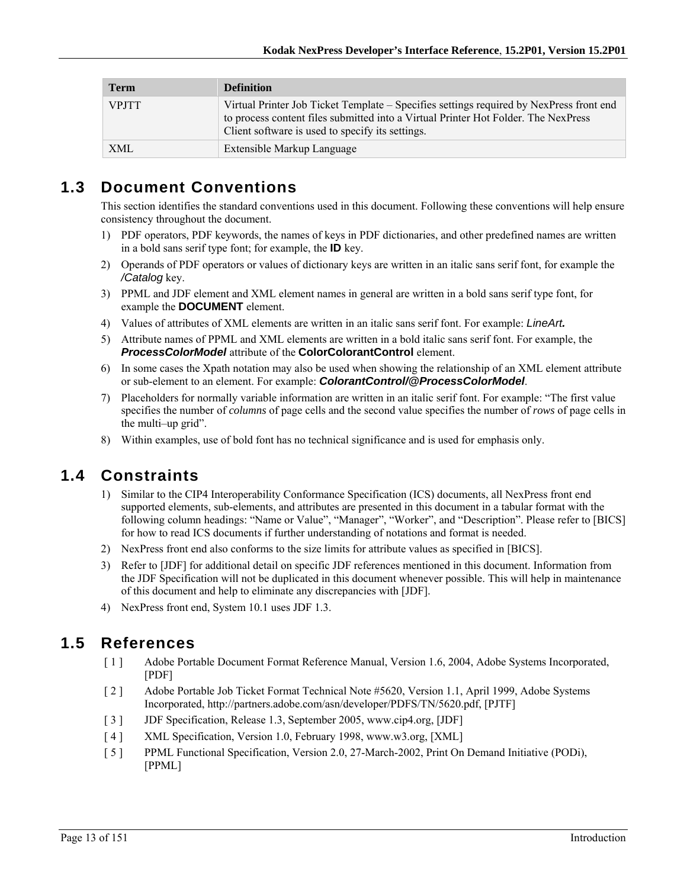| Term | Definition |
| --- | --- |
| VPJTT | Virtual Printer Job Ticket Template – Specifies settings required by NexPress front end to process content files submitted into a Virtual Printer Hot Folder. The NexPress Client software is used to specify its settings. |
| XML | Extensible Markup Language |

## 1.3 Document Conventions

This section identifies the standard conventions used in this document. Following these conventions will help ensure consistency throughout the document.

1) PDF operators, PDF keywords, the names of keys in PDF dictionaries, and other predefined names are written in a bold sans serif type font; for example, the **ID** key.
2) Operands of PDF operators or values of dictionary keys are written in an italic sans serif font, for example the */Catalog* key.
3) PPML and JDF element and XML element names in general are written in a bold sans serif type font, for example the **DOCUMENT** element.
4) Values of attributes of XML elements are written in an italic sans serif font. For example: *LineArt.*
5) Attribute names of PPML and XML elements are written in a bold italic sans serif font. For example, the ***ProcessColorModel*** attribute of the **ColorColorantControl** element.
6) In some cases the Xpath notation may also be used when showing the relationship of an XML element attribute or sub-element to an element. For example: ***ColorantControl/@ProcessColorModel***.
7) Placeholders for normally variable information are written in an italic serif font. For example: "The first value specifies the number of *columns* of page cells and the second value specifies the number of *rows* of page cells in the multi–up grid".
8) Within examples, use of bold font has no technical significance and is used for emphasis only.

## 1.4 Constraints

1) Similar to the CIP4 Interoperability Conformance Specification (ICS) documents, all NexPress front end supported elements, sub-elements, and attributes are presented in this document in a tabular format with the following column headings: "Name or Value", "Manager", "Worker", and "Description". Please refer to [BICS] for how to read ICS documents if further understanding of notations and format is needed.
2) NexPress front end also conforms to the size limits for attribute values as specified in [BICS].
3) Refer to [JDF] for additional detail on specific JDF references mentioned in this document. Information from the JDF Specification will not be duplicated in this document whenever possible. This will help in maintenance of this document and help to eliminate any discrepancies with [JDF].
4) NexPress front end, System 10.1 uses JDF 1.3.

## 1.5 References

[ 1 ] Adobe Portable Document Format Reference Manual, Version 1.6, 2004, Adobe Systems Incorporated, [PDF]

[ 2 ] Adobe Portable Job Ticket Format Technical Note #5620, Version 1.1, April 1999, Adobe Systems Incorporated, http://partners.adobe.com/asn/developer/PDFS/TN/5620.pdf, [PJTF]

[ 3 ] JDF Specification, Release 1.3, September 2005, www.cip4.org, [JDF]

[ 4 ] XML Specification, Version 1.0, February 1998, www.w3.org, [XML]

[ 5 ] PPML Functional Specification, Version 2.0, 27-March-2002, Print On Demand Initiative (PODi), [PPML]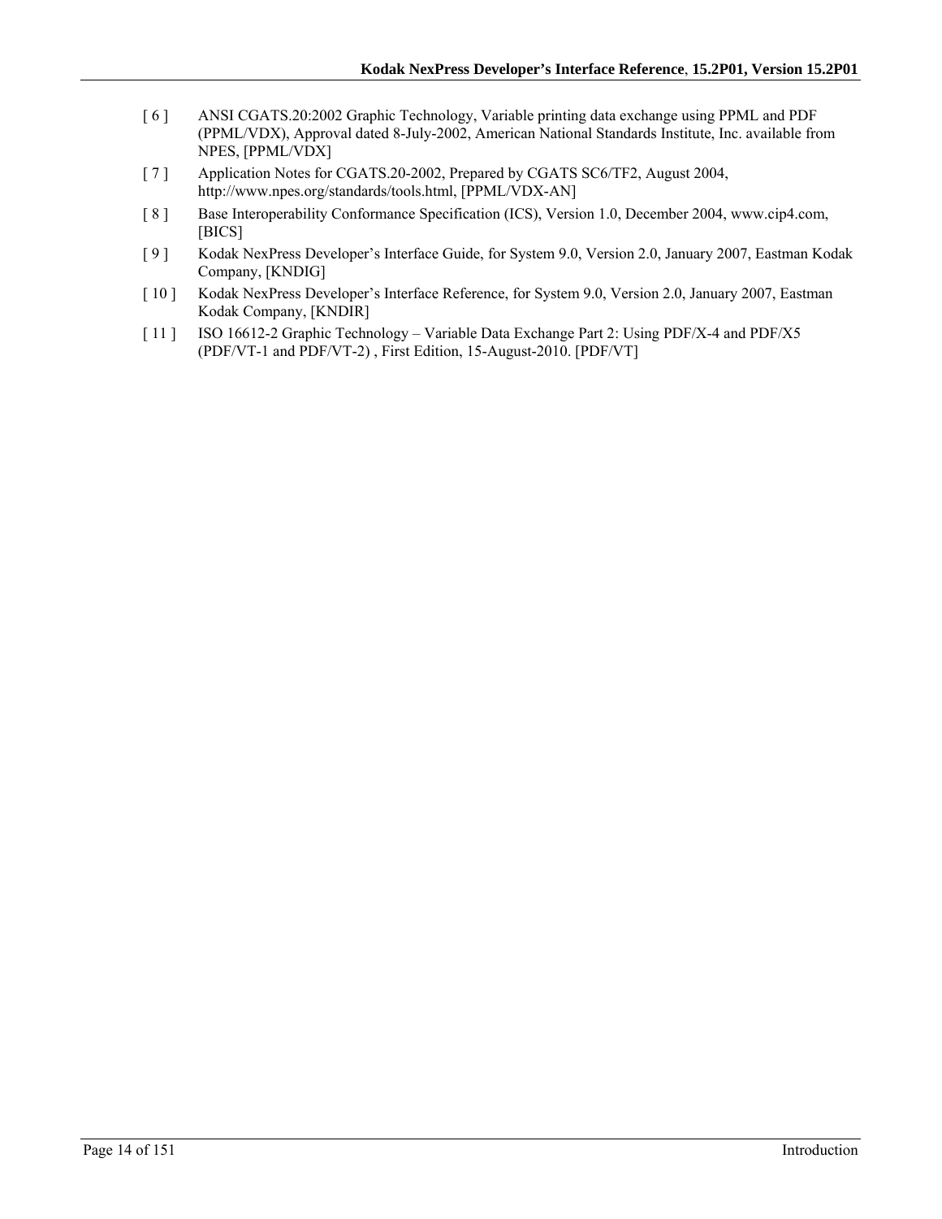[ 6 ] ANSI CGATS.20:2002 Graphic Technology, Variable printing data exchange using PPML and PDF (PPML/VDX), Approval dated 8-July-2002, American National Standards Institute, Inc. available from NPES, [PPML/VDX]

[ 7 ] Application Notes for CGATS.20-2002, Prepared by CGATS SC6/TF2, August 2004, http://www.npes.org/standards/tools.html, [PPML/VDX-AN]

[ 8 ] Base Interoperability Conformance Specification (ICS), Version 1.0, December 2004, www.cip4.com, [BICS]

[ 9 ] Kodak NexPress Developer's Interface Guide, for System 9.0, Version 2.0, January 2007, Eastman Kodak Company, [KNDIG]

[ 10 ] Kodak NexPress Developer's Interface Reference, for System 9.0, Version 2.0, January 2007, Eastman Kodak Company, [KNDIR]

[ 11 ] ISO 16612-2 Graphic Technology – Variable Data Exchange Part 2: Using PDF/X-4 and PDF/X5 (PDF/VT-1 and PDF/VT-2) , First Edition, 15-August-2010. [PDF/VT]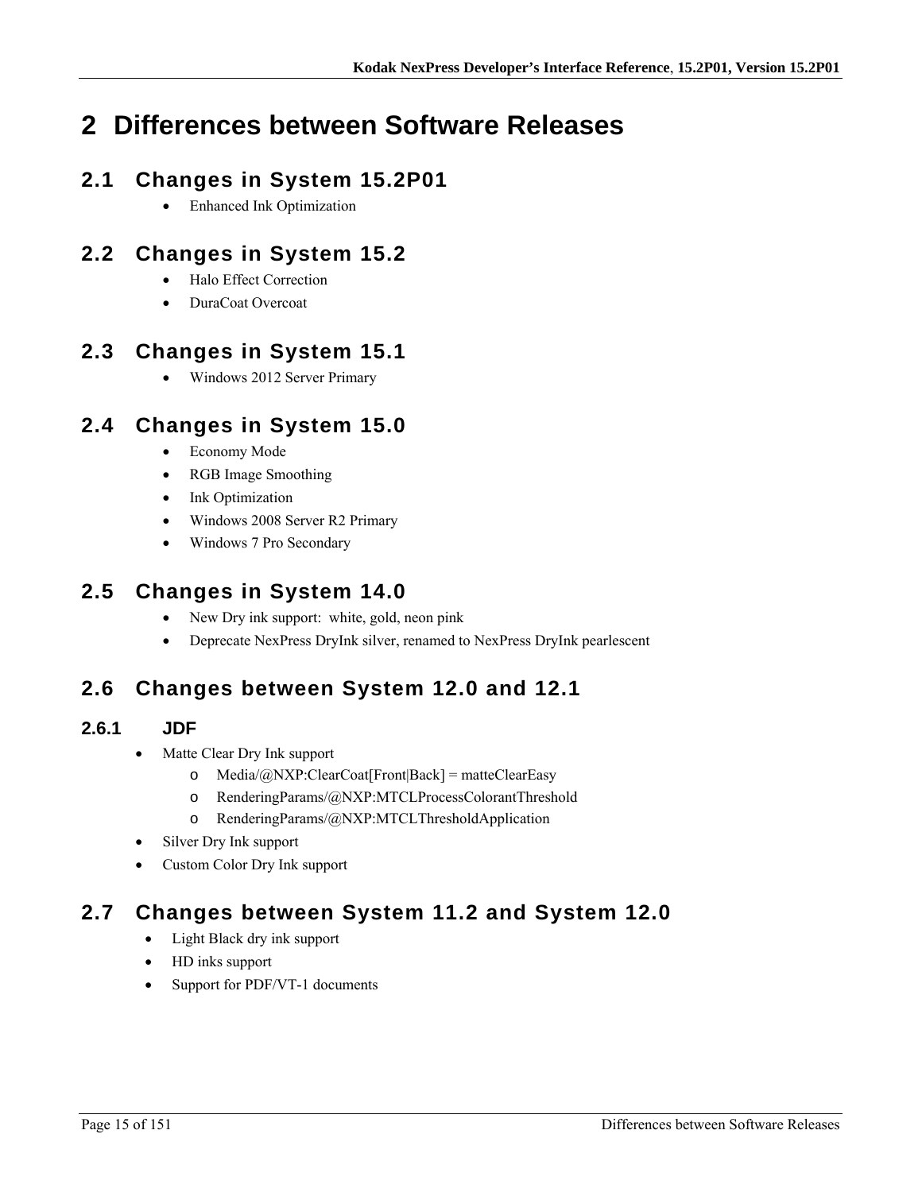# 2 Differences between Software Releases

## 2.1 Changes in System 15.2P01

- Enhanced Ink Optimization

## 2.2 Changes in System 15.2

- Halo Effect Correction
- DuraCoat Overcoat

## 2.3 Changes in System 15.1

- Windows 2012 Server Primary

## 2.4 Changes in System 15.0

- Economy Mode
- RGB Image Smoothing
- Ink Optimization
- Windows 2008 Server R2 Primary
- Windows 7 Pro Secondary

## 2.5 Changes in System 14.0

- New Dry ink support: white, gold, neon pink
- Deprecate NexPress DryInk silver, renamed to NexPress DryInk pearlescent

## 2.6 Changes between System 12.0 and 12.1

### 2.6.1 JDF

- Matte Clear Dry Ink support
  - Media/@NXP:ClearCoat[Front|Back] = matteClearEasy
  - RenderingParams/@NXP:MTCLProcessColorantThreshold
  - RenderingParams/@NXP:MTCLThresholdApplication
- Silver Dry Ink support
- Custom Color Dry Ink support

## 2.7 Changes between System 11.2 and System 12.0

- Light Black dry ink support
- HD inks support
- Support for PDF/VT-1 documents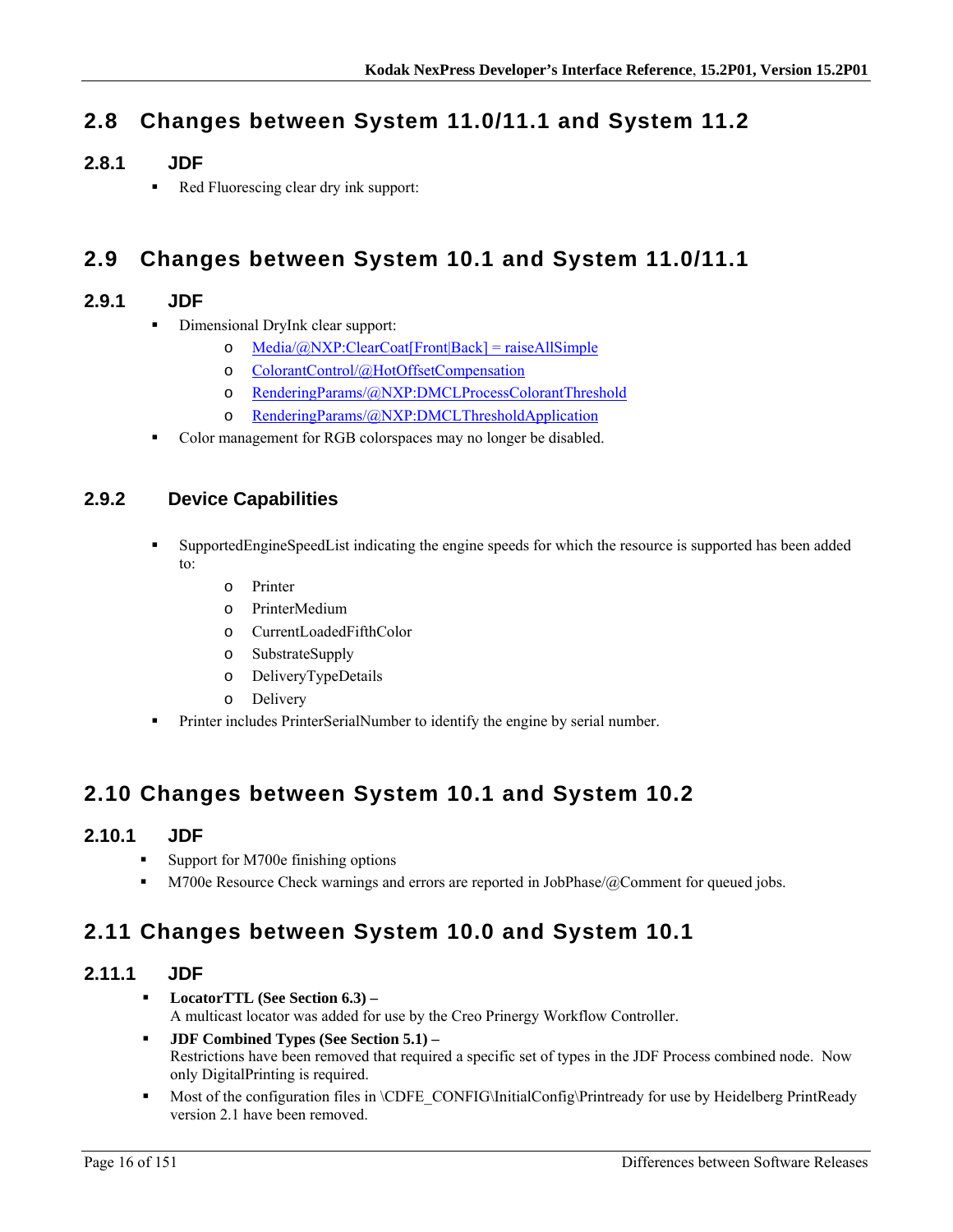## 2.8 Changes between System 11.0/11.1 and System 11.2

### 2.8.1 JDF

- Red Fluorescing clear dry ink support:

## 2.9 Changes between System 10.1 and System 11.0/11.1

### 2.9.1 JDF

- Dimensional DryInk clear support:
    - Media/@NXP:ClearCoat[Front|Back] = raiseAllSimple
    - ColorantControl/@HotOffsetCompensation
    - RenderingParams/@NXP:DMCLProcessColorantThreshold
    - RenderingParams/@NXP:DMCLThresholdApplication
- Color management for RGB colorspaces may no longer be disabled.

### 2.9.2 Device Capabilities

- SupportedEngineSpeedList indicating the engine speeds for which the resource is supported has been added to:
    - Printer
    - PrinterMedium
    - CurrentLoadedFifthColor
    - SubstrateSupply
    - DeliveryTypeDetails
    - Delivery
- Printer includes PrinterSerialNumber to identify the engine by serial number.

## 2.10 Changes between System 10.1 and System 10.2

### 2.10.1 JDF

- Support for M700e finishing options
- M700e Resource Check warnings and errors are reported in JobPhase/@Comment for queued jobs.

## 2.11 Changes between System 10.0 and System 10.1

### 2.11.1 JDF

- **LocatorTTL (See Section 6.3) –**
  A multicast locator was added for use by the Creo Prinergy Workflow Controller.
- **JDF Combined Types (See Section 5.1) –**
  Restrictions have been removed that required a specific set of types in the JDF Process combined node. Now only DigitalPrinting is required.
- Most of the configuration files in \CDFE_CONFIG\InitialConfig\Printready for use by Heidelberg PrintReady version 2.1 have been removed.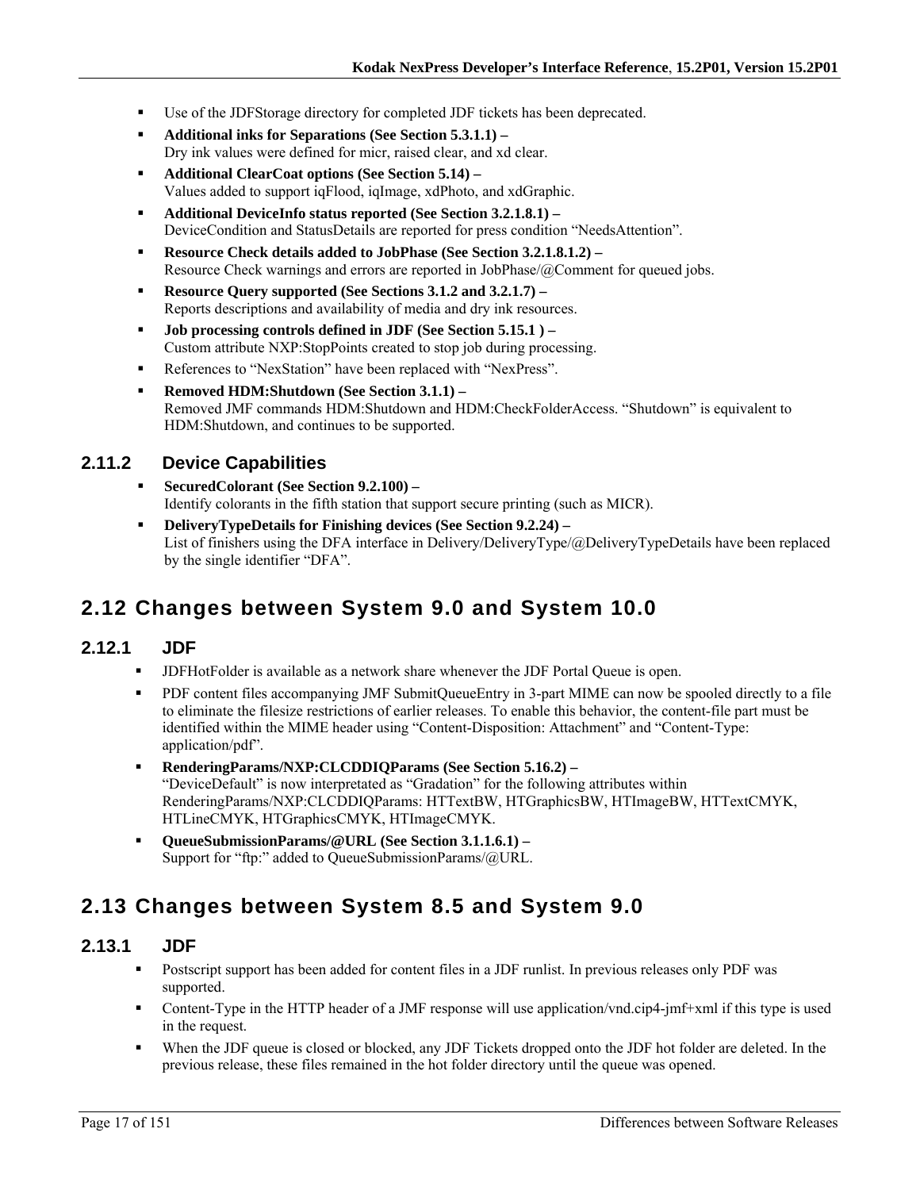- Use of the JDFStorage directory for completed JDF tickets has been deprecated.
- **Additional inks for Separations (See Section 5.3.1.1) –**
  Dry ink values were defined for micr, raised clear, and xd clear.
- **Additional ClearCoat options (See Section 5.14) –**
  Values added to support iqFlood, iqImage, xdPhoto, and xdGraphic.
- **Additional DeviceInfo status reported (See Section 3.2.1.8.1) –**
  DeviceCondition and StatusDetails are reported for press condition “NeedsAttention”.
- **Resource Check details added to JobPhase (See Section 3.2.1.8.1.2) –**
  Resource Check warnings and errors are reported in JobPhase/@Comment for queued jobs.
- **Resource Query supported (See Sections 3.1.2 and 3.2.1.7) –**
  Reports descriptions and availability of media and dry ink resources.
- **Job processing controls defined in JDF (See Section 5.15.1 ) –**
  Custom attribute NXP:StopPoints created to stop job during processing.
- References to “NexStation” have been replaced with “NexPress”.
- **Removed HDM:Shutdown (See Section 3.1.1) –**
  Removed JMF commands HDM:Shutdown and HDM:CheckFolderAccess. “Shutdown” is equivalent to HDM:Shutdown, and continues to be supported.

### 2.11.2 Device Capabilities

- **SecuredColorant (See Section 9.2.100) –**
  Identify colorants in the fifth station that support secure printing (such as MICR).
- **DeliveryTypeDetails for Finishing devices (See Section 9.2.24) –**
  List of finishers using the DFA interface in Delivery/DeliveryType/@DeliveryTypeDetails have been replaced by the single identifier “DFA”.

## 2.12 Changes between System 9.0 and System 10.0

### 2.12.1 JDF

- JDFHotFolder is available as a network share whenever the JDF Portal Queue is open.
- PDF content files accompanying JMF SubmitQueueEntry in 3-part MIME can now be spooled directly to a file to eliminate the filesize restrictions of earlier releases. To enable this behavior, the content-file part must be identified within the MIME header using “Content-Disposition: Attachment” and “Content-Type: application/pdf”.
- **RenderingParams/NXP:CLCDDIQParams (See Section 5.16.2) –**
  “DeviceDefault” is now interpretated as “Gradation” for the following attributes within RenderingParams/NXP:CLCDDIQParams: HTTextBW, HTGraphicsBW, HTImageBW, HTTextCMYK, HTLineCMYK, HTGraphicsCMYK, HTImageCMYK.
- **QueueSubmissionParams/@URL (See Section 3.1.1.6.1) –**
  Support for “ftp:” added to QueueSubmissionParams/@URL.

## 2.13 Changes between System 8.5 and System 9.0

### 2.13.1 JDF

- Postscript support has been added for content files in a JDF runlist. In previous releases only PDF was supported.
- Content-Type in the HTTP header of a JMF response will use application/vnd.cip4-jmf+xml if this type is used in the request.
- When the JDF queue is closed or blocked, any JDF Tickets dropped onto the JDF hot folder are deleted. In the previous release, these files remained in the hot folder directory until the queue was opened.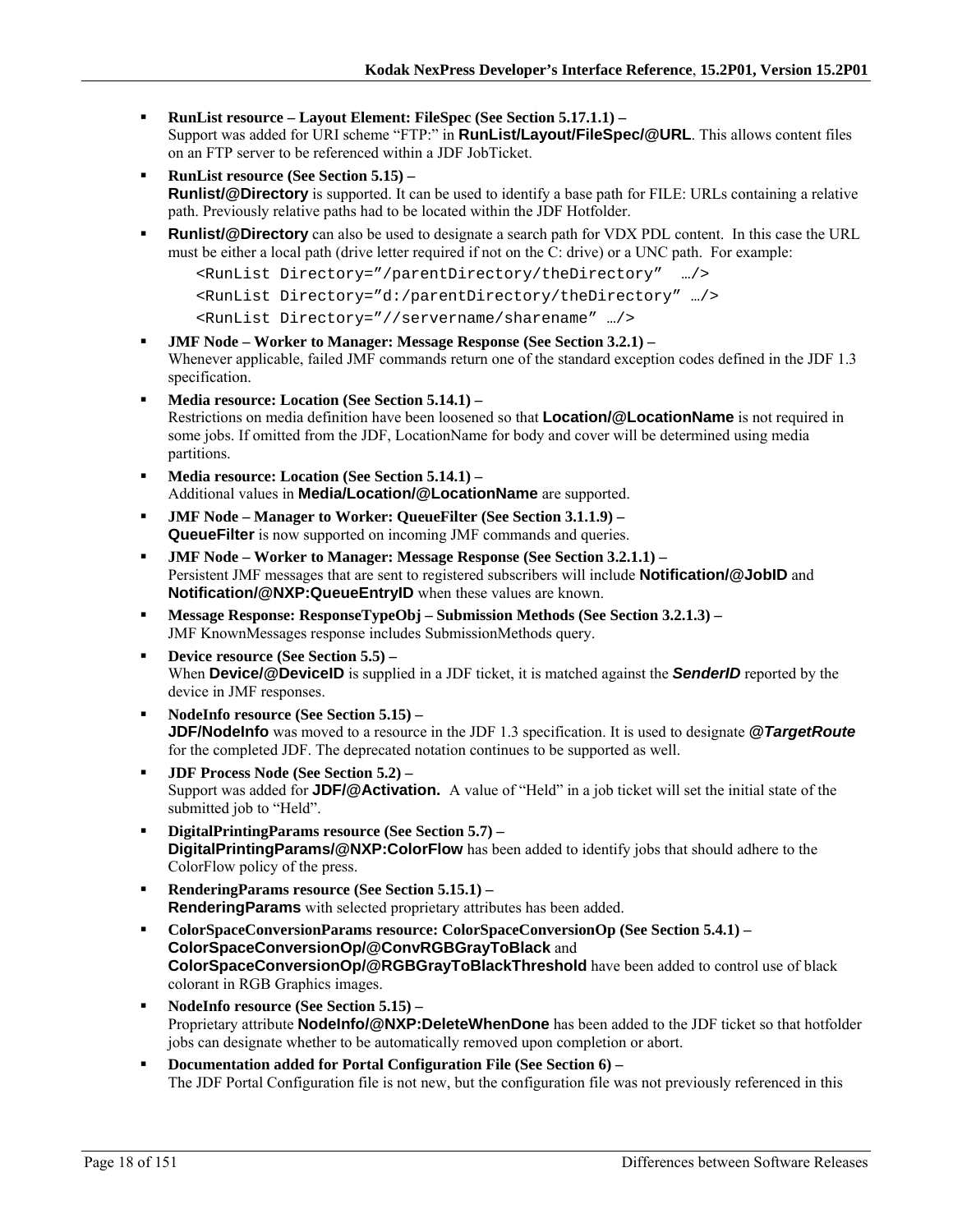- **RunList resource – Layout Element: FileSpec (See Section 5.17.1.1) –**
  Support was added for URI scheme "FTP:" in **RunList/Layout/FileSpec/@URL**. This allows content files on an FTP server to be referenced within a JDF JobTicket.
- **RunList resource (See Section 5.15) –**
  **Runlist/@Directory** is supported. It can be used to identify a base path for FILE: URLs containing a relative path. Previously relative paths had to be located within the JDF Hotfolder.
- **Runlist/@Directory** can also be used to designate a search path for VDX PDL content. In this case the URL must be either a local path (drive letter required if not on the C: drive) or a UNC path. For example:

  ```
  <RunList Directory="/parentDirectory/theDirectory"  …/>
  <RunList Directory="d:/parentDirectory/theDirectory" …/>
  <RunList Directory="//servername/sharename" …/>
  ```
- **JMF Node – Worker to Manager: Message Response (See Section 3.2.1) –**
  Whenever applicable, failed JMF commands return one of the standard exception codes defined in the JDF 1.3 specification.
- **Media resource: Location (See Section 5.14.1) –**
  Restrictions on media definition have been loosened so that **Location/@LocationName** is not required in some jobs. If omitted from the JDF, LocationName for body and cover will be determined using media partitions.
- **Media resource: Location (See Section 5.14.1) –**
  Additional values in **Media/Location/@LocationName** are supported.
- **JMF Node – Manager to Worker: QueueFilter (See Section 3.1.1.9) –**
  **QueueFilter** is now supported on incoming JMF commands and queries.
- **JMF Node – Worker to Manager: Message Response (See Section 3.2.1.1) –**
  Persistent JMF messages that are sent to registered subscribers will include **Notification/@JobID** and **Notification/@NXP:QueueEntryID** when these values are known.
- **Message Response: ResponseTypeObj – Submission Methods (See Section 3.2.1.3) –**
  JMF KnownMessages response includes SubmissionMethods query.
- **Device resource (See Section 5.5) –**
  When **Device/@DeviceID** is supplied in a JDF ticket, it is matched against the ***SenderID*** reported by the device in JMF responses.
- **NodeInfo resource (See Section 5.15) –**
  **JDF/NodeInfo** was moved to a resource in the JDF 1.3 specification. It is used to designate ***@TargetRoute*** for the completed JDF. The deprecated notation continues to be supported as well.
- **JDF Process Node (See Section 5.2) –**
  Support was added for **JDF/@Activation.** A value of "Held" in a job ticket will set the initial state of the submitted job to "Held".
- **DigitalPrintingParams resource (See Section 5.7) –**
  **DigitalPrintingParams/@NXP:ColorFlow** has been added to identify jobs that should adhere to the ColorFlow policy of the press.
- **RenderingParams resource (See Section 5.15.1) –**
  **RenderingParams** with selected proprietary attributes has been added.
- **ColorSpaceConversionParams resource: ColorSpaceConversionOp (See Section 5.4.1) –**
  **ColorSpaceConversionOp/@ConvRGBGrayToBlack** and **ColorSpaceConversionOp/@RGBGrayToBlackThreshold** have been added to control use of black colorant in RGB Graphics images.
- **NodeInfo resource (See Section 5.15) –**
  Proprietary attribute **NodeInfo/@NXP:DeleteWhenDone** has been added to the JDF ticket so that hotfolder jobs can designate whether to be automatically removed upon completion or abort.
- **Documentation added for Portal Configuration File (See Section 6) –**
  The JDF Portal Configuration file is not new, but the configuration file was not previously referenced in this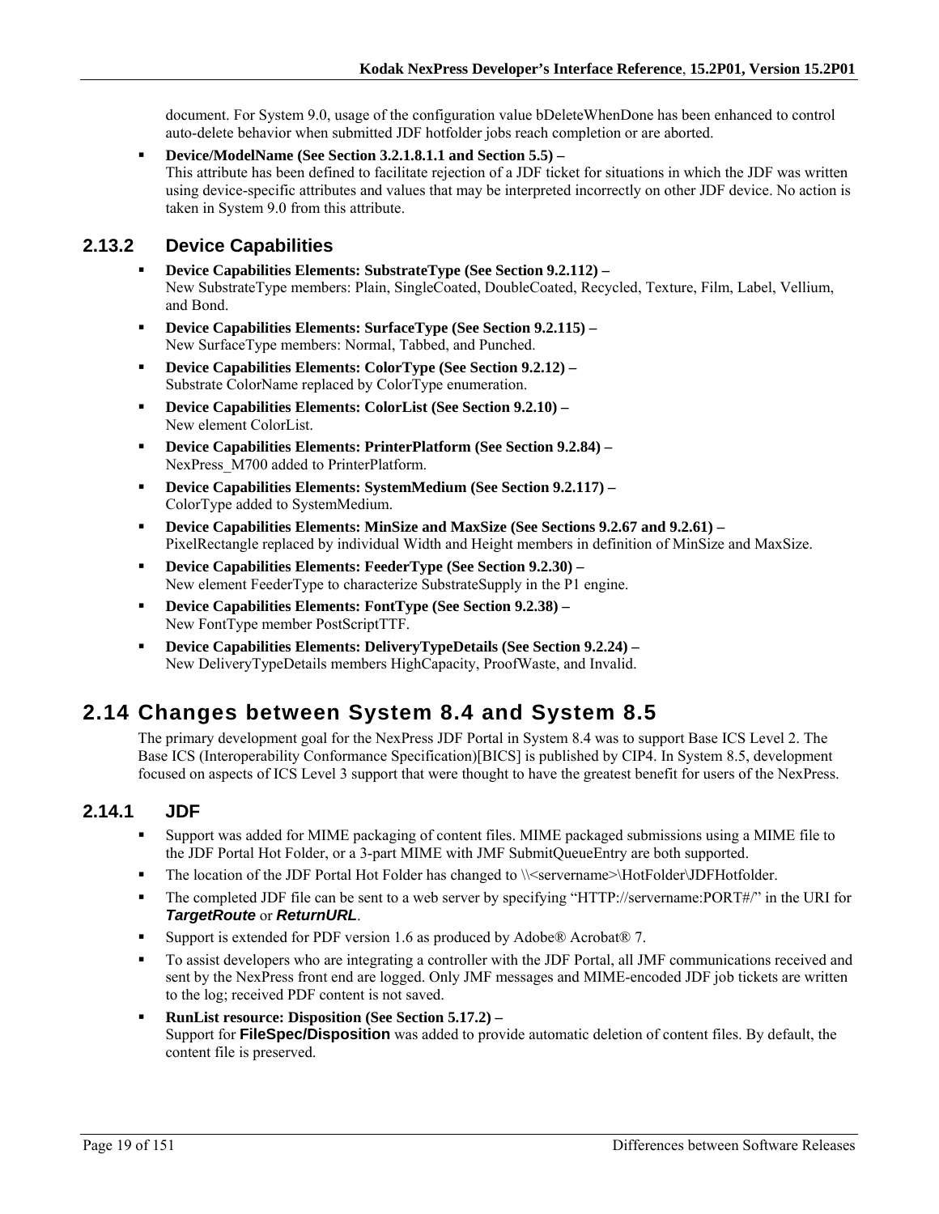document. For System 9.0, usage of the configuration value bDeleteWhenDone has been enhanced to control auto-delete behavior when submitted JDF hotfolder jobs reach completion or are aborted.

- **Device/ModelName (See Section 3.2.1.8.1.1 and Section 5.5) –**
  This attribute has been defined to facilitate rejection of a JDF ticket for situations in which the JDF was written using device-specific attributes and values that may be interpreted incorrectly on other JDF device. No action is taken in System 9.0 from this attribute.

### 2.13.2 Device Capabilities

- **Device Capabilities Elements: SubstrateType (See Section 9.2.112) –**
  New SubstrateType members: Plain, SingleCoated, DoubleCoated, Recycled, Texture, Film, Label, Vellium, and Bond.
- **Device Capabilities Elements: SurfaceType (See Section 9.2.115) –**
  New SurfaceType members: Normal, Tabbed, and Punched.
- **Device Capabilities Elements: ColorType (See Section 9.2.12) –**
  Substrate ColorName replaced by ColorType enumeration.
- **Device Capabilities Elements: ColorList (See Section 9.2.10) –**
  New element ColorList.
- **Device Capabilities Elements: PrinterPlatform (See Section 9.2.84) –**
  NexPress_M700 added to PrinterPlatform.
- **Device Capabilities Elements: SystemMedium (See Section 9.2.117) –**
  ColorType added to SystemMedium.
- **Device Capabilities Elements: MinSize and MaxSize (See Sections 9.2.67 and 9.2.61) –**
  PixelRectangle replaced by individual Width and Height members in definition of MinSize and MaxSize.
- **Device Capabilities Elements: FeederType (See Section 9.2.30) –**
  New element FeederType to characterize SubstrateSupply in the P1 engine.
- **Device Capabilities Elements: FontType (See Section 9.2.38) –**
  New FontType member PostScriptTTF.
- **Device Capabilities Elements: DeliveryTypeDetails (See Section 9.2.24) –**
  New DeliveryTypeDetails members HighCapacity, ProofWaste, and Invalid.

## 2.14 Changes between System 8.4 and System 8.5

The primary development goal for the NexPress JDF Portal in System 8.4 was to support Base ICS Level 2. The Base ICS (Interoperability Conformance Specification)[BICS] is published by CIP4. In System 8.5, development focused on aspects of ICS Level 3 support that were thought to have the greatest benefit for users of the NexPress.

### 2.14.1 JDF

- Support was added for MIME packaging of content files. MIME packaged submissions using a MIME file to the JDF Portal Hot Folder, or a 3-part MIME with JMF SubmitQueueEntry are both supported.
- The location of the JDF Portal Hot Folder has changed to \\<servername>\HotFolder\JDFHotfolder.
- The completed JDF file can be sent to a web server by specifying "HTTP://servername:PORT#/" in the URI for ***TargetRoute*** or ***ReturnURL***.
- Support is extended for PDF version 1.6 as produced by Adobe® Acrobat® 7.
- To assist developers who are integrating a controller with the JDF Portal, all JMF communications received and sent by the NexPress front end are logged. Only JMF messages and MIME-encoded JDF job tickets are written to the log; received PDF content is not saved.
- **RunList resource: Disposition (See Section 5.17.2) –**
  Support for **FileSpec/Disposition** was added to provide automatic deletion of content files. By default, the content file is preserved.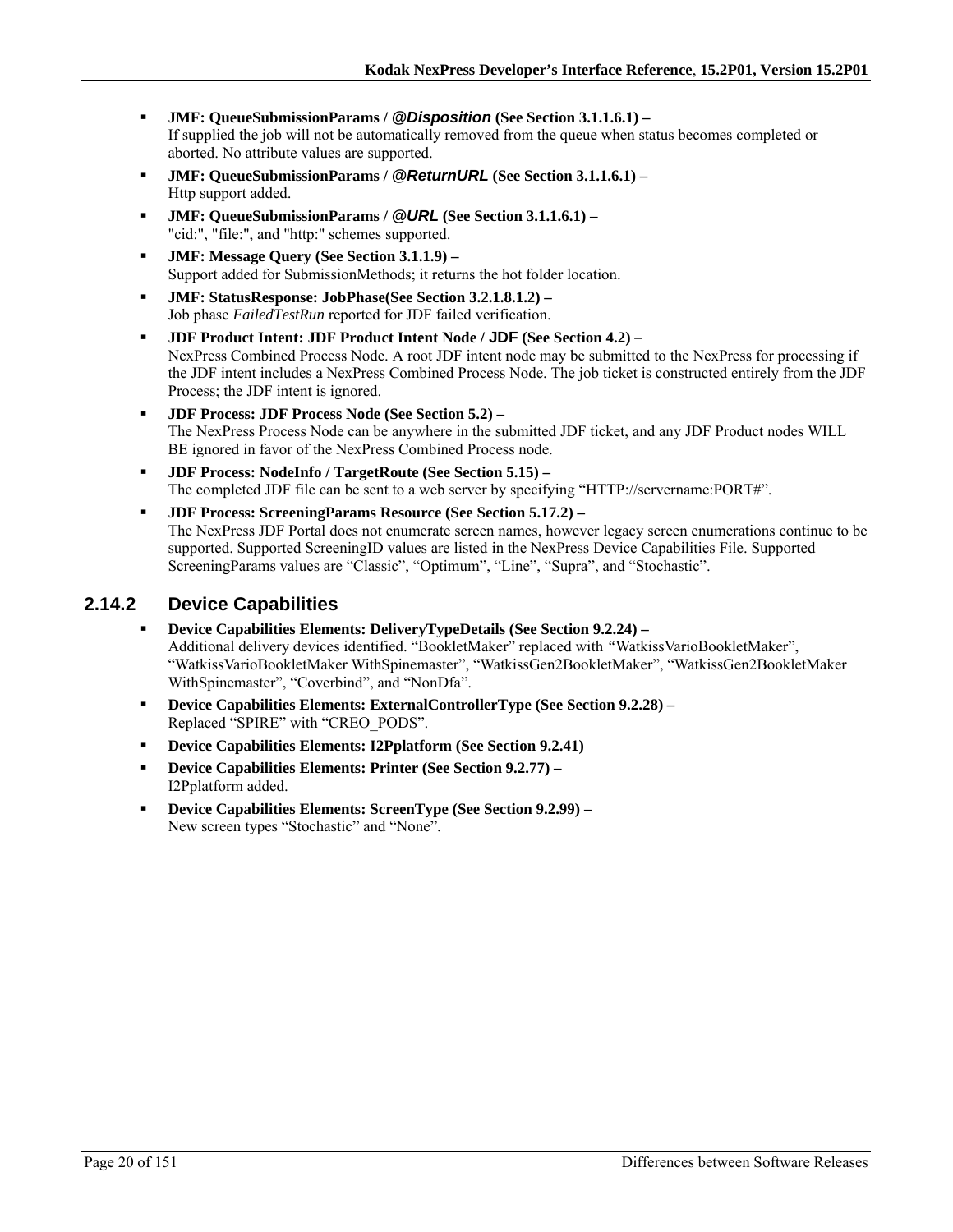- **JMF: QueueSubmissionParams / *@Disposition* (See Section 3.1.1.6.1) –**
  If supplied the job will not be automatically removed from the queue when status becomes completed or aborted. No attribute values are supported.
- **JMF: QueueSubmissionParams / *@ReturnURL* (See Section 3.1.1.6.1) –**
  Http support added.
- **JMF: QueueSubmissionParams / *@URL* (See Section 3.1.1.6.1) –**
  "cid:", "file:", and "http:" schemes supported.
- **JMF: Message Query (See Section 3.1.1.9) –**
  Support added for SubmissionMethods; it returns the hot folder location.
- **JMF: StatusResponse: JobPhase(See Section 3.2.1.8.1.2) –**
  Job phase *FailedTestRun* reported for JDF failed verification.
- **JDF Product Intent: JDF Product Intent Node / JDF (See Section 4.2)** –
  NexPress Combined Process Node. A root JDF intent node may be submitted to the NexPress for processing if the JDF intent includes a NexPress Combined Process Node. The job ticket is constructed entirely from the JDF Process; the JDF intent is ignored.
- **JDF Process: JDF Process Node (See Section 5.2) –**
  The NexPress Process Node can be anywhere in the submitted JDF ticket, and any JDF Product nodes WILL BE ignored in favor of the NexPress Combined Process node.
- **JDF Process: NodeInfo / TargetRoute (See Section 5.15) –**
  The completed JDF file can be sent to a web server by specifying "HTTP://servername:PORT#".
- **JDF Process: ScreeningParams Resource (See Section 5.17.2) –**
  The NexPress JDF Portal does not enumerate screen names, however legacy screen enumerations continue to be supported. Supported ScreeningID values are listed in the NexPress Device Capabilities File. Supported ScreeningParams values are "Classic", "Optimum", "Line", "Supra", and "Stochastic".

### 2.14.2 Device Capabilities

- **Device Capabilities Elements: DeliveryTypeDetails (See Section 9.2.24) –**
  Additional delivery devices identified. "BookletMaker" replaced with "WatkissVarioBookletMaker", "WatkissVarioBookletMaker WithSpinemaster", "WatkissGen2BookletMaker", "WatkissGen2BookletMaker WithSpinemaster", "Coverbind", and "NonDfa".
- **Device Capabilities Elements: ExternalControllerType (See Section 9.2.28) –**
  Replaced "SPIRE" with "CREO_PODS".
- **Device Capabilities Elements: I2Pplatform (See Section 9.2.41)**
- **Device Capabilities Elements: Printer (See Section 9.2.77) –**
  I2Pplatform added.
- **Device Capabilities Elements: ScreenType (See Section 9.2.99) –**
  New screen types "Stochastic" and "None".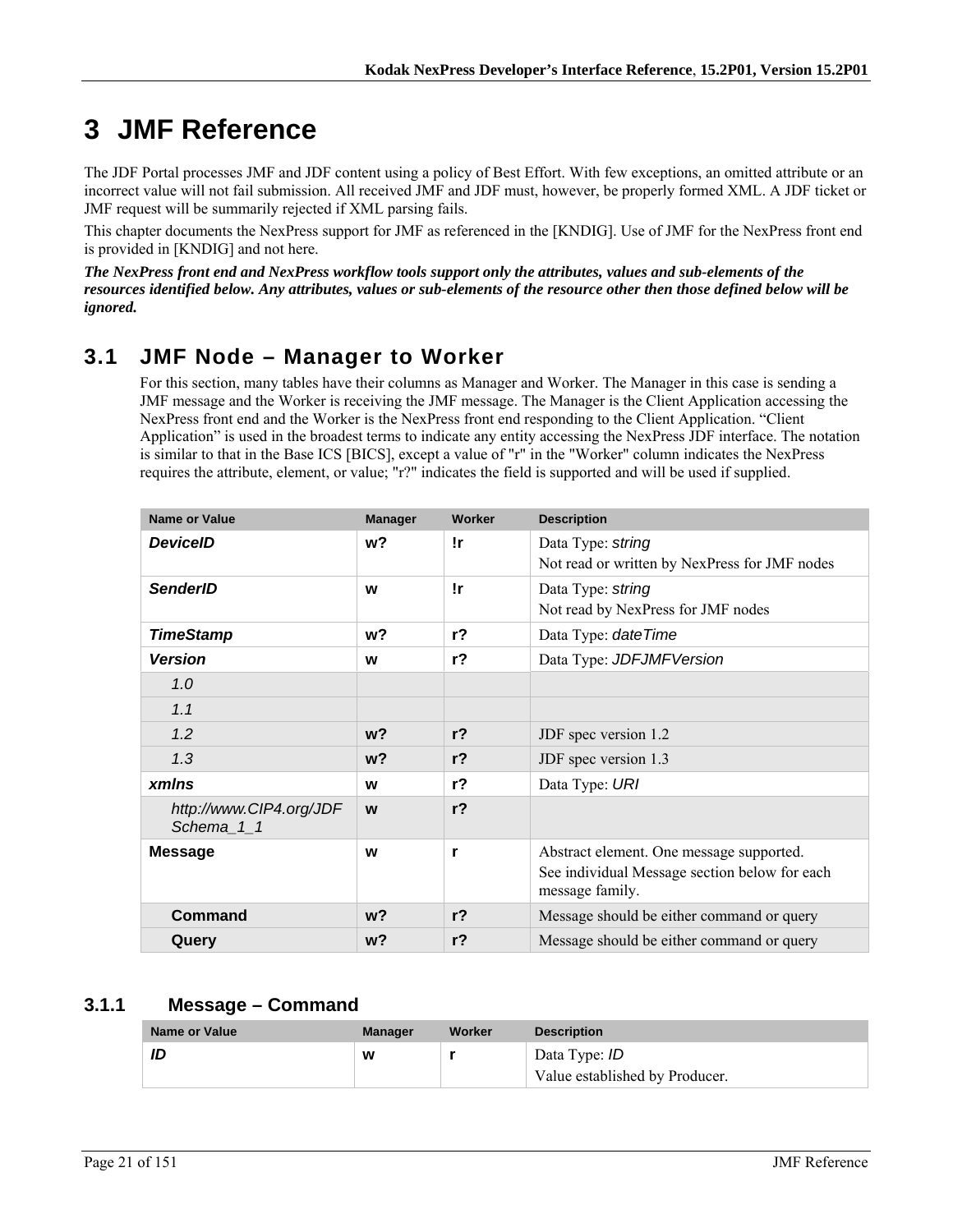# 3 JMF Reference

The JDF Portal processes JMF and JDF content using a policy of Best Effort. With few exceptions, an omitted attribute or an incorrect value will not fail submission. All received JMF and JDF must, however, be properly formed XML. A JDF ticket or JMF request will be summarily rejected if XML parsing fails.

This chapter documents the NexPress support for JMF as referenced in the [KNDIG]. Use of JMF for the NexPress front end is provided in [KNDIG] and not here.

***The NexPress front end and NexPress workflow tools support only the attributes, values and sub-elements of the resources identified below. Any attributes, values or sub-elements of the resource other then those defined below will be ignored.***

## 3.1 JMF Node – Manager to Worker

For this section, many tables have their columns as Manager and Worker. The Manager in this case is sending a JMF message and the Worker is receiving the JMF message. The Manager is the Client Application accessing the NexPress front end and the Worker is the NexPress front end responding to the Client Application. "Client Application" is used in the broadest terms to indicate any entity accessing the NexPress JDF interface. The notation is similar to that in the Base ICS [BICS], except a value of "r" in the "Worker" column indicates the NexPress requires the attribute, element, or value; "r?" indicates the field is supported and will be used if supplied.

| Name or Value | Manager | Worker | Description |
|---|---|---|---|
| ***DeviceID*** | **w?** | **!r** | Data Type: *string*<br>Not read or written by NexPress for JMF nodes |
| ***SenderID*** | **w** | **!r** | Data Type: *string*<br>Not read by NexPress for JMF nodes |
| ***TimeStamp*** | **w?** | **r?** | Data Type: *dateTime* |
| ***Version*** | **w** | **r?** | Data Type: *JDFJMFVersion* |
| *1.0* | | | |
| *1.1* | | | |
| *1.2* | **w?** | **r?** | JDF spec version 1.2 |
| *1.3* | **w?** | **r?** | JDF spec version 1.3 |
| ***xmlns*** | **w** | **r?** | Data Type: *URI* |
| *http://www.CIP4.org/JDFSchema_1_1* | **w** | **r?** | |
| **Message** | **w** | **r** | Abstract element. One message supported.<br>See individual Message section below for each message family. |
| **Command** | **w?** | **r?** | Message should be either command or query |
| **Query** | **w?** | **r?** | Message should be either command or query |

### 3.1.1 Message – Command

| Name or Value | Manager | Worker | Description |
|---|---|---|---|
| ***ID*** | **w** | **r** | Data Type: *ID*<br>Value established by Producer. |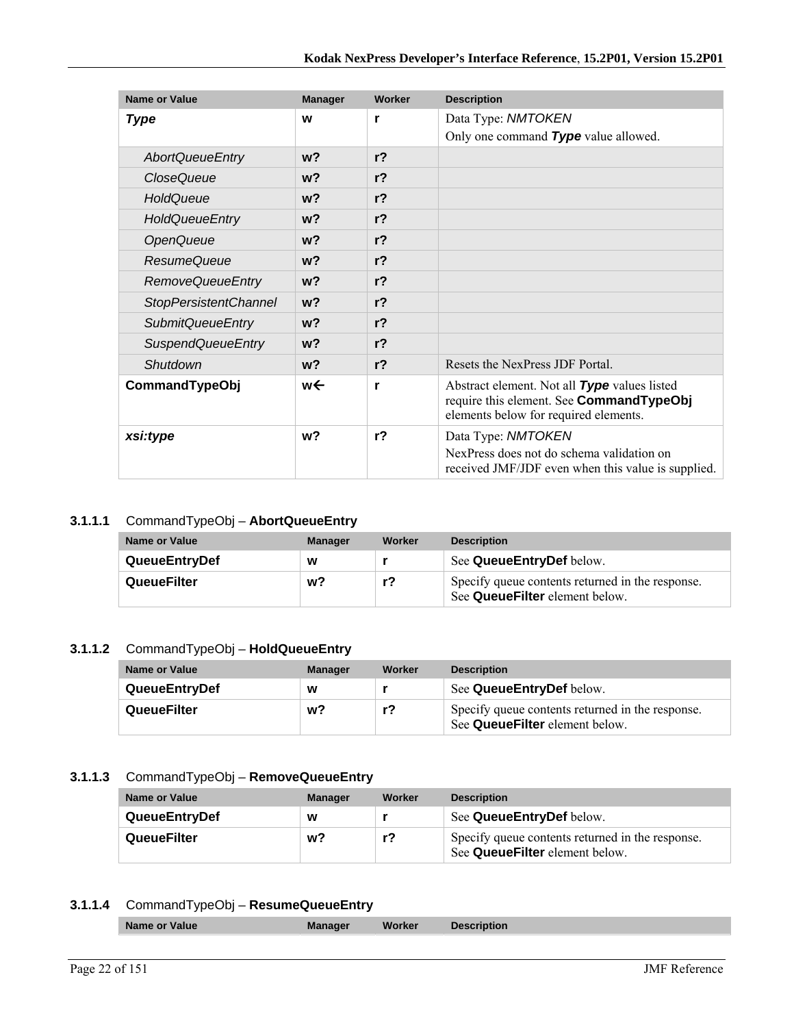| Name or Value | Manager | Worker | Description |
|---|---|---|---|
| ***Type*** | **w** | **r** | Data Type: *NMTOKEN*<br>Only one command ***Type*** value allowed. |
| *AbortQueueEntry* | **w?** | **r?** | |
| *CloseQueue* | **w?** | **r?** | |
| *HoldQueue* | **w?** | **r?** | |
| *HoldQueueEntry* | **w?** | **r?** | |
| *OpenQueue* | **w?** | **r?** | |
| *ResumeQueue* | **w?** | **r?** | |
| *RemoveQueueEntry* | **w?** | **r?** | |
| *StopPersistentChannel* | **w?** | **r?** | |
| *SubmitQueueEntry* | **w?** | **r?** | |
| *SuspendQueueEntry* | **w?** | **r?** | |
| *Shutdown* | **w?** | **r?** | Resets the NexPress JDF Portal. |
| **CommandTypeObj** | **w←** | **r** | Abstract element. Not all ***Type*** values listed require this element. See **CommandTypeObj** elements below for required elements. |
| ***xsi:type*** | **w?** | **r?** | Data Type: *NMTOKEN*<br>NexPress does not do schema validation on received JMF/JDF even when this value is supplied. |

#### 3.1.1.1 CommandTypeObj – **AbortQueueEntry**

| Name or Value | Manager | Worker | Description |
|---|---|---|---|
| **QueueEntryDef** | **w** | **r** | See **QueueEntryDef** below. |
| **QueueFilter** | **w?** | **r?** | Specify queue contents returned in the response. See **QueueFilter** element below. |

#### 3.1.1.2 CommandTypeObj – **HoldQueueEntry**

| Name or Value | Manager | Worker | Description |
|---|---|---|---|
| **QueueEntryDef** | **w** | **r** | See **QueueEntryDef** below. |
| **QueueFilter** | **w?** | **r?** | Specify queue contents returned in the response. See **QueueFilter** element below. |

#### 3.1.1.3 CommandTypeObj – **RemoveQueueEntry**

| Name or Value | Manager | Worker | Description |
|---|---|---|---|
| **QueueEntryDef** | **w** | **r** | See **QueueEntryDef** below. |
| **QueueFilter** | **w?** | **r?** | Specify queue contents returned in the response. See **QueueFilter** element below. |

#### 3.1.1.4 CommandTypeObj – **ResumeQueueEntry**

| Name or Value | Manager | Worker | Description |
|---|---|---|---|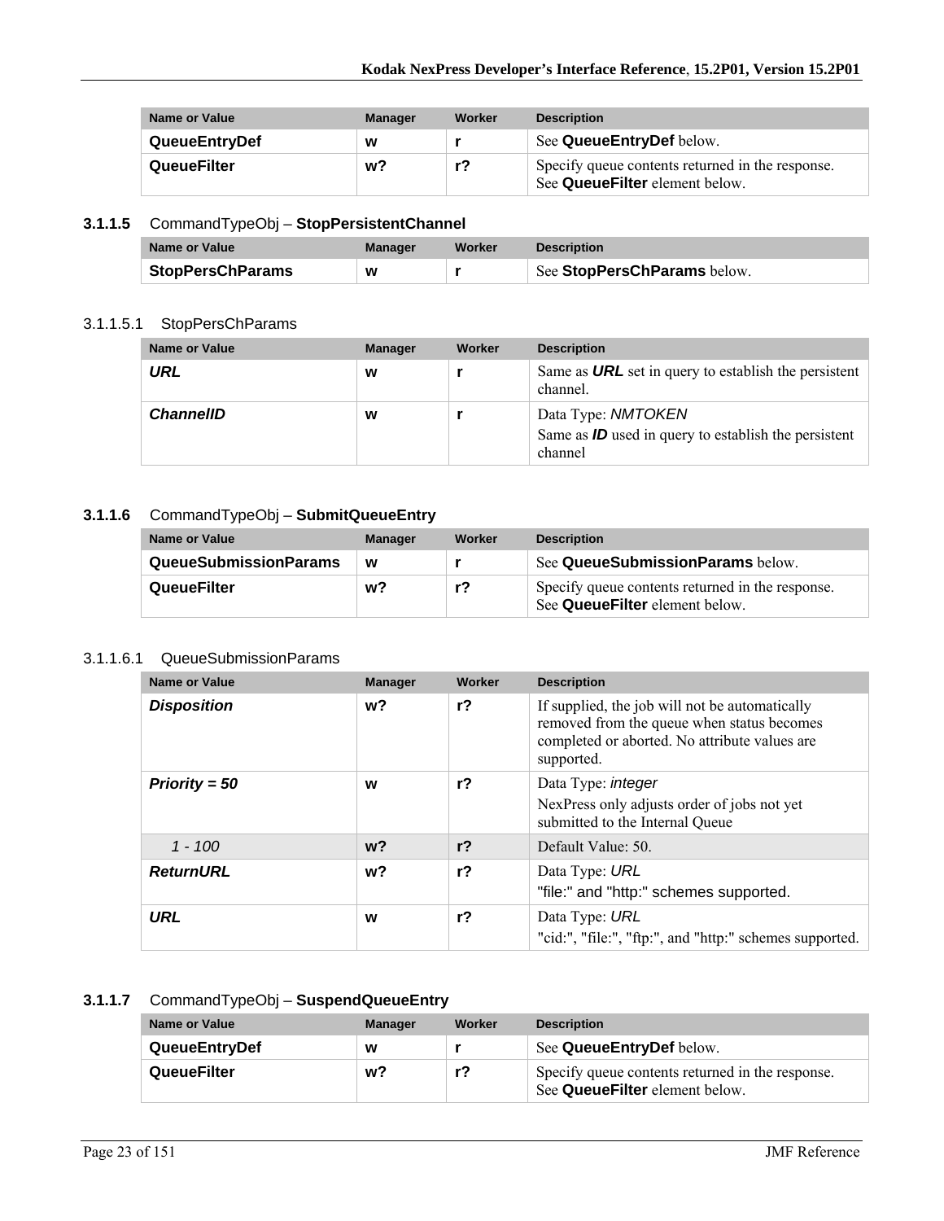| Name or Value | Manager | Worker | Description |
|---|---|---|---|
| **QueueEntryDef** | **w** | **r** | See **QueueEntryDef** below. |
| **QueueFilter** | **w?** | **r?** | Specify queue contents returned in the response. See **QueueFilter** element below. |

### 3.1.1.5 CommandTypeObj – **StopPersistentChannel**

| Name or Value | Manager | Worker | Description |
|---|---|---|---|
| **StopPersChParams** | **w** | **r** | See **StopPersChParams** below. |

#### 3.1.1.5.1 StopPersChParams

| Name or Value | Manager | Worker | Description |
|---|---|---|---|
| ***URL*** | **w** | **r** | Same as ***URL*** set in query to establish the persistent channel. |
| ***ChannelID*** | **w** | **r** | Data Type: *NMTOKEN*<br>Same as ***ID*** used in query to establish the persistent channel |

### 3.1.1.6 CommandTypeObj – **SubmitQueueEntry**

| Name or Value | Manager | Worker | Description |
|---|---|---|---|
| **QueueSubmissionParams** | **w** | **r** | See **QueueSubmissionParams** below. |
| **QueueFilter** | **w?** | **r?** | Specify queue contents returned in the response. See **QueueFilter** element below. |

#### 3.1.1.6.1 QueueSubmissionParams

| Name or Value | Manager | Worker | Description |
|---|---|---|---|
| ***Disposition*** | **w?** | **r?** | If supplied, the job will not be automatically removed from the queue when status becomes completed or aborted. No attribute values are supported. |
| ***Priority = 50*** | **w** | **r?** | Data Type: *integer*<br>NexPress only adjusts order of jobs not yet submitted to the Internal Queue |
| *1 - 100* | **w?** | **r?** | Default Value: 50. |
| ***ReturnURL*** | **w?** | **r?** | Data Type: *URL*<br>"file:" and "http:" schemes supported. |
| ***URL*** | **w** | **r?** | Data Type: *URL*<br>"cid:", "file:", "ftp:", and "http:" schemes supported. |

### 3.1.1.7 CommandTypeObj – **SuspendQueueEntry**

| Name or Value | Manager | Worker | Description |
|---|---|---|---|
| **QueueEntryDef** | **w** | **r** | See **QueueEntryDef** below. |
| **QueueFilter** | **w?** | **r?** | Specify queue contents returned in the response. See **QueueFilter** element below. |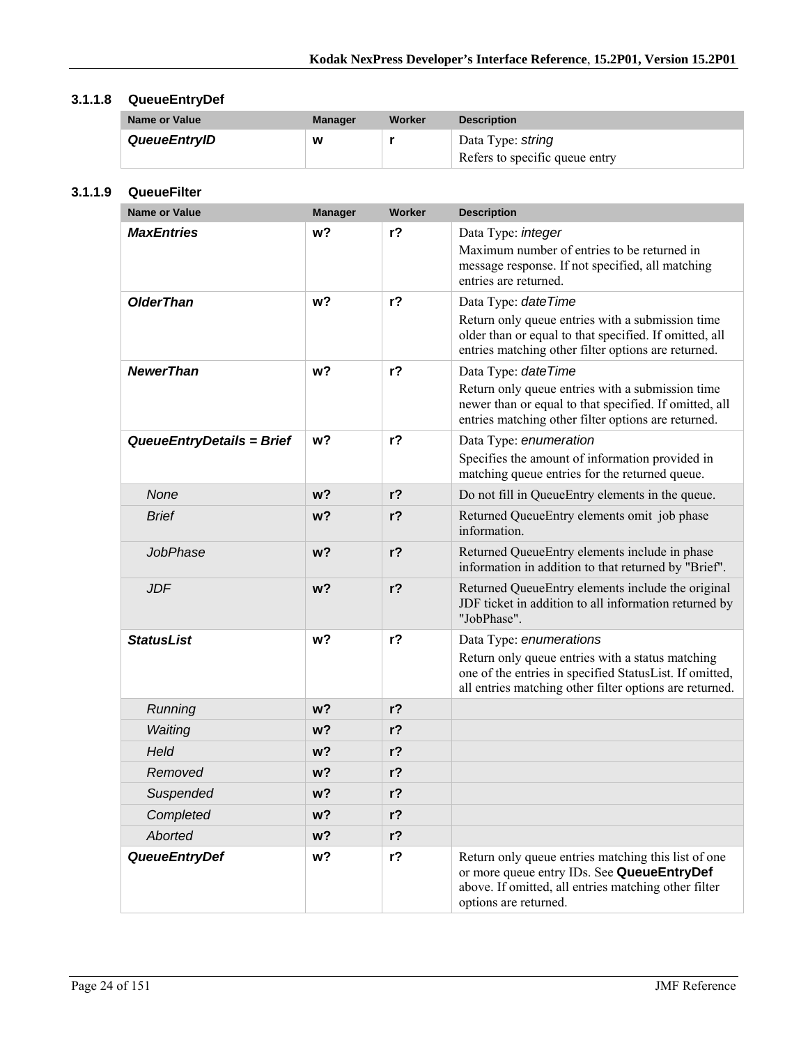### 3.1.1.8 QueueEntryDef

| Name or Value | Manager | Worker | Description |
|---|---|---|---|
| ***QueueEntryID*** | **w** | **r** | Data Type: *string*<br>Refers to specific queue entry |

### 3.1.1.9 QueueFilter

| Name or Value | Manager | Worker | Description |
|---|---|---|---|
| ***MaxEntries*** | **w?** | **r?** | Data Type: *integer*<br>Maximum number of entries to be returned in message response. If not specified, all matching entries are returned. |
| ***OlderThan*** | **w?** | **r?** | Data Type: *dateTime*<br>Return only queue entries with a submission time older than or equal to that specified. If omitted, all entries matching other filter options are returned. |
| ***NewerThan*** | **w?** | **r?** | Data Type: *dateTime*<br>Return only queue entries with a submission time newer than or equal to that specified. If omitted, all entries matching other filter options are returned. |
| ***QueueEntryDetails = Brief*** | **w?** | **r?** | Data Type: *enumeration*<br>Specifies the amount of information provided in matching queue entries for the returned queue. |
| *None* | **w?** | **r?** | Do not fill in QueueEntry elements in the queue. |
| *Brief* | **w?** | **r?** | Returned QueueEntry elements omit job phase information. |
| *JobPhase* | **w?** | **r?** | Returned QueueEntry elements include in phase information in addition to that returned by "Brief". |
| *JDF* | **w?** | **r?** | Returned QueueEntry elements include the original JDF ticket in addition to all information returned by "JobPhase". |
| ***StatusList*** | **w?** | **r?** | Data Type: *enumerations*<br>Return only queue entries with a status matching one of the entries in specified StatusList. If omitted, all entries matching other filter options are returned. |
| *Running* | **w?** | **r?** | |
| *Waiting* | **w?** | **r?** | |
| *Held* | **w?** | **r?** | |
| *Removed* | **w?** | **r?** | |
| *Suspended* | **w?** | **r?** | |
| *Completed* | **w?** | **r?** | |
| *Aborted* | **w?** | **r?** | |
| ***QueueEntryDef*** | **w?** | **r?** | Return only queue entries matching this list of one or more queue entry IDs. See **QueueEntryDef** above. If omitted, all entries matching other filter options are returned. |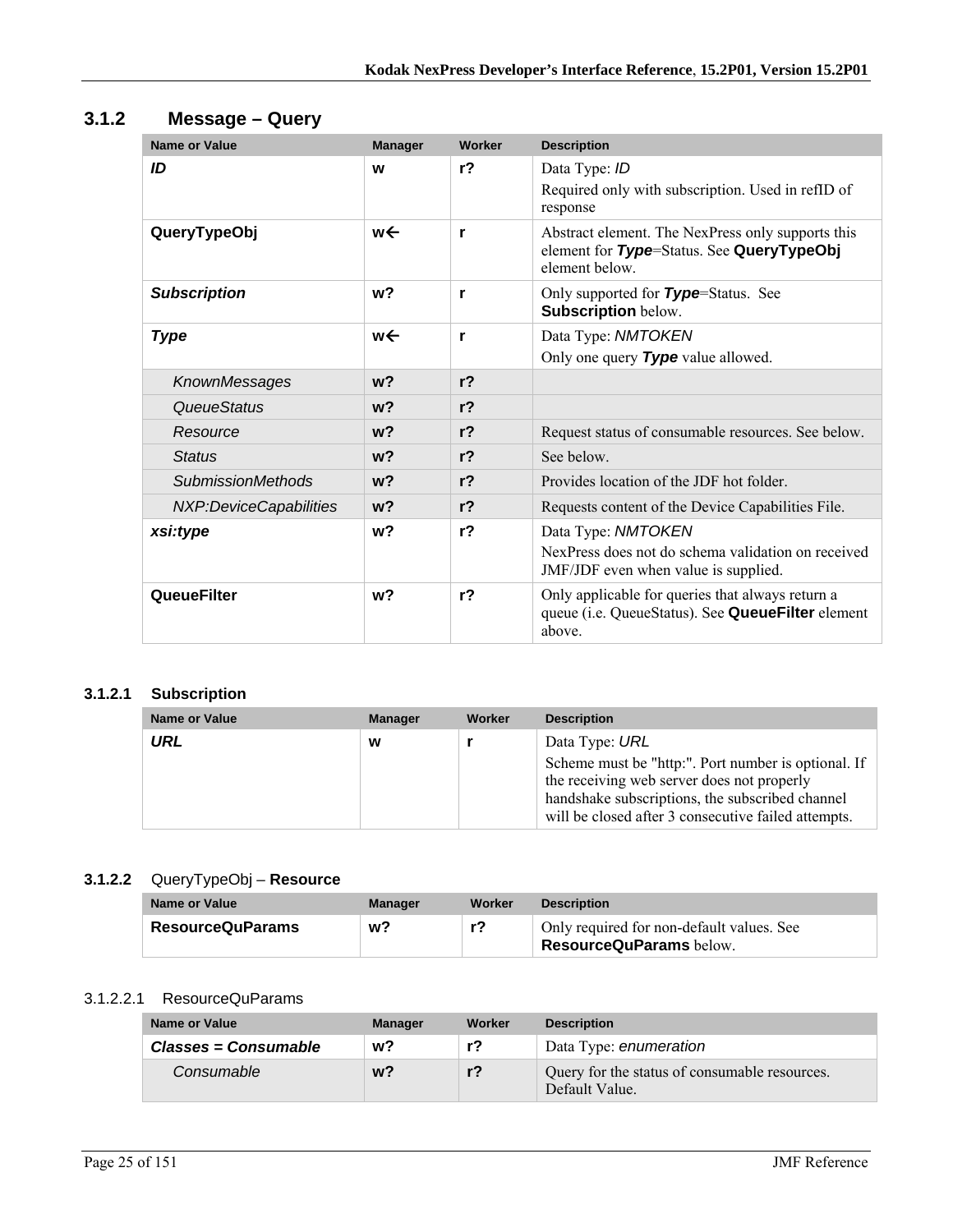### 3.1.2 Message – Query

| Name or Value | Manager | Worker | Description |
|---|---|---|---|
| ***ID*** | **w** | **r?** | Data Type: *ID*<br>Required only with subscription. Used in refID of response |
| **QueryTypeObj** | **w←** | **r** | Abstract element. The NexPress only supports this element for ***Type***=Status. See **QueryTypeObj** element below. |
| ***Subscription*** | **w?** | **r** | Only supported for ***Type***=Status. See **Subscription** below. |
| ***Type*** | **w←** | **r** | Data Type: *NMTOKEN*<br>Only one query ***Type*** value allowed. |
| *KnownMessages* | **w?** | **r?** | |
| *QueueStatus* | **w?** | **r?** | |
| *Resource* | **w?** | **r?** | Request status of consumable resources. See below. |
| *Status* | **w?** | **r?** | See below. |
| *SubmissionMethods* | **w?** | **r?** | Provides location of the JDF hot folder. |
| *NXP:DeviceCapabilities* | **w?** | **r?** | Requests content of the Device Capabilities File. |
| ***xsi:type*** | **w?** | **r?** | Data Type: *NMTOKEN*<br>NexPress does not do schema validation on received JMF/JDF even when value is supplied. |
| **QueueFilter** | **w?** | **r?** | Only applicable for queries that always return a queue (i.e. QueueStatus). See **QueueFilter** element above. |

#### 3.1.2.1 Subscription

| Name or Value | Manager | Worker | Description |
|---|---|---|---|
| ***URL*** | **w** | **r** | Data Type: *URL*<br>Scheme must be "http:". Port number is optional. If the receiving web server does not properly handshake subscriptions, the subscribed channel will be closed after 3 consecutive failed attempts. |

#### 3.1.2.2 QueryTypeObj – Resource

| Name or Value | Manager | Worker | Description |
|---|---|---|---|
| **ResourceQuParams** | **w?** | **r?** | Only required for non-default values. See **ResourceQuParams** below. |

##### 3.1.2.2.1 ResourceQuParams

| Name or Value | Manager | Worker | Description |
|---|---|---|---|
| ***Classes = Consumable*** | **w?** | **r?** | Data Type: *enumeration* |
| *Consumable* | **w?** | **r?** | Query for the status of consumable resources. Default Value. |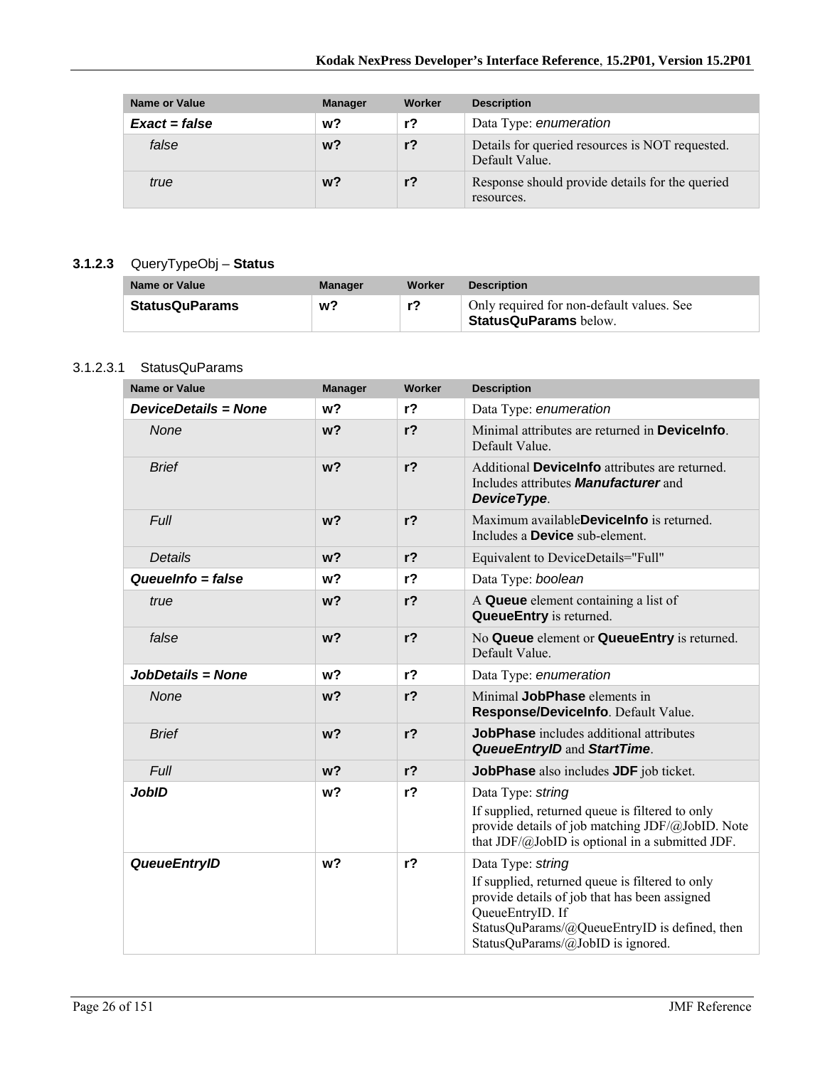| Name or Value | Manager | Worker | Description |
|---|---|---|---|
| ***Exact = false*** | **w?** | **r?** | Data Type: *enumeration* |
| *false* | **w?** | **r?** | Details for queried resources is NOT requested. Default Value. |
| *true* | **w?** | **r?** | Response should provide details for the queried resources. |

### 3.1.2.3 QueryTypeObj – **Status**

| Name or Value | Manager | Worker | Description |
|---|---|---|---|
| **StatusQuParams** | **w?** | **r?** | Only required for non-default values. See **StatusQuParams** below. |

#### 3.1.2.3.1 StatusQuParams

| Name or Value | Manager | Worker | Description |
|---|---|---|---|
| ***DeviceDetails = None*** | **w?** | **r?** | Data Type: *enumeration* |
| *None* | **w?** | **r?** | Minimal attributes are returned in **DeviceInfo**. Default Value. |
| *Brief* | **w?** | **r?** | Additional **DeviceInfo** attributes are returned. Includes attributes ***Manufacturer*** and ***DeviceType***. |
| *Full* | **w?** | **r?** | Maximum available**DeviceInfo** is returned. Includes a **Device** sub-element. |
| *Details* | **w?** | **r?** | Equivalent to DeviceDetails="Full" |
| ***QueueInfo = false*** | **w?** | **r?** | Data Type: *boolean* |
| *true* | **w?** | **r?** | A **Queue** element containing a list of **QueueEntry** is returned. |
| *false* | **w?** | **r?** | No **Queue** element or **QueueEntry** is returned. Default Value. |
| ***JobDetails = None*** | **w?** | **r?** | Data Type: *enumeration* |
| *None* | **w?** | **r?** | Minimal **JobPhase** elements in **Response/DeviceInfo**. Default Value. |
| *Brief* | **w?** | **r?** | **JobPhase** includes additional attributes ***QueueEntryID*** and ***StartTime***. |
| *Full* | **w?** | **r?** | **JobPhase** also includes **JDF** job ticket. |
| ***JobID*** | **w?** | **r?** | Data Type: *string*<br>If supplied, returned queue is filtered to only provide details of job matching JDF/@JobID. Note that JDF/@JobID is optional in a submitted JDF. |
| ***QueueEntryID*** | **w?** | **r?** | Data Type: *string*<br>If supplied, returned queue is filtered to only provide details of job that has been assigned QueueEntryID. If StatusQuParams/@QueueEntryID is defined, then StatusQuParams/@JobID is ignored. |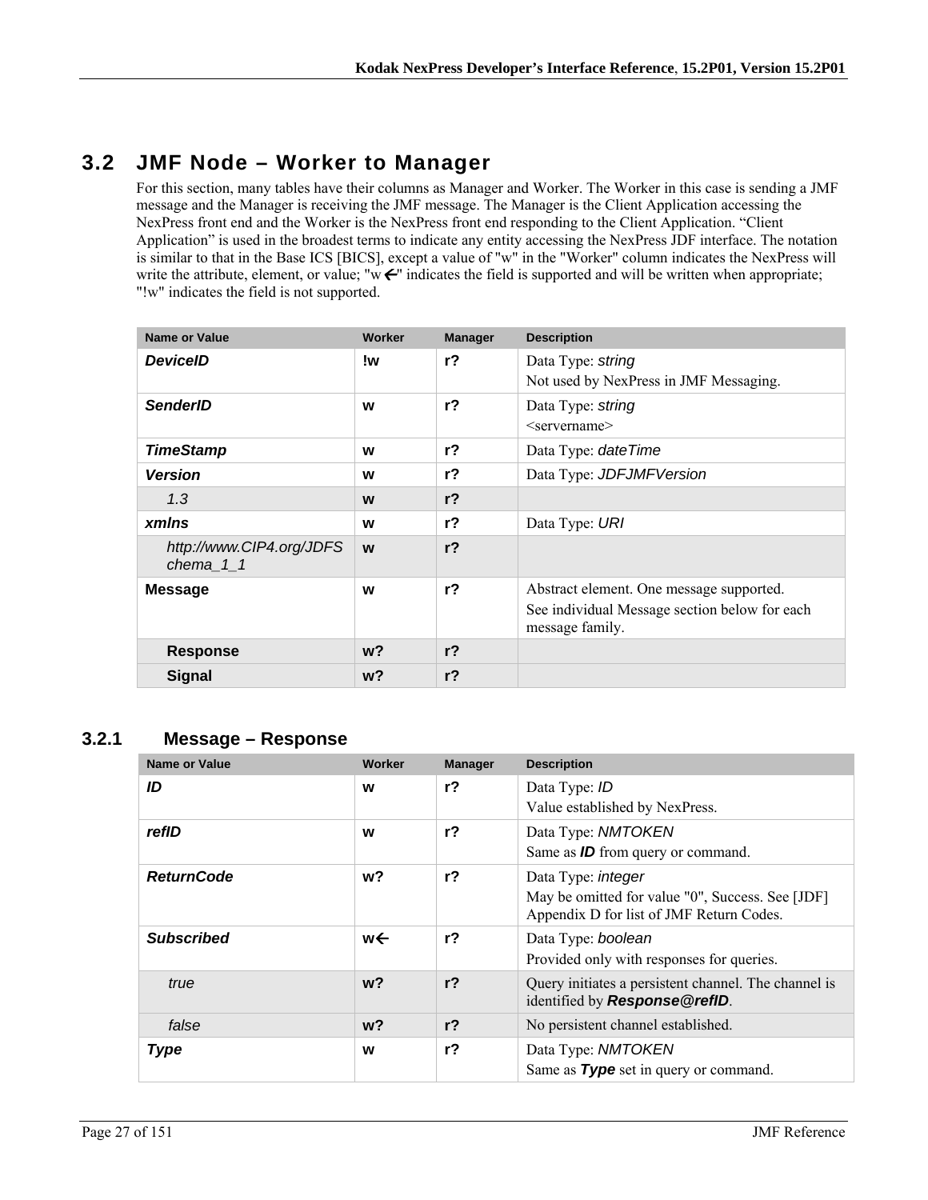## 3.2 JMF Node – Worker to Manager

For this section, many tables have their columns as Manager and Worker. The Worker in this case is sending a JMF message and the Manager is receiving the JMF message. The Manager is the Client Application accessing the NexPress front end and the Worker is the NexPress front end responding to the Client Application. “Client Application” is used in the broadest terms to indicate any entity accessing the NexPress JDF interface. The notation is similar to that in the Base ICS [BICS], except a value of "w" in the "Worker" column indicates the NexPress will write the attribute, element, or value; "w🡐" indicates the field is supported and will be written when appropriate; "!w" indicates the field is not supported.

| Name or Value | Worker | Manager | Description |
|---|---|---|---|
| ***DeviceID*** | **!w** | **r?** | Data Type: *string*<br>Not used by NexPress in JMF Messaging. |
| ***SenderID*** | **w** | **r?** | Data Type: *string*<br><servername> |
| ***TimeStamp*** | **w** | **r?** | Data Type: *dateTime* |
| ***Version*** | **w** | **r?** | Data Type: *JDFJMFVersion* |
| *1.3* | **w** | **r?** | |
| ***xmlns*** | **w** | **r?** | Data Type: *URI* |
| *http://www.CIP4.org/JDFSchema_1_1* | **w** | **r?** | |
| **Message** | **w** | **r?** | Abstract element. One message supported.<br>See individual Message section below for each message family. |
| **Response** | **w?** | **r?** | |
| **Signal** | **w?** | **r?** | |

### 3.2.1 Message – Response

| Name or Value | Worker | Manager | Description |
|---|---|---|---|
| ***ID*** | **w** | **r?** | Data Type: *ID*<br>Value established by NexPress. |
| ***refID*** | **w** | **r?** | Data Type: *NMTOKEN*<br>Same as ***ID*** from query or command. |
| ***ReturnCode*** | **w?** | **r?** | Data Type: *integer*<br>May be omitted for value "0", Success. See [JDF] Appendix D for list of JMF Return Codes. |
| ***Subscribed*** | **w🡐** | **r?** | Data Type: *boolean*<br>Provided only with responses for queries. |
| *true* | **w?** | **r?** | Query initiates a persistent channel. The channel is identified by ***Response@refID***. |
| *false* | **w?** | **r?** | No persistent channel established. |
| ***Type*** | **w** | **r?** | Data Type: *NMTOKEN*<br>Same as ***Type*** set in query or command. |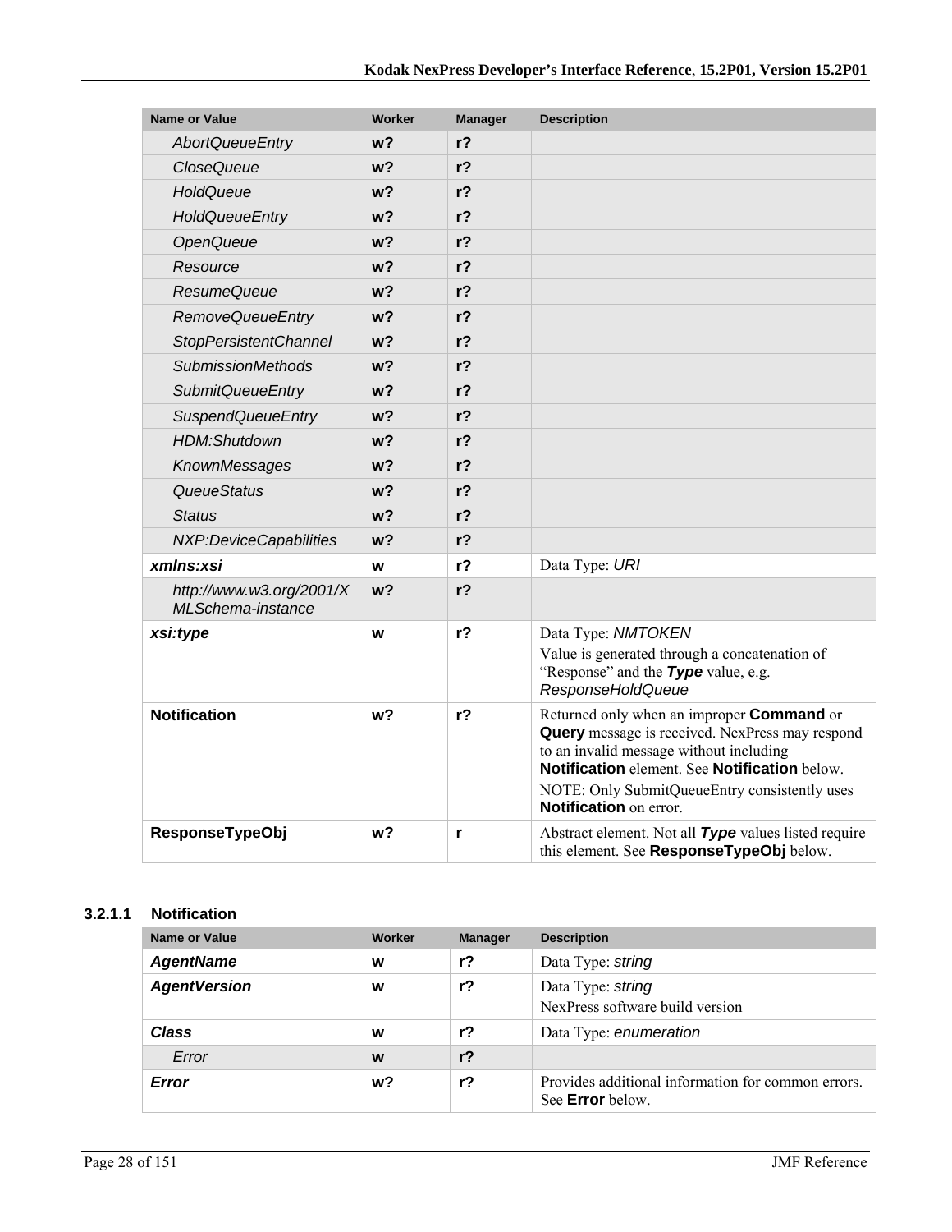| Name or Value | Worker | Manager | Description |
|---|---|---|---|
| *AbortQueueEntry* | **w?** | **r?** | |
| *CloseQueue* | **w?** | **r?** | |
| *HoldQueue* | **w?** | **r?** | |
| *HoldQueueEntry* | **w?** | **r?** | |
| *OpenQueue* | **w?** | **r?** | |
| *Resource* | **w?** | **r?** | |
| *ResumeQueue* | **w?** | **r?** | |
| *RemoveQueueEntry* | **w?** | **r?** | |
| *StopPersistentChannel* | **w?** | **r?** | |
| *SubmissionMethods* | **w?** | **r?** | |
| *SubmitQueueEntry* | **w?** | **r?** | |
| *SuspendQueueEntry* | **w?** | **r?** | |
| *HDM:Shutdown* | **w?** | **r?** | |
| *KnownMessages* | **w?** | **r?** | |
| *QueueStatus* | **w?** | **r?** | |
| *Status* | **w?** | **r?** | |
| *NXP:DeviceCapabilities* | **w?** | **r?** | |
| ***xmlns:xsi*** | **w** | **r?** | Data Type: *URI* |
| *http://www.w3.org/2001/XMLSchema-instance* | **w?** | **r?** | |
| ***xsi:type*** | **w** | **r?** | Data Type: *NMTOKEN*<br>Value is generated through a concatenation of "Response" and the ***Type*** value, e.g. *ResponseHoldQueue* |
| **Notification** | **w?** | **r?** | Returned only when an improper **Command** or **Query** message is received. NexPress may respond to an invalid message without including **Notification** element. See **Notification** below.<br>NOTE: Only SubmitQueueEntry consistently uses **Notification** on error. |
| **ResponseTypeObj** | **w?** | **r** | Abstract element. Not all ***Type*** values listed require this element. See **ResponseTypeObj** below. |

#### 3.2.1.1 Notification

| Name or Value | Worker | Manager | Description |
|---|---|---|---|
| ***AgentName*** | **w** | **r?** | Data Type: *string* |
| ***AgentVersion*** | **w** | **r?** | Data Type: *string*<br>NexPress software build version |
| ***Class*** | **w** | **r?** | Data Type: *enumeration* |
| *Error* | **w** | **r?** | |
| ***Error*** | **w?** | **r?** | Provides additional information for common errors. See **Error** below. |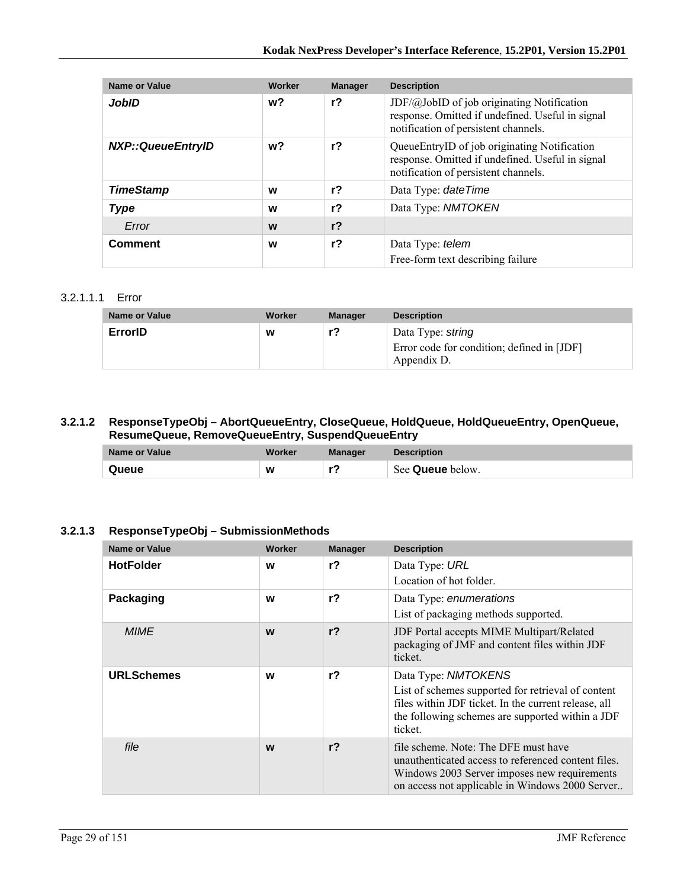| Name or Value | Worker | Manager | Description |
|---|---|---|---|
| ***JobID*** | **w?** | **r?** | JDF/@JobID of job originating Notification response. Omitted if undefined. Useful in signal notification of persistent channels. |
| ***NXP::QueueEntryID*** | **w?** | **r?** | QueueEntryID of job originating Notification response. Omitted if undefined. Useful in signal notification of persistent channels. |
| ***TimeStamp*** | **w** | **r?** | Data Type: *dateTime* |
| ***Type*** | **w** | **r?** | Data Type: *NMTOKEN* |
| *Error* | **w** | **r?** | |
| **Comment** | **w** | **r?** | Data Type: *telem*<br>Free-form text describing failure |

#### 3.2.1.1.1 Error

| Name or Value | Worker | Manager | Description |
|---|---|---|---|
| **ErrorID** | **w** | **r?** | Data Type: *string*<br>Error code for condition; defined in [JDF] Appendix D. |

### 3.2.1.2 ResponseTypeObj – AbortQueueEntry, CloseQueue, HoldQueue, HoldQueueEntry, OpenQueue, ResumeQueue, RemoveQueueEntry, SuspendQueueEntry

| Name or Value | Worker | Manager | Description |
|---|---|---|---|
| **Queue** | **w** | **r?** | See **Queue** below. |

### 3.2.1.3 ResponseTypeObj – SubmissionMethods

| Name or Value | Worker | Manager | Description |
|---|---|---|---|
| **HotFolder** | **w** | **r?** | Data Type: *URL*<br>Location of hot folder. |
| **Packaging** | **w** | **r?** | Data Type: *enumerations*<br>List of packaging methods supported. |
| *MIME* | **w** | **r?** | JDF Portal accepts MIME Multipart/Related packaging of JMF and content files within JDF ticket. |
| **URLSchemes** | **w** | **r?** | Data Type: *NMTOKENS*<br>List of schemes supported for retrieval of content files within JDF ticket. In the current release, all the following schemes are supported within a JDF ticket. |
| *file* | **w** | **r?** | file scheme. Note: The DFE must have unauthenticated access to referenced content files. Windows 2003 Server imposes new requirements on access not applicable in Windows 2000 Server.. |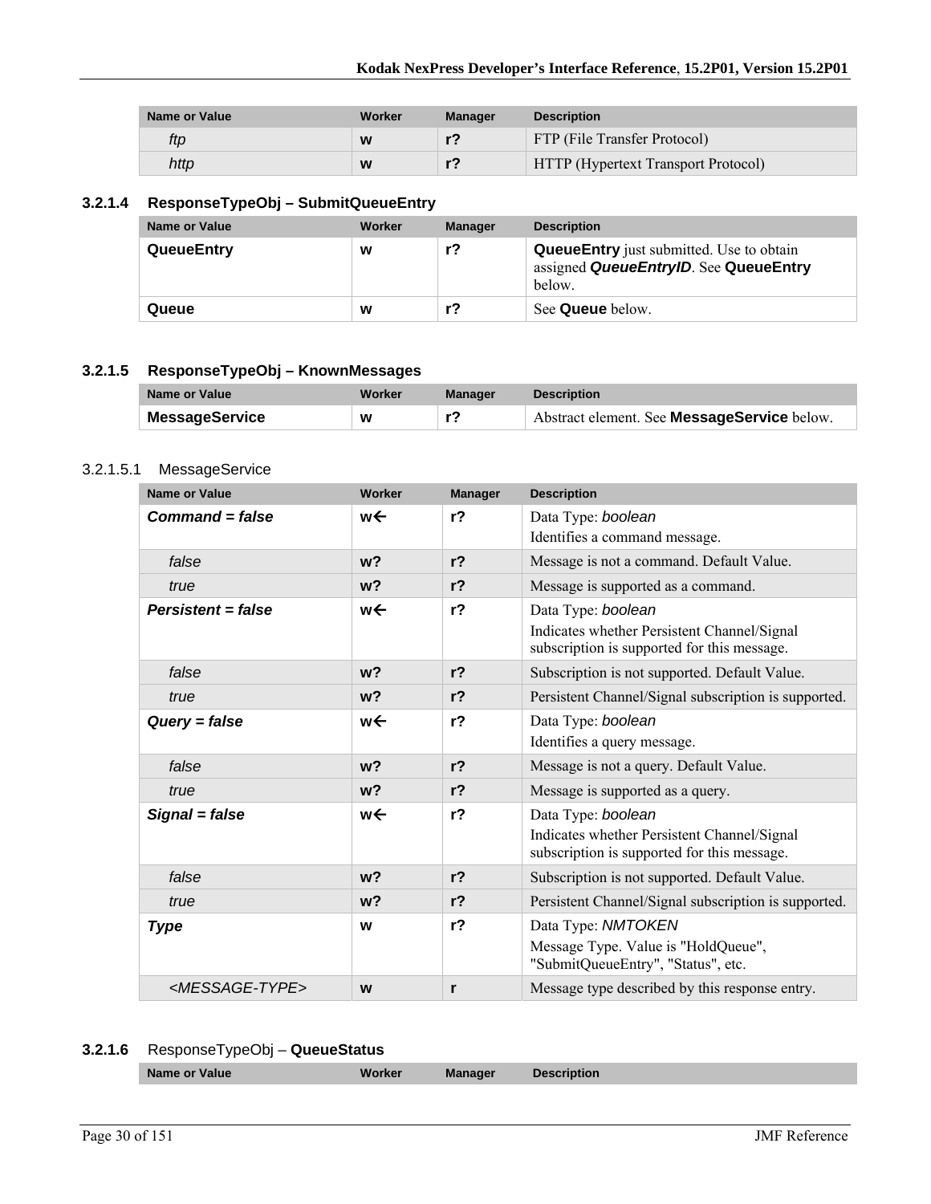| Name or Value | Worker | Manager | Description |
|---|---|---|---|
| *ftp* | **w** | **r?** | FTP (File Transfer Protocol) |
| *http* | **w** | **r?** | HTTP (Hypertext Transport Protocol) |

### 3.2.1.4 ResponseTypeObj – SubmitQueueEntry

| Name or Value | Worker | Manager | Description |
|---|---|---|---|
| **QueueEntry** | **w** | **r?** | **QueueEntry** just submitted. Use to obtain assigned ***QueueEntryID***. See **QueueEntry** below. |
| **Queue** | **w** | **r?** | See **Queue** below. |

### 3.2.1.5 ResponseTypeObj – KnownMessages

| Name or Value | Worker | Manager | Description |
|---|---|---|---|
| **MessageService** | **w** | **r?** | Abstract element. See **MessageService** below. |

#### 3.2.1.5.1 MessageService

| Name or Value | Worker | Manager | Description |
|---|---|---|---|
| ***Command = false*** | **w←** | **r?** | Data Type: *boolean*<br>Identifies a command message. |
| *false* | **w?** | **r?** | Message is not a command. Default Value. |
| *true* | **w?** | **r?** | Message is supported as a command. |
| ***Persistent = false*** | **w←** | **r?** | Data Type: *boolean*<br>Indicates whether Persistent Channel/Signal subscription is supported for this message. |
| *false* | **w?** | **r?** | Subscription is not supported. Default Value. |
| *true* | **w?** | **r?** | Persistent Channel/Signal subscription is supported. |
| ***Query = false*** | **w←** | **r?** | Data Type: *boolean*<br>Identifies a query message. |
| *false* | **w?** | **r?** | Message is not a query. Default Value. |
| *true* | **w?** | **r?** | Message is supported as a query. |
| ***Signal = false*** | **w←** | **r?** | Data Type: *boolean*<br>Indicates whether Persistent Channel/Signal subscription is supported for this message. |
| *false* | **w?** | **r?** | Subscription is not supported. Default Value. |
| *true* | **w?** | **r?** | Persistent Channel/Signal subscription is supported. |
| ***Type*** | **w** | **r?** | Data Type: *NMTOKEN*<br>Message Type. Value is "HoldQueue", "SubmitQueueEntry", "Status", etc. |
| *<MESSAGE-TYPE>* | **w** | **r** | Message type described by this response entry. |

### 3.2.1.6 ResponseTypeObj – QueueStatus

| Name or Value | Worker | Manager | Description |
|---|---|---|---|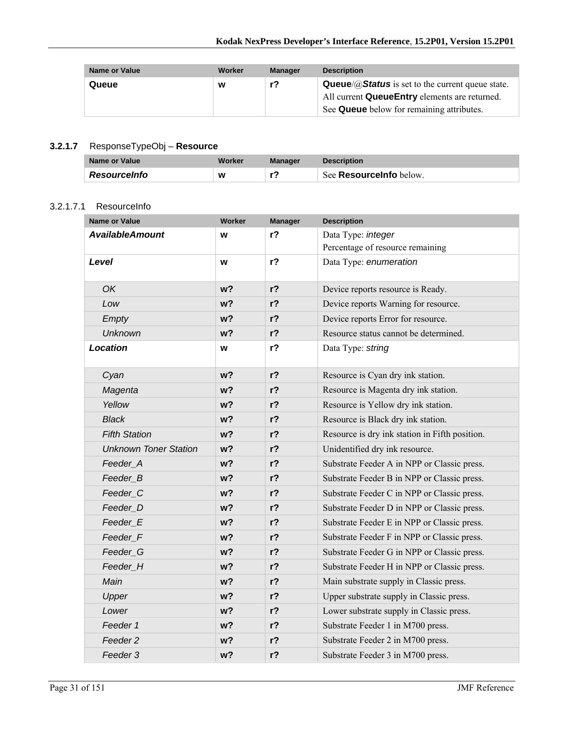| Name or Value | Worker | Manager | Description |
|---|---|---|---|
| **Queue** | **w** | **r?** | **Queue**/@***Status*** is set to the current queue state. All current **QueueEntry** elements are returned. See **Queue** below for remaining attributes. |

### 3.2.1.7 ResponseTypeObj – **Resource**

| Name or Value | Worker | Manager | Description |
|---|---|---|---|
| ***ResourceInfo*** | **w** | **r?** | See **ResourceInfo** below. |

#### 3.2.1.7.1 ResourceInfo

| Name or Value | Worker | Manager | Description |
|---|---|---|---|
| ***AvailableAmount*** | **w** | **r?** | Data Type: *integer*<br>Percentage of resource remaining |
| ***Level*** | **w** | **r?** | Data Type: *enumeration* |
| *OK* | **w?** | **r?** | Device reports resource is Ready. |
| *Low* | **w?** | **r?** | Device reports Warning for resource. |
| *Empty* | **w?** | **r?** | Device reports Error for resource. |
| *Unknown* | **w?** | **r?** | Resource status cannot be determined. |
| ***Location*** | **w** | **r?** | Data Type: *string* |
| *Cyan* | **w?** | **r?** | Resource is Cyan dry ink station. |
| *Magenta* | **w?** | **r?** | Resource is Magenta dry ink station. |
| *Yellow* | **w?** | **r?** | Resource is Yellow dry ink station. |
| *Black* | **w?** | **r?** | Resource is Black dry ink station. |
| *Fifth Station* | **w?** | **r?** | Resource is dry ink station in Fifth position. |
| *Unknown Toner Station* | **w?** | **r?** | Unidentified dry ink resource. |
| *Feeder_A* | **w?** | **r?** | Substrate Feeder A in NPP or Classic press. |
| *Feeder_B* | **w?** | **r?** | Substrate Feeder B in NPP or Classic press. |
| *Feeder_C* | **w?** | **r?** | Substrate Feeder C in NPP or Classic press. |
| *Feeder_D* | **w?** | **r?** | Substrate Feeder D in NPP or Classic press. |
| *Feeder_E* | **w?** | **r?** | Substrate Feeder E in NPP or Classic press. |
| *Feeder_F* | **w?** | **r?** | Substrate Feeder F in NPP or Classic press. |
| *Feeder_G* | **w?** | **r?** | Substrate Feeder G in NPP or Classic press. |
| *Feeder_H* | **w?** | **r?** | Substrate Feeder H in NPP or Classic press. |
| *Main* | **w?** | **r?** | Main substrate supply in Classic press. |
| *Upper* | **w?** | **r?** | Upper substrate supply in Classic press. |
| *Lower* | **w?** | **r?** | Lower substrate supply in Classic press. |
| *Feeder 1* | **w?** | **r?** | Substrate Feeder 1 in M700 press. |
| *Feeder 2* | **w?** | **r?** | Substrate Feeder 2 in M700 press. |
| *Feeder 3* | **w?** | **r?** | Substrate Feeder 3 in M700 press. |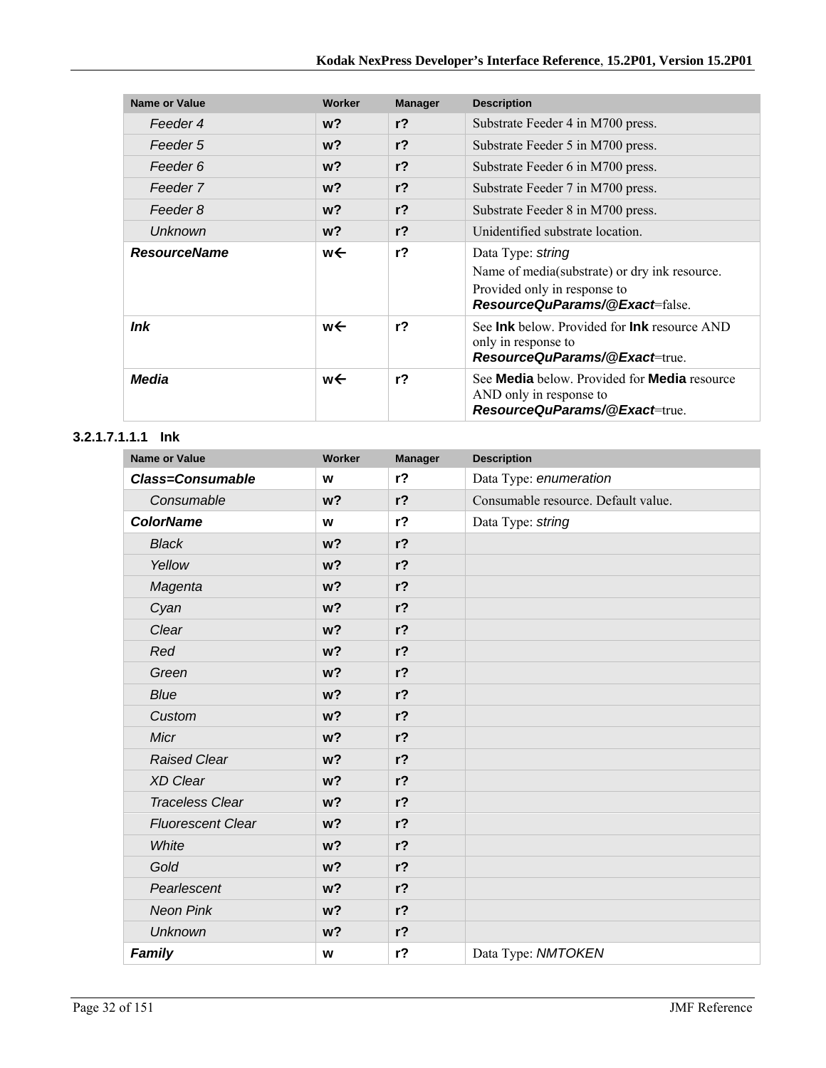| Name or Value | Worker | Manager | Description |
| --- | --- | --- | --- |
| *Feeder 4* | **w?** | **r?** | Substrate Feeder 4 in M700 press. |
| *Feeder 5* | **w?** | **r?** | Substrate Feeder 5 in M700 press. |
| *Feeder 6* | **w?** | **r?** | Substrate Feeder 6 in M700 press. |
| *Feeder 7* | **w?** | **r?** | Substrate Feeder 7 in M700 press. |
| *Feeder 8* | **w?** | **r?** | Substrate Feeder 8 in M700 press. |
| *Unknown* | **w?** | **r?** | Unidentified substrate location. |
| ***ResourceName*** | **w←** | **r?** | Data Type: *string* Name of media(substrate) or dry ink resource. Provided only in response to ***ResourceQuParams/@Exact***=false. |
| ***Ink*** | **w←** | **r?** | See **Ink** below. Provided for **Ink** resource AND only in response to ***ResourceQuParams/@Exact***=true. |
| ***Media*** | **w←** | **r?** | See **Media** below. Provided for **Media** resource AND only in response to ***ResourceQuParams/@Exact***=true. |

#### 3.2.1.7.1.1.1 Ink

| Name or Value | Worker | Manager | Description |
| --- | --- | --- | --- |
| ***Class=Consumable*** | **w** | **r?** | Data Type: *enumeration* |
| *Consumable* | **w?** | **r?** | Consumable resource. Default value. |
| ***ColorName*** | **w** | **r?** | Data Type: *string* |
| *Black* | **w?** | **r?** | |
| *Yellow* | **w?** | **r?** | |
| *Magenta* | **w?** | **r?** | |
| *Cyan* | **w?** | **r?** | |
| *Clear* | **w?** | **r?** | |
| *Red* | **w?** | **r?** | |
| *Green* | **w?** | **r?** | |
| *Blue* | **w?** | **r?** | |
| *Custom* | **w?** | **r?** | |
| *Micr* | **w?** | **r?** | |
| *Raised Clear* | **w?** | **r?** | |
| *XD Clear* | **w?** | **r?** | |
| *Traceless Clear* | **w?** | **r?** | |
| *Fluorescent Clear* | **w?** | **r?** | |
| *White* | **w?** | **r?** | |
| *Gold* | **w?** | **r?** | |
| *Pearlescent* | **w?** | **r?** | |
| *Neon Pink* | **w?** | **r?** | |
| *Unknown* | **w?** | **r?** | |
| ***Family*** | **w** | **r?** | Data Type: *NMTOKEN* |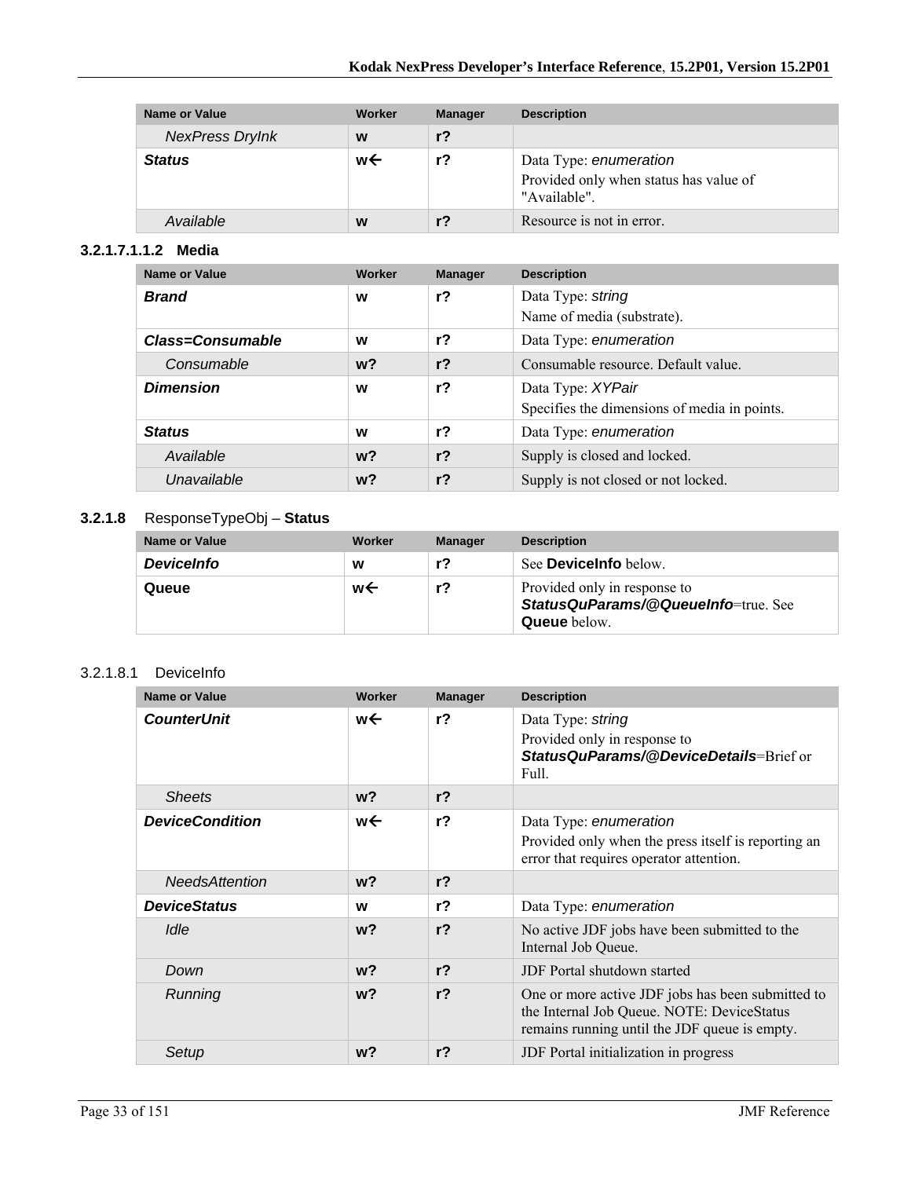| Name or Value | Worker | Manager | Description |
|---|---|---|---|
| *NexPress DryInk* | w | r? | |
| ***Status*** | w← | r? | Data Type: *enumeration*<br>Provided only when status has value of "Available". |
| *Available* | w | r? | Resource is not in error. |

#### 3.2.1.7.1.1.2 Media

| Name or Value | Worker | Manager | Description |
|---|---|---|---|
| ***Brand*** | w | r? | Data Type: *string*<br>Name of media (substrate). |
| ***Class=Consumable*** | w | r? | Data Type: *enumeration* |
| *Consumable* | w? | r? | Consumable resource. Default value. |
| ***Dimension*** | w | r? | Data Type: *XYPair*<br>Specifies the dimensions of media in points. |
| ***Status*** | w | r? | Data Type: *enumeration* |
| *Available* | w? | r? | Supply is closed and locked. |
| *Unavailable* | w? | r? | Supply is not closed or not locked. |

### 3.2.1.8 ResponseTypeObj – **Status**

| Name or Value | Worker | Manager | Description |
|---|---|---|---|
| ***DeviceInfo*** | w | r? | See **DeviceInfo** below. |
| **Queue** | w← | r? | Provided only in response to ***StatusQuParams/@QueueInfo***=true. See **Queue** below. |

#### 3.2.1.8.1 DeviceInfo

| Name or Value | Worker | Manager | Description |
|---|---|---|---|
| ***CounterUnit*** | w← | r? | Data Type: *string*<br>Provided only in response to ***StatusQuParams/@DeviceDetails***=Brief or Full. |
| *Sheets* | w? | r? | |
| ***DeviceCondition*** | w← | r? | Data Type: *enumeration*<br>Provided only when the press itself is reporting an error that requires operator attention. |
| *NeedsAttention* | w? | r? | |
| ***DeviceStatus*** | w | r? | Data Type: *enumeration* |
| *Idle* | w? | r? | No active JDF jobs have been submitted to the Internal Job Queue. |
| *Down* | w? | r? | JDF Portal shutdown started |
| *Running* | w? | r? | One or more active JDF jobs has been submitted to the Internal Job Queue. NOTE: DeviceStatus remains running until the JDF queue is empty. |
| *Setup* | w? | r? | JDF Portal initialization in progress |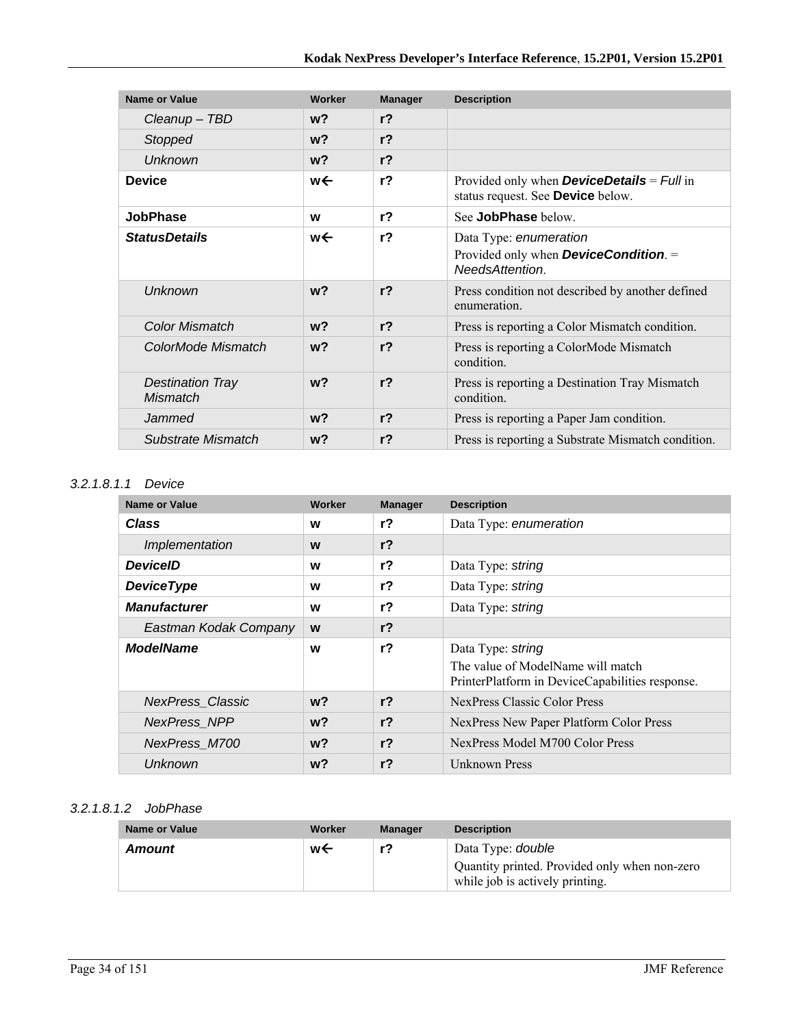| Name or Value | Worker | Manager | Description |
|---|---|---|---|
| *Cleanup – TBD* | **w?** | **r?** | |
| *Stopped* | **w?** | **r?** | |
| *Unknown* | **w?** | **r?** | |
| **Device** | **w←** | **r?** | Provided only when ***DeviceDetails*** = *Full* in status request. See **Device** below. |
| **JobPhase** | **w** | **r?** | See **JobPhase** below. |
| ***StatusDetails*** | **w←** | **r?** | Data Type: *enumeration* Provided only when ***DeviceCondition***. = *NeedsAttention*. |
| *Unknown* | **w?** | **r?** | Press condition not described by another defined enumeration. |
| *Color Mismatch* | **w?** | **r?** | Press is reporting a Color Mismatch condition. |
| *ColorMode Mismatch* | **w?** | **r?** | Press is reporting a ColorMode Mismatch condition. |
| *Destination Tray Mismatch* | **w?** | **r?** | Press is reporting a Destination Tray Mismatch condition. |
| *Jammed* | **w?** | **r?** | Press is reporting a Paper Jam condition. |
| *Substrate Mismatch* | **w?** | **r?** | Press is reporting a Substrate Mismatch condition. |

##### 3.2.1.8.1.1 Device

| Name or Value | Worker | Manager | Description |
|---|---|---|---|
| ***Class*** | **w** | **r?** | Data Type: *enumeration* |
| *Implementation* | **w** | **r?** | |
| ***DeviceID*** | **w** | **r?** | Data Type: *string* |
| ***DeviceType*** | **w** | **r?** | Data Type: *string* |
| ***Manufacturer*** | **w** | **r?** | Data Type: *string* |
| *Eastman Kodak Company* | **w** | **r?** | |
| ***ModelName*** | **w** | **r?** | Data Type: *string* The value of ModelName will match PrinterPlatform in DeviceCapabilities response. |
| *NexPress_Classic* | **w?** | **r?** | NexPress Classic Color Press |
| *NexPress_NPP* | **w?** | **r?** | NexPress New Paper Platform Color Press |
| *NexPress_M700* | **w?** | **r?** | NexPress Model M700 Color Press |
| *Unknown* | **w?** | **r?** | Unknown Press |

##### 3.2.1.8.1.2 JobPhase

| Name or Value | Worker | Manager | Description |
|---|---|---|---|
| ***Amount*** | **w←** | **r?** | Data Type: *double* Quantity printed. Provided only when non-zero while job is actively printing. |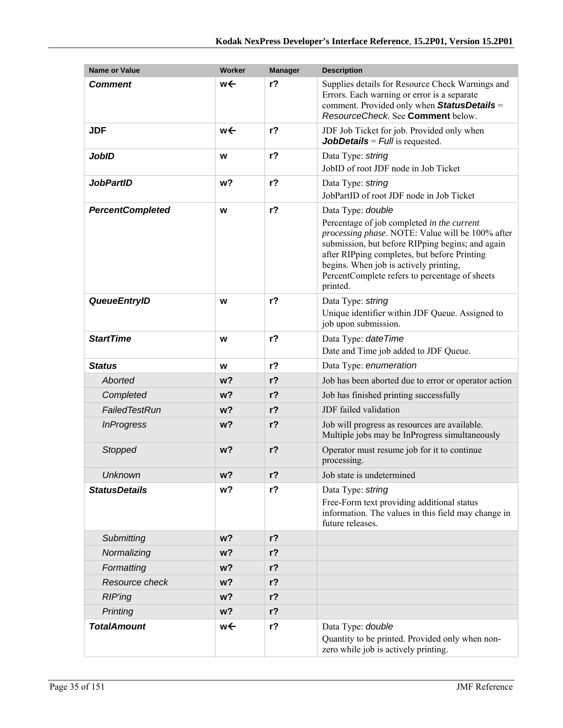| Name or Value | Worker | Manager | Description |
|---|---|---|---|
| ***Comment*** | **w←** | **r?** | Supplies details for Resource Check Warnings and Errors. Each warning or error is a separate comment. Provided only when ***StatusDetails*** = *ResourceCheck*. See **Comment** below. |
| **JDF** | **w←** | **r?** | JDF Job Ticket for job. Provided only when ***JobDetails*** = *Full* is requested. |
| ***JobID*** | **w** | **r?** | Data Type: *string*<br>JobID of root JDF node in Job Ticket |
| ***JobPartID*** | **w?** | **r?** | Data Type: *string*<br>JobPartID of root JDF node in Job Ticket |
| ***PercentCompleted*** | **w** | **r?** | Data Type: *double*<br>Percentage of job completed *in the current processing phase*. NOTE: Value will be 100% after submission, but before RIPping begins; and again after RIPping completes, but before Printing begins. When job is actively printing, PercentComplete refers to percentage of sheets printed. |
| ***QueueEntryID*** | **w** | **r?** | Data Type: *string*<br>Unique identifier within JDF Queue. Assigned to job upon submission. |
| ***StartTime*** | **w** | **r?** | Data Type: *dateTime*<br>Date and Time job added to JDF Queue. |
| ***Status*** | **w** | **r?** | Data Type: *enumeration* |
| *Aborted* | **w?** | **r?** | Job has been aborted due to error or operator action |
| *Completed* | **w?** | **r?** | Job has finished printing successfully |
| *FailedTestRun* | **w?** | **r?** | JDF failed validation |
| *InProgress* | **w?** | **r?** | Job will progress as resources are available. Multiple jobs may be InProgress simultaneously |
| *Stopped* | **w?** | **r?** | Operator must resume job for it to continue processing. |
| *Unknown* | **w?** | **r?** | Job state is undetermined |
| ***StatusDetails*** | **w?** | **r?** | Data Type: *string*<br>Free-Form text providing additional status information. The values in this field may change in future releases. |
| *Submitting* | **w?** | **r?** | |
| *Normalizing* | **w?** | **r?** | |
| *Formatting* | **w?** | **r?** | |
| *Resource check* | **w?** | **r?** | |
| *RIP'ing* | **w?** | **r?** | |
| *Printing* | **w?** | **r?** | |
| ***TotalAmount*** | **w←** | **r?** | Data Type: *double*<br>Quantity to be printed. Provided only when non-zero while job is actively printing. |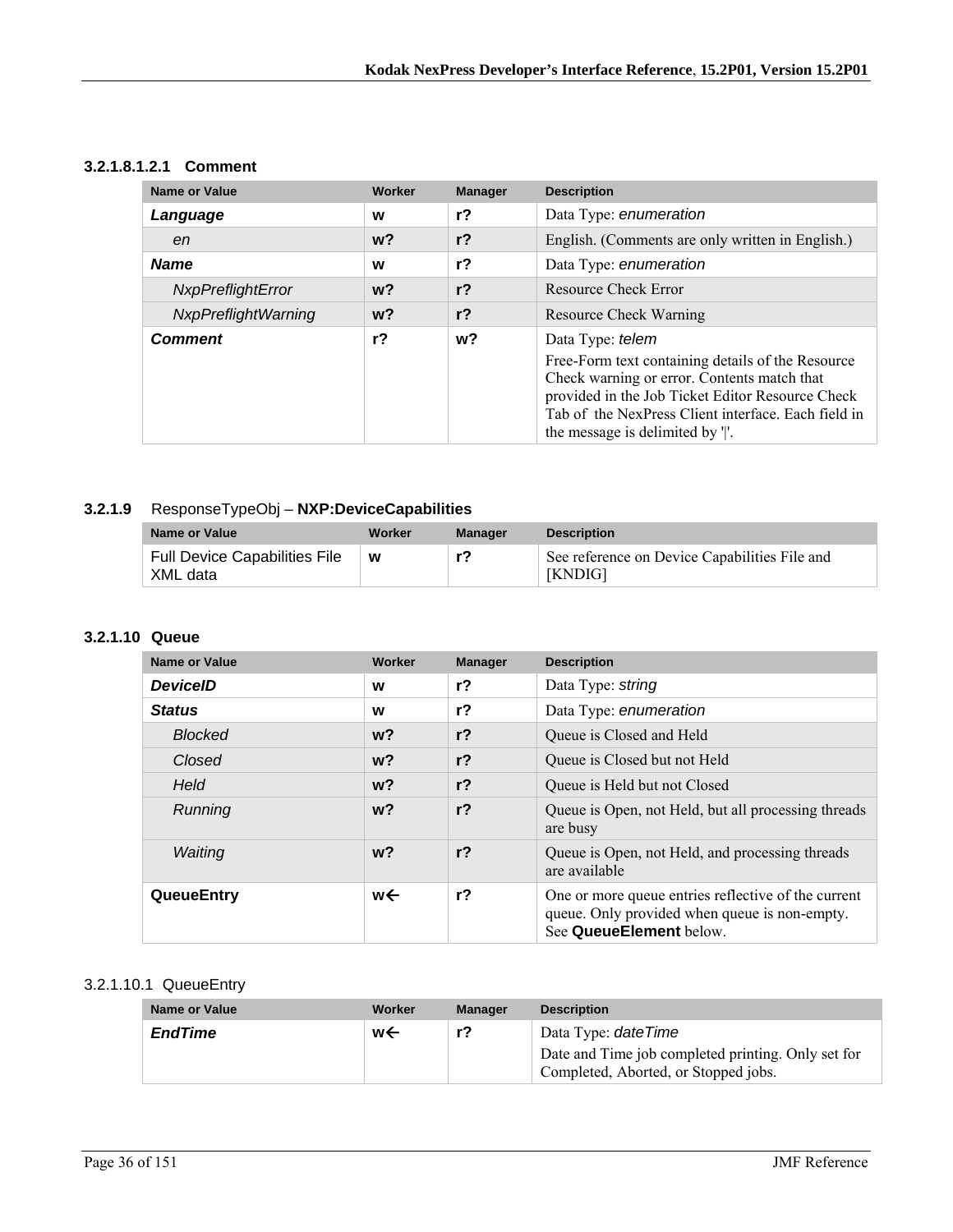#### 3.2.1.8.1.2.1 Comment

| Name or Value | Worker | Manager | Description |
|---|---|---|---|
| ***Language*** | **w** | **r?** | Data Type: *enumeration* |
| *en* | **w?** | **r?** | English. (Comments are only written in English.) |
| ***Name*** | **w** | **r?** | Data Type: *enumeration* |
| *NxpPreflightError* | **w?** | **r?** | Resource Check Error |
| *NxpPreflightWarning* | **w?** | **r?** | Resource Check Warning |
| ***Comment*** | **r?** | **w?** | Data Type: *telem*<br>Free-Form text containing details of the Resource Check warning or error. Contents match that provided in the Job Ticket Editor Resource Check Tab of the NexPress Client interface. Each field in the message is delimited by '\|'. |

### 3.2.1.9 ResponseTypeObj – **NXP:DeviceCapabilities**

| Name or Value | Worker | Manager | Description |
|---|---|---|---|
| Full Device Capabilities File XML data | **w** | **r?** | See reference on Device Capabilities File and [KNDIG] |

### 3.2.1.10 Queue

| Name or Value | Worker | Manager | Description |
|---|---|---|---|
| ***DeviceID*** | **w** | **r?** | Data Type: *string* |
| ***Status*** | **w** | **r?** | Data Type: *enumeration* |
| *Blocked* | **w?** | **r?** | Queue is Closed and Held |
| *Closed* | **w?** | **r?** | Queue is Closed but not Held |
| *Held* | **w?** | **r?** | Queue is Held but not Closed |
| *Running* | **w?** | **r?** | Queue is Open, not Held, but all processing threads are busy |
| *Waiting* | **w?** | **r?** | Queue is Open, not Held, and processing threads are available |
| **QueueEntry** | **w←** | **r?** | One or more queue entries reflective of the current queue. Only provided when queue is non-empty. See **QueueElement** below. |

#### 3.2.1.10.1 QueueEntry

| Name or Value | Worker | Manager | Description |
|---|---|---|---|
| ***EndTime*** | **w←** | **r?** | Data Type: *dateTime*<br>Date and Time job completed printing. Only set for Completed, Aborted, or Stopped jobs. |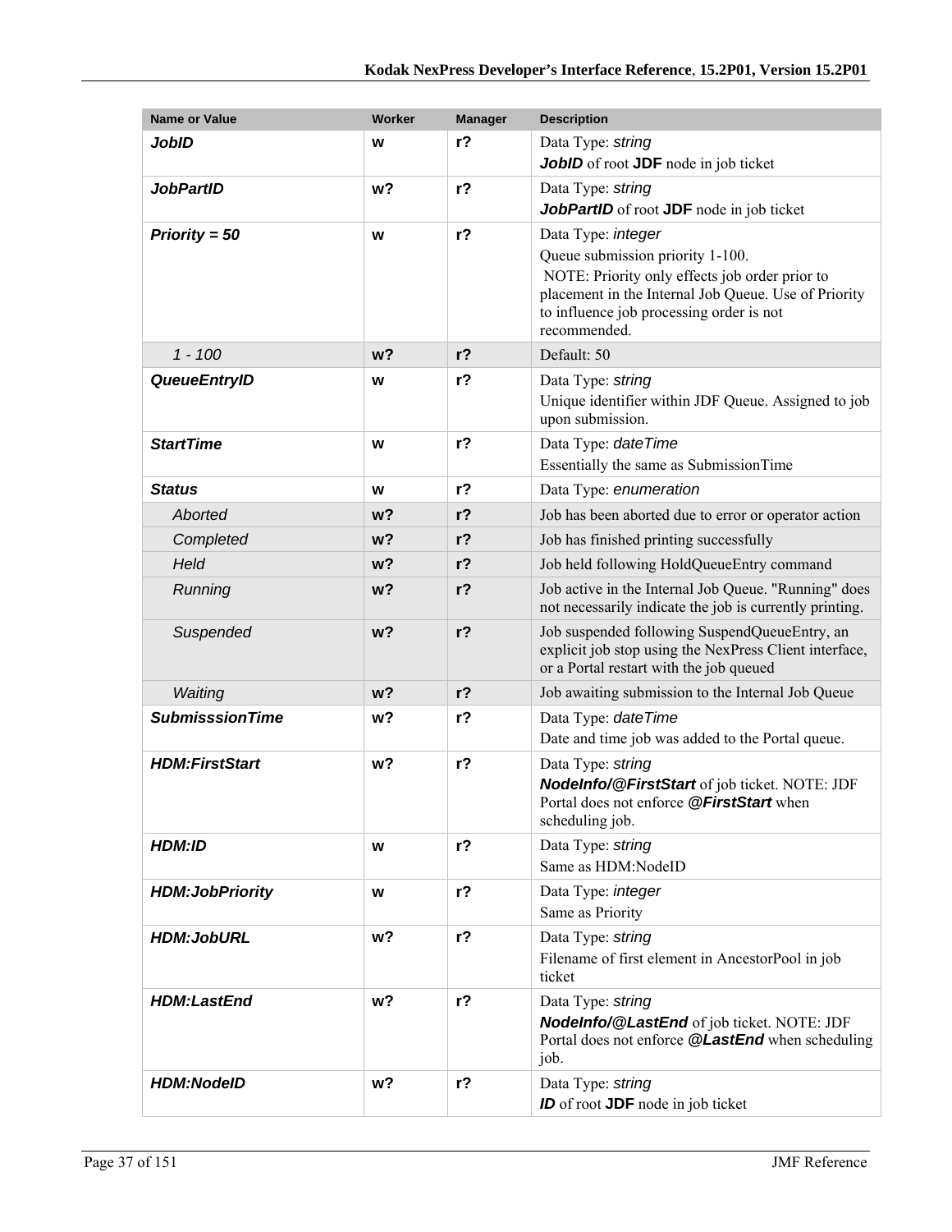| Name or Value | Worker | Manager | Description |
|---|---|---|---|
| ***JobID*** | **w** | **r?** | Data Type: *string*<br>***JobID*** of root **JDF** node in job ticket |
| ***JobPartID*** | **w?** | **r?** | Data Type: *string*<br>***JobPartID*** of root **JDF** node in job ticket |
| ***Priority = 50*** | **w** | **r?** | Data Type: *integer*<br>Queue submission priority 1-100.<br>NOTE: Priority only effects job order prior to placement in the Internal Job Queue. Use of Priority to influence job processing order is not recommended. |
| *1 - 100* | **w?** | **r?** | Default: 50 |
| ***QueueEntryID*** | **w** | **r?** | Data Type: *string*<br>Unique identifier within JDF Queue. Assigned to job upon submission. |
| ***StartTime*** | **w** | **r?** | Data Type: *dateTime*<br>Essentially the same as SubmissionTime |
| ***Status*** | **w** | **r?** | Data Type: *enumeration* |
| *Aborted* | **w?** | **r?** | Job has been aborted due to error or operator action |
| *Completed* | **w?** | **r?** | Job has finished printing successfully |
| *Held* | **w?** | **r?** | Job held following HoldQueueEntry command |
| *Running* | **w?** | **r?** | Job active in the Internal Job Queue. "Running" does not necessarily indicate the job is currently printing. |
| *Suspended* | **w?** | **r?** | Job suspended following SuspendQueueEntry, an explicit job stop using the NexPress Client interface, or a Portal restart with the job queued |
| *Waiting* | **w?** | **r?** | Job awaiting submission to the Internal Job Queue |
| ***SubmisssionTime*** | **w?** | **r?** | Data Type: *dateTime*<br>Date and time job was added to the Portal queue. |
| ***HDM:FirstStart*** | **w?** | **r?** | Data Type: *string*<br>***NodeInfo/@FirstStart*** of job ticket. NOTE: JDF Portal does not enforce ***@FirstStart*** when scheduling job. |
| ***HDM:ID*** | **w** | **r?** | Data Type: *string*<br>Same as HDM:NodeID |
| ***HDM:JobPriority*** | **w** | **r?** | Data Type: *integer*<br>Same as Priority |
| ***HDM:JobURL*** | **w?** | **r?** | Data Type: *string*<br>Filename of first element in AncestorPool in job ticket |
| ***HDM:LastEnd*** | **w?** | **r?** | Data Type: *string*<br>***NodeInfo/@LastEnd*** of job ticket. NOTE: JDF Portal does not enforce ***@LastEnd*** when scheduling job. |
| ***HDM:NodeID*** | **w?** | **r?** | Data Type: *string*<br>***ID*** of root **JDF** node in job ticket |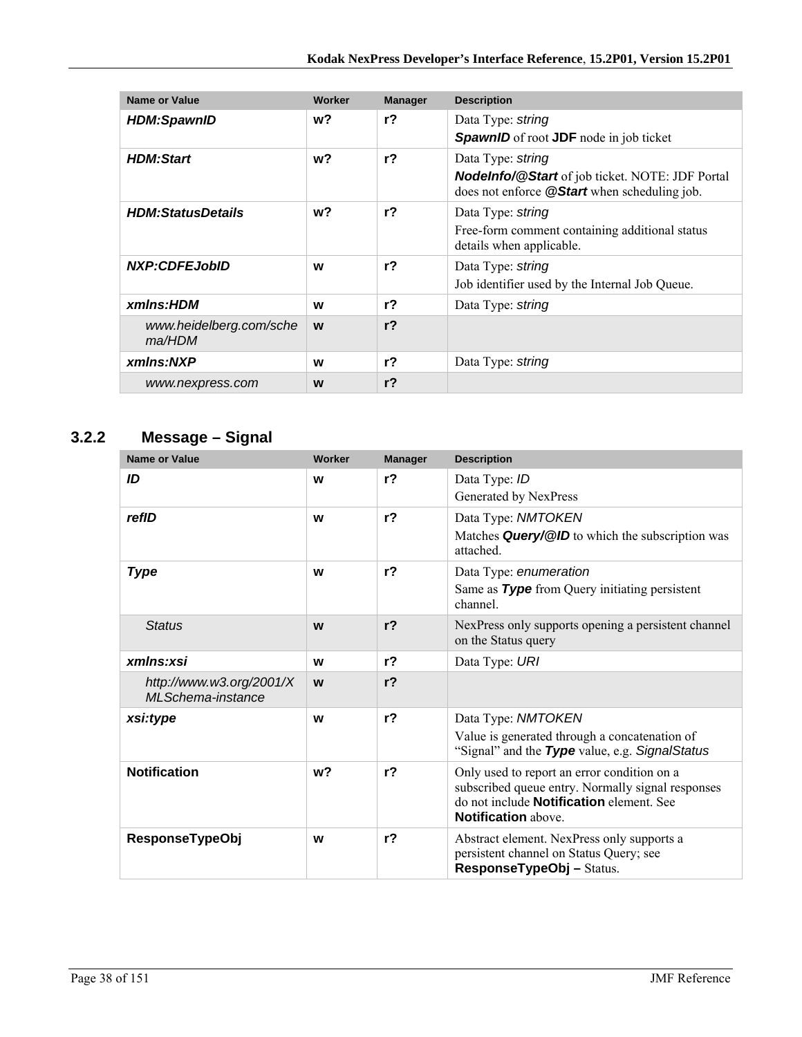| Name or Value | Worker | Manager | Description |
| --- | --- | --- | --- |
| ***HDM:SpawnID*** | **w?** | **r?** | Data Type: *string*<br>***SpawnID*** of root **JDF** node in job ticket |
| ***HDM:Start*** | **w?** | **r?** | Data Type: *string*<br>***NodeInfo/@Start*** of job ticket. NOTE: JDF Portal does not enforce ***@Start*** when scheduling job. |
| ***HDM:StatusDetails*** | **w?** | **r?** | Data Type: *string*<br>Free-form comment containing additional status details when applicable. |
| ***NXP:CDFEJobID*** | **w** | **r?** | Data Type: *string*<br>Job identifier used by the Internal Job Queue. |
| ***xmlns:HDM*** | **w** | **r?** | Data Type: *string* |
| *www.heidelberg.com/schema/HDM* | **w** | **r?** | |
| ***xmlns:NXP*** | **w** | **r?** | Data Type: *string* |
| *www.nexpress.com* | **w** | **r?** | |

### 3.2.2 Message – Signal

| Name or Value | Worker | Manager | Description |
| --- | --- | --- | --- |
| ***ID*** | **w** | **r?** | Data Type: *ID*<br>Generated by NexPress |
| ***refID*** | **w** | **r?** | Data Type: *NMTOKEN*<br>Matches ***Query/@ID*** to which the subscription was attached. |
| ***Type*** | **w** | **r?** | Data Type: *enumeration*<br>Same as ***Type*** from Query initiating persistent channel. |
| *Status* | **w** | **r?** | NexPress only supports opening a persistent channel on the Status query |
| ***xmlns:xsi*** | **w** | **r?** | Data Type: *URI* |
| *http://www.w3.org/2001/XMLSchema-instance* | **w** | **r?** | |
| ***xsi:type*** | **w** | **r?** | Data Type: *NMTOKEN*<br>Value is generated through a concatenation of "Signal" and the ***Type*** value, e.g. *SignalStatus* |
| **Notification** | **w?** | **r?** | Only used to report an error condition on a subscribed queue entry. Normally signal responses do not include **Notification** element. See **Notification** above. |
| **ResponseTypeObj** | **w** | **r?** | Abstract element. NexPress only supports a persistent channel on Status Query; see **ResponseTypeObj –** Status. |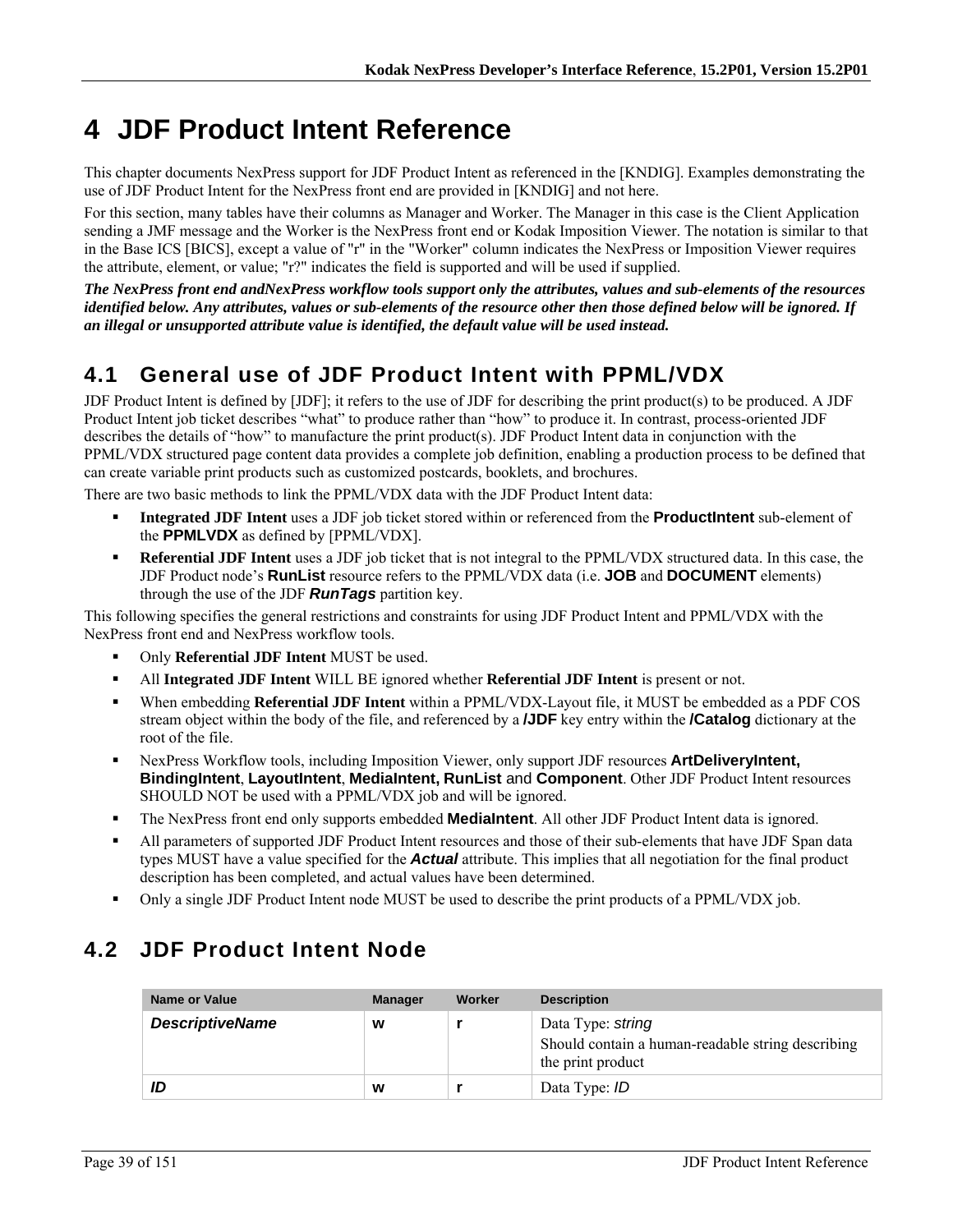# 4 JDF Product Intent Reference

This chapter documents NexPress support for JDF Product Intent as referenced in the [KNDIG]. Examples demonstrating the use of JDF Product Intent for the NexPress front end are provided in [KNDIG] and not here.

For this section, many tables have their columns as Manager and Worker. The Manager in this case is the Client Application sending a JMF message and the Worker is the NexPress front end or Kodak Imposition Viewer. The notation is similar to that in the Base ICS [BICS], except a value of "r" in the "Worker" column indicates the NexPress or Imposition Viewer requires the attribute, element, or value; "r?" indicates the field is supported and will be used if supplied.

***The NexPress front end andNexPress workflow tools support only the attributes, values and sub-elements of the resources identified below. Any attributes, values or sub-elements of the resource other then those defined below will be ignored. If an illegal or unsupported attribute value is identified, the default value will be used instead.***

## 4.1 General use of JDF Product Intent with PPML/VDX

JDF Product Intent is defined by [JDF]; it refers to the use of JDF for describing the print product(s) to be produced. A JDF Product Intent job ticket describes "what" to produce rather than "how" to produce it. In contrast, process-oriented JDF describes the details of "how" to manufacture the print product(s). JDF Product Intent data in conjunction with the PPML/VDX structured page content data provides a complete job definition, enabling a production process to be defined that can create variable print products such as customized postcards, booklets, and brochures.

There are two basic methods to link the PPML/VDX data with the JDF Product Intent data:

- **Integrated JDF Intent** uses a JDF job ticket stored within or referenced from the **ProductIntent** sub-element of the **PPMLVDX** as defined by [PPML/VDX].
- **Referential JDF Intent** uses a JDF job ticket that is not integral to the PPML/VDX structured data. In this case, the JDF Product node's **RunList** resource refers to the PPML/VDX data (i.e. **JOB** and **DOCUMENT** elements) through the use of the JDF ***RunTags*** partition key.

This following specifies the general restrictions and constraints for using JDF Product Intent and PPML/VDX with the NexPress front end and NexPress workflow tools.

- Only **Referential JDF Intent** MUST be used.
- All **Integrated JDF Intent** WILL BE ignored whether **Referential JDF Intent** is present or not.
- When embedding **Referential JDF Intent** within a PPML/VDX-Layout file, it MUST be embedded as a PDF COS stream object within the body of the file, and referenced by a **/JDF** key entry within the **/Catalog** dictionary at the root of the file.
- NexPress Workflow tools, including Imposition Viewer, only support JDF resources **ArtDeliveryIntent, BindingIntent**, **LayoutIntent**, **MediaIntent, RunList** and **Component**. Other JDF Product Intent resources SHOULD NOT be used with a PPML/VDX job and will be ignored.
- The NexPress front end only supports embedded **MediaIntent**. All other JDF Product Intent data is ignored.
- All parameters of supported JDF Product Intent resources and those of their sub-elements that have JDF Span data types MUST have a value specified for the ***Actual*** attribute. This implies that all negotiation for the final product description has been completed, and actual values have been determined.
- Only a single JDF Product Intent node MUST be used to describe the print products of a PPML/VDX job.

## 4.2 JDF Product Intent Node

| Name or Value | Manager | Worker | Description |
|---|---|---|---|
| ***DescriptiveName*** | **w** | **r** | Data Type: *string*<br>Should contain a human-readable string describing the print product |
| ***ID*** | **w** | **r** | Data Type: *ID* |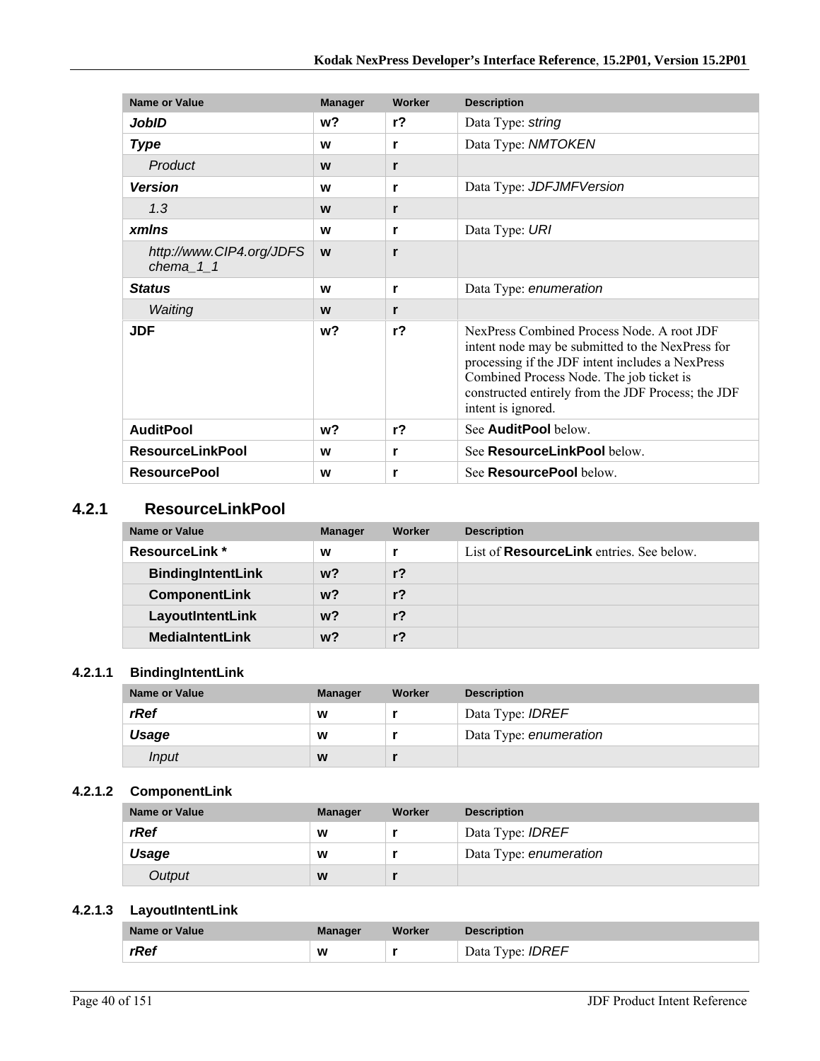| Name or Value | Manager | Worker | Description |
|---|---|---|---|
| ***JobID*** | **w?** | **r?** | Data Type: *string* |
| ***Type*** | **w** | **r** | Data Type: *NMTOKEN* |
| *Product* | **w** | **r** | |
| ***Version*** | **w** | **r** | Data Type: *JDFJMFVersion* |
| *1.3* | **w** | **r** | |
| ***xmlns*** | **w** | **r** | Data Type: *URI* |
| *http://www.CIP4.org/JDFSchema_1_1* | **w** | **r** | |
| ***Status*** | **w** | **r** | Data Type: *enumeration* |
| *Waiting* | **w** | **r** | |
| **JDF** | **w?** | **r?** | NexPress Combined Process Node. A root JDF intent node may be submitted to the NexPress for processing if the JDF intent includes a NexPress Combined Process Node. The job ticket is constructed entirely from the JDF Process; the JDF intent is ignored. |
| **AuditPool** | **w?** | **r?** | See **AuditPool** below. |
| **ResourceLinkPool** | **w** | **r** | See **ResourceLinkPool** below. |
| **ResourcePool** | **w** | **r** | See **ResourcePool** below. |

## 4.2.1 ResourceLinkPool

| Name or Value | Manager | Worker | Description |
|---|---|---|---|
| **ResourceLink *** | **w** | **r** | List of **ResourceLink** entries. See below. |
| **BindingIntentLink** | **w?** | **r?** | |
| **ComponentLink** | **w?** | **r?** | |
| **LayoutIntentLink** | **w?** | **r?** | |
| **MediaIntentLink** | **w?** | **r?** | |

### 4.2.1.1 BindingIntentLink

| Name or Value | Manager | Worker | Description |
|---|---|---|---|
| ***rRef*** | **w** | **r** | Data Type: *IDREF* |
| ***Usage*** | **w** | **r** | Data Type: *enumeration* |
| *Input* | **w** | **r** | |

### 4.2.1.2 ComponentLink

| Name or Value | Manager | Worker | Description |
|---|---|---|---|
| ***rRef*** | **w** | **r** | Data Type: *IDREF* |
| ***Usage*** | **w** | **r** | Data Type: *enumeration* |
| *Output* | **w** | **r** | |

### 4.2.1.3 LayoutIntentLink

| Name or Value | Manager | Worker | Description |
|---|---|---|---|
| ***rRef*** | **w** | **r** | Data Type: *IDREF* |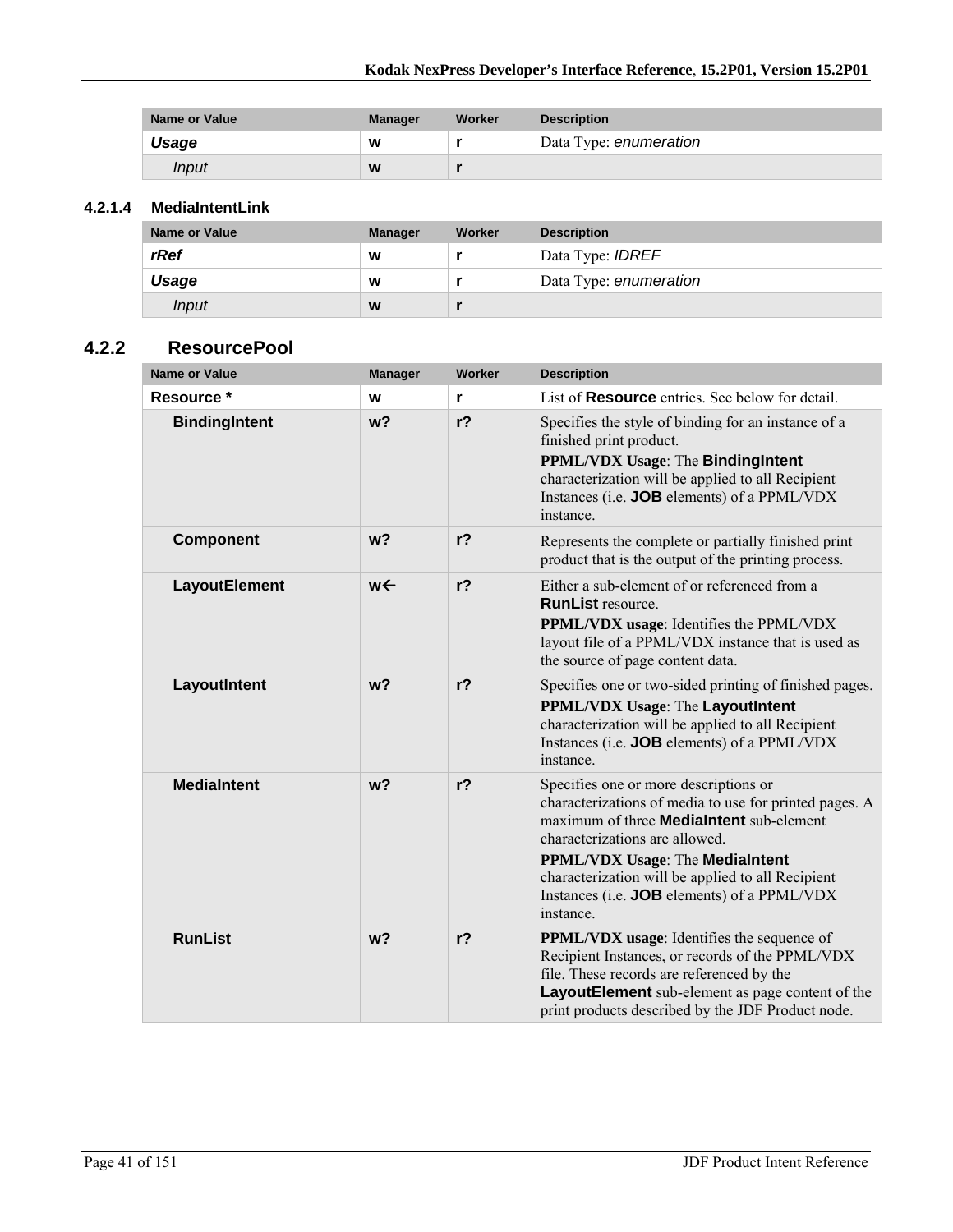| Name or Value | Manager | Worker | Description |
|---|---|---|---|
| ***Usage*** | **w** | **r** | Data Type: *enumeration* |
| *Input* | **w** | **r** | |

#### 4.2.1.4 MediaIntentLink

| Name or Value | Manager | Worker | Description |
|---|---|---|---|
| ***rRef*** | **w** | **r** | Data Type: *IDREF* |
| ***Usage*** | **w** | **r** | Data Type: *enumeration* |
| *Input* | **w** | **r** | |

### 4.2.2 ResourcePool

| Name or Value | Manager | Worker | Description |
|---|---|---|---|
| **Resource \*** | **w** | **r** | List of **Resource** entries. See below for detail. |
| **BindingIntent** | **w?** | **r?** | Specifies the style of binding for an instance of a finished print product.<br>**PPML/VDX Usage**: The **BindingIntent** characterization will be applied to all Recipient Instances (i.e. **JOB** elements) of a PPML/VDX instance. |
| **Component** | **w?** | **r?** | Represents the complete or partially finished print product that is the output of the printing process. |
| **LayoutElement** | **w←** | **r?** | Either a sub-element of or referenced from a **RunList** resource.<br>**PPML/VDX usage**: Identifies the PPML/VDX layout file of a PPML/VDX instance that is used as the source of page content data. |
| **LayoutIntent** | **w?** | **r?** | Specifies one or two-sided printing of finished pages.<br>**PPML/VDX Usage**: The **LayoutIntent** characterization will be applied to all Recipient Instances (i.e. **JOB** elements) of a PPML/VDX instance. |
| **MediaIntent** | **w?** | **r?** | Specifies one or more descriptions or characterizations of media to use for printed pages. A maximum of three **MediaIntent** sub-element characterizations are allowed.<br>**PPML/VDX Usage**: The **MediaIntent** characterization will be applied to all Recipient Instances (i.e. **JOB** elements) of a PPML/VDX instance. |
| **RunList** | **w?** | **r?** | **PPML/VDX usage**: Identifies the sequence of Recipient Instances, or records of the PPML/VDX file. These records are referenced by the **LayoutElement** sub-element as page content of the print products described by the JDF Product node. |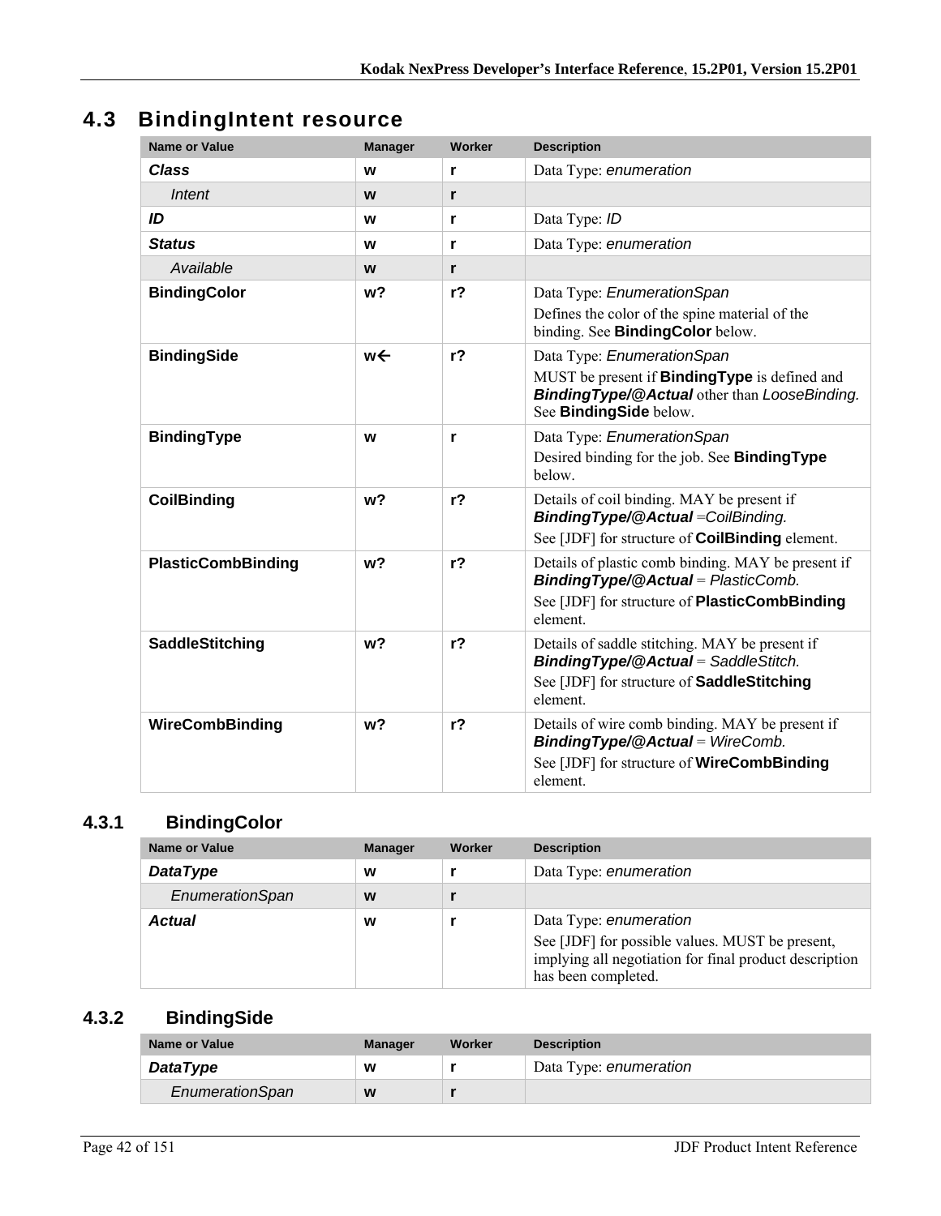## 4.3 BindingIntent resource

| Name or Value | Manager | Worker | Description |
| --- | --- | --- | --- |
| ***Class*** | **w** | **r** | Data Type: *enumeration* |
| *Intent* | **w** | **r** | |
| ***ID*** | **w** | **r** | Data Type: *ID* |
| ***Status*** | **w** | **r** | Data Type: *enumeration* |
| *Available* | **w** | **r** | |
| **BindingColor** | **w?** | **r?** | Data Type: *EnumerationSpan*<br>Defines the color of the spine material of the binding. See **BindingColor** below. |
| **BindingSide** | **w←** | **r?** | Data Type: *EnumerationSpan*<br>MUST be present if **BindingType** is defined and ***BindingType/@Actual*** other than *LooseBinding.* See **BindingSide** below. |
| **BindingType** | **w** | **r** | Data Type: *EnumerationSpan*<br>Desired binding for the job. See **BindingType** below. |
| **CoilBinding** | **w?** | **r?** | Details of coil binding. MAY be present if ***BindingType/@Actual*** =*CoilBinding.*<br>See [JDF] for structure of **CoilBinding** element. |
| **PlasticCombBinding** | **w?** | **r?** | Details of plastic comb binding. MAY be present if ***BindingType/@Actual*** = *PlasticComb.*<br>See [JDF] for structure of **PlasticCombBinding** element. |
| **SaddleStitching** | **w?** | **r?** | Details of saddle stitching. MAY be present if ***BindingType/@Actual*** = *SaddleStitch.*<br>See [JDF] for structure of **SaddleStitching** element. |
| **WireCombBinding** | **w?** | **r?** | Details of wire comb binding. MAY be present if ***BindingType/@Actual*** = *WireComb.*<br>See [JDF] for structure of **WireCombBinding** element. |

### 4.3.1 BindingColor

| Name or Value | Manager | Worker | Description |
| --- | --- | --- | --- |
| ***DataType*** | **w** | **r** | Data Type: *enumeration* |
| *EnumerationSpan* | **w** | **r** | |
| ***Actual*** | **w** | **r** | Data Type: *enumeration*<br>See [JDF] for possible values. MUST be present, implying all negotiation for final product description has been completed. |

### 4.3.2 BindingSide

| Name or Value | Manager | Worker | Description |
| --- | --- | --- | --- |
| ***DataType*** | **w** | **r** | Data Type: *enumeration* |
| *EnumerationSpan* | **w** | **r** | |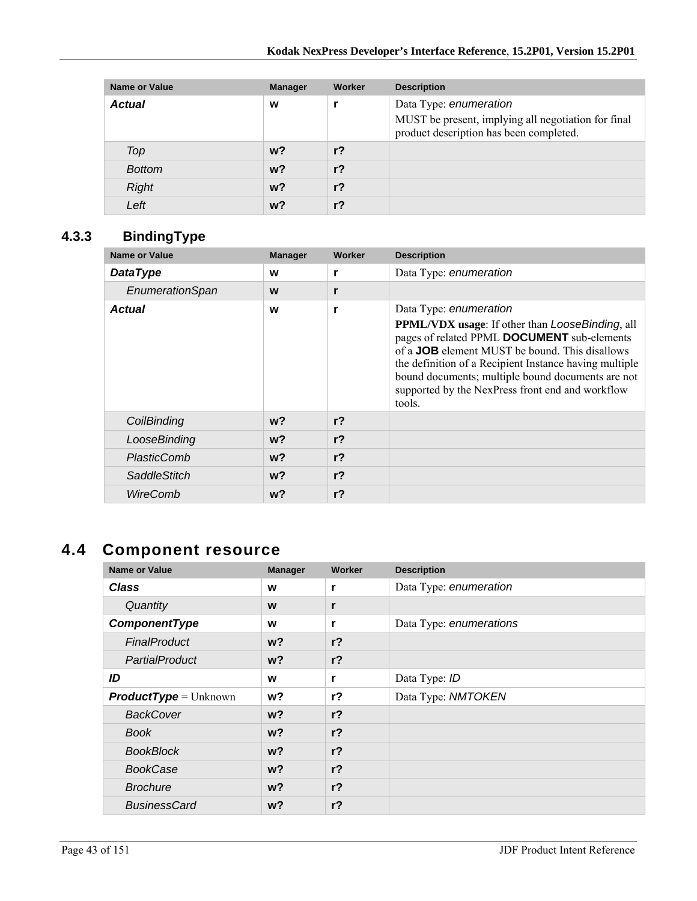| Name or Value | Manager | Worker | Description |
|---|---|---|---|
| ***Actual*** | **w** | **r** | Data Type: *enumeration*<br>MUST be present, implying all negotiation for final product description has been completed. |
| *Top* | **w?** | **r?** | |
| *Bottom* | **w?** | **r?** | |
| *Right* | **w?** | **r?** | |
| *Left* | **w?** | **r?** | |

### 4.3.3 BindingType

| Name or Value | Manager | Worker | Description |
|---|---|---|---|
| ***DataType*** | **w** | **r** | Data Type: *enumeration* |
| *EnumerationSpan* | **w** | **r** | |
| ***Actual*** | **w** | **r** | Data Type: *enumeration*<br>**PPML/VDX usage**: If other than *LooseBinding*, all pages of related PPML **DOCUMENT** sub-elements of a **JOB** element MUST be bound. This disallows the definition of a Recipient Instance having multiple bound documents; multiple bound documents are not supported by the NexPress front end and workflow tools. |
| *CoilBinding* | **w?** | **r?** | |
| *LooseBinding* | **w?** | **r?** | |
| *PlasticComb* | **w?** | **r?** | |
| *SaddleStitch* | **w?** | **r?** | |
| *WireComb* | **w?** | **r?** | |

## 4.4 Component resource

| Name or Value | Manager | Worker | Description |
|---|---|---|---|
| ***Class*** | **w** | **r** | Data Type: *enumeration* |
| *Quantity* | **w** | **r** | |
| ***ComponentType*** | **w** | **r** | Data Type: *enumerations* |
| *FinalProduct* | **w?** | **r?** | |
| *PartialProduct* | **w?** | **r?** | |
| ***ID*** | **w** | **r** | Data Type: *ID* |
| ***ProductType*** = Unknown | **w?** | **r?** | Data Type: *NMTOKEN* |
| *BackCover* | **w?** | **r?** | |
| *Book* | **w?** | **r?** | |
| *BookBlock* | **w?** | **r?** | |
| *BookCase* | **w?** | **r?** | |
| *Brochure* | **w?** | **r?** | |
| *BusinessCard* | **w?** | **r?** | |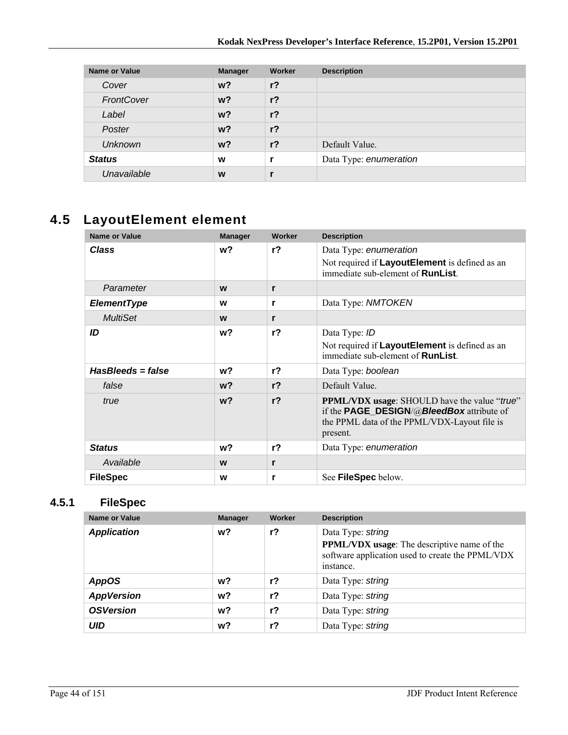| Name or Value | Manager | Worker | Description |
|---|---|---|---|
| *Cover* | **w?** | **r?** | |
| *FrontCover* | **w?** | **r?** | |
| *Label* | **w?** | **r?** | |
| *Poster* | **w?** | **r?** | |
| *Unknown* | **w?** | **r?** | Default Value. |
| ***Status*** | **w** | **r** | Data Type: *enumeration* |
| *Unavailable* | **w** | **r** | |

## 4.5 LayoutElement element

| Name or Value | Manager | Worker | Description |
|---|---|---|---|
| ***Class*** | **w?** | **r?** | Data Type: *enumeration*<br>Not required if **LayoutElement** is defined as an immediate sub-element of **RunList**. |
| *Parameter* | **w** | **r** | |
| ***ElementType*** | **w** | **r** | Data Type: *NMTOKEN* |
| *MultiSet* | **w** | **r** | |
| ***ID*** | **w?** | **r?** | Data Type: *ID*<br>Not required if **LayoutElement** is defined as an immediate sub-element of **RunList**. |
| ***HasBleeds = false*** | **w?** | **r?** | Data Type: *boolean* |
| *false* | **w?** | **r?** | Default Value. |
| *true* | **w?** | **r?** | **PPML/VDX usage**: SHOULD have the value "*true*" if the **PAGE_DESIGN**/@***BleedBox*** attribute of the PPML data of the PPML/VDX-Layout file is present. |
| ***Status*** | **w?** | **r?** | Data Type: *enumeration* |
| *Available* | **w** | **r** | |
| **FileSpec** | **w** | **r** | See **FileSpec** below. |

### 4.5.1 FileSpec

| Name or Value | Manager | Worker | Description |
|---|---|---|---|
| ***Application*** | **w?** | **r?** | Data Type: *string*<br>**PPML/VDX usage**: The descriptive name of the software application used to create the PPML/VDX instance. |
| ***AppOS*** | **w?** | **r?** | Data Type: *string* |
| ***AppVersion*** | **w?** | **r?** | Data Type: *string* |
| ***OSVersion*** | **w?** | **r?** | Data Type: *string* |
| ***UID*** | **w?** | **r?** | Data Type: *string* |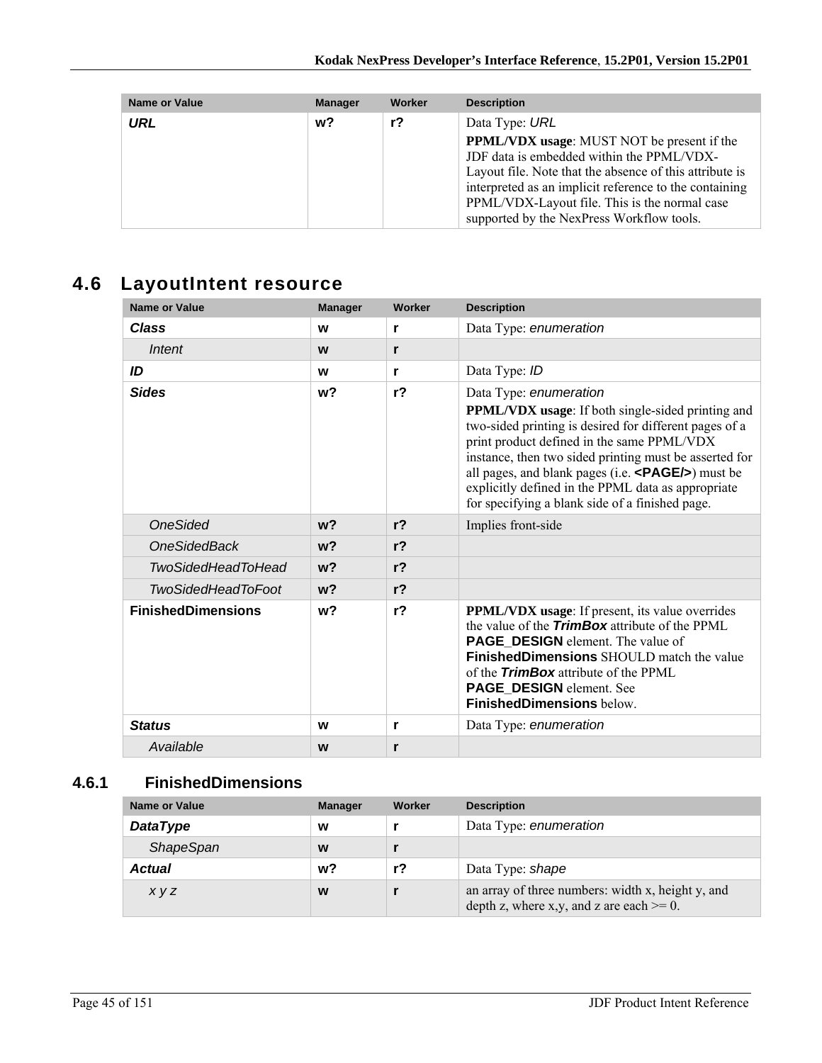| Name or Value | Manager | Worker | Description |
|---|---|---|---|
| ***URL*** | **w?** | **r?** | Data Type: *URL*<br>**PPML/VDX usage**: MUST NOT be present if the JDF data is embedded within the PPML/VDX-Layout file. Note that the absence of this attribute is interpreted as an implicit reference to the containing PPML/VDX-Layout file. This is the normal case supported by the NexPress Workflow tools. |

## 4.6 LayoutIntent resource

| Name or Value | Manager | Worker | Description |
|---|---|---|---|
| ***Class*** | **w** | **r** | Data Type: *enumeration* |
| *Intent* | **w** | **r** | |
| ***ID*** | **w** | **r** | Data Type: *ID* |
| ***Sides*** | **w?** | **r?** | Data Type: *enumeration*<br>**PPML/VDX usage**: If both single-sided printing and two-sided printing is desired for different pages of a print product defined in the same PPML/VDX instance, then two sided printing must be asserted for all pages, and blank pages (i.e. **<PAGE/>**) must be explicitly defined in the PPML data as appropriate for specifying a blank side of a finished page. |
| *OneSided* | **w?** | **r?** | Implies front-side |
| *OneSidedBack* | **w?** | **r?** | |
| *TwoSidedHeadToHead* | **w?** | **r?** | |
| *TwoSidedHeadToFoot* | **w?** | **r?** | |
| **FinishedDimensions** | **w?** | **r?** | **PPML/VDX usage**: If present, its value overrides the value of the ***TrimBox*** attribute of the PPML **PAGE_DESIGN** element. The value of **FinishedDimensions** SHOULD match the value of the ***TrimBox*** attribute of the PPML **PAGE_DESIGN** element. See **FinishedDimensions** below. |
| ***Status*** | **w** | **r** | Data Type: *enumeration* |
| *Available* | **w** | **r** | |

### 4.6.1 FinishedDimensions

| Name or Value | Manager | Worker | Description |
|---|---|---|---|
| ***DataType*** | **w** | **r** | Data Type: *enumeration* |
| *ShapeSpan* | **w** | **r** | |
| ***Actual*** | **w?** | **r?** | Data Type: *shape* |
| *x y z* | **w** | **r** | an array of three numbers: width x, height y, and depth z, where x,y, and z are each >= 0. |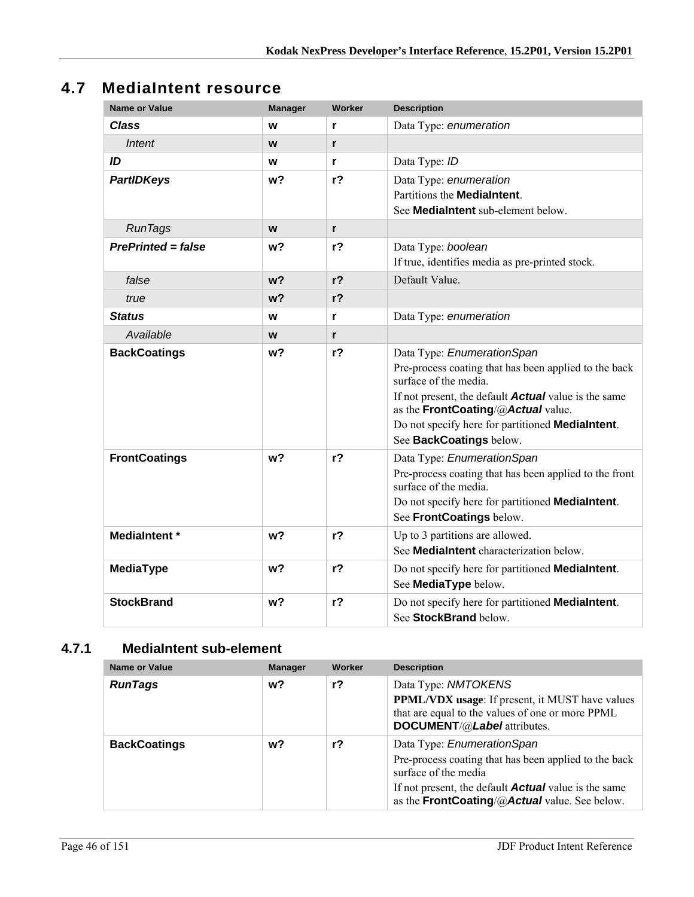## 4.7 MediaIntent resource

| Name or Value | Manager | Worker | Description |
|---|---|---|---|
| ***Class*** | **w** | **r** | Data Type: *enumeration* |
| *Intent* | **w** | **r** | |
| ***ID*** | **w** | **r** | Data Type: *ID* |
| ***PartIDKeys*** | **w?** | **r?** | Data Type: *enumeration*<br>Partitions the **MediaIntent**.<br>See **MediaIntent** sub-element below. |
| *RunTags* | **w** | **r** | |
| ***PrePrinted = false*** | **w?** | **r?** | Data Type: *boolean*<br>If true, identifies media as pre-printed stock. |
| *false* | **w?** | **r?** | Default Value. |
| *true* | **w?** | **r?** | |
| ***Status*** | **w** | **r** | Data Type: *enumeration* |
| *Available* | **w** | **r** | |
| **BackCoatings** | **w?** | **r?** | Data Type: *EnumerationSpan*<br>Pre-process coating that has been applied to the back surface of the media.<br>If not present, the default ***Actual*** value is the same as the **FrontCoating**/@***Actual*** value.<br>Do not specify here for partitioned **MediaIntent**.<br>See **BackCoatings** below. |
| **FrontCoatings** | **w?** | **r?** | Data Type: *EnumerationSpan*<br>Pre-process coating that has been applied to the front surface of the media.<br>Do not specify here for partitioned **MediaIntent**.<br>See **FrontCoatings** below. |
| **MediaIntent *** | **w?** | **r?** | Up to 3 partitions are allowed.<br>See **MediaIntent** characterization below. |
| **MediaType** | **w?** | **r?** | Do not specify here for partitioned **MediaIntent**.<br>See **MediaType** below. |
| **StockBrand** | **w?** | **r?** | Do not specify here for partitioned **MediaIntent**.<br>See **StockBrand** below. |

### 4.7.1 MediaIntent sub-element

| Name or Value | Manager | Worker | Description |
|---|---|---|---|
| ***RunTags*** | **w?** | **r?** | Data Type: *NMTOKENS*<br>**PPML/VDX usage**: If present, it MUST have values that are equal to the values of one or more PPML **DOCUMENT**/@***Label*** attributes. |
| **BackCoatings** | **w?** | **r?** | Data Type: *EnumerationSpan*<br>Pre-process coating that has been applied to the back surface of the media<br>If not present, the default ***Actual*** value is the same as the **FrontCoating**/@***Actual*** value. See below. |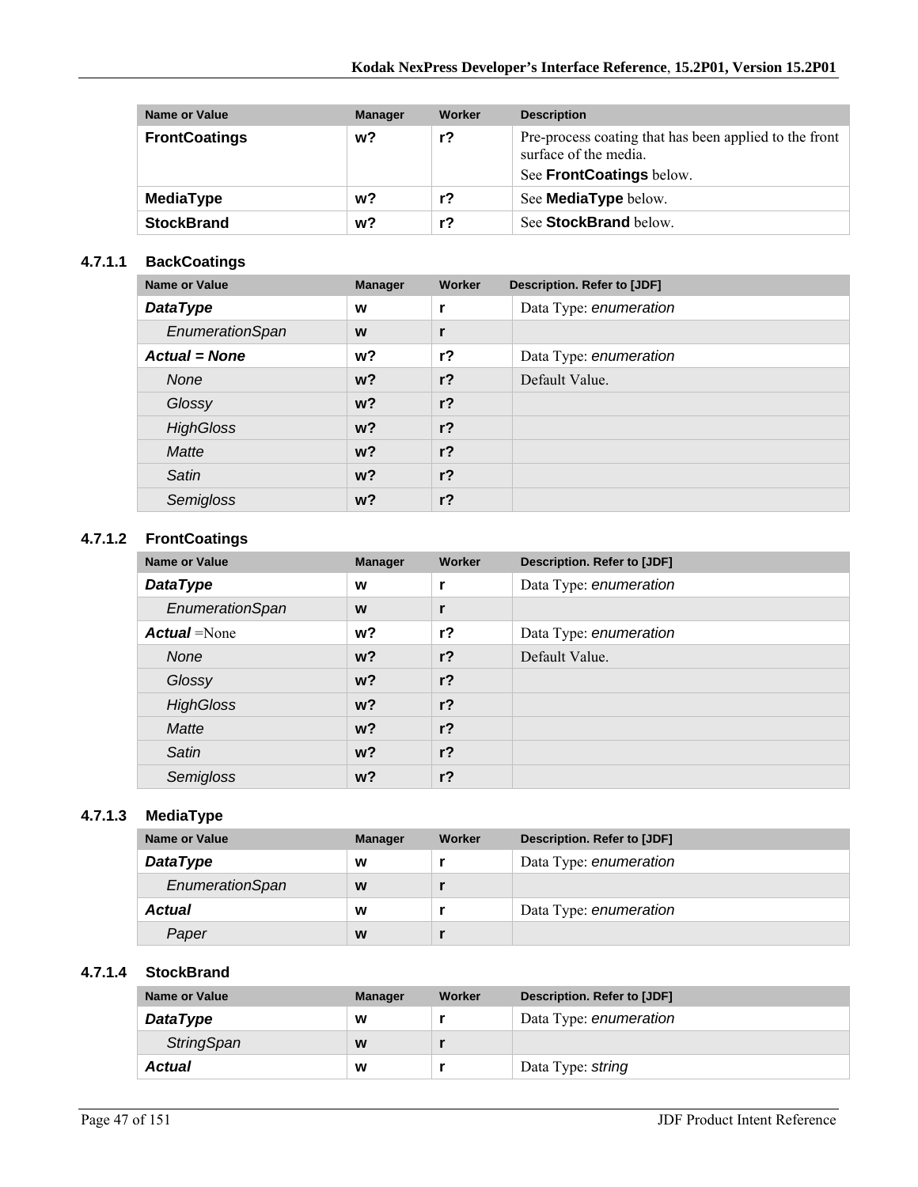| Name or Value | Manager | Worker | Description |
|---|---|---|---|
| **FrontCoatings** | **w?** | **r?** | Pre-process coating that has been applied to the front surface of the media.<br>See **FrontCoatings** below. |
| **MediaType** | **w?** | **r?** | See **MediaType** below. |
| **StockBrand** | **w?** | **r?** | See **StockBrand** below. |

#### 4.7.1.1 BackCoatings

| Name or Value | Manager | Worker | Description. Refer to [JDF] |
|---|---|---|---|
| ***DataType*** | **w** | **r** | Data Type: *enumeration* |
| *EnumerationSpan* | **w** | **r** | |
| ***Actual = None*** | **w?** | **r?** | Data Type: *enumeration* |
| *None* | **w?** | **r?** | Default Value. |
| *Glossy* | **w?** | **r?** | |
| *HighGloss* | **w?** | **r?** | |
| *Matte* | **w?** | **r?** | |
| *Satin* | **w?** | **r?** | |
| *Semigloss* | **w?** | **r?** | |

#### 4.7.1.2 FrontCoatings

| Name or Value | Manager | Worker | Description. Refer to [JDF] |
|---|---|---|---|
| ***DataType*** | **w** | **r** | Data Type: *enumeration* |
| *EnumerationSpan* | **w** | **r** | |
| ***Actual*** =None | **w?** | **r?** | Data Type: *enumeration* |
| *None* | **w?** | **r?** | Default Value. |
| *Glossy* | **w?** | **r?** | |
| *HighGloss* | **w?** | **r?** | |
| *Matte* | **w?** | **r?** | |
| *Satin* | **w?** | **r?** | |
| *Semigloss* | **w?** | **r?** | |

#### 4.7.1.3 MediaType

| Name or Value | Manager | Worker | Description. Refer to [JDF] |
|---|---|---|---|
| ***DataType*** | **w** | **r** | Data Type: *enumeration* |
| *EnumerationSpan* | **w** | **r** | |
| ***Actual*** | **w** | **r** | Data Type: *enumeration* |
| *Paper* | **w** | **r** | |

#### 4.7.1.4 StockBrand

| Name or Value | Manager | Worker | Description. Refer to [JDF] |
|---|---|---|---|
| ***DataType*** | **w** | **r** | Data Type: *enumeration* |
| *StringSpan* | **w** | **r** | |
| ***Actual*** | **w** | **r** | Data Type: *string* |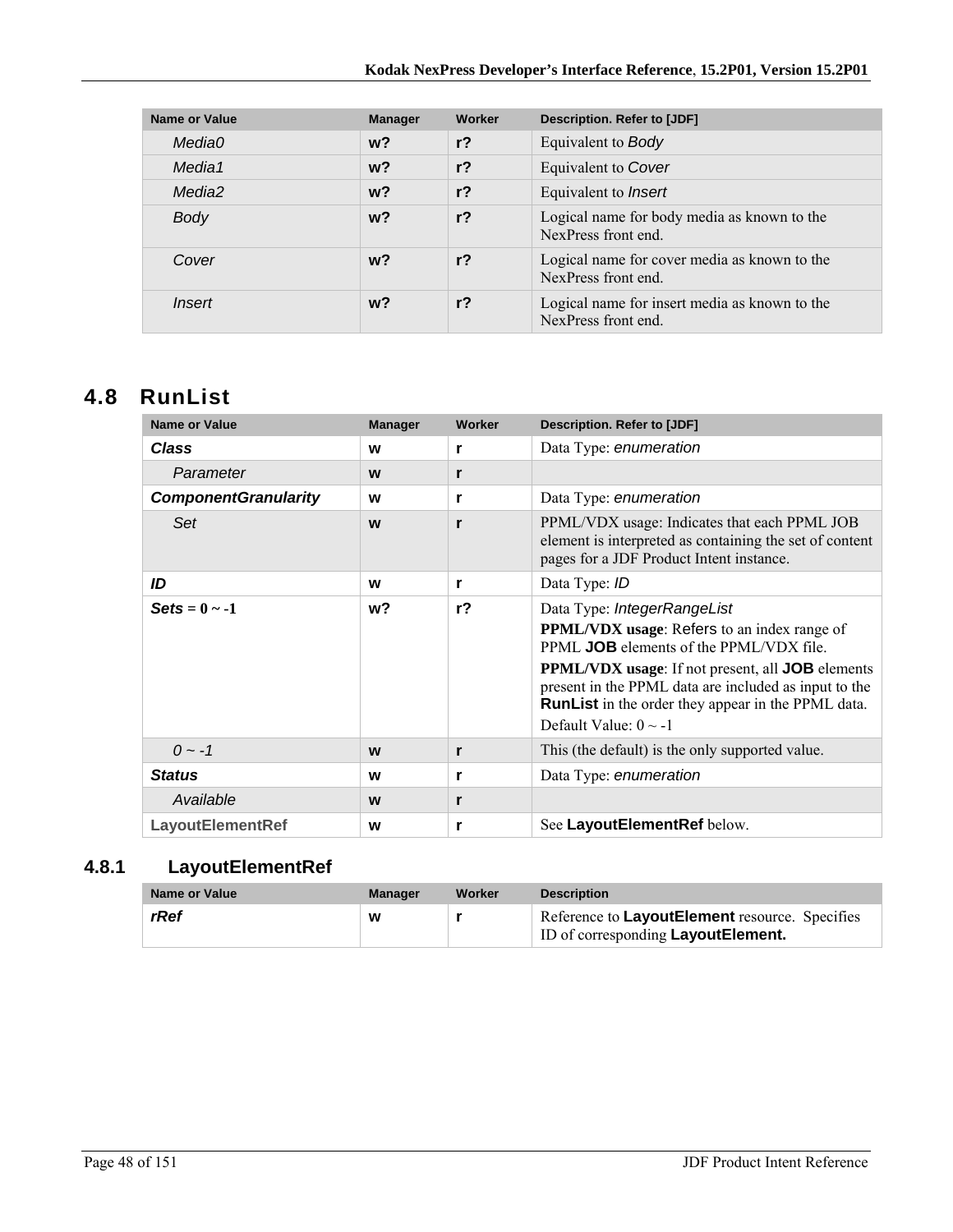| Name or Value | Manager | Worker | Description. Refer to [JDF] |
|---|---|---|---|
| *Media0* | **w?** | **r?** | Equivalent to *Body* |
| *Media1* | **w?** | **r?** | Equivalent to *Cover* |
| *Media2* | **w?** | **r?** | Equivalent to *Insert* |
| *Body* | **w?** | **r?** | Logical name for body media as known to the NexPress front end. |
| *Cover* | **w?** | **r?** | Logical name for cover media as known to the NexPress front end. |
| *Insert* | **w?** | **r?** | Logical name for insert media as known to the NexPress front end. |

## 4.8 RunList

| Name or Value | Manager | Worker | Description. Refer to [JDF] |
|---|---|---|---|
| ***Class*** | **w** | **r** | Data Type: *enumeration* |
| *Parameter* | **w** | **r** | |
| ***ComponentGranularity*** | **w** | **r** | Data Type: *enumeration* |
| *Set* | **w** | **r** | PPML/VDX usage: Indicates that each PPML JOB element is interpreted as containing the set of content pages for a JDF Product Intent instance. |
| ***ID*** | **w** | **r** | Data Type: *ID* |
| ***Sets* = 0 ~ -1** | **w?** | **r?** | Data Type: *IntegerRangeList*<br>**PPML/VDX usage**: Refers to an index range of PPML **JOB** elements of the PPML/VDX file.<br>**PPML/VDX usage**: If not present, all **JOB** elements present in the PPML data are included as input to the **RunList** in the order they appear in the PPML data.<br>Default Value: 0 ~ -1 |
| *0 ~ -1* | **w** | **r** | This (the default) is the only supported value. |
| ***Status*** | **w** | **r** | Data Type: *enumeration* |
| *Available* | **w** | **r** | |
| **LayoutElementRef** | **w** | **r** | See **LayoutElementRef** below. |

### 4.8.1 LayoutElementRef

| Name or Value | Manager | Worker | Description |
|---|---|---|---|
| ***rRef*** | **w** | **r** | Reference to **LayoutElement** resource. Specifies ID of corresponding **LayoutElement.** |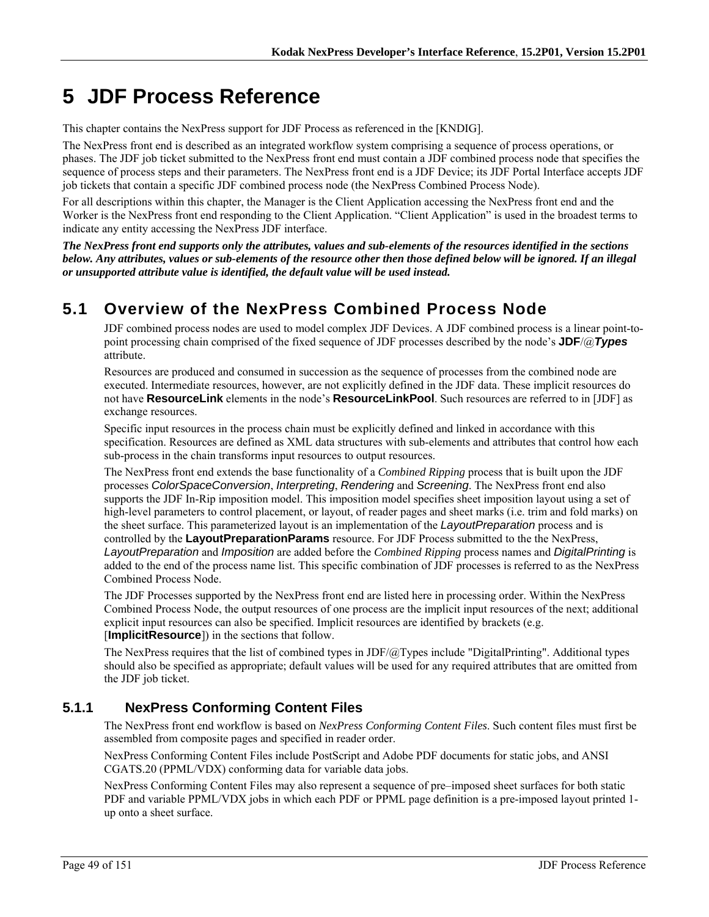# 5 JDF Process Reference

This chapter contains the NexPress support for JDF Process as referenced in the [KNDIG].

The NexPress front end is described as an integrated workflow system comprising a sequence of process operations, or phases. The JDF job ticket submitted to the NexPress front end must contain a JDF combined process node that specifies the sequence of process steps and their parameters. The NexPress front end is a JDF Device; its JDF Portal Interface accepts JDF job tickets that contain a specific JDF combined process node (the NexPress Combined Process Node).

For all descriptions within this chapter, the Manager is the Client Application accessing the NexPress front end and the Worker is the NexPress front end responding to the Client Application. "Client Application" is used in the broadest terms to indicate any entity accessing the NexPress JDF interface.

***The NexPress front end supports only the attributes, values and sub-elements of the resources identified in the sections below. Any attributes, values or sub-elements of the resource other then those defined below will be ignored. If an illegal or unsupported attribute value is identified, the default value will be used instead.***

## 5.1 Overview of the NexPress Combined Process Node

JDF combined process nodes are used to model complex JDF Devices. A JDF combined process is a linear point-to-point processing chain comprised of the fixed sequence of JDF processes described by the node's **JDF**/@***Types*** attribute.

Resources are produced and consumed in succession as the sequence of processes from the combined node are executed. Intermediate resources, however, are not explicitly defined in the JDF data. These implicit resources do not have **ResourceLink** elements in the node's **ResourceLinkPool**. Such resources are referred to in [JDF] as exchange resources.

Specific input resources in the process chain must be explicitly defined and linked in accordance with this specification. Resources are defined as XML data structures with sub-elements and attributes that control how each sub-process in the chain transforms input resources to output resources.

The NexPress front end extends the base functionality of a *Combined Ripping* process that is built upon the JDF processes *ColorSpaceConversion*, *Interpreting*, *Rendering* and *Screening*. The NexPress front end also supports the JDF In-Rip imposition model. This imposition model specifies sheet imposition layout using a set of high-level parameters to control placement, or layout, of reader pages and sheet marks (i.e. trim and fold marks) on the sheet surface. This parameterized layout is an implementation of the *LayoutPreparation* process and is controlled by the **LayoutPreparationParams** resource. For JDF Process submitted to the the NexPress, *LayoutPreparation* and *Imposition* are added before the *Combined Ripping* process names and *DigitalPrinting* is added to the end of the process name list. This specific combination of JDF processes is referred to as the NexPress Combined Process Node.

The JDF Processes supported by the NexPress front end are listed here in processing order. Within the NexPress Combined Process Node, the output resources of one process are the implicit input resources of the next; additional explicit input resources can also be specified. Implicit resources are identified by brackets (e.g. [**ImplicitResource**]) in the sections that follow.

The NexPress requires that the list of combined types in JDF/@Types include "DigitalPrinting". Additional types should also be specified as appropriate; default values will be used for any required attributes that are omitted from the JDF job ticket.

### 5.1.1 NexPress Conforming Content Files

The NexPress front end workflow is based on *NexPress Conforming Content Files*. Such content files must first be assembled from composite pages and specified in reader order.

NexPress Conforming Content Files include PostScript and Adobe PDF documents for static jobs, and ANSI CGATS.20 (PPML/VDX) conforming data for variable data jobs.

NexPress Conforming Content Files may also represent a sequence of pre–imposed sheet surfaces for both static PDF and variable PPML/VDX jobs in which each PDF or PPML page definition is a pre-imposed layout printed 1-up onto a sheet surface.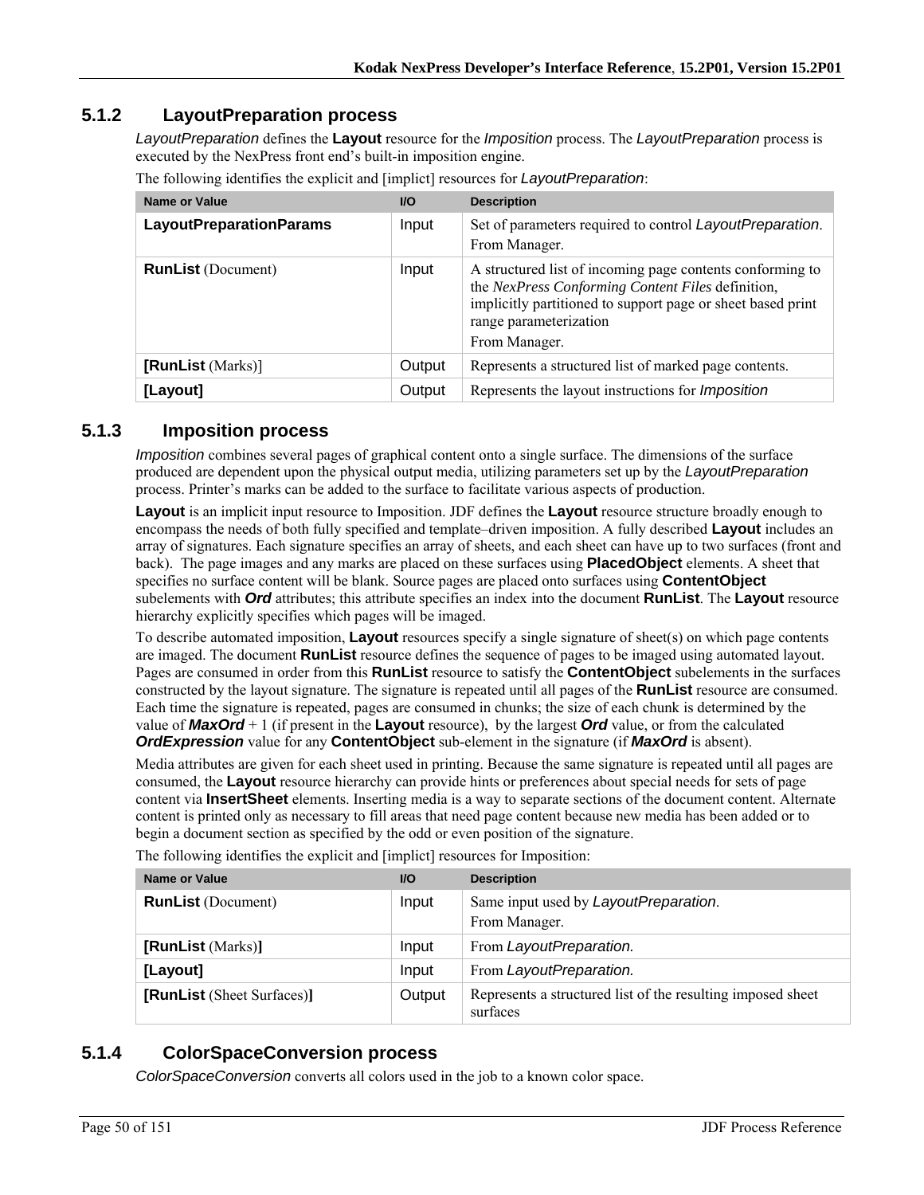### 5.1.2 LayoutPreparation process

*LayoutPreparation* defines the **Layout** resource for the *Imposition* process. The *LayoutPreparation* process is executed by the NexPress front end's built-in imposition engine.

The following identifies the explicit and [implict] resources for *LayoutPreparation*:

| Name or Value | I/O | Description |
|---|---|---|
| **LayoutPreparationParams** | Input | Set of parameters required to control *LayoutPreparation*.<br>From Manager. |
| **RunList** (Document) | Input | A structured list of incoming page contents conforming to the *NexPress Conforming Content Files* definition, implicitly partitioned to support page or sheet based print range parameterization<br>From Manager. |
| **[RunList** (Marks)] | Output | Represents a structured list of marked page contents. |
| **[Layout]** | Output | Represents the layout instructions for *Imposition* |

### 5.1.3 Imposition process

*Imposition* combines several pages of graphical content onto a single surface. The dimensions of the surface produced are dependent upon the physical output media, utilizing parameters set up by the *LayoutPreparation* process. Printer's marks can be added to the surface to facilitate various aspects of production.

**Layout** is an implicit input resource to Imposition. JDF defines the **Layout** resource structure broadly enough to encompass the needs of both fully specified and template–driven imposition. A fully described **Layout** includes an array of signatures. Each signature specifies an array of sheets, and each sheet can have up to two surfaces (front and back). The page images and any marks are placed on these surfaces using **PlacedObject** elements. A sheet that specifies no surface content will be blank. Source pages are placed onto surfaces using **ContentObject** subelements with ***Ord*** attributes; this attribute specifies an index into the document **RunList**. The **Layout** resource hierarchy explicitly specifies which pages will be imaged.

To describe automated imposition, **Layout** resources specify a single signature of sheet(s) on which page contents are imaged. The document **RunList** resource defines the sequence of pages to be imaged using automated layout. Pages are consumed in order from this **RunList** resource to satisfy the **ContentObject** subelements in the surfaces constructed by the layout signature. The signature is repeated until all pages of the **RunList** resource are consumed. Each time the signature is repeated, pages are consumed in chunks; the size of each chunk is determined by the value of ***MaxOrd*** + 1 (if present in the **Layout** resource), by the largest ***Ord*** value, or from the calculated ***OrdExpression*** value for any **ContentObject** sub-element in the signature (if ***MaxOrd*** is absent).

Media attributes are given for each sheet used in printing. Because the same signature is repeated until all pages are consumed, the **Layout** resource hierarchy can provide hints or preferences about special needs for sets of page content via **InsertSheet** elements. Inserting media is a way to separate sections of the document content. Alternate content is printed only as necessary to fill areas that need page content because new media has been added or to begin a document section as specified by the odd or even position of the signature.

The following identifies the explicit and [implict] resources for Imposition:

| Name or Value | I/O | Description |
|---|---|---|
| **RunList** (Document) | Input | Same input used by *LayoutPreparation*.<br>From Manager. |
| **[RunList** (Marks)**]** | Input | From *LayoutPreparation.* |
| **[Layout]** | Input | From *LayoutPreparation.* |
| **[RunList** (Sheet Surfaces)**]** | Output | Represents a structured list of the resulting imposed sheet surfaces |

### 5.1.4 ColorSpaceConversion process

*ColorSpaceConversion* converts all colors used in the job to a known color space.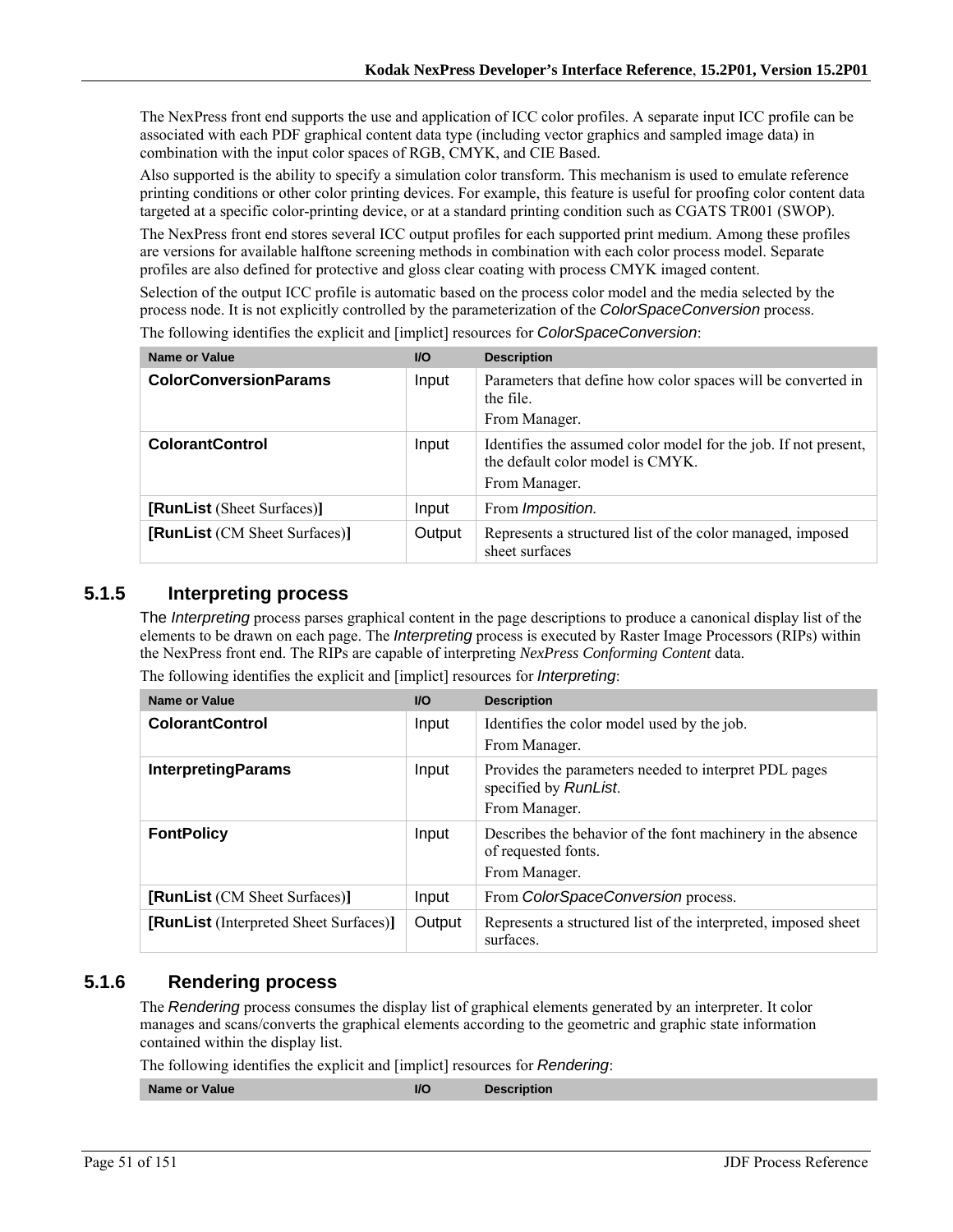The NexPress front end supports the use and application of ICC color profiles. A separate input ICC profile can be associated with each PDF graphical content data type (including vector graphics and sampled image data) in combination with the input color spaces of RGB, CMYK, and CIE Based.

Also supported is the ability to specify a simulation color transform. This mechanism is used to emulate reference printing conditions or other color printing devices. For example, this feature is useful for proofing color content data targeted at a specific color-printing device, or at a standard printing condition such as CGATS TR001 (SWOP).

The NexPress front end stores several ICC output profiles for each supported print medium. Among these profiles are versions for available halftone screening methods in combination with each color process model. Separate profiles are also defined for protective and gloss clear coating with process CMYK imaged content.

Selection of the output ICC profile is automatic based on the process color model and the media selected by the process node. It is not explicitly controlled by the parameterization of the *ColorSpaceConversion* process.

The following identifies the explicit and [implict] resources for *ColorSpaceConversion*:

| Name or Value | I/O | Description |
|---|---|---|
| **ColorConversionParams** | Input | Parameters that define how color spaces will be converted in the file.<br>From Manager. |
| **ColorantControl** | Input | Identifies the assumed color model for the job. If not present, the default color model is CMYK.<br>From Manager. |
| **[RunList** (Sheet Surfaces)**]** | Input | From *Imposition.* |
| **[RunList** (CM Sheet Surfaces)**]** | Output | Represents a structured list of the color managed, imposed sheet surfaces |

### 5.1.5 Interpreting process

The *Interpreting* process parses graphical content in the page descriptions to produce a canonical display list of the elements to be drawn on each page. The *Interpreting* process is executed by Raster Image Processors (RIPs) within the NexPress front end. The RIPs are capable of interpreting *NexPress Conforming Content* data.

The following identifies the explicit and [implict] resources for *Interpreting*:

| Name or Value | I/O | Description |
|---|---|---|
| **ColorantControl** | Input | Identifies the color model used by the job.<br>From Manager. |
| **InterpretingParams** | Input | Provides the parameters needed to interpret PDL pages specified by *RunList*.<br>From Manager. |
| **FontPolicy** | Input | Describes the behavior of the font machinery in the absence of requested fonts.<br>From Manager. |
| **[RunList** (CM Sheet Surfaces)**]** | Input | From *ColorSpaceConversion* process. |
| **[RunList** (Interpreted Sheet Surfaces)**]** | Output | Represents a structured list of the interpreted, imposed sheet surfaces. |

### 5.1.6 Rendering process

The *Rendering* process consumes the display list of graphical elements generated by an interpreter. It color manages and scans/converts the graphical elements according to the geometric and graphic state information contained within the display list.

The following identifies the explicit and [implict] resources for *Rendering*:

| Name or Value | I/O | Description |
|---|---|---|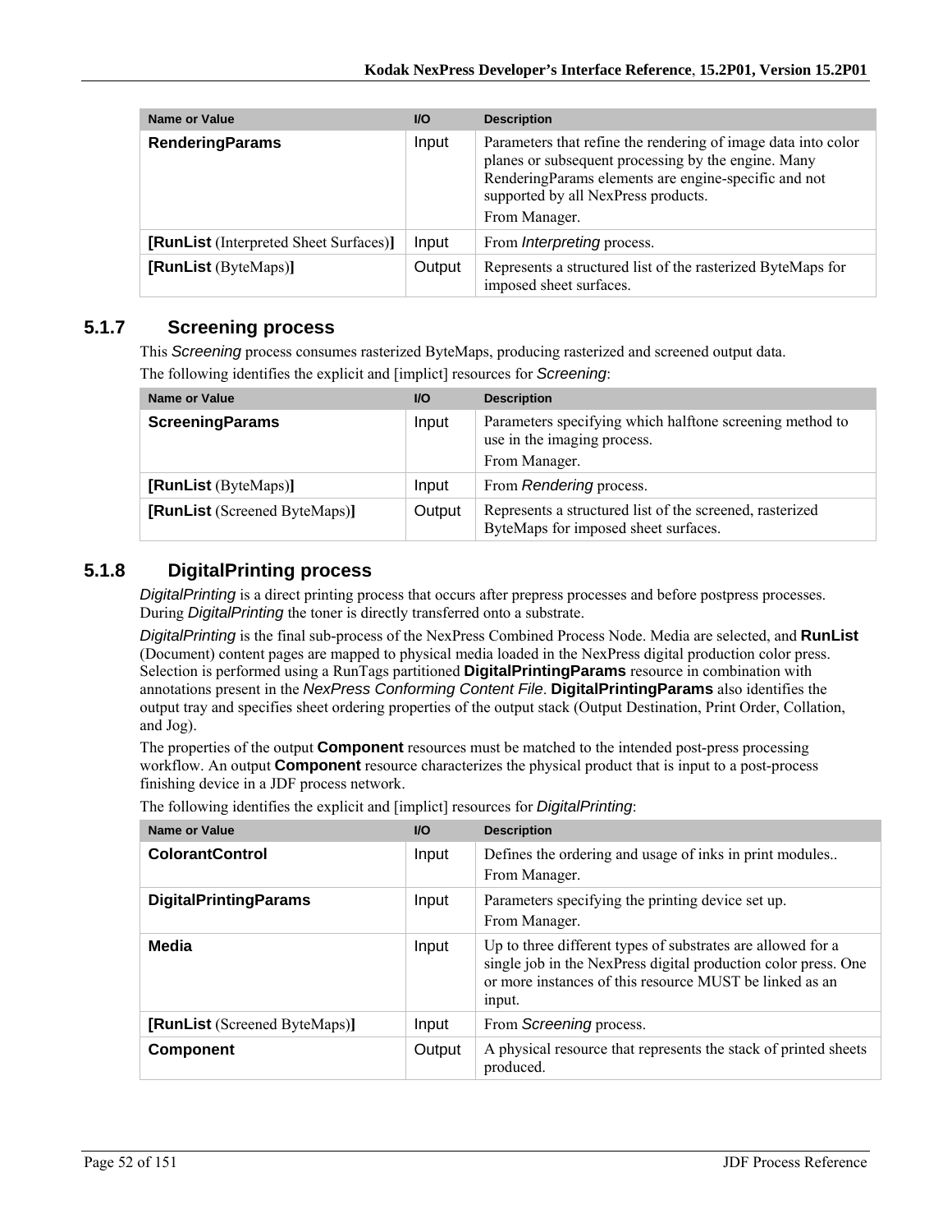| Name or Value | I/O | Description |
| --- | --- | --- |
| **RenderingParams** | Input | Parameters that refine the rendering of image data into color planes or subsequent processing by the engine. Many RenderingParams elements are engine-specific and not supported by all NexPress products.<br>From Manager. |
| **[RunList** (Interpreted Sheet Surfaces)**]** | Input | From *Interpreting* process. |
| **[RunList** (ByteMaps)**]** | Output | Represents a structured list of the rasterized ByteMaps for imposed sheet surfaces. |

### 5.1.7 Screening process

This *Screening* process consumes rasterized ByteMaps, producing rasterized and screened output data.

The following identifies the explicit and [implict] resources for *Screening*:

| Name or Value | I/O | Description |
| --- | --- | --- |
| **ScreeningParams** | Input | Parameters specifying which halftone screening method to use in the imaging process.<br>From Manager. |
| **[RunList** (ByteMaps)**]** | Input | From *Rendering* process. |
| **[RunList** (Screened ByteMaps)**]** | Output | Represents a structured list of the screened, rasterized ByteMaps for imposed sheet surfaces. |

### 5.1.8 DigitalPrinting process

*DigitalPrinting* is a direct printing process that occurs after prepress processes and before postpress processes. During *DigitalPrinting* the toner is directly transferred onto a substrate.

*DigitalPrinting* is the final sub-process of the NexPress Combined Process Node. Media are selected, and **RunList** (Document) content pages are mapped to physical media loaded in the NexPress digital production color press. Selection is performed using a RunTags partitioned **DigitalPrintingParams** resource in combination with annotations present in the *NexPress Conforming Content File*. **DigitalPrintingParams** also identifies the output tray and specifies sheet ordering properties of the output stack (Output Destination, Print Order, Collation, and Jog).

The properties of the output **Component** resources must be matched to the intended post-press processing workflow. An output **Component** resource characterizes the physical product that is input to a post-process finishing device in a JDF process network.

The following identifies the explicit and [implict] resources for *DigitalPrinting*:

| Name or Value | I/O | Description |
| --- | --- | --- |
| **ColorantControl** | Input | Defines the ordering and usage of inks in print modules..<br>From Manager. |
| **DigitalPrintingParams** | Input | Parameters specifying the printing device set up.<br>From Manager. |
| **Media** | Input | Up to three different types of substrates are allowed for a single job in the NexPress digital production color press. One or more instances of this resource MUST be linked as an input. |
| **[RunList** (Screened ByteMaps)**]** | Input | From *Screening* process. |
| **Component** | Output | A physical resource that represents the stack of printed sheets produced. |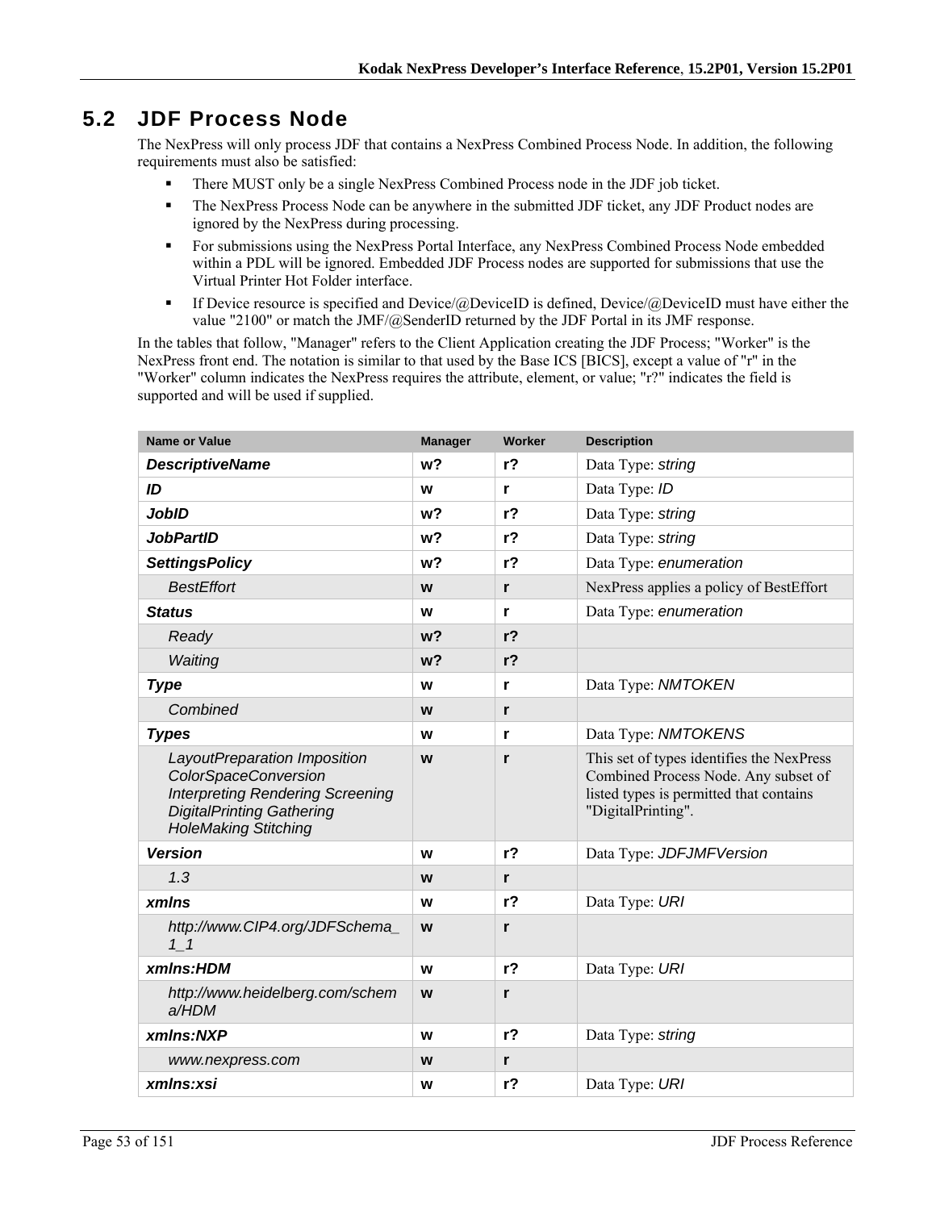## 5.2 JDF Process Node

The NexPress will only process JDF that contains a NexPress Combined Process Node. In addition, the following requirements must also be satisfied:

- There MUST only be a single NexPress Combined Process node in the JDF job ticket.
- The NexPress Process Node can be anywhere in the submitted JDF ticket, any JDF Product nodes are ignored by the NexPress during processing.
- For submissions using the NexPress Portal Interface, any NexPress Combined Process Node embedded within a PDL will be ignored. Embedded JDF Process nodes are supported for submissions that use the Virtual Printer Hot Folder interface.
- If Device resource is specified and Device/@DeviceID is defined, Device/@DeviceID must have either the value "2100" or match the JMF/@SenderID returned by the JDF Portal in its JMF response.

In the tables that follow, "Manager" refers to the Client Application creating the JDF Process; "Worker" is the NexPress front end. The notation is similar to that used by the Base ICS [BICS], except a value of "r" in the "Worker" column indicates the NexPress requires the attribute, element, or value; "r?" indicates the field is supported and will be used if supplied.

| Name or Value | Manager | Worker | Description |
|---|---|---|---|
| ***DescriptiveName*** | **w?** | **r?** | Data Type: *string* |
| ***ID*** | **w** | **r** | Data Type: *ID* |
| ***JobID*** | **w?** | **r?** | Data Type: *string* |
| ***JobPartID*** | **w?** | **r?** | Data Type: *string* |
| ***SettingsPolicy*** | **w?** | **r?** | Data Type: *enumeration* |
| *BestEffort* | **w** | **r** | NexPress applies a policy of BestEffort |
| ***Status*** | **w** | **r** | Data Type: *enumeration* |
| *Ready* | **w?** | **r?** | |
| *Waiting* | **w?** | **r?** | |
| ***Type*** | **w** | **r** | Data Type: *NMTOKEN* |
| *Combined* | **w** | **r** | |
| ***Types*** | **w** | **r** | Data Type: *NMTOKENS* |
| *LayoutPreparation Imposition ColorSpaceConversion Interpreting Rendering Screening DigitalPrinting Gathering HoleMaking Stitching* | **w** | **r** | This set of types identifies the NexPress Combined Process Node. Any subset of listed types is permitted that contains "DigitalPrinting". |
| ***Version*** | **w** | **r?** | Data Type: *JDFJMFVersion* |
| *1.3* | **w** | **r** | |
| ***xmlns*** | **w** | **r?** | Data Type: *URI* |
| *http://www.CIP4.org/JDFSchema_1_1* | **w** | **r** | |
| ***xmlns:HDM*** | **w** | **r?** | Data Type: *URI* |
| *http://www.heidelberg.com/schema/HDM* | **w** | **r** | |
| ***xmlns:NXP*** | **w** | **r?** | Data Type: *string* |
| *www.nexpress.com* | **w** | **r** | |
| ***xmlns:xsi*** | **w** | **r?** | Data Type: *URI* |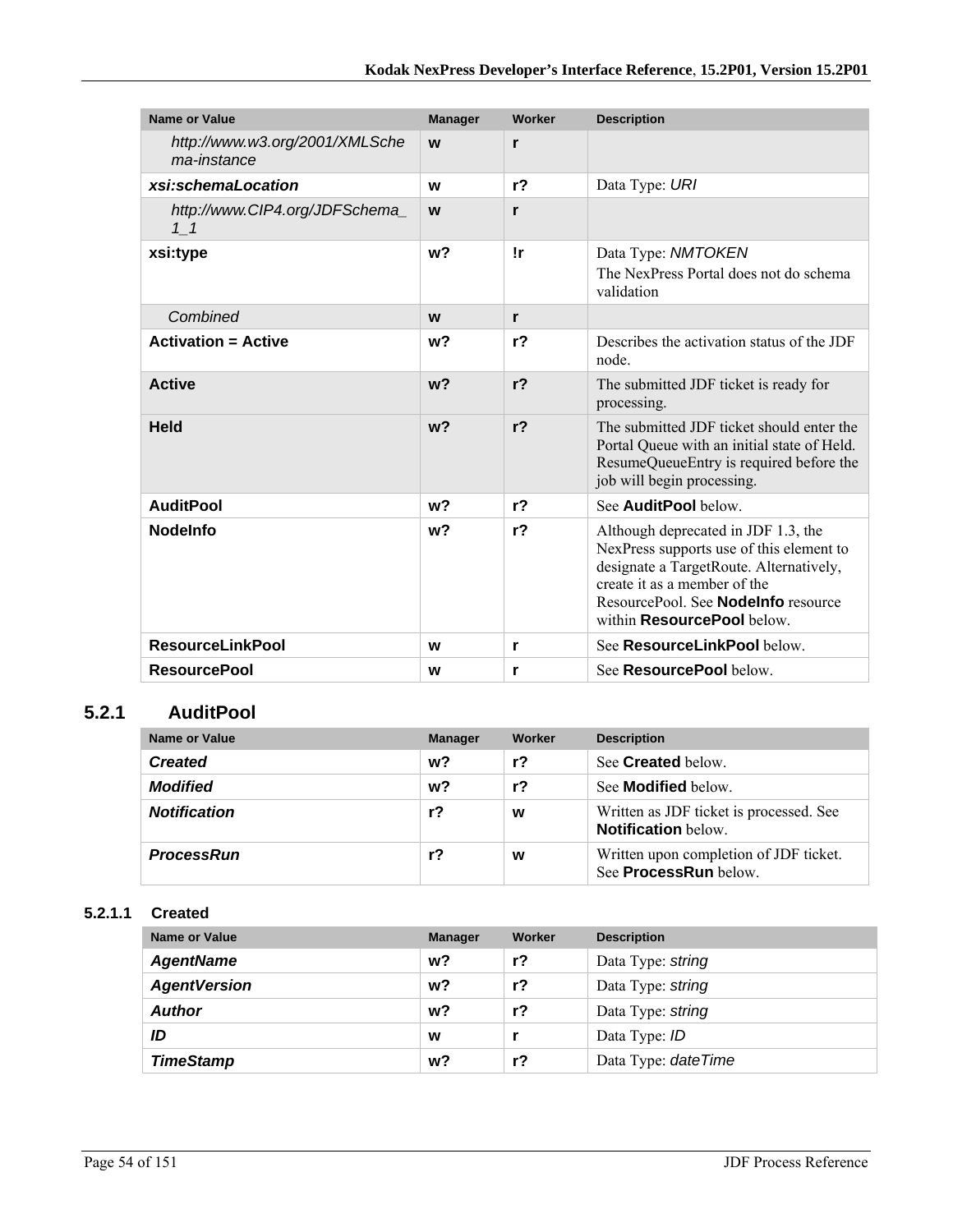| Name or Value | Manager | Worker | Description |
|---|---|---|---|
| *http://www.w3.org/2001/XMLSchema-instance* | **w** | **r** | |
| ***xsi:schemaLocation*** | **w** | **r?** | Data Type: *URI* |
| *http://www.CIP4.org/JDFSchema_1_1* | **w** | **r** | |
| **xsi:type** | **w?** | **!r** | Data Type: *NMTOKEN* The NexPress Portal does not do schema validation |
| *Combined* | **w** | **r** | |
| **Activation = Active** | **w?** | **r?** | Describes the activation status of the JDF node. |
| **Active** | **w?** | **r?** | The submitted JDF ticket is ready for processing. |
| **Held** | **w?** | **r?** | The submitted JDF ticket should enter the Portal Queue with an initial state of Held. ResumeQueueEntry is required before the job will begin processing. |
| **AuditPool** | **w?** | **r?** | See **AuditPool** below. |
| **NodeInfo** | **w?** | **r?** | Although deprecated in JDF 1.3, the NexPress supports use of this element to designate a TargetRoute. Alternatively, create it as a member of the ResourcePool. See **NodeInfo** resource within **ResourcePool** below. |
| **ResourceLinkPool** | **w** | **r** | See **ResourceLinkPool** below. |
| **ResourcePool** | **w** | **r** | See **ResourcePool** below. |

## 5.2.1 AuditPool

| Name or Value | Manager | Worker | Description |
|---|---|---|---|
| ***Created*** | **w?** | **r?** | See **Created** below. |
| ***Modified*** | **w?** | **r?** | See **Modified** below. |
| ***Notification*** | **r?** | **w** | Written as JDF ticket is processed. See **Notification** below. |
| ***ProcessRun*** | **r?** | **w** | Written upon completion of JDF ticket. See **ProcessRun** below. |

### 5.2.1.1 Created

| Name or Value | Manager | Worker | Description |
|---|---|---|---|
| ***AgentName*** | **w?** | **r?** | Data Type: *string* |
| ***AgentVersion*** | **w?** | **r?** | Data Type: *string* |
| ***Author*** | **w?** | **r?** | Data Type: *string* |
| ***ID*** | **w** | **r** | Data Type: *ID* |
| ***TimeStamp*** | **w?** | **r?** | Data Type: *dateTime* |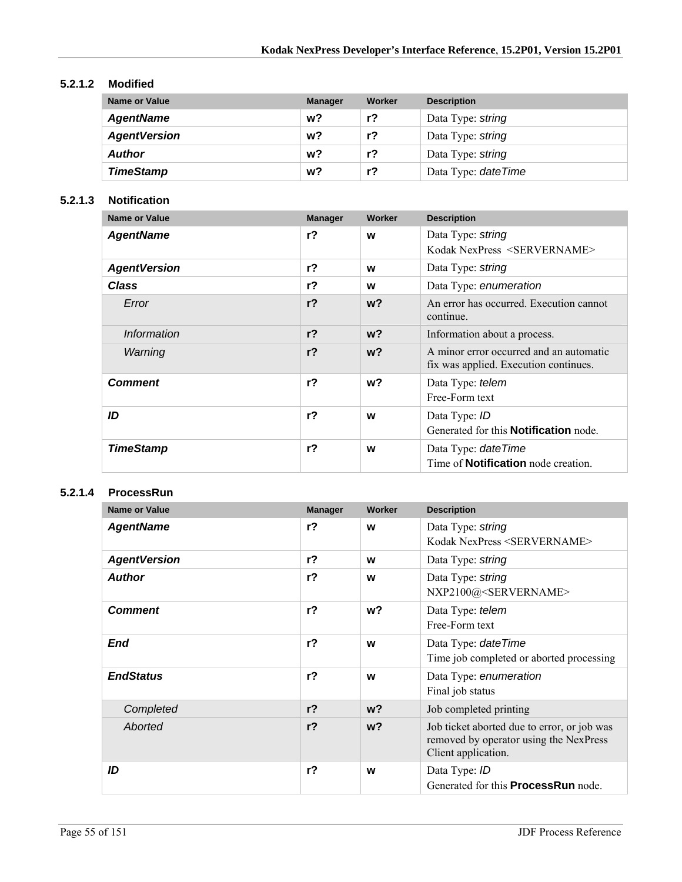#### 5.2.1.2 Modified

| Name or Value | Manager | Worker | Description |
|---|---|---|---|
| ***AgentName*** | **w?** | **r?** | Data Type: *string* |
| ***AgentVersion*** | **w?** | **r?** | Data Type: *string* |
| ***Author*** | **w?** | **r?** | Data Type: *string* |
| ***TimeStamp*** | **w?** | **r?** | Data Type: *dateTime* |

#### 5.2.1.3 Notification

| Name or Value | Manager | Worker | Description |
|---|---|---|---|
| ***AgentName*** | **r?** | **w** | Data Type: *string*<br>Kodak NexPress <SERVERNAME> |
| ***AgentVersion*** | **r?** | **w** | Data Type: *string* |
| ***Class*** | **r?** | **w** | Data Type: *enumeration* |
| *Error* | **r?** | **w?** | An error has occurred. Execution cannot continue. |
| *Information* | **r?** | **w?** | Information about a process. |
| *Warning* | **r?** | **w?** | A minor error occurred and an automatic fix was applied. Execution continues. |
| ***Comment*** | **r?** | **w?** | Data Type: *telem*<br>Free-Form text |
| ***ID*** | **r?** | **w** | Data Type: *ID*<br>Generated for this **Notification** node. |
| ***TimeStamp*** | **r?** | **w** | Data Type: *dateTime*<br>Time of **Notification** node creation. |

#### 5.2.1.4 ProcessRun

| Name or Value | Manager | Worker | Description |
|---|---|---|---|
| ***AgentName*** | **r?** | **w** | Data Type: *string*<br>Kodak NexPress <SERVERNAME> |
| ***AgentVersion*** | **r?** | **w** | Data Type: *string* |
| ***Author*** | **r?** | **w** | Data Type: *string*<br>NXP2100@<SERVERNAME> |
| ***Comment*** | **r?** | **w?** | Data Type: *telem*<br>Free-Form text |
| ***End*** | **r?** | **w** | Data Type: *dateTime*<br>Time job completed or aborted processing |
| ***EndStatus*** | **r?** | **w** | Data Type: *enumeration*<br>Final job status |
| *Completed* | **r?** | **w?** | Job completed printing |
| *Aborted* | **r?** | **w?** | Job ticket aborted due to error, or job was removed by operator using the NexPress Client application. |
| ***ID*** | **r?** | **w** | Data Type: *ID*<br>Generated for this **ProcessRun** node. |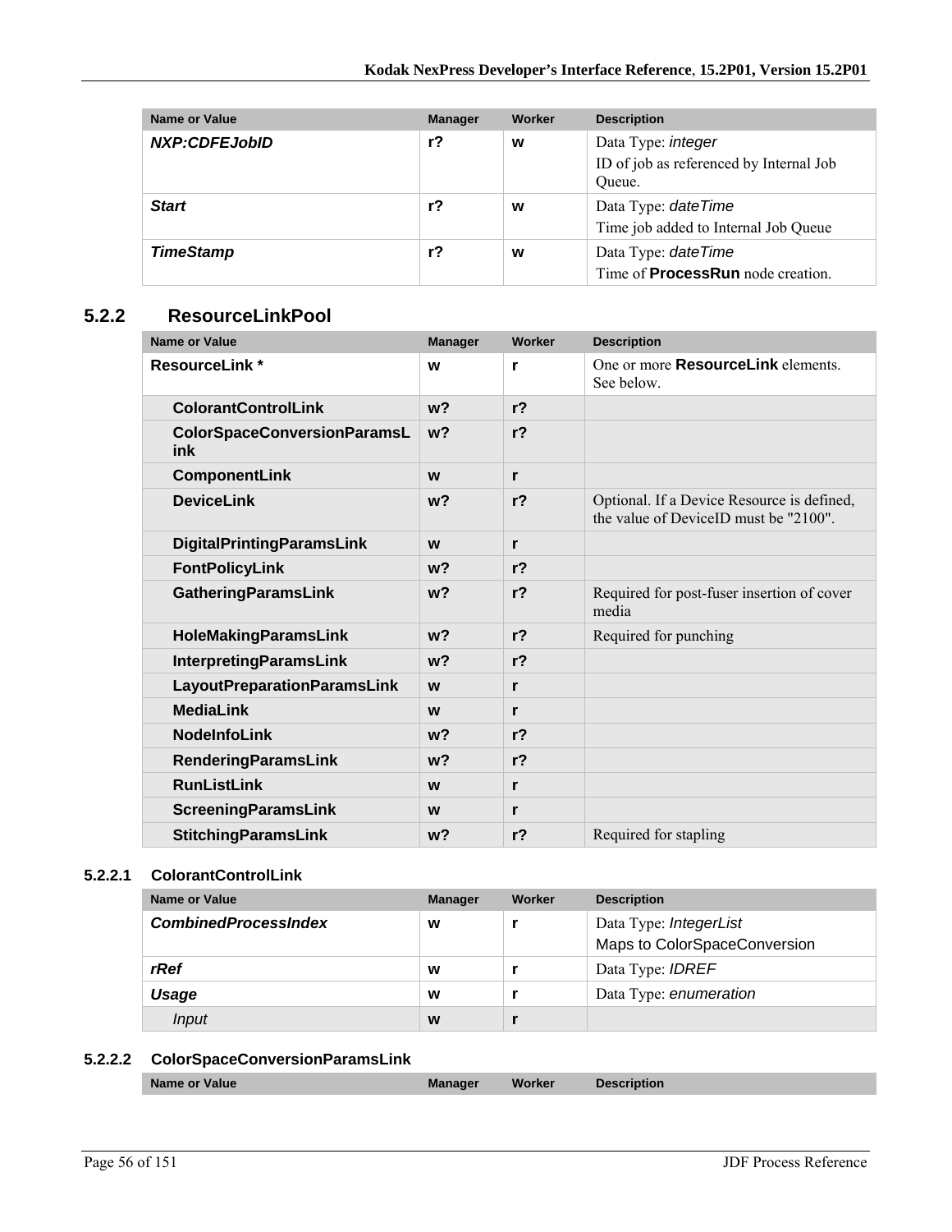| Name or Value | Manager | Worker | Description |
|---|---|---|---|
| ***NXP:CDFEJobID*** | **r?** | **w** | Data Type: *integer*<br>ID of job as referenced by Internal Job Queue. |
| ***Start*** | **r?** | **w** | Data Type: *dateTime*<br>Time job added to Internal Job Queue |
| ***TimeStamp*** | **r?** | **w** | Data Type: *dateTime*<br>Time of **ProcessRun** node creation. |

## 5.2.2 ResourceLinkPool

| Name or Value | Manager | Worker | Description |
|---|---|---|---|
| **ResourceLink \*** | **w** | **r** | One or more **ResourceLink** elements. See below. |
| **ColorantControlLink** | **w?** | **r?** | |
| **ColorSpaceConversionParamsLink** | **w?** | **r?** | |
| **ComponentLink** | **w** | **r** | |
| **DeviceLink** | **w?** | **r?** | Optional. If a Device Resource is defined, the value of DeviceID must be "2100". |
| **DigitalPrintingParamsLink** | **w** | **r** | |
| **FontPolicyLink** | **w?** | **r?** | |
| **GatheringParamsLink** | **w?** | **r?** | Required for post-fuser insertion of cover media |
| **HoleMakingParamsLink** | **w?** | **r?** | Required for punching |
| **InterpretingParamsLink** | **w?** | **r?** | |
| **LayoutPreparationParamsLink** | **w** | **r** | |
| **MediaLink** | **w** | **r** | |
| **NodeInfoLink** | **w?** | **r?** | |
| **RenderingParamsLink** | **w?** | **r?** | |
| **RunListLink** | **w** | **r** | |
| **ScreeningParamsLink** | **w** | **r** | |
| **StitchingParamsLink** | **w?** | **r?** | Required for stapling |

### 5.2.2.1 ColorantControlLink

| Name or Value | Manager | Worker | Description |
|---|---|---|---|
| ***CombinedProcessIndex*** | **w** | **r** | Data Type: *IntegerList*<br>Maps to ColorSpaceConversion |
| ***rRef*** | **w** | **r** | Data Type: *IDREF* |
| ***Usage*** | **w** | **r** | Data Type: *enumeration* |
| *Input* | **w** | **r** | |

### 5.2.2.2 ColorSpaceConversionParamsLink

| Name or Value | Manager | Worker | Description |
|---|---|---|---|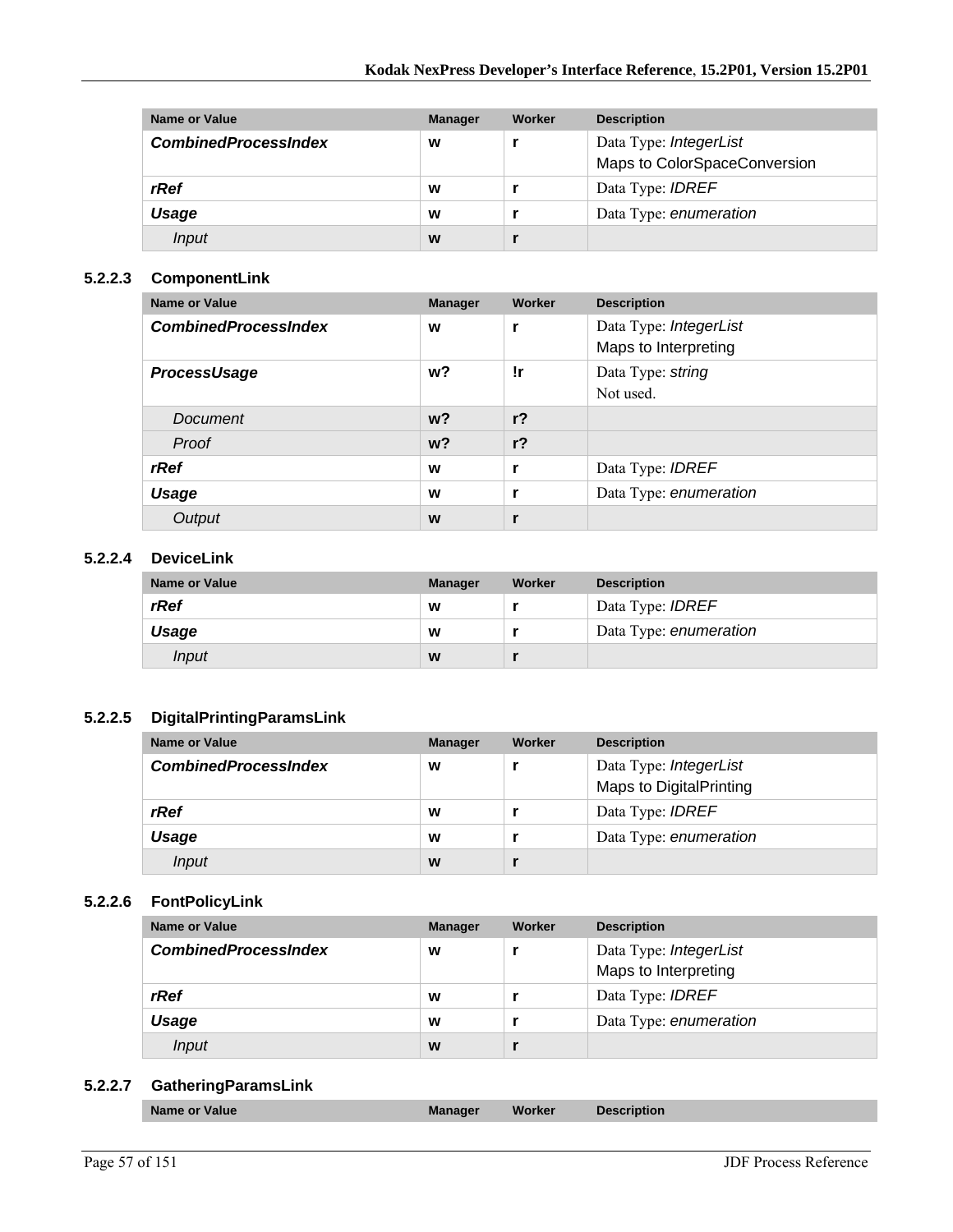| Name or Value | Manager | Worker | Description |
| --- | --- | --- | --- |
| ***CombinedProcessIndex*** | **w** | **r** | Data Type: *IntegerList*<br>Maps to ColorSpaceConversion |
| ***rRef*** | **w** | **r** | Data Type: *IDREF* |
| ***Usage*** | **w** | **r** | Data Type: *enumeration* |
| *Input* | **w** | **r** | |

### 5.2.2.3 ComponentLink

| Name or Value | Manager | Worker | Description |
| --- | --- | --- | --- |
| ***CombinedProcessIndex*** | **w** | **r** | Data Type: *IntegerList*<br>Maps to Interpreting |
| ***ProcessUsage*** | **w?** | **!r** | Data Type: *string*<br>Not used. |
| *Document* | **w?** | **r?** | |
| *Proof* | **w?** | **r?** | |
| ***rRef*** | **w** | **r** | Data Type: *IDREF* |
| ***Usage*** | **w** | **r** | Data Type: *enumeration* |
| *Output* | **w** | **r** | |

### 5.2.2.4 DeviceLink

| Name or Value | Manager | Worker | Description |
| --- | --- | --- | --- |
| ***rRef*** | **w** | **r** | Data Type: *IDREF* |
| ***Usage*** | **w** | **r** | Data Type: *enumeration* |
| *Input* | **w** | **r** | |

### 5.2.2.5 DigitalPrintingParamsLink

| Name or Value | Manager | Worker | Description |
| --- | --- | --- | --- |
| ***CombinedProcessIndex*** | **w** | **r** | Data Type: *IntegerList*<br>Maps to DigitalPrinting |
| ***rRef*** | **w** | **r** | Data Type: *IDREF* |
| ***Usage*** | **w** | **r** | Data Type: *enumeration* |
| *Input* | **w** | **r** | |

### 5.2.2.6 FontPolicyLink

| Name or Value | Manager | Worker | Description |
| --- | --- | --- | --- |
| ***CombinedProcessIndex*** | **w** | **r** | Data Type: *IntegerList*<br>Maps to Interpreting |
| ***rRef*** | **w** | **r** | Data Type: *IDREF* |
| ***Usage*** | **w** | **r** | Data Type: *enumeration* |
| *Input* | **w** | **r** | |

### 5.2.2.7 GatheringParamsLink

| Name or Value | Manager | Worker | Description |
| --- | --- | --- | --- |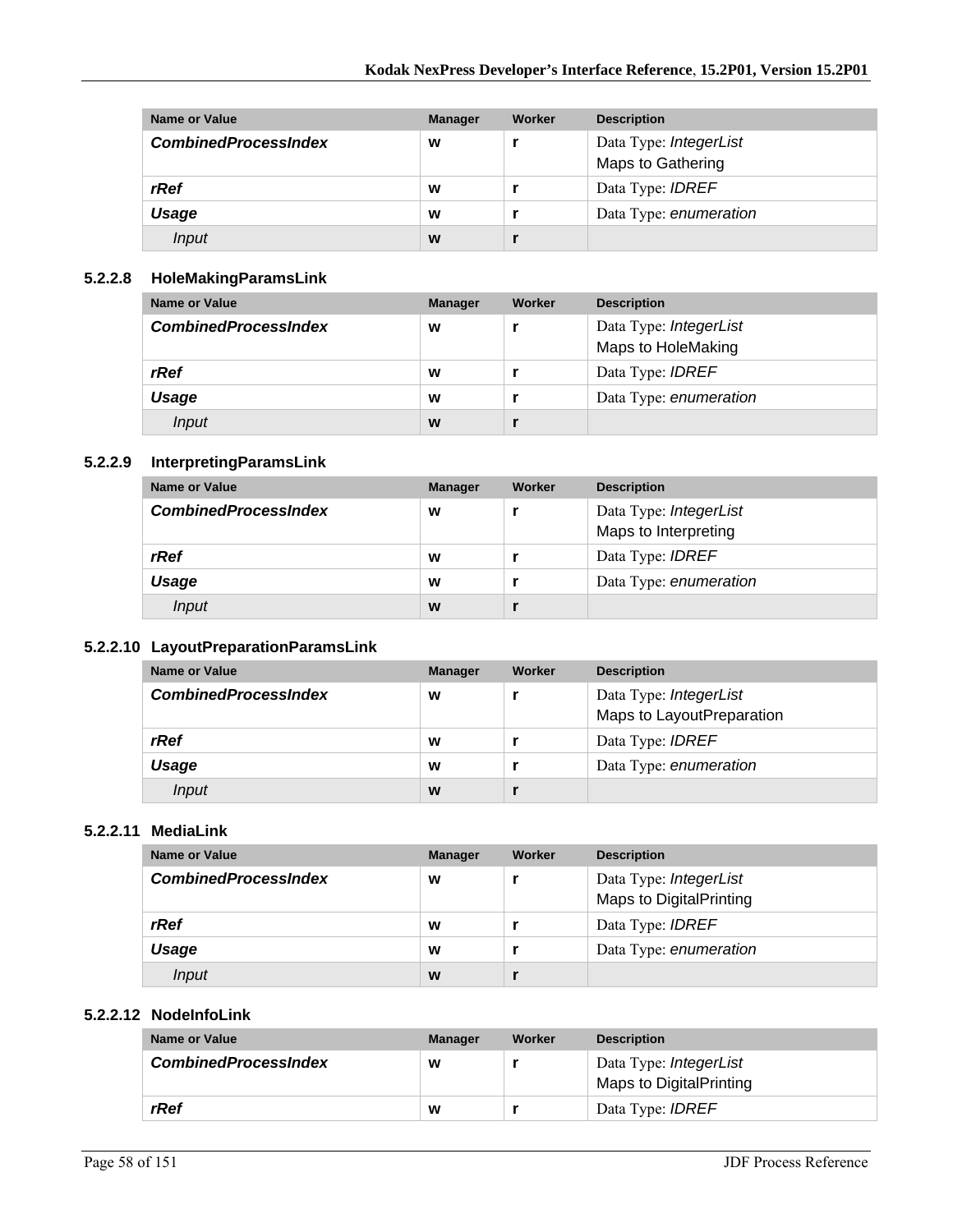| Name or Value | Manager | Worker | Description |
|---|---|---|---|
| ***CombinedProcessIndex*** | **w** | **r** | Data Type: *IntegerList*<br>Maps to Gathering |
| ***rRef*** | **w** | **r** | Data Type: *IDREF* |
| ***Usage*** | **w** | **r** | Data Type: *enumeration* |
| *Input* | **w** | **r** | |

#### 5.2.2.8 HoleMakingParamsLink

| Name or Value | Manager | Worker | Description |
|---|---|---|---|
| ***CombinedProcessIndex*** | **w** | **r** | Data Type: *IntegerList*<br>Maps to HoleMaking |
| ***rRef*** | **w** | **r** | Data Type: *IDREF* |
| ***Usage*** | **w** | **r** | Data Type: *enumeration* |
| *Input* | **w** | **r** | |

#### 5.2.2.9 InterpretingParamsLink

| Name or Value | Manager | Worker | Description |
|---|---|---|---|
| ***CombinedProcessIndex*** | **w** | **r** | Data Type: *IntegerList*<br>Maps to Interpreting |
| ***rRef*** | **w** | **r** | Data Type: *IDREF* |
| ***Usage*** | **w** | **r** | Data Type: *enumeration* |
| *Input* | **w** | **r** | |

#### 5.2.2.10 LayoutPreparationParamsLink

| Name or Value | Manager | Worker | Description |
|---|---|---|---|
| ***CombinedProcessIndex*** | **w** | **r** | Data Type: *IntegerList*<br>Maps to LayoutPreparation |
| ***rRef*** | **w** | **r** | Data Type: *IDREF* |
| ***Usage*** | **w** | **r** | Data Type: *enumeration* |
| *Input* | **w** | **r** | |

#### 5.2.2.11 MediaLink

| Name or Value | Manager | Worker | Description |
|---|---|---|---|
| ***CombinedProcessIndex*** | **w** | **r** | Data Type: *IntegerList*<br>Maps to DigitalPrinting |
| ***rRef*** | **w** | **r** | Data Type: *IDREF* |
| ***Usage*** | **w** | **r** | Data Type: *enumeration* |
| *Input* | **w** | **r** | |

#### 5.2.2.12 NodeInfoLink

| Name or Value | Manager | Worker | Description |
|---|---|---|---|
| ***CombinedProcessIndex*** | **w** | **r** | Data Type: *IntegerList*<br>Maps to DigitalPrinting |
| ***rRef*** | **w** | **r** | Data Type: *IDREF* |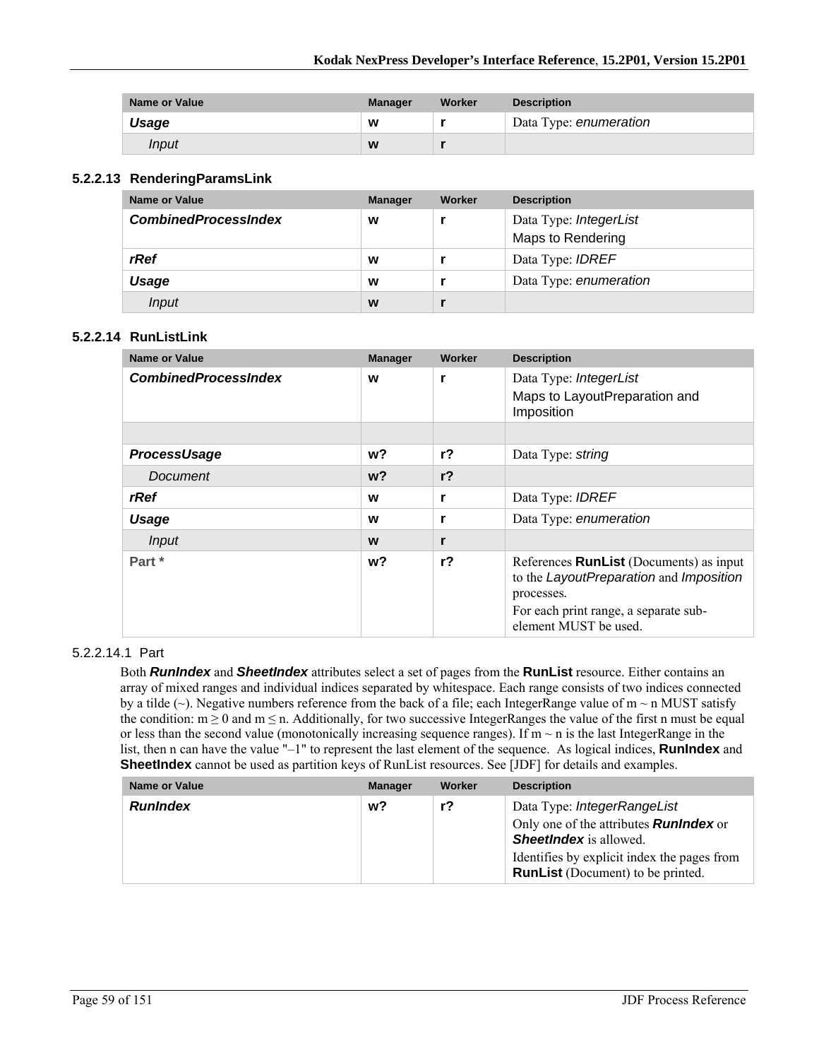| Name or Value | Manager | Worker | Description |
|---|---|---|---|
| ***Usage*** | **w** | **r** | Data Type: *enumeration* |
| *Input* | **w** | **r** | |

### 5.2.2.13 RenderingParamsLink

| Name or Value | Manager | Worker | Description |
|---|---|---|---|
| ***CombinedProcessIndex*** | **w** | **r** | Data Type: *IntegerList*<br>Maps to Rendering |
| ***rRef*** | **w** | **r** | Data Type: *IDREF* |
| ***Usage*** | **w** | **r** | Data Type: *enumeration* |
| *Input* | **w** | **r** | |

### 5.2.2.14 RunListLink

| Name or Value | Manager | Worker | Description |
|---|---|---|---|
| ***CombinedProcessIndex*** | **w** | **r** | Data Type: *IntegerList*<br>Maps to LayoutPreparation and Imposition |
| | | | |
| ***ProcessUsage*** | **w?** | **r?** | Data Type: *string* |
| *Document* | **w?** | **r?** | |
| ***rRef*** | **w** | **r** | Data Type: *IDREF* |
| ***Usage*** | **w** | **r** | Data Type: *enumeration* |
| *Input* | **w** | **r** | |
| **Part \*** | **w?** | **r?** | References **RunList** (Documents) as input to the *LayoutPreparation* and *Imposition* processes.<br>For each print range, a separate sub-element MUST be used. |

#### 5.2.2.14.1 Part

Both ***RunIndex*** and ***SheetIndex*** attributes select a set of pages from the **RunList** resource. Either contains an array of mixed ranges and individual indices separated by whitespace. Each range consists of two indices connected by a tilde (~). Negative numbers reference from the back of a file; each IntegerRange value of m ~ n MUST satisfy the condition: $m \geq 0$ and $m \leq n$. Additionally, for two successive IntegerRanges the value of the first n must be equal or less than the second value (monotonically increasing sequence ranges). If m ~ n is the last IntegerRange in the list, then n can have the value "–1" to represent the last element of the sequence. As logical indices, **RunIndex** and **SheetIndex** cannot be used as partition keys of RunList resources. See [JDF] for details and examples.

| Name or Value | Manager | Worker | Description |
|---|---|---|---|
| ***RunIndex*** | **w?** | **r?** | Data Type: *IntegerRangeList*<br>Only one of the attributes ***RunIndex*** or ***SheetIndex*** is allowed.<br>Identifies by explicit index the pages from **RunList** (Document) to be printed. |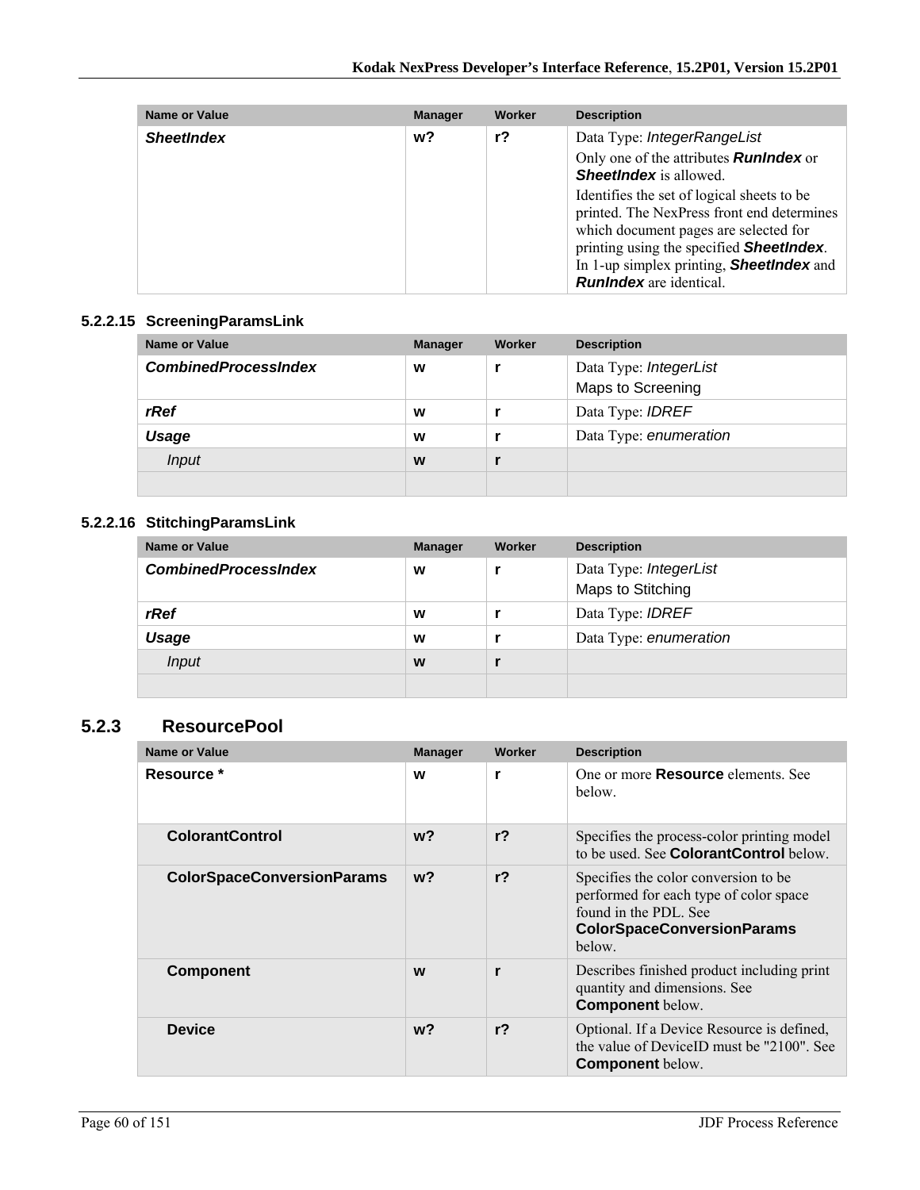| Name or Value | Manager | Worker | Description |
|---|---|---|---|
| ***SheetIndex*** | **w?** | **r?** | Data Type: *IntegerRangeList*<br>Only one of the attributes ***RunIndex*** or ***SheetIndex*** is allowed.<br>Identifies the set of logical sheets to be printed. The NexPress front end determines which document pages are selected for printing using the specified ***SheetIndex***. In 1-up simplex printing, ***SheetIndex*** and ***RunIndex*** are identical. |

#### 5.2.2.15 ScreeningParamsLink

| Name or Value | Manager | Worker | Description |
|---|---|---|---|
| ***CombinedProcessIndex*** | **w** | **r** | Data Type: *IntegerList*<br>Maps to Screening |
| ***rRef*** | **w** | **r** | Data Type: *IDREF* |
| ***Usage*** | **w** | **r** | Data Type: *enumeration* |
| *Input* | **w** | **r** | |
| | | | |

#### 5.2.2.16 StitchingParamsLink

| Name or Value | Manager | Worker | Description |
|---|---|---|---|
| ***CombinedProcessIndex*** | **w** | **r** | Data Type: *IntegerList*<br>Maps to Stitching |
| ***rRef*** | **w** | **r** | Data Type: *IDREF* |
| ***Usage*** | **w** | **r** | Data Type: *enumeration* |
| *Input* | **w** | **r** | |
| | | | |

### 5.2.3 ResourcePool

| Name or Value | Manager | Worker | Description |
|---|---|---|---|
| **Resource *** | **w** | **r** | One or more **Resource** elements. See below. |
| **ColorantControl** | **w?** | **r?** | Specifies the process-color printing model to be used. See **ColorantControl** below. |
| **ColorSpaceConversionParams** | **w?** | **r?** | Specifies the color conversion to be performed for each type of color space found in the PDL. See **ColorSpaceConversionParams** below. |
| **Component** | **w** | **r** | Describes finished product including print quantity and dimensions. See **Component** below. |
| **Device** | **w?** | **r?** | Optional. If a Device Resource is defined, the value of DeviceID must be "2100". See **Component** below. |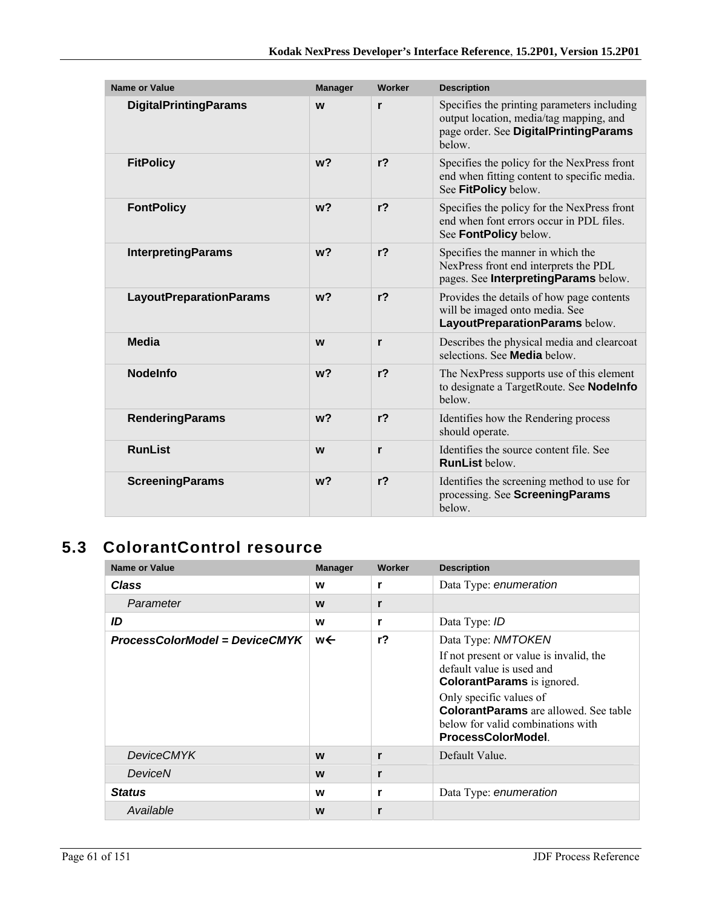| Name or Value | Manager | Worker | Description |
|---|---|---|---|
| **DigitalPrintingParams** | **w** | **r** | Specifies the printing parameters including output location, media/tag mapping, and page order. See **DigitalPrintingParams** below. |
| **FitPolicy** | **w?** | **r?** | Specifies the policy for the NexPress front end when fitting content to specific media. See **FitPolicy** below. |
| **FontPolicy** | **w?** | **r?** | Specifies the policy for the NexPress front end when font errors occur in PDL files. See **FontPolicy** below. |
| **InterpretingParams** | **w?** | **r?** | Specifies the manner in which the NexPress front end interprets the PDL pages. See **InterpretingParams** below. |
| **LayoutPreparationParams** | **w?** | **r?** | Provides the details of how page contents will be imaged onto media. See **LayoutPreparationParams** below. |
| **Media** | **w** | **r** | Describes the physical media and clearcoat selections. See **Media** below. |
| **NodeInfo** | **w?** | **r?** | The NexPress supports use of this element to designate a TargetRoute. See **NodeInfo** below. |
| **RenderingParams** | **w?** | **r?** | Identifies how the Rendering process should operate. |
| **RunList** | **w** | **r** | Identifies the source content file. See **RunList** below. |
| **ScreeningParams** | **w?** | **r?** | Identifies the screening method to use for processing. See **ScreeningParams** below. |

## 5.3 ColorantControl resource

| Name or Value | Manager | Worker | Description |
|---|---|---|---|
| ***Class*** | **w** | **r** | Data Type: *enumeration* |
| *Parameter* | **w** | **r** | |
| ***ID*** | **w** | **r** | Data Type: *ID* |
| ***ProcessColorModel = DeviceCMYK*** | **w←** | **r?** | Data Type: *NMTOKEN*<br>If not present or value is invalid, the default value is used and **ColorantParams** is ignored.<br>Only specific values of **ColorantParams** are allowed. See table below for valid combinations with **ProcessColorModel**. |
| *DeviceCMYK* | **w** | **r** | Default Value. |
| *DeviceN* | **w** | **r** | |
| ***Status*** | **w** | **r** | Data Type: *enumeration* |
| *Available* | **w** | **r** | |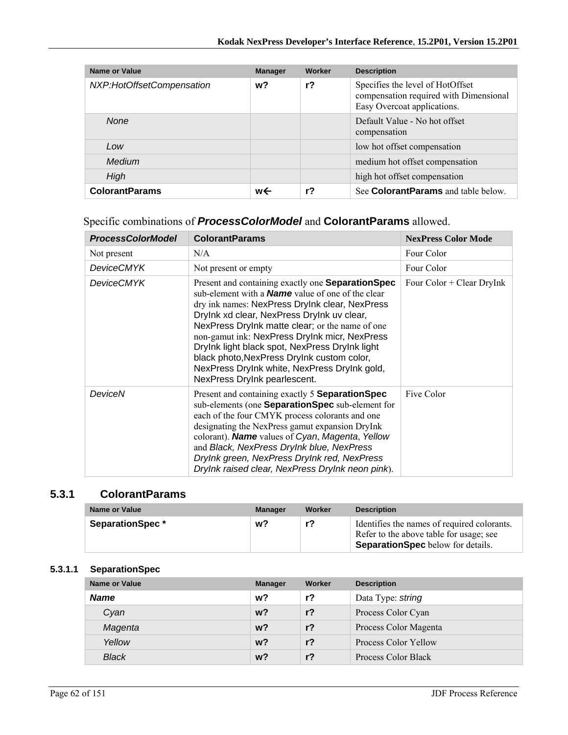| Name or Value | Manager | Worker | Description |
| --- | --- | --- | --- |
| *NXP:HotOffsetCompensation* | **w?** | **r?** | Specifies the level of HotOffset compensation required with Dimensional Easy Overcoat applications. |
| *None* | | | Default Value - No hot offset compensation |
| *Low* | | | low hot offset compensation |
| *Medium* | | | medium hot offset compensation |
| *High* | | | high hot offset compensation |
| **ColorantParams** | **w←** | **r?** | See **ColorantParams** and table below. |

Specific combinations of ***ProcessColorModel*** and **ColorantParams** allowed.

| *ProcessColorModel* | ColorantParams | NexPress Color Mode |
| --- | --- | --- |
| Not present | N/A | Four Color |
| *DeviceCMYK* | Not present or empty | Four Color |
| *DeviceCMYK* | Present and containing exactly one **SeparationSpec** sub-element with a ***Name*** value of one of the clear dry ink names: NexPress DryInk clear, NexPress DryInk xd clear, NexPress DryInk uv clear, NexPress DryInk matte clear; or the name of one non-gamut ink: NexPress DryInk micr, NexPress DryInk light black spot, NexPress DryInk light black photo,NexPress DryInk custom color, NexPress DryInk white, NexPress DryInk gold, NexPress DryInk pearlescent. | Four Color + Clear DryInk |
| *DeviceN* | Present and containing exactly 5 **SeparationSpec** sub-elements (one **SeparationSpec** sub-element for each of the four CMYK process colorants and one designating the NexPress gamut expansion DryInk colorant). ***Name*** values of *Cyan*, *Magenta*, *Yellow* and *Black, NexPress DryInk blue, NexPress DryInk green, NexPress DryInk red, NexPress DryInk raised clear, NexPress DryInk neon pink*). | Five Color |

## 5.3.1 ColorantParams

| Name or Value | Manager | Worker | Description |
| --- | --- | --- | --- |
| **SeparationSpec \*** | **w?** | **r?** | Identifies the names of required colorants. Refer to the above table for usage; see **SeparationSpec** below for details. |

### 5.3.1.1 SeparationSpec

| Name or Value | Manager | Worker | Description |
| --- | --- | --- | --- |
| ***Name*** | **w?** | **r?** | Data Type: *string* |
| *Cyan* | **w?** | **r?** | Process Color Cyan |
| *Magenta* | **w?** | **r?** | Process Color Magenta |
| *Yellow* | **w?** | **r?** | Process Color Yellow |
| *Black* | **w?** | **r?** | Process Color Black |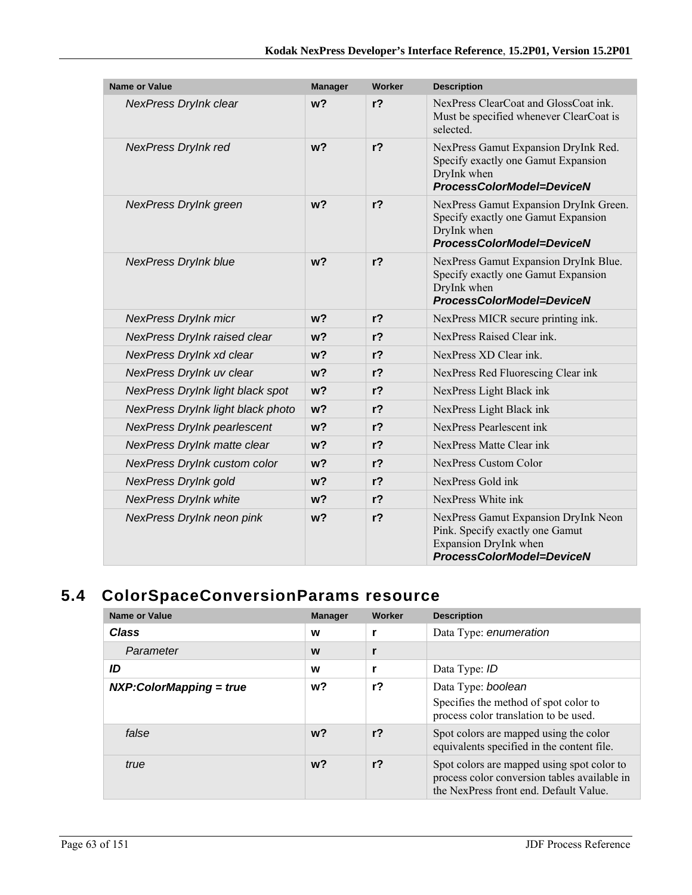| Name or Value | Manager | Worker | Description |
|---|---|---|---|
| *NexPress DryInk clear* | **w?** | **r?** | NexPress ClearCoat and GlossCoat ink. Must be specified whenever ClearCoat is selected. |
| *NexPress DryInk red* | **w?** | **r?** | NexPress Gamut Expansion DryInk Red. Specify exactly one Gamut Expansion DryInk when ***ProcessColorModel=DeviceN*** |
| *NexPress DryInk green* | **w?** | **r?** | NexPress Gamut Expansion DryInk Green. Specify exactly one Gamut Expansion DryInk when ***ProcessColorModel=DeviceN*** |
| *NexPress DryInk blue* | **w?** | **r?** | NexPress Gamut Expansion DryInk Blue. Specify exactly one Gamut Expansion DryInk when ***ProcessColorModel=DeviceN*** |
| *NexPress DryInk micr* | **w?** | **r?** | NexPress MICR secure printing ink. |
| *NexPress DryInk raised clear* | **w?** | **r?** | NexPress Raised Clear ink. |
| *NexPress DryInk xd clear* | **w?** | **r?** | NexPress XD Clear ink. |
| *NexPress DryInk uv clear* | **w?** | **r?** | NexPress Red Fluorescing Clear ink |
| *NexPress DryInk light black spot* | **w?** | **r?** | NexPress Light Black ink |
| *NexPress DryInk light black photo* | **w?** | **r?** | NexPress Light Black ink |
| *NexPress DryInk pearlescent* | **w?** | **r?** | NexPress Pearlescent ink |
| *NexPress DryInk matte clear* | **w?** | **r?** | NexPress Matte Clear ink |
| *NexPress DryInk custom color* | **w?** | **r?** | NexPress Custom Color |
| *NexPress DryInk gold* | **w?** | **r?** | NexPress Gold ink |
| *NexPress DryInk white* | **w?** | **r?** | NexPress White ink |
| *NexPress DryInk neon pink* | **w?** | **r?** | NexPress Gamut Expansion DryInk Neon Pink. Specify exactly one Gamut Expansion DryInk when ***ProcessColorModel=DeviceN*** |

## 5.4 ColorSpaceConversionParams resource

| Name or Value | Manager | Worker | Description |
|---|---|---|---|
| ***Class*** | **w** | **r** | Data Type: *enumeration* |
| *Parameter* | **w** | **r** | |
| ***ID*** | **w** | **r** | Data Type: *ID* |
| ***NXP:ColorMapping = true*** | **w?** | **r?** | Data Type: *boolean*<br>Specifies the method of spot color to process color translation to be used. |
| *false* | **w?** | **r?** | Spot colors are mapped using the color equivalents specified in the content file. |
| *true* | **w?** | **r?** | Spot colors are mapped using spot color to process color conversion tables available in the NexPress front end. Default Value. |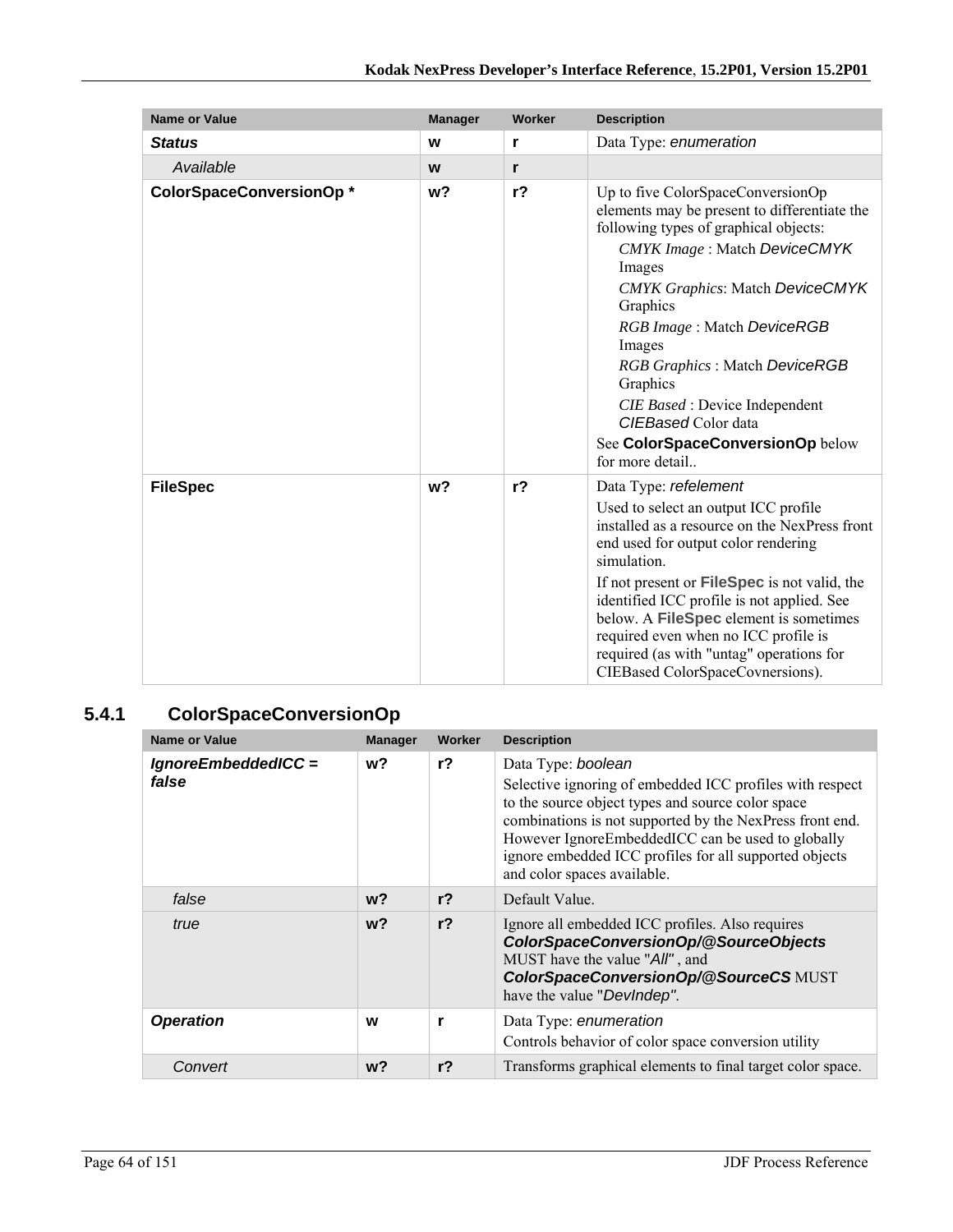| Name or Value | Manager | Worker | Description |
|---|---|---|---|
| ***Status*** | **w** | **r** | Data Type: *enumeration* |
| *Available* | **w** | **r** | |
| **ColorSpaceConversionOp \*** | **w?** | **r?** | Up to five ColorSpaceConversionOp elements may be present to differentiate the following types of graphical objects:<br>*CMYK Image* : Match *DeviceCMYK* Images<br>*CMYK Graphics*: Match *DeviceCMYK* Graphics<br>*RGB Image* : Match *DeviceRGB* Images<br>*RGB Graphics* : Match *DeviceRGB* Graphics<br>*CIE Based* : Device Independent *CIEBased* Color data<br>See **ColorSpaceConversionOp** below for more detail.. |
| **FileSpec** | **w?** | **r?** | Data Type: *refelement*<br>Used to select an output ICC profile installed as a resource on the NexPress front end used for output color rendering simulation.<br>If not present or **FileSpec** is not valid, the identified ICC profile is not applied. See below. A **FileSpec** element is sometimes required even when no ICC profile is required (as with "untag" operations for CIEBased ColorSpaceCovnersions). |

### 5.4.1 ColorSpaceConversionOp

| Name or Value | Manager | Worker | Description |
|---|---|---|---|
| ***IgnoreEmbeddedICC = false*** | **w?** | **r?** | Data Type: *boolean*<br>Selective ignoring of embedded ICC profiles with respect to the source object types and source color space combinations is not supported by the NexPress front end. However IgnoreEmbeddedICC can be used to globally ignore embedded ICC profiles for all supported objects and color spaces available. |
| *false* | **w?** | **r?** | Default Value. |
| *true* | **w?** | **r?** | Ignore all embedded ICC profiles. Also requires ***ColorSpaceConversionOp/@SourceObjects*** MUST have the value "*All*" , and ***ColorSpaceConversionOp/@SourceCS*** MUST have the value "*DevIndep"*. |
| ***Operation*** | **w** | **r** | Data Type: *enumeration*<br>Controls behavior of color space conversion utility |
| *Convert* | **w?** | **r?** | Transforms graphical elements to final target color space. |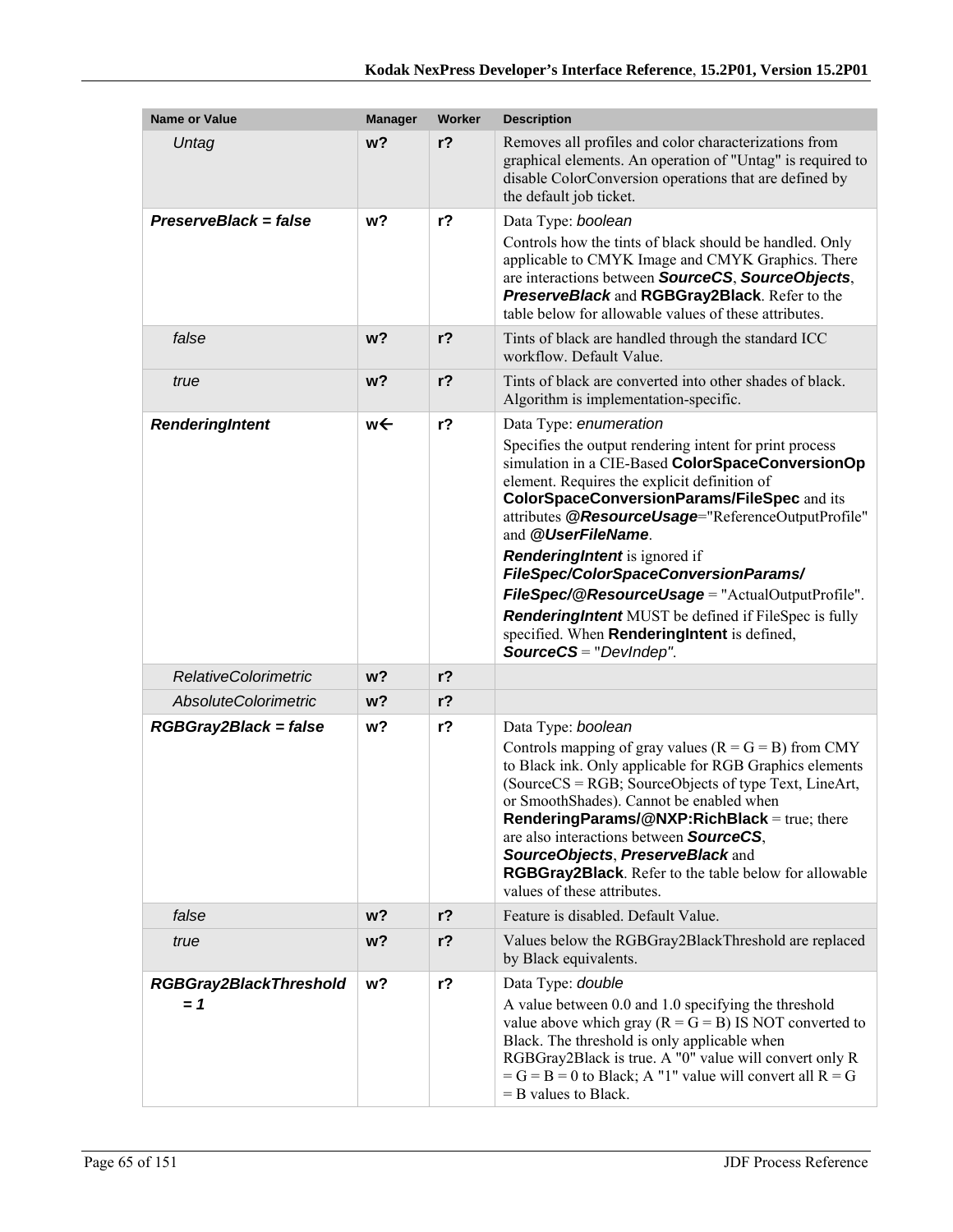| Name or Value | Manager | Worker | Description |
|---|---|---|---|
| *Untag* | **w?** | **r?** | Removes all profiles and color characterizations from graphical elements. An operation of "Untag" is required to disable ColorConversion operations that are defined by the default job ticket. |
| ***PreserveBlack = false*** | **w?** | **r?** | Data Type: *boolean*<br>Controls how the tints of black should be handled. Only applicable to CMYK Image and CMYK Graphics. There are interactions between ***SourceCS***, ***SourceObjects***, ***PreserveBlack*** and **RGBGray2Black**. Refer to the table below for allowable values of these attributes. |
| *false* | **w?** | **r?** | Tints of black are handled through the standard ICC workflow. Default Value. |
| *true* | **w?** | **r?** | Tints of black are converted into other shades of black. Algorithm is implementation-specific. |
| ***RenderingIntent*** | **w←** | **r?** | Data Type: *enumeration*<br>Specifies the output rendering intent for print process simulation in a CIE-Based **ColorSpaceConversionOp** element. Requires the explicit definition of **ColorSpaceConversionParams/FileSpec** and its attributes ***@ResourceUsage***="ReferenceOutputProfile" and ***@UserFileName***.<br>***RenderingIntent*** is ignored if ***FileSpec/ColorSpaceConversionParams/ FileSpec/@ResourceUsage*** = "ActualOutputProfile".<br>***RenderingIntent*** MUST be defined if FileSpec is fully specified. When **RenderingIntent** is defined, ***SourceCS*** = "*DevIndep"*. |
| *RelativeColorimetric* | **w?** | **r?** | |
| *AbsoluteColorimetric* | **w?** | **r?** | |
| ***RGBGray2Black = false*** | **w?** | **r?** | Data Type: *boolean*<br>Controls mapping of gray values (R = G = B) from CMY to Black ink. Only applicable for RGB Graphics elements (SourceCS = RGB; SourceObjects of type Text, LineArt, or SmoothShades). Cannot be enabled when **RenderingParams/@NXP:RichBlack** = true; there are also interactions between ***SourceCS***, ***SourceObjects***, ***PreserveBlack*** and **RGBGray2Black**. Refer to the table below for allowable values of these attributes. |
| *false* | **w?** | **r?** | Feature is disabled. Default Value. |
| *true* | **w?** | **r?** | Values below the RGBGray2BlackThreshold are replaced by Black equivalents. |
| ***RGBGray2BlackThreshold = 1*** | **w?** | **r?** | Data Type: *double*<br>A value between 0.0 and 1.0 specifying the threshold value above which gray (R = G = B) IS NOT converted to Black. The threshold is only applicable when RGBGray2Black is true. A "0" value will convert only R = G = B = 0 to Black; A "1" value will convert all R = G = B values to Black. |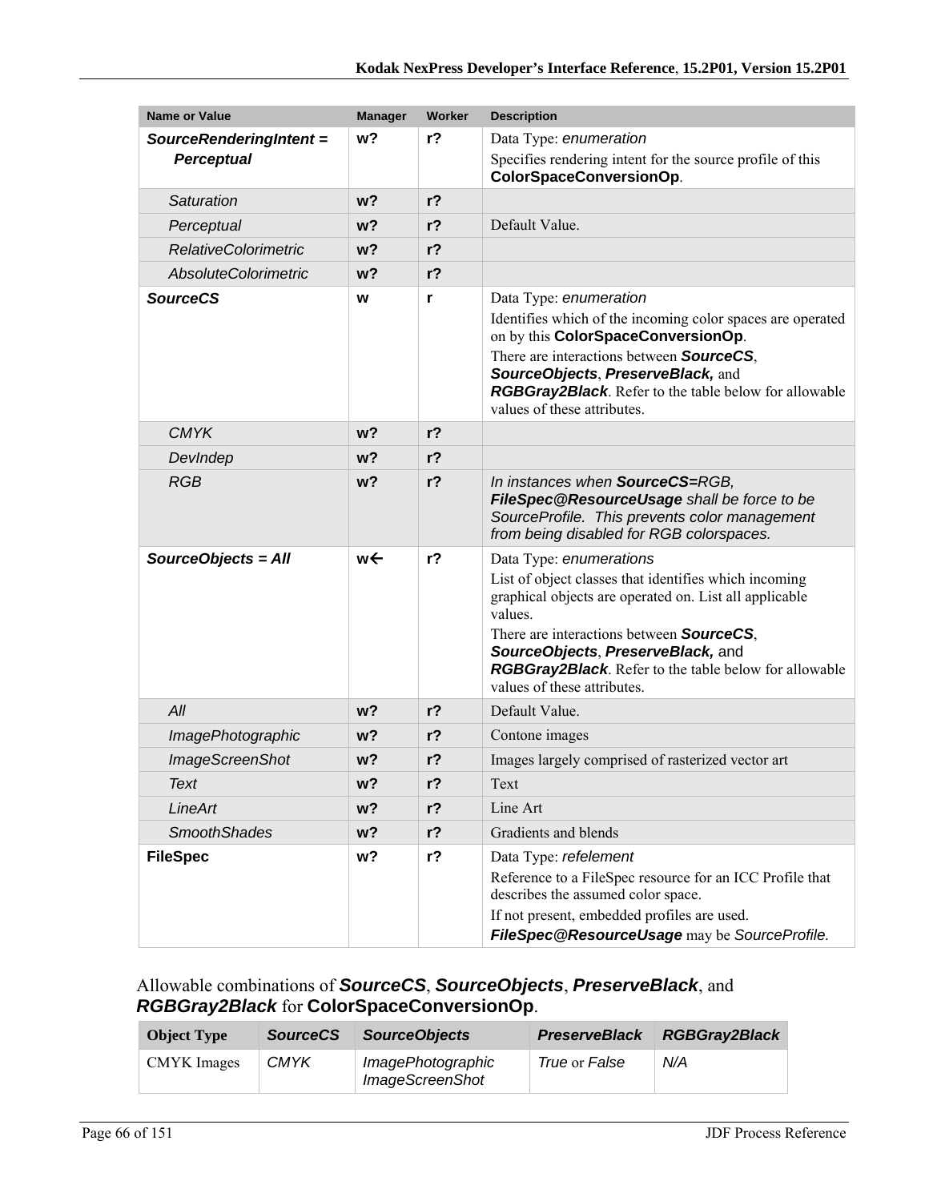| Name or Value | Manager | Worker | Description |
|---|---|---|---|
| ***SourceRenderingIntent = Perceptual*** | **w?** | **r?** | Data Type: *enumeration*<br>Specifies rendering intent for the source profile of this **ColorSpaceConversionOp**. |
| *Saturation* | **w?** | **r?** | |
| *Perceptual* | **w?** | **r?** | Default Value. |
| *RelativeColorimetric* | **w?** | **r?** | |
| *AbsoluteColorimetric* | **w?** | **r?** | |
| ***SourceCS*** | **w** | **r** | Data Type: *enumeration*<br>Identifies which of the incoming color spaces are operated on by this **ColorSpaceConversionOp**.<br>There are interactions between ***SourceCS***, ***SourceObjects***, ***PreserveBlack,*** and ***RGBGray2Black***. Refer to the table below for allowable values of these attributes. |
| *CMYK* | **w?** | **r?** | |
| *DevIndep* | **w?** | **r?** | |
| *RGB* | **w?** | **r?** | *In instances when **SourceCS=**RGB, **FileSpec@ResourceUsage** shall be force to be SourceProfile. This prevents color management from being disabled for RGB colorspaces.* |
| ***SourceObjects = All*** | **w←** | **r?** | Data Type: *enumerations*<br>List of object classes that identifies which incoming graphical objects are operated on. List all applicable values.<br>There are interactions between ***SourceCS***, ***SourceObjects***, ***PreserveBlack,*** and ***RGBGray2Black***. Refer to the table below for allowable values of these attributes. |
| *All* | **w?** | **r?** | Default Value. |
| *ImagePhotographic* | **w?** | **r?** | Contone images |
| *ImageScreenShot* | **w?** | **r?** | Images largely comprised of rasterized vector art |
| *Text* | **w?** | **r?** | Text |
| *LineArt* | **w?** | **r?** | Line Art |
| *SmoothShades* | **w?** | **r?** | Gradients and blends |
| **FileSpec** | **w?** | **r?** | Data Type: *refelement*<br>Reference to a FileSpec resource for an ICC Profile that describes the assumed color space.<br>If not present, embedded profiles are used.<br>***FileSpec@ResourceUsage*** may be *SourceProfile.* |

Allowable combinations of ***SourceCS***, ***SourceObjects***, ***PreserveBlack***, and ***RGBGray2Black*** for **ColorSpaceConversionOp**.

| Object Type | *SourceCS* | *SourceObjects* | *PreserveBlack* | *RGBGray2Black* |
|---|---|---|---|---|
| CMYK Images | *CMYK* | *ImagePhotographic*<br>*ImageScreenShot* | *True* or *False* | *N/A* |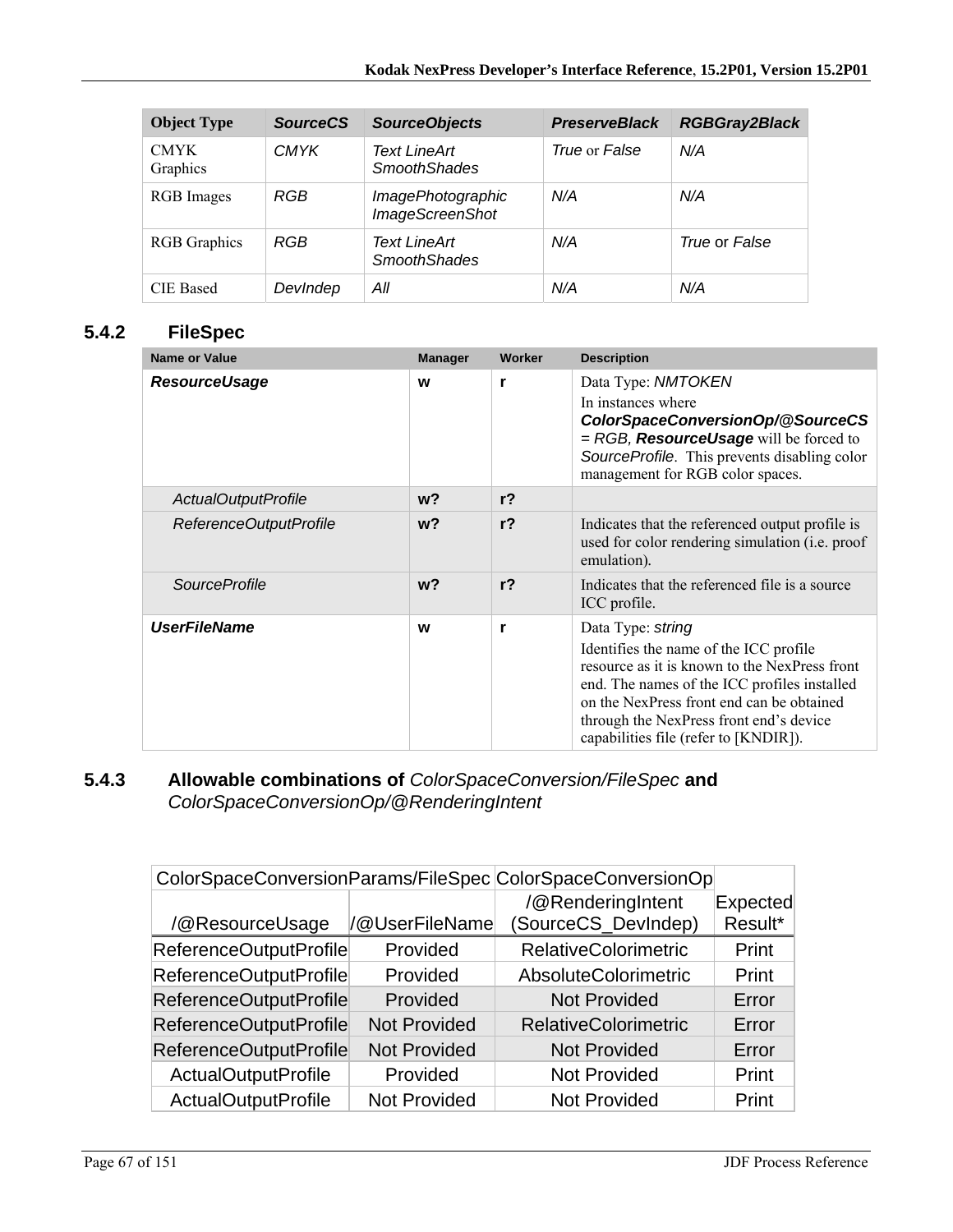| Object Type | *SourceCS* | *SourceObjects* | *PreserveBlack* | *RGBGray2Black* |
| --- | --- | --- | --- | --- |
| CMYK Graphics | *CMYK* | *Text LineArt SmoothShades* | *True* or *False* | *N/A* |
| RGB Images | *RGB* | *ImagePhotographic ImageScreenShot* | *N/A* | *N/A* |
| RGB Graphics | *RGB* | *Text LineArt SmoothShades* | *N/A* | *True* or *False* |
| CIE Based | *DevIndep* | *All* | *N/A* | *N/A* |

### 5.4.2 FileSpec

| Name or Value | Manager | Worker | Description |
| --- | --- | --- | --- |
| ***ResourceUsage*** | w | r | Data Type: *NMTOKEN*<br>In instances where ***ColorSpaceConversionOp/@SourceCS*** = *RGB*, ***ResourceUsage*** will be forced to *SourceProfile*. This prevents disabling color management for RGB color spaces. |
| *ActualOutputProfile* | w? | r? | |
| *ReferenceOutputProfile* | w? | r? | Indicates that the referenced output profile is used for color rendering simulation (i.e. proof emulation). |
| *SourceProfile* | w? | r? | Indicates that the referenced file is a source ICC profile. |
| ***UserFileName*** | w | r | Data Type: *string*<br>Identifies the name of the ICC profile resource as it is known to the NexPress front end. The names of the ICC profiles installed on the NexPress front end can be obtained through the NexPress front end's device capabilities file (refer to [KNDIR]). |

### 5.4.3 Allowable combinations of *ColorSpaceConversion/FileSpec* and *ColorSpaceConversionOp/@RenderingIntent*

| ColorSpaceConversionParams/FileSpec | | ColorSpaceConversionOp | |
| --- | --- | --- | --- |
| /@ResourceUsage | /@UserFileName | /@RenderingIntent (SourceCS_DevIndep) | Expected Result* |
| ReferenceOutputProfile | Provided | RelativeColorimetric | Print |
| ReferenceOutputProfile | Provided | AbsoluteColorimetric | Print |
| ReferenceOutputProfile | Provided | Not Provided | Error |
| ReferenceOutputProfile | Not Provided | RelativeColorimetric | Error |
| ReferenceOutputProfile | Not Provided | Not Provided | Error |
| ActualOutputProfile | Provided | Not Provided | Print |
| ActualOutputProfile | Not Provided | Not Provided | Print |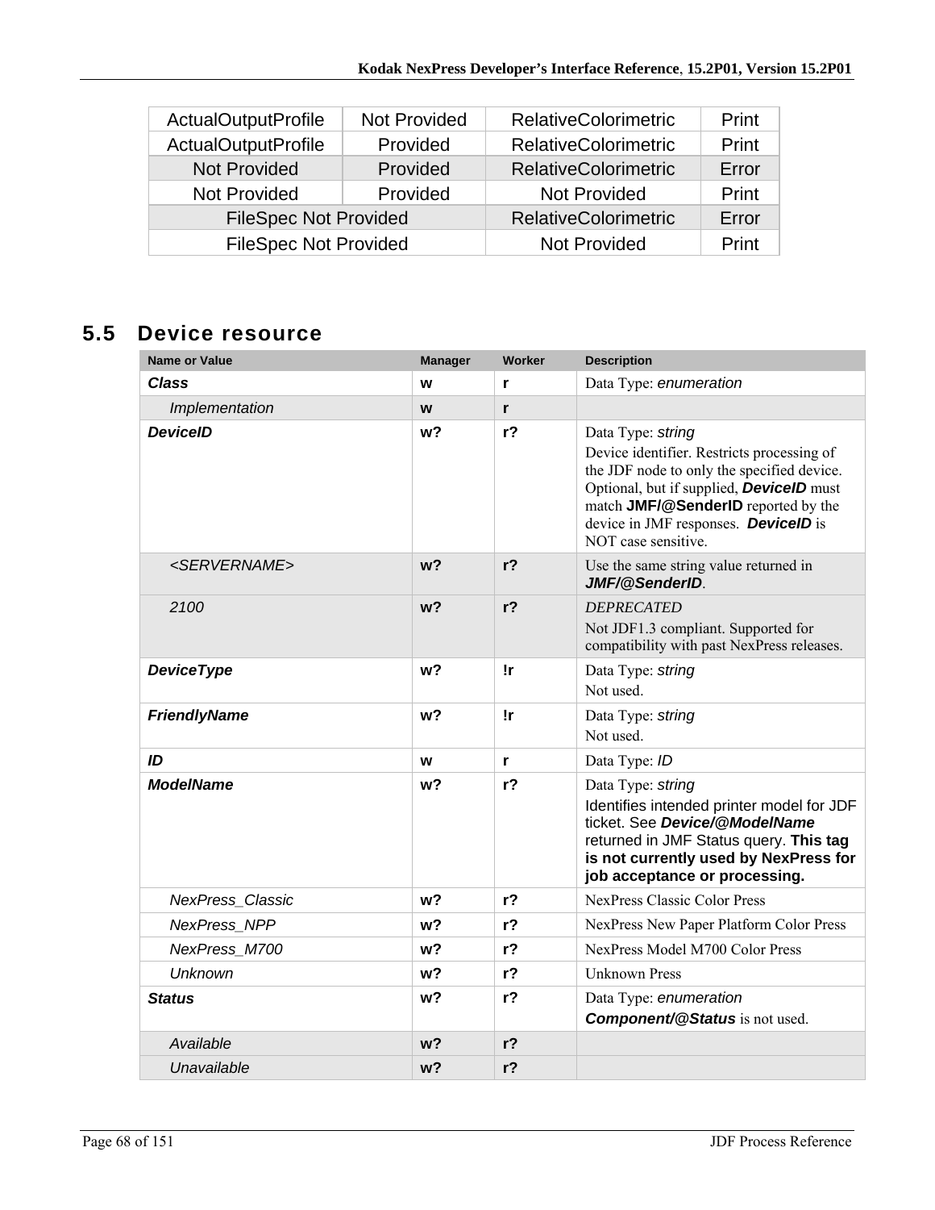| ActualOutputProfile | Not Provided | RelativeColorimetric | Print |
|---|---|---|---|
| ActualOutputProfile | Provided | RelativeColorimetric | Print |
| Not Provided | Provided | RelativeColorimetric | Error |
| Not Provided | Provided | Not Provided | Print |
| FileSpec Not Provided | | RelativeColorimetric | Error |
| FileSpec Not Provided | | Not Provided | Print |

## 5.5 Device resource

| Name or Value | Manager | Worker | Description |
|---|---|---|---|
| ***Class*** | **w** | **r** | Data Type: *enumeration* |
| *Implementation* | **w** | **r** | |
| ***DeviceID*** | **w?** | **r?** | Data Type: *string*<br>Device identifier. Restricts processing of the JDF node to only the specified device. Optional, but if supplied, ***DeviceID*** must match **JMF/@SenderID** reported by the device in JMF responses. ***DeviceID*** is NOT case sensitive. |
| *<SERVERNAME>* | **w?** | **r?** | Use the same string value returned in ***JMF/@SenderID***. |
| *2100* | **w?** | **r?** | *DEPRECATED*<br>Not JDF1.3 compliant. Supported for compatibility with past NexPress releases. |
| ***DeviceType*** | **w?** | **!r** | Data Type: *string*<br>Not used. |
| ***FriendlyName*** | **w?** | **!r** | Data Type: *string*<br>Not used. |
| ***ID*** | **w** | **r** | Data Type: *ID* |
| ***ModelName*** | **w?** | **r?** | Data Type: *string*<br>Identifies intended printer model for JDF ticket. See ***Device/@ModelName*** returned in JMF Status query. **This tag is not currently used by NexPress for job acceptance or processing.** |
| *NexPress_Classic* | **w?** | **r?** | NexPress Classic Color Press |
| *NexPress_NPP* | **w?** | **r?** | NexPress New Paper Platform Color Press |
| *NexPress_M700* | **w?** | **r?** | NexPress Model M700 Color Press |
| *Unknown* | **w?** | **r?** | Unknown Press |
| ***Status*** | **w?** | **r?** | Data Type: *enumeration*<br>***Component/@Status*** is not used. |
| *Available* | **w?** | **r?** | |
| *Unavailable* | **w?** | **r?** | |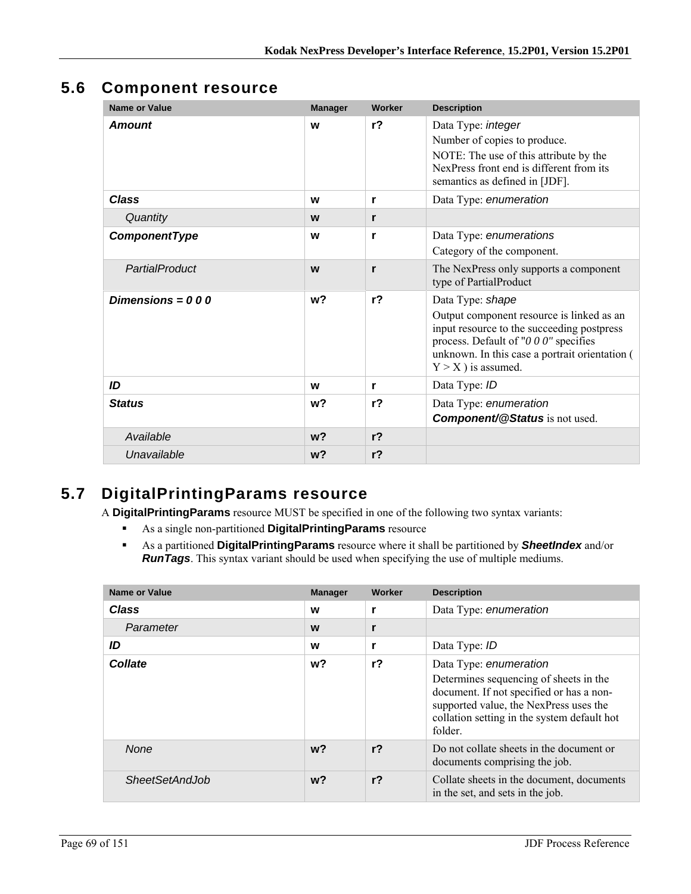## 5.6 Component resource

| Name or Value | Manager | Worker | Description |
|---|---|---|---|
| ***Amount*** | w | r? | Data Type: *integer*<br>Number of copies to produce.<br>NOTE: The use of this attribute by the NexPress front end is different from its semantics as defined in [JDF]. |
| ***Class*** | w | r | Data Type: *enumeration* |
| *Quantity* | w | r | |
| ***ComponentType*** | w | r | Data Type: *enumerations*<br>Category of the component. |
| *PartialProduct* | w | r | The NexPress only supports a component type of PartialProduct |
| ***Dimensions = 0 0 0*** | w? | r? | Data Type: *shape*<br>Output component resource is linked as an input resource to the succeeding postpress process. Default of "*0 0 0*" specifies unknown. In this case a portrait orientation ( Y > X ) is assumed. |
| ***ID*** | w | r | Data Type: *ID* |
| ***Status*** | w? | r? | Data Type: *enumeration*<br>***Component/@Status*** is not used. |
| *Available* | w? | r? | |
| *Unavailable* | w? | r? | |

## 5.7 DigitalPrintingParams resource

A **DigitalPrintingParams** resource MUST be specified in one of the following two syntax variants:

- As a single non-partitioned **DigitalPrintingParams** resource
- As a partitioned **DigitalPrintingParams** resource where it shall be partitioned by ***SheetIndex*** and/or ***RunTags***. This syntax variant should be used when specifying the use of multiple mediums.

| Name or Value | Manager | Worker | Description |
|---|---|---|---|
| ***Class*** | w | r | Data Type: *enumeration* |
| *Parameter* | w | r | |
| ***ID*** | w | r | Data Type: *ID* |
| ***Collate*** | w? | r? | Data Type: *enumeration*<br>Determines sequencing of sheets in the document. If not specified or has a non-supported value, the NexPress uses the collation setting in the system default hot folder. |
| *None* | w? | r? | Do not collate sheets in the document or documents comprising the job. |
| *SheetSetAndJob* | w? | r? | Collate sheets in the document, documents in the set, and sets in the job. |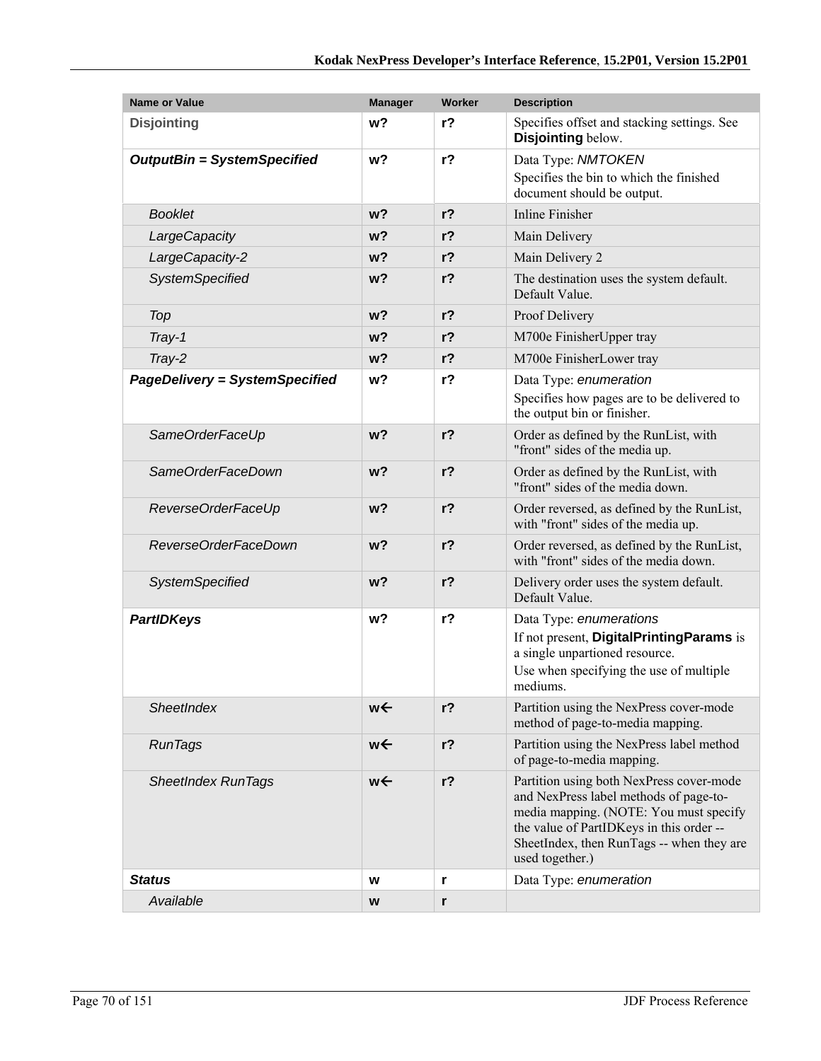| Name or Value | Manager | Worker | Description |
|---|---|---|---|
| **Disjointing** | **w?** | **r?** | Specifies offset and stacking settings. See **Disjointing** below. |
| ***OutputBin = SystemSpecified*** | **w?** | **r?** | Data Type: *NMTOKEN*<br>Specifies the bin to which the finished document should be output. |
| *Booklet* | **w?** | **r?** | Inline Finisher |
| *LargeCapacity* | **w?** | **r?** | Main Delivery |
| *LargeCapacity-2* | **w?** | **r?** | Main Delivery 2 |
| *SystemSpecified* | **w?** | **r?** | The destination uses the system default. Default Value. |
| *Top* | **w?** | **r?** | Proof Delivery |
| *Tray-1* | **w?** | **r?** | M700e FinisherUpper tray |
| *Tray-2* | **w?** | **r?** | M700e FinisherLower tray |
| ***PageDelivery = SystemSpecified*** | **w?** | **r?** | Data Type: *enumeration*<br>Specifies how pages are to be delivered to the output bin or finisher. |
| *SameOrderFaceUp* | **w?** | **r?** | Order as defined by the RunList, with "front" sides of the media up. |
| *SameOrderFaceDown* | **w?** | **r?** | Order as defined by the RunList, with "front" sides of the media down. |
| *ReverseOrderFaceUp* | **w?** | **r?** | Order reversed, as defined by the RunList, with "front" sides of the media up. |
| *ReverseOrderFaceDown* | **w?** | **r?** | Order reversed, as defined by the RunList, with "front" sides of the media down. |
| *SystemSpecified* | **w?** | **r?** | Delivery order uses the system default. Default Value. |
| ***PartIDKeys*** | **w?** | **r?** | Data Type: *enumerations*<br>If not present, **DigitalPrintingParams** is a single unpartioned resource.<br>Use when specifying the use of multiple mediums. |
| *SheetIndex* | **w←** | **r?** | Partition using the NexPress cover-mode method of page-to-media mapping. |
| *RunTags* | **w←** | **r?** | Partition using the NexPress label method of page-to-media mapping. |
| *SheetIndex RunTags* | **w←** | **r?** | Partition using both NexPress cover-mode and NexPress label methods of page-to-media mapping. (NOTE: You must specify the value of PartIDKeys in this order -- SheetIndex, then RunTags -- when they are used together.) |
| ***Status*** | **w** | **r** | Data Type: *enumeration* |
| *Available* | **w** | **r** | |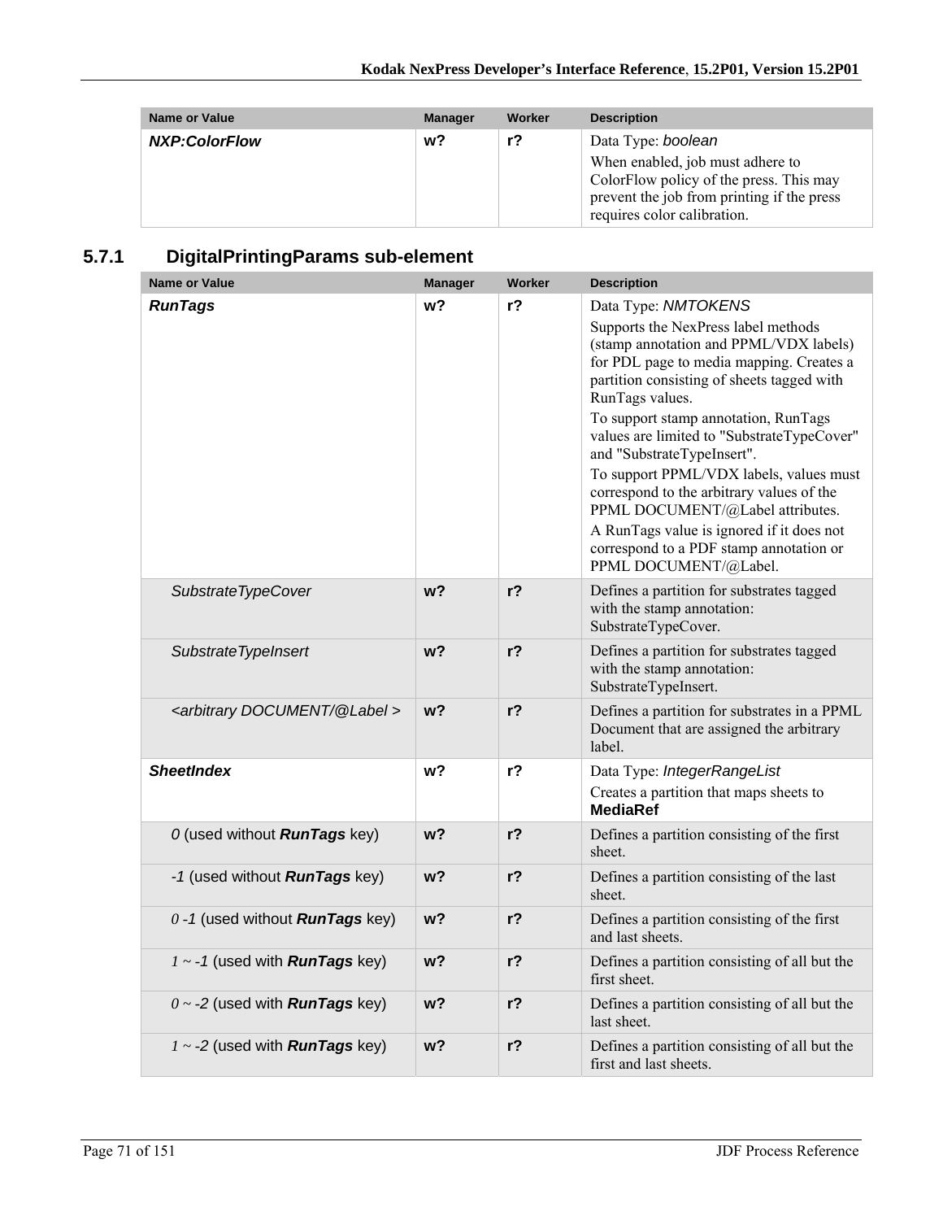| Name or Value | Manager | Worker | Description |
|---|---|---|---|
| ***NXP:ColorFlow*** | **w?** | **r?** | Data Type: *boolean*<br>When enabled, job must adhere to ColorFlow policy of the press. This may prevent the job from printing if the press requires color calibration. |

### 5.7.1 DigitalPrintingParams sub-element

| Name or Value | Manager | Worker | Description |
|---|---|---|---|
| ***RunTags*** | **w?** | **r?** | Data Type: *NMTOKENS*<br>Supports the NexPress label methods (stamp annotation and PPML/VDX labels) for PDL page to media mapping. Creates a partition consisting of sheets tagged with RunTags values.<br>To support stamp annotation, RunTags values are limited to "SubstrateTypeCover" and "SubstrateTypeInsert".<br>To support PPML/VDX labels, values must correspond to the arbitrary values of the PPML DOCUMENT/@Label attributes.<br>A RunTags value is ignored if it does not correspond to a PDF stamp annotation or PPML DOCUMENT/@Label. |
| *SubstrateTypeCover* | **w?** | **r?** | Defines a partition for substrates tagged with the stamp annotation: SubstrateTypeCover. |
| *SubstrateTypeInsert* | **w?** | **r?** | Defines a partition for substrates tagged with the stamp annotation: SubstrateTypeInsert. |
| *<arbitrary DOCUMENT/@Label >* | **w?** | **r?** | Defines a partition for substrates in a PPML Document that are assigned the arbitrary label. |
| ***SheetIndex*** | **w?** | **r?** | Data Type: *IntegerRangeList*<br>Creates a partition that maps sheets to **MediaRef** |
| *0* (used without ***RunTags*** key) | **w?** | **r?** | Defines a partition consisting of the first sheet. |
| *-1* (used without ***RunTags*** key) | **w?** | **r?** | Defines a partition consisting of the last sheet. |
| *0 -1* (used without ***RunTags*** key) | **w?** | **r?** | Defines a partition consisting of the first and last sheets. |
| *1 ~ -1* (used with ***RunTags*** key) | **w?** | **r?** | Defines a partition consisting of all but the first sheet. |
| *0 ~ -2* (used with ***RunTags*** key) | **w?** | **r?** | Defines a partition consisting of all but the last sheet. |
| *1 ~ -2* (used with ***RunTags*** key) | **w?** | **r?** | Defines a partition consisting of all but the first and last sheets. |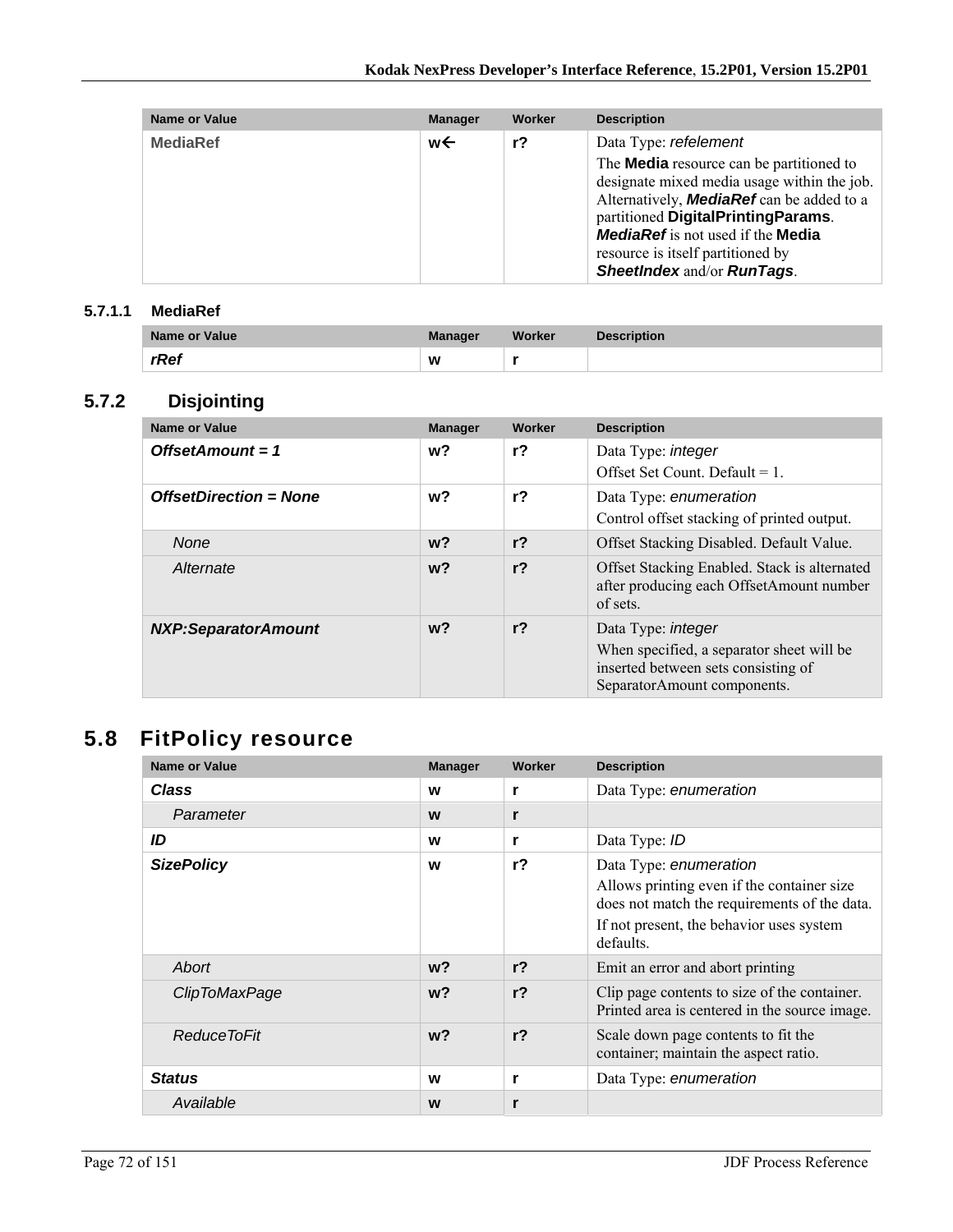| Name or Value | Manager | Worker | Description |
| --- | --- | --- | --- |
| **MediaRef** | w← | r? | Data Type: *refelement*<br>The **Media** resource can be partitioned to designate mixed media usage within the job. Alternatively, ***MediaRef*** can be added to a partitioned **DigitalPrintingParams**. ***MediaRef*** is not used if the **Media** resource is itself partitioned by ***SheetIndex*** and/or ***RunTags***. |

#### 5.7.1.1 MediaRef

| Name or Value | Manager | Worker | Description |
| --- | --- | --- | --- |
| ***rRef*** | w | r | |

### 5.7.2 Disjointing

| Name or Value | Manager | Worker | Description |
| --- | --- | --- | --- |
| ***OffsetAmount = 1*** | w? | r? | Data Type: *integer*<br>Offset Set Count. Default = 1. |
| ***OffsetDirection = None*** | w? | r? | Data Type: *enumeration*<br>Control offset stacking of printed output. |
| *None* | w? | r? | Offset Stacking Disabled. Default Value. |
| *Alternate* | w? | r? | Offset Stacking Enabled. Stack is alternated after producing each OffsetAmount number of sets. |
| ***NXP:SeparatorAmount*** | w? | r? | Data Type: *integer*<br>When specified, a separator sheet will be inserted between sets consisting of SeparatorAmount components. |

## 5.8 FitPolicy resource

| Name or Value | Manager | Worker | Description |
| --- | --- | --- | --- |
| ***Class*** | w | r | Data Type: *enumeration* |
| *Parameter* | w | r | |
| ***ID*** | w | r | Data Type: *ID* |
| ***SizePolicy*** | w | r? | Data Type: *enumeration*<br>Allows printing even if the container size does not match the requirements of the data.<br>If not present, the behavior uses system defaults. |
| *Abort* | w? | r? | Emit an error and abort printing |
| *ClipToMaxPage* | w? | r? | Clip page contents to size of the container. Printed area is centered in the source image. |
| *ReduceToFit* | w? | r? | Scale down page contents to fit the container; maintain the aspect ratio. |
| ***Status*** | w | r | Data Type: *enumeration* |
| *Available* | w | r | |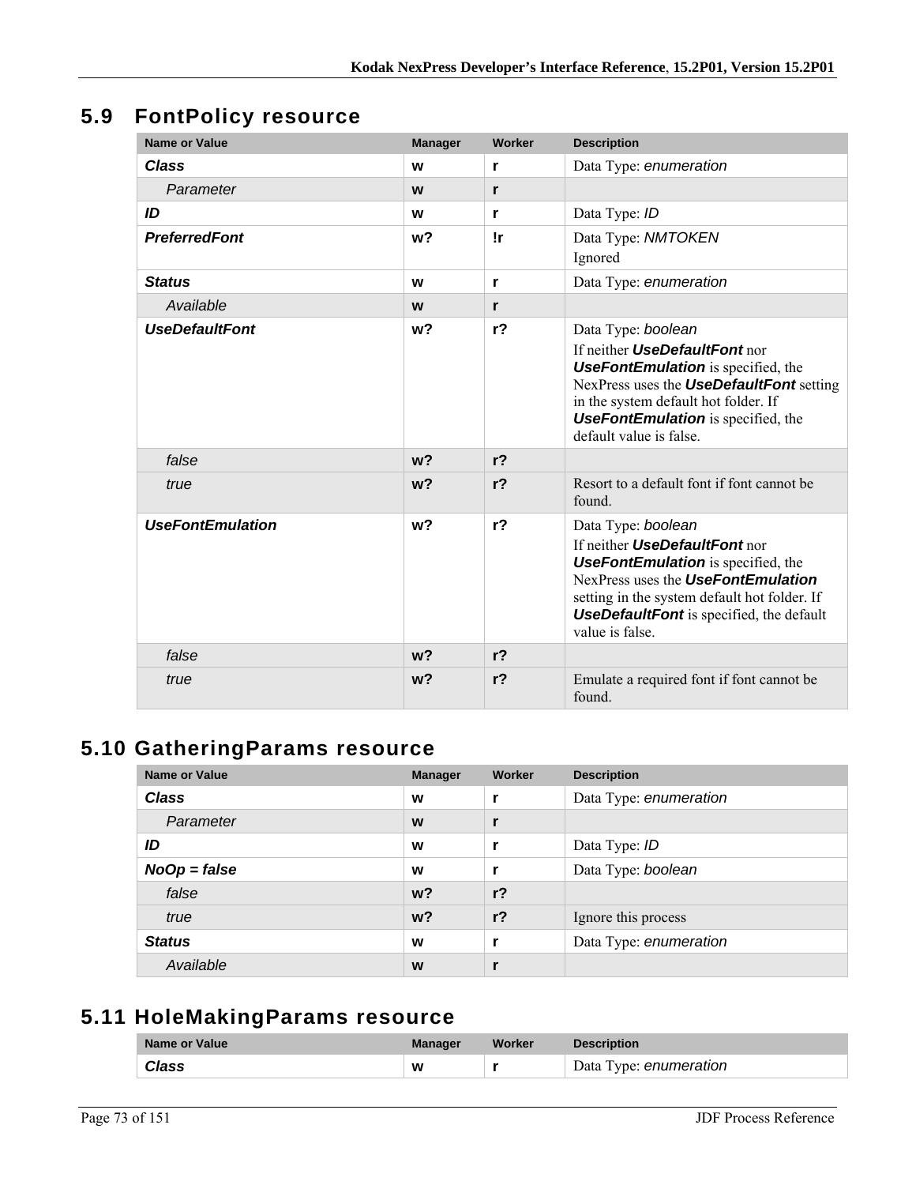## 5.9 FontPolicy resource

| Name or Value | Manager | Worker | Description |
|---|---|---|---|
| ***Class*** | **w** | **r** | Data Type: *enumeration* |
| *Parameter* | **w** | **r** | |
| ***ID*** | **w** | **r** | Data Type: *ID* |
| ***PreferredFont*** | **w?** | **!r** | Data Type: *NMTOKEN*<br>Ignored |
| ***Status*** | **w** | **r** | Data Type: *enumeration* |
| *Available* | **w** | **r** | |
| ***UseDefaultFont*** | **w?** | **r?** | Data Type: *boolean*<br>If neither ***UseDefaultFont*** nor ***UseFontEmulation*** is specified, the NexPress uses the ***UseDefaultFont*** setting in the system default hot folder. If ***UseFontEmulation*** is specified, the default value is false. |
| *false* | **w?** | **r?** | |
| *true* | **w?** | **r?** | Resort to a default font if font cannot be found. |
| ***UseFontEmulation*** | **w?** | **r?** | Data Type: *boolean*<br>If neither ***UseDefaultFont*** nor ***UseFontEmulation*** is specified, the NexPress uses the ***UseFontEmulation*** setting in the system default hot folder. If ***UseDefaultFont*** is specified, the default value is false. |
| *false* | **w?** | **r?** | |
| *true* | **w?** | **r?** | Emulate a required font if font cannot be found. |

## 5.10 GatheringParams resource

| Name or Value | Manager | Worker | Description |
|---|---|---|---|
| ***Class*** | **w** | **r** | Data Type: *enumeration* |
| *Parameter* | **w** | **r** | |
| ***ID*** | **w** | **r** | Data Type: *ID* |
| ***NoOp = false*** | **w** | **r** | Data Type: *boolean* |
| *false* | **w?** | **r?** | |
| *true* | **w?** | **r?** | Ignore this process |
| ***Status*** | **w** | **r** | Data Type: *enumeration* |
| *Available* | **w** | **r** | |

## 5.11 HoleMakingParams resource

| Name or Value | Manager | Worker | Description |
|---|---|---|---|
| ***Class*** | **w** | **r** | Data Type: *enumeration* |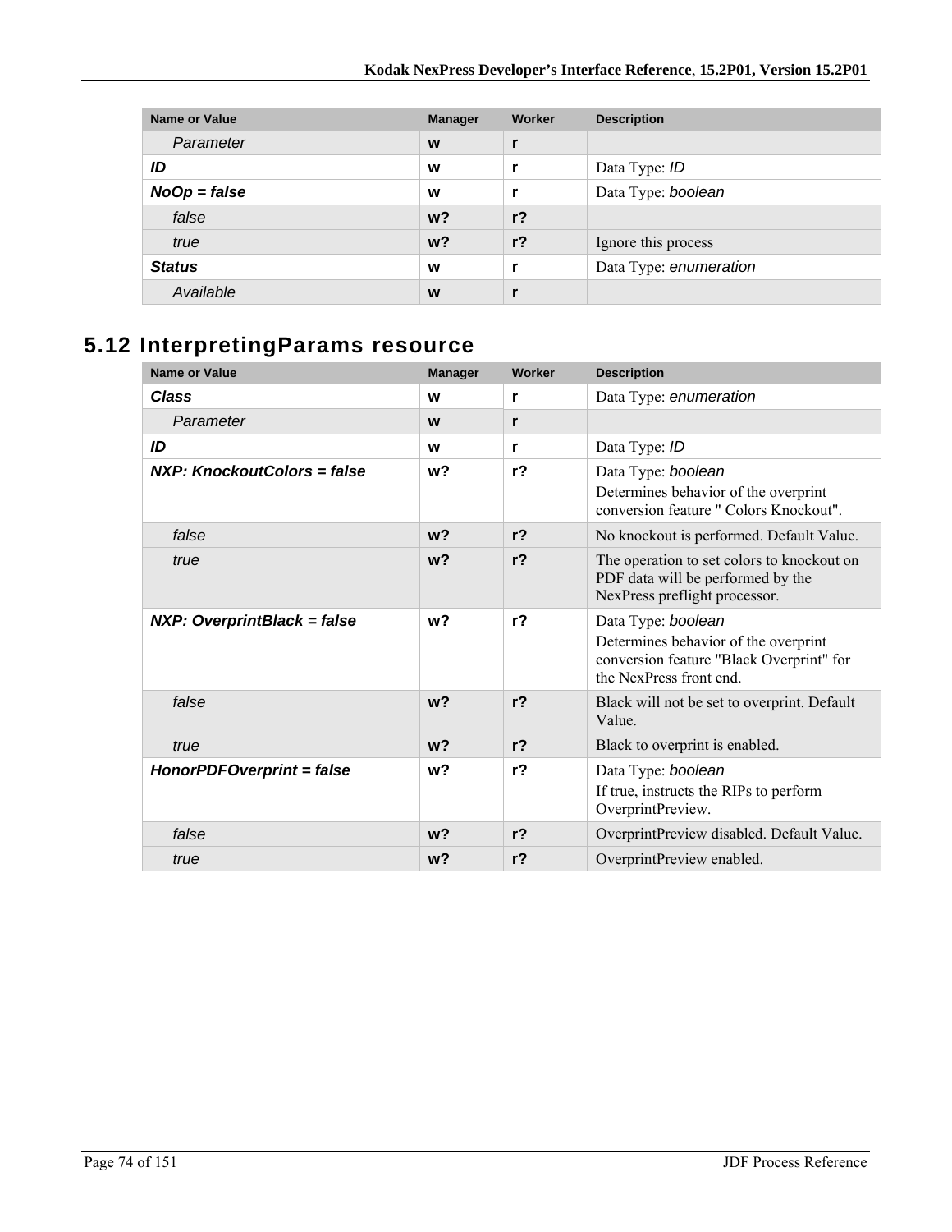| Name or Value | Manager | Worker | Description |
|---|---|---|---|
| *Parameter* | **w** | **r** | |
| ***ID*** | **w** | **r** | Data Type: *ID* |
| ***NoOp = false*** | **w** | **r** | Data Type: *boolean* |
| *false* | **w?** | **r?** | |
| *true* | **w?** | **r?** | Ignore this process |
| ***Status*** | **w** | **r** | Data Type: *enumeration* |
| *Available* | **w** | **r** | |

## 5.12 InterpretingParams resource

| Name or Value | Manager | Worker | Description |
|---|---|---|---|
| ***Class*** | **w** | **r** | Data Type: *enumeration* |
| *Parameter* | **w** | **r** | |
| ***ID*** | **w** | **r** | Data Type: *ID* |
| ***NXP: KnockoutColors = false*** | **w?** | **r?** | Data Type: *boolean*<br>Determines behavior of the overprint conversion feature " Colors Knockout". |
| *false* | **w?** | **r?** | No knockout is performed. Default Value. |
| *true* | **w?** | **r?** | The operation to set colors to knockout on PDF data will be performed by the NexPress preflight processor. |
| ***NXP: OverprintBlack = false*** | **w?** | **r?** | Data Type: *boolean*<br>Determines behavior of the overprint conversion feature "Black Overprint" for the NexPress front end. |
| *false* | **w?** | **r?** | Black will not be set to overprint. Default Value. |
| *true* | **w?** | **r?** | Black to overprint is enabled. |
| ***HonorPDFOverprint = false*** | **w?** | **r?** | Data Type: *boolean*<br>If true, instructs the RIPs to perform OverprintPreview. |
| *false* | **w?** | **r?** | OverprintPreview disabled. Default Value. |
| *true* | **w?** | **r?** | OverprintPreview enabled. |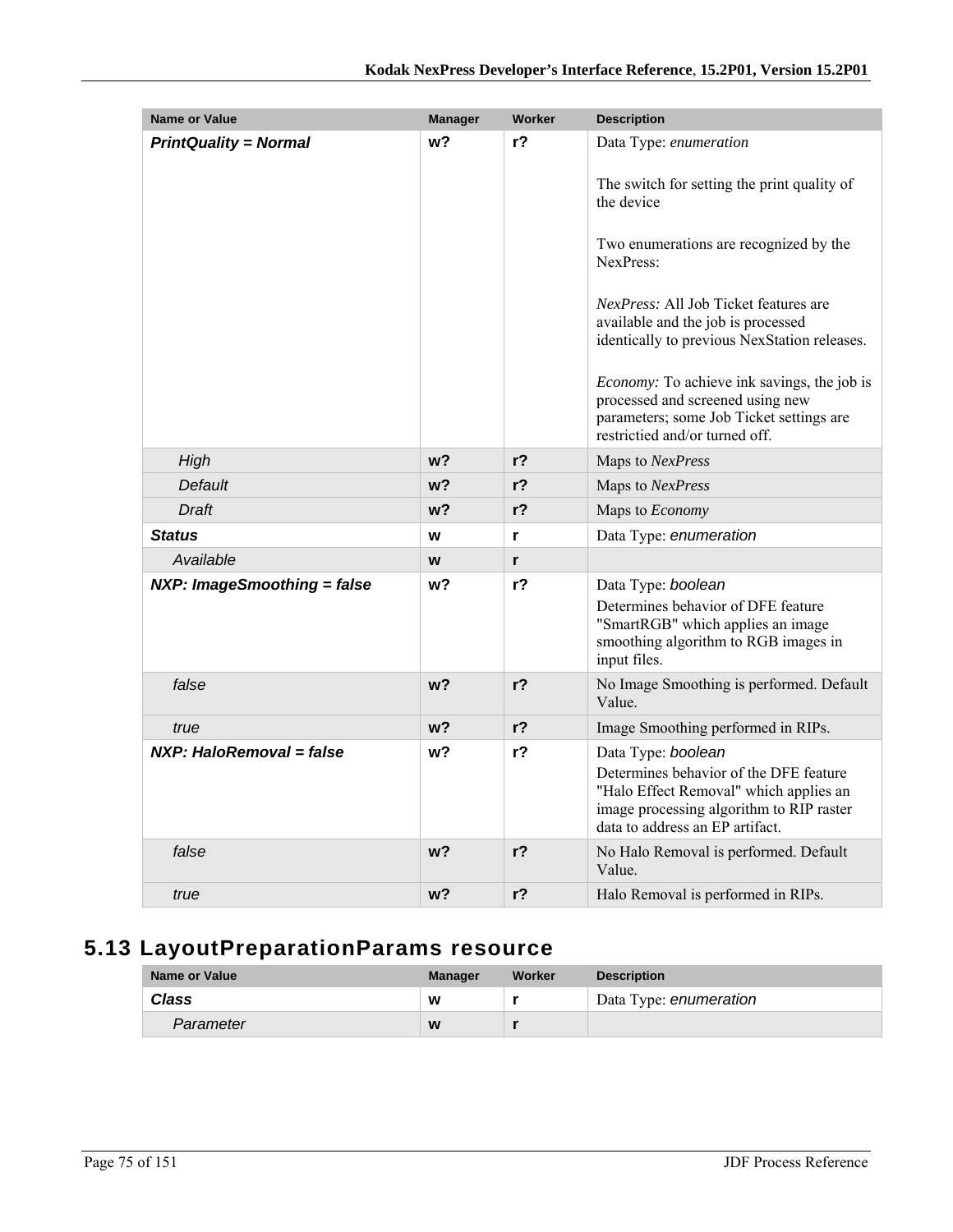| Name or Value | Manager | Worker | Description |
|---|---|---|---|
| ***PrintQuality = Normal*** | **w?** | **r?** | Data Type: *enumeration*<br><br>The switch for setting the print quality of the device<br><br>Two enumerations are recognized by the NexPress:<br><br>*NexPress:* All Job Ticket features are available and the job is processed identically to previous NexStation releases.<br><br>*Economy:* To achieve ink savings, the job is processed and screened using new parameters; some Job Ticket settings are restrictied and/or turned off. |
| *High* | **w?** | **r?** | Maps to *NexPress* |
| *Default* | **w?** | **r?** | Maps to *NexPress* |
| *Draft* | **w?** | **r?** | Maps to *Economy* |
| ***Status*** | **w** | **r** | Data Type: *enumeration* |
| *Available* | **w** | **r** | |
| ***NXP: ImageSmoothing = false*** | **w?** | **r?** | Data Type: *boolean*<br>Determines behavior of DFE feature "SmartRGB" which applies an image smoothing algorithm to RGB images in input files. |
| *false* | **w?** | **r?** | No Image Smoothing is performed. Default Value. |
| *true* | **w?** | **r?** | Image Smoothing performed in RIPs. |
| ***NXP: HaloRemoval = false*** | **w?** | **r?** | Data Type: *boolean*<br>Determines behavior of the DFE feature "Halo Effect Removal" which applies an image processing algorithm to RIP raster data to address an EP artifact. |
| *false* | **w?** | **r?** | No Halo Removal is performed. Default Value. |
| *true* | **w?** | **r?** | Halo Removal is performed in RIPs. |

## 5.13 LayoutPreparationParams resource

| Name or Value | Manager | Worker | Description |
|---|---|---|---|
| ***Class*** | **w** | **r** | Data Type: *enumeration* |
| *Parameter* | **w** | **r** | |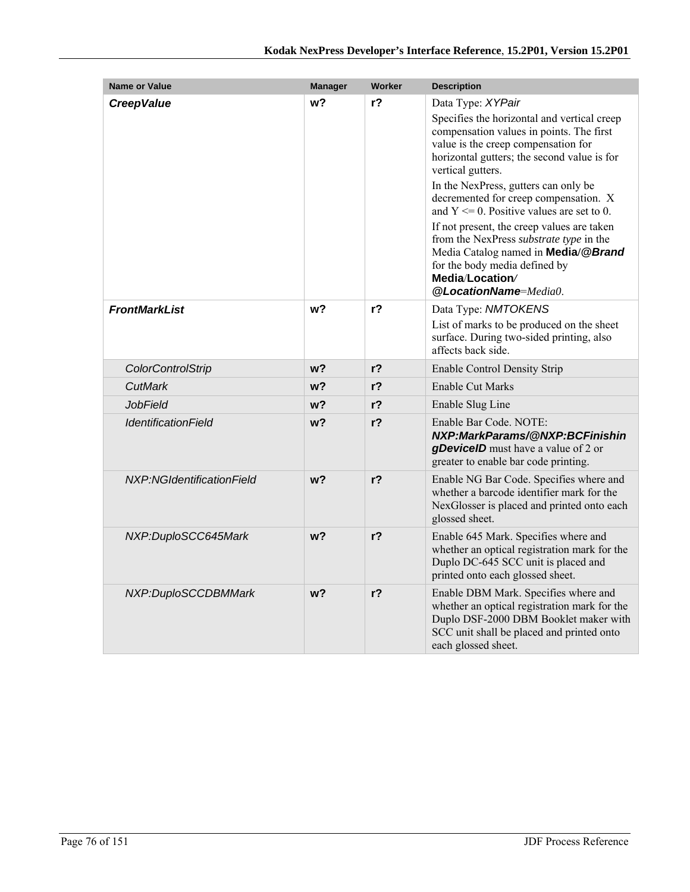| Name or Value | Manager | Worker | Description |
|---|---|---|---|
| ***CreepValue*** | **w?** | **r?** | Data Type: *XYPair*<br>Specifies the horizontal and vertical creep compensation values in points. The first value is the creep compensation for horizontal gutters; the second value is for vertical gutters.<br>In the NexPress, gutters can only be decremented for creep compensation. X and Y <= 0. Positive values are set to 0.<br>If not present, the creep values are taken from the NexPress *substrate type* in the Media Catalog named in **Media/*@Brand*** for the body media defined by **Media/Location/*@LocationName***=*Media0*. |
| ***FrontMarkList*** | **w?** | **r?** | Data Type: *NMTOKENS*<br>List of marks to be produced on the sheet surface. During two-sided printing, also affects back side. |
| *ColorControlStrip* | **w?** | **r?** | Enable Control Density Strip |
| *CutMark* | **w?** | **r?** | Enable Cut Marks |
| *JobField* | **w?** | **r?** | Enable Slug Line |
| *IdentificationField* | **w?** | **r?** | Enable Bar Code. NOTE: ***NXP:MarkParams/@NXP:BCFinishingDeviceID*** must have a value of 2 or greater to enable bar code printing. |
| *NXP:NGIdentificationField* | **w?** | **r?** | Enable NG Bar Code. Specifies where and whether a barcode identifier mark for the NexGlosser is placed and printed onto each glossed sheet. |
| *NXP:DuploSCC645Mark* | **w?** | **r?** | Enable 645 Mark. Specifies where and whether an optical registration mark for the Duplo DC-645 SCC unit is placed and printed onto each glossed sheet. |
| *NXP:DuploSCCDBMMark* | **w?** | **r?** | Enable DBM Mark. Specifies where and whether an optical registration mark for the Duplo DSF-2000 DBM Booklet maker with SCC unit shall be placed and printed onto each glossed sheet. |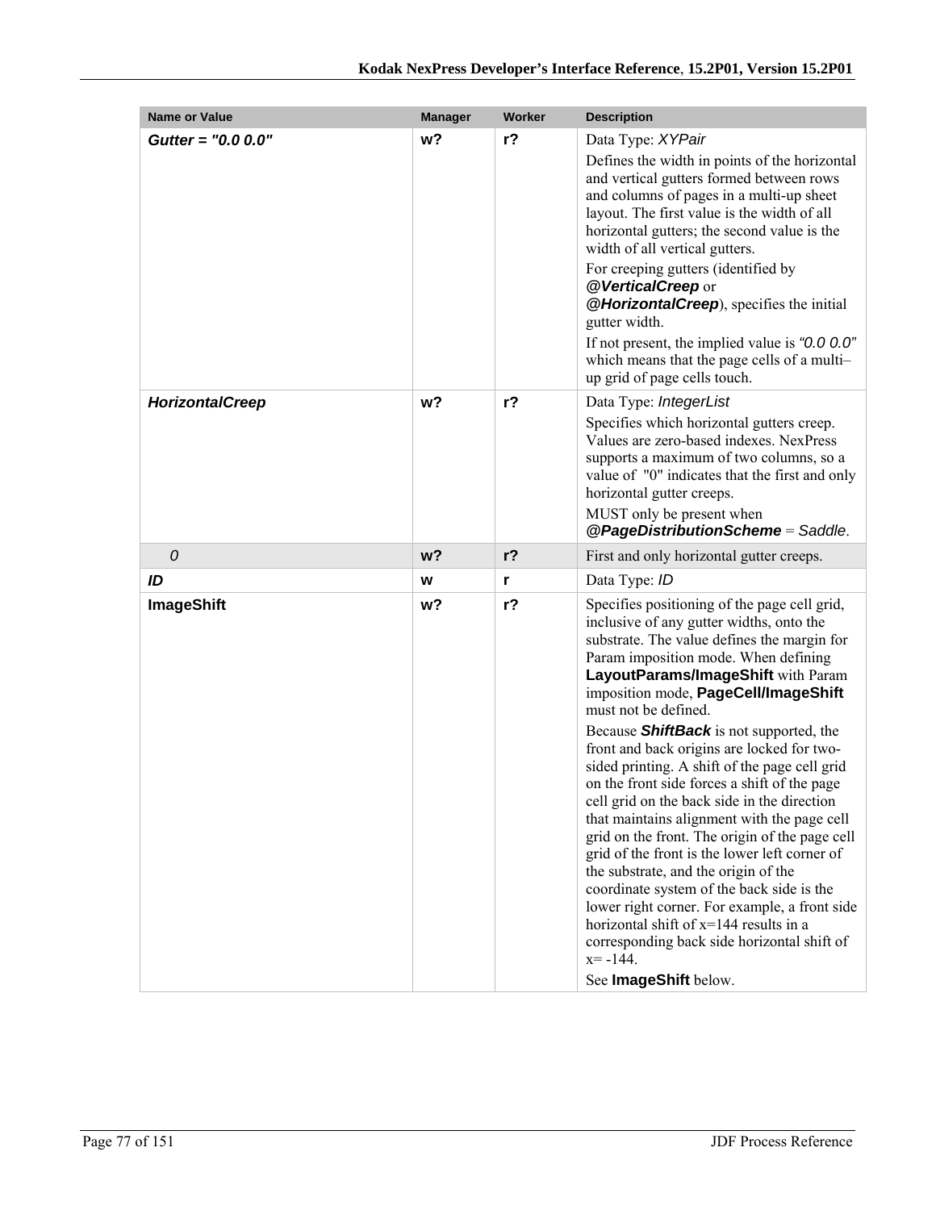| Name or Value | Manager | Worker | Description |
|---|---|---|---|
| ***Gutter = "0.0 0.0"*** | **w?** | **r?** | Data Type: *XYPair*<br>Defines the width in points of the horizontal and vertical gutters formed between rows and columns of pages in a multi-up sheet layout. The first value is the width of all horizontal gutters; the second value is the width of all vertical gutters.<br>For creeping gutters (identified by ***@VerticalCreep*** or ***@HorizontalCreep***), specifies the initial gutter width.<br>If not present, the implied value is *"0.0 0.0"* which means that the page cells of a multi–up grid of page cells touch. |
| ***HorizontalCreep*** | **w?** | **r?** | Data Type: *IntegerList*<br>Specifies which horizontal gutters creep. Values are zero-based indexes. NexPress supports a maximum of two columns, so a value of "0" indicates that the first and only horizontal gutter creeps.<br>MUST only be present when ***@PageDistributionScheme*** = *Saddle*. |
| *0* | **w?** | **r?** | First and only horizontal gutter creeps. |
| ***ID*** | **w** | **r** | Data Type: *ID* |
| **ImageShift** | **w?** | **r?** | Specifies positioning of the page cell grid, inclusive of any gutter widths, onto the substrate. The value defines the margin for Param imposition mode. When defining **LayoutParams/ImageShift** with Param imposition mode, **PageCell/ImageShift** must not be defined.<br>Because ***ShiftBack*** is not supported, the front and back origins are locked for two-sided printing. A shift of the page cell grid on the front side forces a shift of the page cell grid on the back side in the direction that maintains alignment with the page cell grid on the front. The origin of the page cell grid of the front is the lower left corner of the substrate, and the origin of the coordinate system of the back side is the lower right corner. For example, a front side horizontal shift of x=144 results in a corresponding back side horizontal shift of x= -144.<br>See **ImageShift** below. |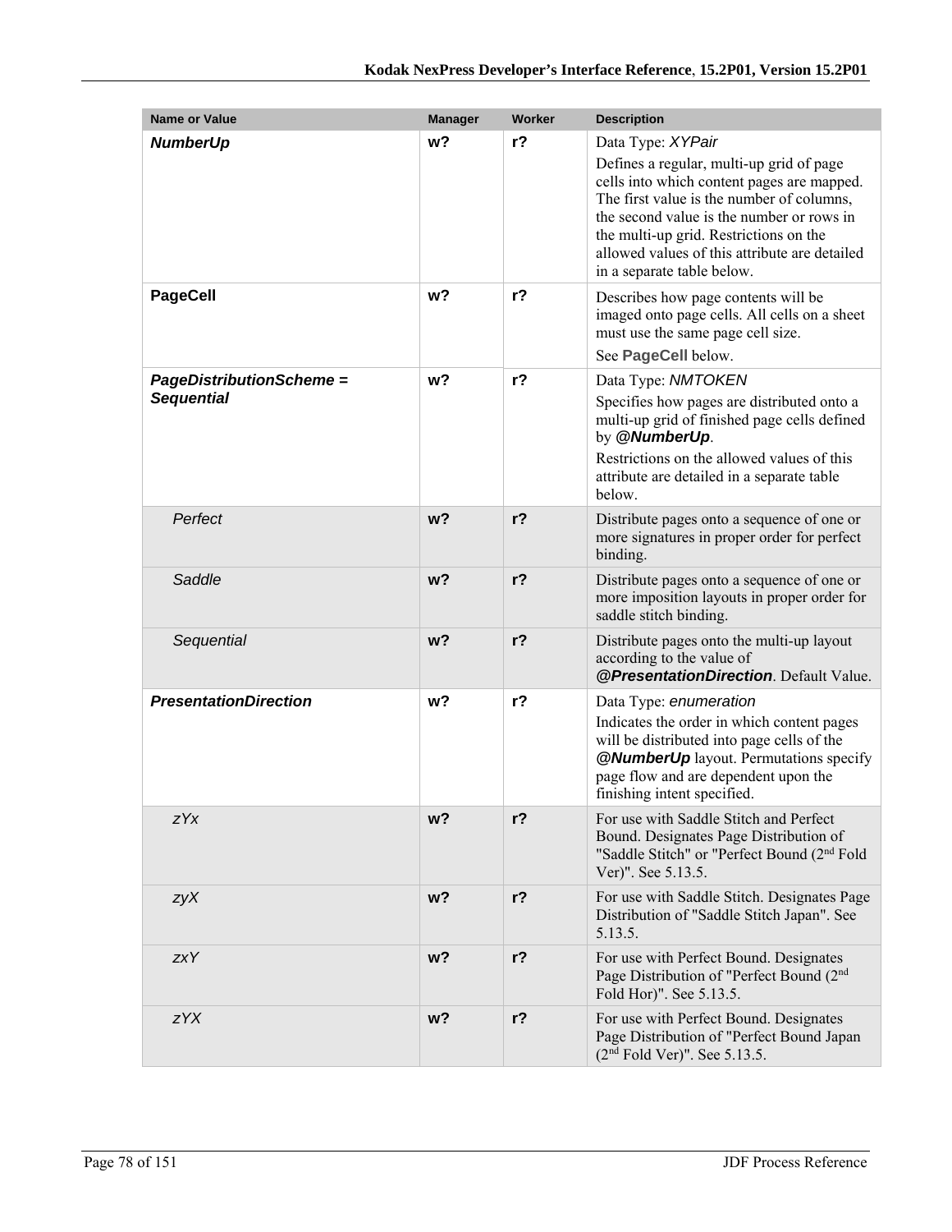| Name or Value | Manager | Worker | Description |
|---|---|---|---|
| ***NumberUp*** | **w?** | **r?** | Data Type: *XYPair*<br>Defines a regular, multi-up grid of page cells into which content pages are mapped. The first value is the number of columns, the second value is the number or rows in the multi-up grid. Restrictions on the allowed values of this attribute are detailed in a separate table below. |
| **PageCell** | **w?** | **r?** | Describes how page contents will be imaged onto page cells. All cells on a sheet must use the same page cell size.<br>See **PageCell** below. |
| ***PageDistributionScheme = Sequential*** | **w?** | **r?** | Data Type: *NMTOKEN*<br>Specifies how pages are distributed onto a multi-up grid of finished page cells defined by ***@NumberUp***.<br>Restrictions on the allowed values of this attribute are detailed in a separate table below. |
| *Perfect* | **w?** | **r?** | Distribute pages onto a sequence of one or more signatures in proper order for perfect binding. |
| *Saddle* | **w?** | **r?** | Distribute pages onto a sequence of one or more imposition layouts in proper order for saddle stitch binding. |
| *Sequential* | **w?** | **r?** | Distribute pages onto the multi-up layout according to the value of ***@PresentationDirection***. Default Value. |
| ***PresentationDirection*** | **w?** | **r?** | Data Type: *enumeration*<br>Indicates the order in which content pages will be distributed into page cells of the ***@NumberUp*** layout. Permutations specify page flow and are dependent upon the finishing intent specified. |
| *zYx* | **w?** | **r?** | For use with Saddle Stitch and Perfect Bound. Designates Page Distribution of "Saddle Stitch" or "Perfect Bound (2nd Fold Ver)". See 5.13.5. |
| *zyX* | **w?** | **r?** | For use with Saddle Stitch. Designates Page Distribution of "Saddle Stitch Japan". See 5.13.5. |
| *zxY* | **w?** | **r?** | For use with Perfect Bound. Designates Page Distribution of "Perfect Bound (2nd Fold Hor)". See 5.13.5. |
| *zYX* | **w?** | **r?** | For use with Perfect Bound. Designates Page Distribution of "Perfect Bound Japan (2nd Fold Ver)". See 5.13.5. |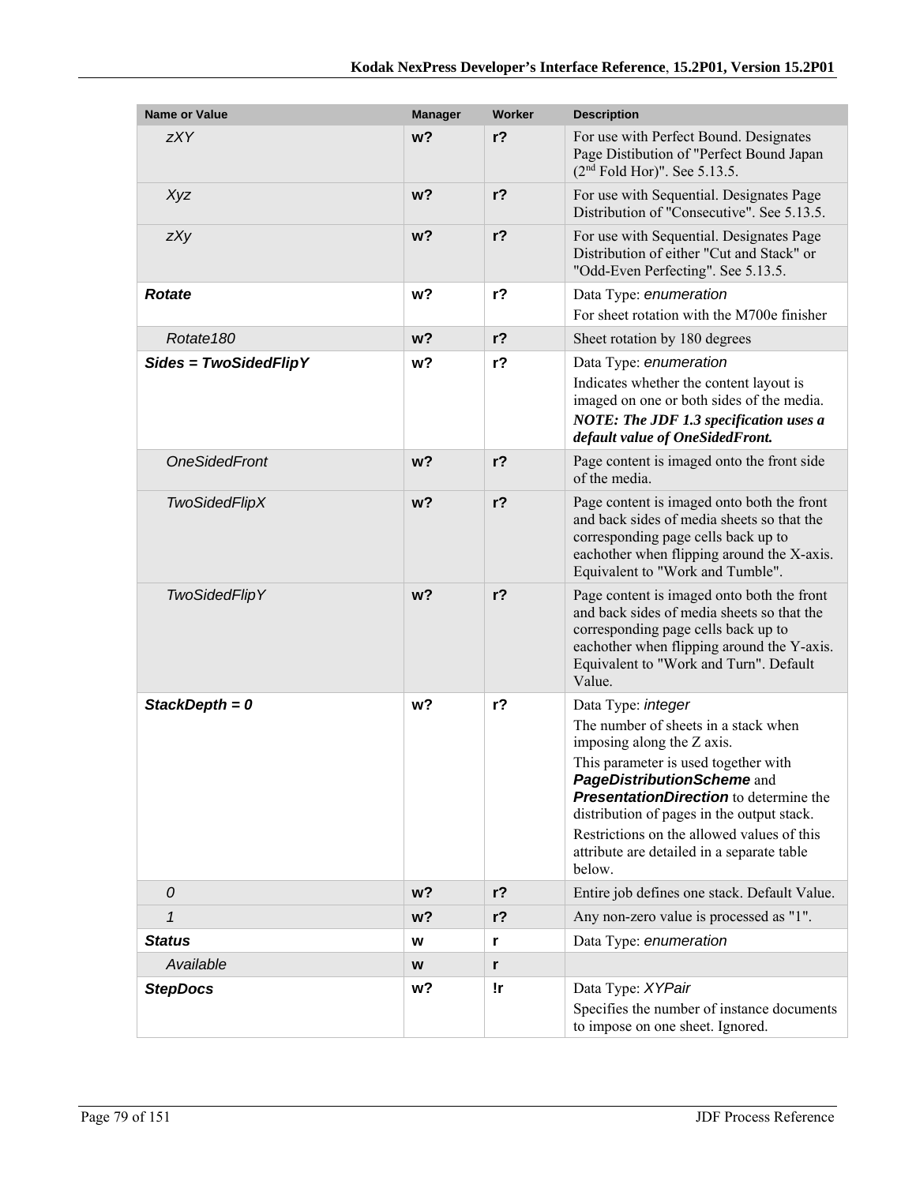| Name or Value | Manager | Worker | Description |
|---|---|---|---|
| *zXY* | **w?** | **r?** | For use with Perfect Bound. Designates Page Distibution of "Perfect Bound Japan (2nd Fold Hor)". See 5.13.5. |
| *Xyz* | **w?** | **r?** | For use with Sequential. Designates Page Distribution of "Consecutive". See 5.13.5. |
| *zXy* | **w?** | **r?** | For use with Sequential. Designates Page Distribution of either "Cut and Stack" or "Odd-Even Perfecting". See 5.13.5. |
| ***Rotate*** | **w?** | **r?** | Data Type: *enumeration*<br>For sheet rotation with the M700e finisher |
| *Rotate180* | **w?** | **r?** | Sheet rotation by 180 degrees |
| ***Sides = TwoSidedFlipY*** | **w?** | **r?** | Data Type: *enumeration*<br>Indicates whether the content layout is imaged on one or both sides of the media.<br>***NOTE: The JDF 1.3 specification uses a default value of OneSidedFront.*** |
| *OneSidedFront* | **w?** | **r?** | Page content is imaged onto the front side of the media. |
| *TwoSidedFlipX* | **w?** | **r?** | Page content is imaged onto both the front and back sides of media sheets so that the corresponding page cells back up to eachother when flipping around the X-axis. Equivalent to "Work and Tumble". |
| *TwoSidedFlipY* | **w?** | **r?** | Page content is imaged onto both the front and back sides of media sheets so that the corresponding page cells back up to eachother when flipping around the Y-axis. Equivalent to "Work and Turn". Default Value. |
| ***StackDepth = 0*** | **w?** | **r?** | Data Type: *integer*<br>The number of sheets in a stack when imposing along the Z axis.<br>This parameter is used together with ***PageDistributionScheme*** and ***PresentationDirection*** to determine the distribution of pages in the output stack.<br>Restrictions on the allowed values of this attribute are detailed in a separate table below. |
| *0* | **w?** | **r?** | Entire job defines one stack. Default Value. |
| *1* | **w?** | **r?** | Any non-zero value is processed as "1". |
| ***Status*** | **w** | **r** | Data Type: *enumeration* |
| *Available* | **w** | **r** | |
| ***StepDocs*** | **w?** | **!r** | Data Type: *XYPair*<br>Specifies the number of instance documents to impose on one sheet. Ignored. |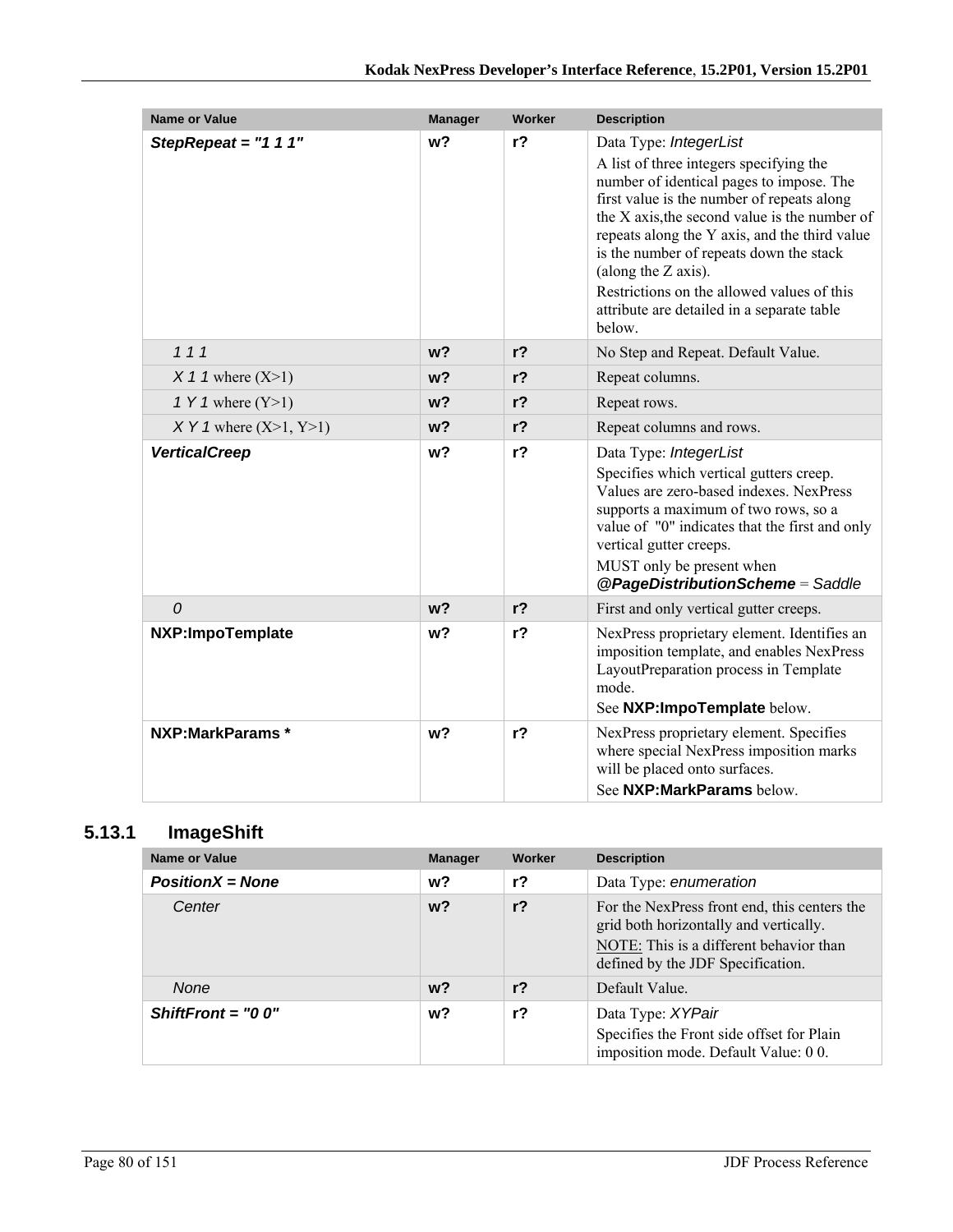| Name or Value | Manager | Worker | Description |
|---|---|---|---|
| ***StepRepeat = "1 1 1"*** | **w?** | **r?** | Data Type: *IntegerList*<br>A list of three integers specifying the number of identical pages to impose. The first value is the number of repeats along the X axis,the second value is the number of repeats along the Y axis, and the third value is the number of repeats down the stack (along the Z axis).<br>Restrictions on the allowed values of this attribute are detailed in a separate table below. |
| *1 1 1* | **w?** | **r?** | No Step and Repeat. Default Value. |
| *X 1 1* where (X>1) | **w?** | **r?** | Repeat columns. |
| *1 Y 1* where (Y>1) | **w?** | **r?** | Repeat rows. |
| *X Y 1* where (X>1, Y>1) | **w?** | **r?** | Repeat columns and rows. |
| ***VerticalCreep*** | **w?** | **r?** | Data Type: *IntegerList*<br>Specifies which vertical gutters creep. Values are zero-based indexes. NexPress supports a maximum of two rows, so a value of "0" indicates that the first and only vertical gutter creeps.<br>MUST only be present when ***@PageDistributionScheme*** = *Saddle* |
| *0* | **w?** | **r?** | First and only vertical gutter creeps. |
| **NXP:ImpoTemplate** | **w?** | **r?** | NexPress proprietary element. Identifies an imposition template, and enables NexPress LayoutPreparation process in Template mode.<br>See **NXP:ImpoTemplate** below. |
| **NXP:MarkParams *** | **w?** | **r?** | NexPress proprietary element. Specifies where special NexPress imposition marks will be placed onto surfaces.<br>See **NXP:MarkParams** below. |

### 5.13.1 ImageShift

| Name or Value | Manager | Worker | Description |
|---|---|---|---|
| ***PositionX = None*** | **w?** | **r?** | Data Type: *enumeration* |
| *Center* | **w?** | **r?** | For the NexPress front end, this centers the grid both horizontally and vertically.<br>NOTE: This is a different behavior than defined by the JDF Specification. |
| *None* | **w?** | **r?** | Default Value. |
| ***ShiftFront = "0 0"*** | **w?** | **r?** | Data Type: *XYPair*<br>Specifies the Front side offset for Plain imposition mode. Default Value: 0 0. |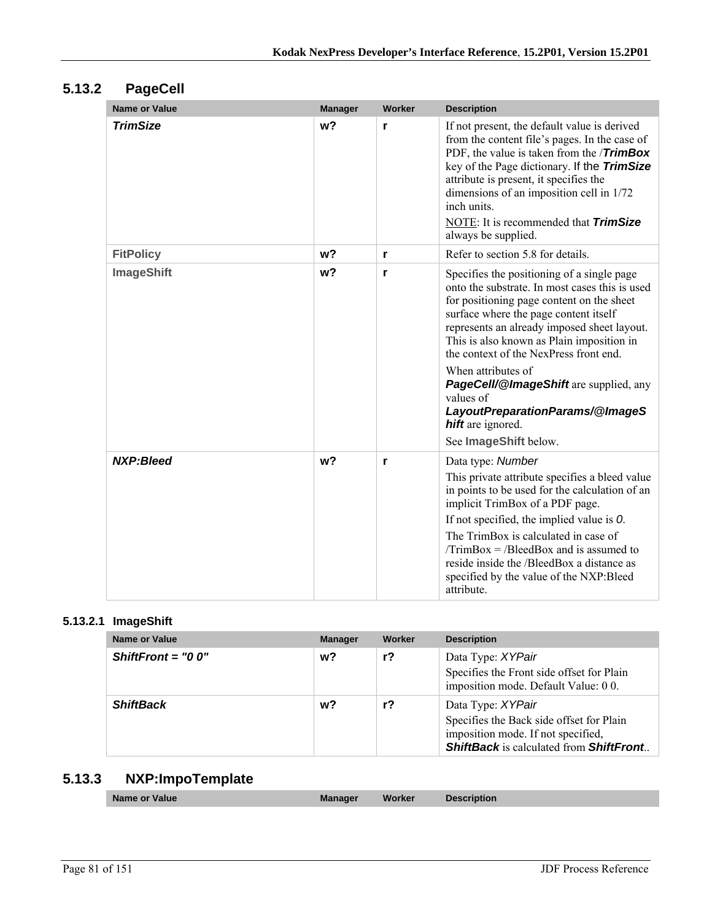### 5.13.2 PageCell

| Name or Value | Manager | Worker | Description |
| --- | --- | --- | --- |
| ***TrimSize*** | **w?** | **r** | If not present, the default value is derived from the content file's pages. In the case of PDF, the value is taken from the /***TrimBox*** key of the Page dictionary. If the ***TrimSize*** attribute is present, it specifies the dimensions of an imposition cell in 1/72 inch units.<br>NOTE: It is recommended that ***TrimSize*** always be supplied. |
| **FitPolicy** | **w?** | **r** | Refer to section 5.8 for details. |
| **ImageShift** | **w?** | **r** | Specifies the positioning of a single page onto the substrate. In most cases this is used for positioning page content on the sheet surface where the page content itself represents an already imposed sheet layout. This is also known as Plain imposition in the context of the NexPress front end.<br>When attributes of ***PageCell/@ImageShift*** are supplied, any values of ***LayoutPreparationParams/@ImageShift*** are ignored.<br>See **ImageShift** below. |
| ***NXP:Bleed*** | **w?** | **r** | Data type: *Number*<br>This private attribute specifies a bleed value in points to be used for the calculation of an implicit TrimBox of a PDF page.<br>If not specified, the implied value is *0*.<br>The TrimBox is calculated in case of /TrimBox = /BleedBox and is assumed to reside inside the /BleedBox a distance as specified by the value of the NXP:Bleed attribute. |

#### 5.13.2.1 ImageShift

| Name or Value | Manager | Worker | Description |
| --- | --- | --- | --- |
| ***ShiftFront = "0 0"*** | **w?** | **r?** | Data Type: *XYPair*<br>Specifies the Front side offset for Plain imposition mode. Default Value: 0 0. |
| ***ShiftBack*** | **w?** | **r?** | Data Type: *XYPair*<br>Specifies the Back side offset for Plain imposition mode. If not specified, ***ShiftBack*** is calculated from ***ShiftFront***.. |

### 5.13.3 NXP:ImpoTemplate

| Name or Value | Manager | Worker | Description |
| --- | --- | --- | --- |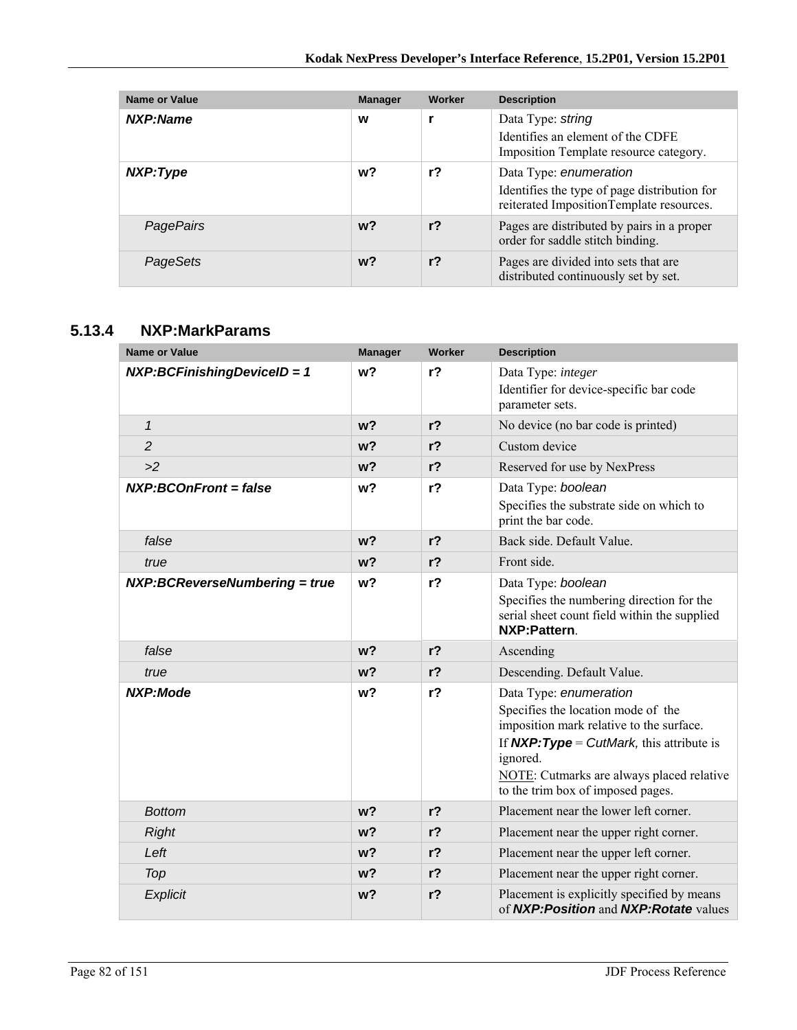| Name or Value | Manager | Worker | Description |
|---|---|---|---|
| ***NXP:Name*** | **w** | **r** | Data Type: *string*<br>Identifies an element of the CDFE Imposition Template resource category. |
| ***NXP:Type*** | **w?** | **r?** | Data Type: *enumeration*<br>Identifies the type of page distribution for reiterated ImpositionTemplate resources. |
| *PagePairs* | **w?** | **r?** | Pages are distributed by pairs in a proper order for saddle stitch binding. |
| *PageSets* | **w?** | **r?** | Pages are divided into sets that are distributed continuously set by set. |

### 5.13.4 NXP:MarkParams

| Name or Value | Manager | Worker | Description |
|---|---|---|---|
| ***NXP:BCFinishingDeviceID = 1*** | **w?** | **r?** | Data Type: *integer*<br>Identifier for device-specific bar code parameter sets. |
| *1* | **w?** | **r?** | No device (no bar code is printed) |
| *2* | **w?** | **r?** | Custom device |
| *>2* | **w?** | **r?** | Reserved for use by NexPress |
| ***NXP:BCOnFront = false*** | **w?** | **r?** | Data Type: *boolean*<br>Specifies the substrate side on which to print the bar code. |
| *false* | **w?** | **r?** | Back side. Default Value. |
| *true* | **w?** | **r?** | Front side. |
| ***NXP:BCReverseNumbering = true*** | **w?** | **r?** | Data Type: *boolean*<br>Specifies the numbering direction for the serial sheet count field within the supplied **NXP:Pattern**. |
| *false* | **w?** | **r?** | Ascending |
| *true* | **w?** | **r?** | Descending. Default Value. |
| ***NXP:Mode*** | **w?** | **r?** | Data Type: *enumeration*<br>Specifies the location mode of the imposition mark relative to the surface.<br>If ***NXP:Type*** = *CutMark,* this attribute is ignored.<br>NOTE: Cutmarks are always placed relative to the trim box of imposed pages. |
| *Bottom* | **w?** | **r?** | Placement near the lower left corner. |
| *Right* | **w?** | **r?** | Placement near the upper right corner. |
| *Left* | **w?** | **r?** | Placement near the upper left corner. |
| *Top* | **w?** | **r?** | Placement near the upper right corner. |
| *Explicit* | **w?** | **r?** | Placement is explicitly specified by means of ***NXP:Position*** and ***NXP:Rotate*** values |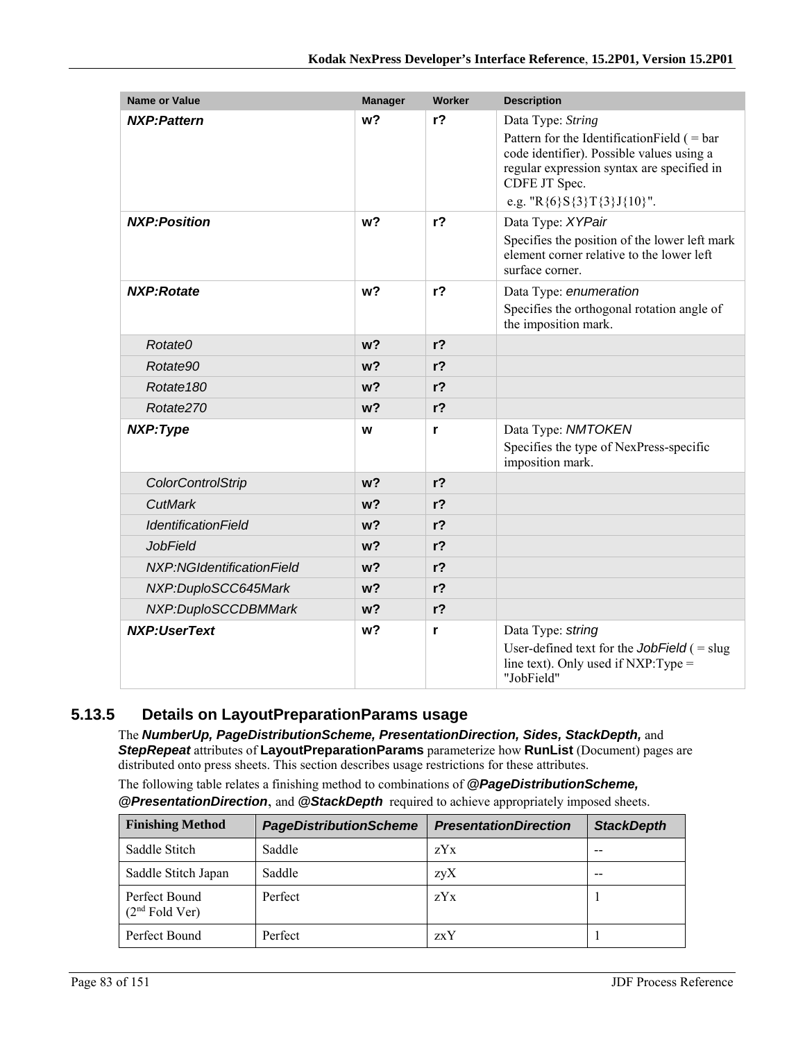| Name or Value | Manager | Worker | Description |
|---|---|---|---|
| ***NXP:Pattern*** | **w?** | **r?** | Data Type: *String*<br>Pattern for the IdentificationField ( = bar code identifier). Possible values using a regular expression syntax are specified in CDFE JT Spec.<br>e.g. "R{6}S{3}T{3}J{10}". |
| ***NXP:Position*** | **w?** | **r?** | Data Type: *XYPair*<br>Specifies the position of the lower left mark element corner relative to the lower left surface corner. |
| ***NXP:Rotate*** | **w?** | **r?** | Data Type: *enumeration*<br>Specifies the orthogonal rotation angle of the imposition mark. |
| *Rotate0* | **w?** | **r?** | |
| *Rotate90* | **w?** | **r?** | |
| *Rotate180* | **w?** | **r?** | |
| *Rotate270* | **w?** | **r?** | |
| ***NXP:Type*** | **w** | **r** | Data Type: *NMTOKEN*<br>Specifies the type of NexPress-specific imposition mark. |
| *ColorControlStrip* | **w?** | **r?** | |
| *CutMark* | **w?** | **r?** | |
| *IdentificationField* | **w?** | **r?** | |
| *JobField* | **w?** | **r?** | |
| *NXP:NGIdentificationField* | **w?** | **r?** | |
| *NXP:DuploSCC645Mark* | **w?** | **r?** | |
| *NXP:DuploSCCDBMMark* | **w?** | **r?** | |
| ***NXP:UserText*** | **w?** | **r** | Data Type: *string*<br>User-defined text for the *JobField* ( = slug line text). Only used if NXP:Type = "JobField" |

### 5.13.5 Details on LayoutPreparationParams usage

The ***NumberUp, PageDistributionScheme, PresentationDirection, Sides, StackDepth,*** and ***StepRepeat*** attributes of **LayoutPreparationParams** parameterize how **RunList** (Document) pages are distributed onto press sheets. This section describes usage restrictions for these attributes.

The following table relates a finishing method to combinations of ***@PageDistributionScheme, @PresentationDirection***, and ***@StackDepth*** required to achieve appropriately imposed sheets.

| Finishing Method | *PageDistributionScheme* | *PresentationDirection* | *StackDepth* |
|---|---|---|---|
| Saddle Stitch | Saddle | zYx | -- |
| Saddle Stitch Japan | Saddle | zyX | -- |
| Perfect Bound (2nd Fold Ver) | Perfect | zYx | 1 |
| Perfect Bound | Perfect | zxY | 1 |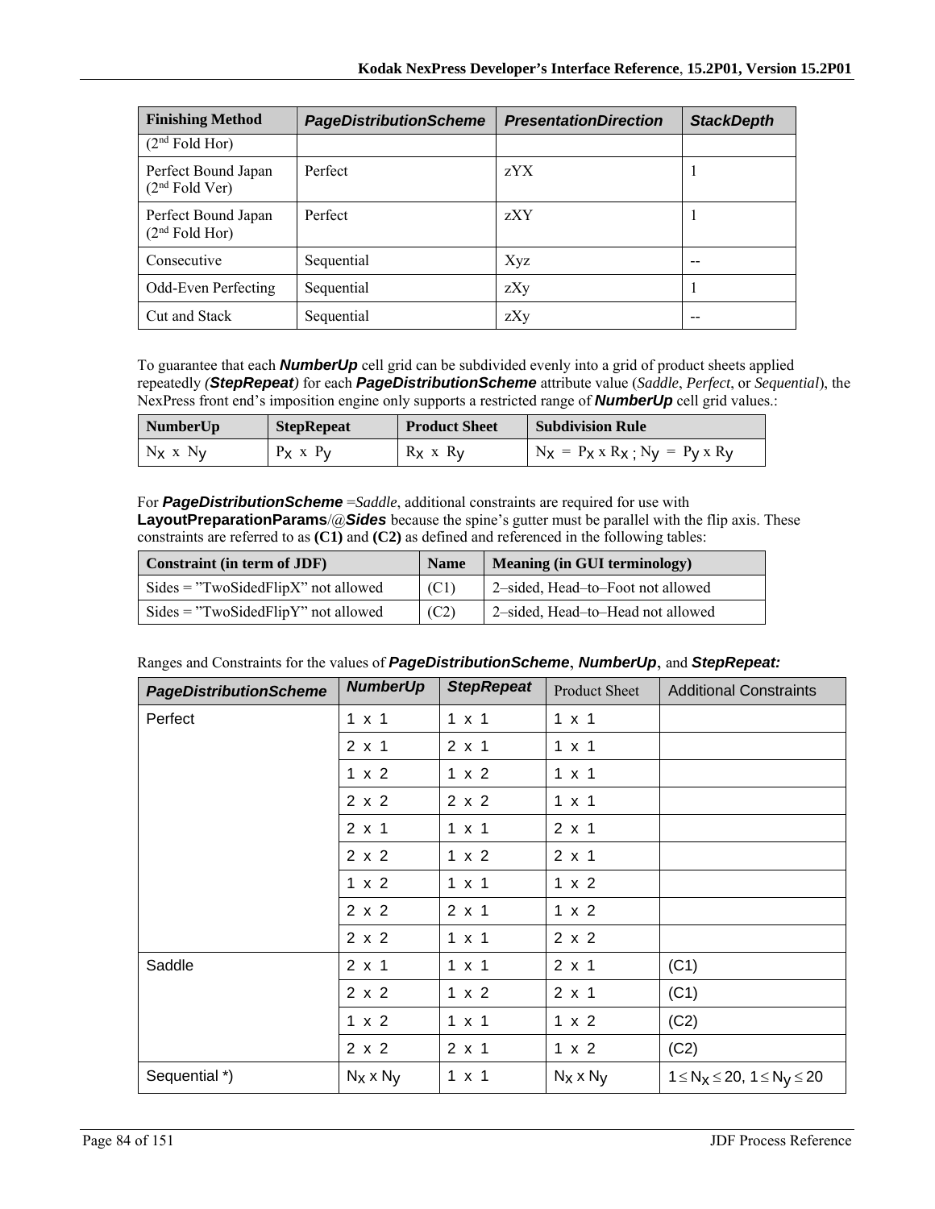| Finishing Method | *PageDistributionScheme* | *PresentationDirection* | *StackDepth* |
|---|---|---|---|
| (2nd Fold Hor) | | | |
| Perfect Bound Japan (2nd Fold Ver) | Perfect | zYX | 1 |
| Perfect Bound Japan (2nd Fold Hor) | Perfect | zXY | 1 |
| Consecutive | Sequential | Xyz | -- |
| Odd-Even Perfecting | Sequential | zXy | 1 |
| Cut and Stack | Sequential | zXy | -- |

To guarantee that each ***NumberUp*** cell grid can be subdivided evenly into a grid of product sheets applied repeatedly *(**StepRepeat**)* for each ***PageDistributionScheme*** attribute value (*Saddle*, *Perfect*, or *Sequential*), the NexPress front end's imposition engine only supports a restricted range of ***NumberUp*** cell grid values.:

| NumberUp | StepRepeat | Product Sheet | Subdivision Rule |
|---|---|---|---|
| $N_x$ x $N_y$ | $P_x$ x $P_y$ | $R_x$ x $R_y$ | $N_x = P_x \times R_x$ ; $N_y = P_y \times R_y$ |

For ***PageDistributionScheme*** =*Saddle*, additional constraints are required for use with **LayoutPreparationParams**/@***Sides*** because the spine's gutter must be parallel with the flip axis. These constraints are referred to as **(C1)** and **(C2)** as defined and referenced in the following tables:

| Constraint (in term of JDF) | Name | Meaning (in GUI terminology) |
|---|---|---|
| Sides = "TwoSidedFlipX" not allowed | (C1) | 2–sided, Head–to–Foot not allowed |
| Sides = "TwoSidedFlipY" not allowed | (C2) | 2–sided, Head–to–Head not allowed |

Ranges and Constraints for the values of ***PageDistributionScheme***, ***NumberUp***, and ***StepRepeat:***

| *PageDistributionScheme* | *NumberUp* | *StepRepeat* | Product Sheet | Additional Constraints |
|---|---|---|---|---|
| Perfect | 1 x 1 | 1 x 1 | 1 x 1 | |
| | 2 x 1 | 2 x 1 | 1 x 1 | |
| | 1 x 2 | 1 x 2 | 1 x 1 | |
| | 2 x 2 | 2 x 2 | 1 x 1 | |
| | 2 x 1 | 1 x 1 | 2 x 1 | |
| | 2 x 2 | 1 x 2 | 2 x 1 | |
| | 1 x 2 | 1 x 1 | 1 x 2 | |
| | 2 x 2 | 2 x 1 | 1 x 2 | |
| | 2 x 2 | 1 x 1 | 2 x 2 | |
| Saddle | 2 x 1 | 1 x 1 | 2 x 1 | (C1) |
| | 2 x 2 | 1 x 2 | 2 x 1 | (C1) |
| | 1 x 2 | 1 x 1 | 1 x 2 | (C2) |
| | 2 x 2 | 2 x 1 | 1 x 2 | (C2) |
| Sequential *) | $N_x$ x $N_y$ | 1 x 1 | $N_x$ x $N_y$ | $1 \le N_x \le 20$, $1 \le N_y \le 20$ |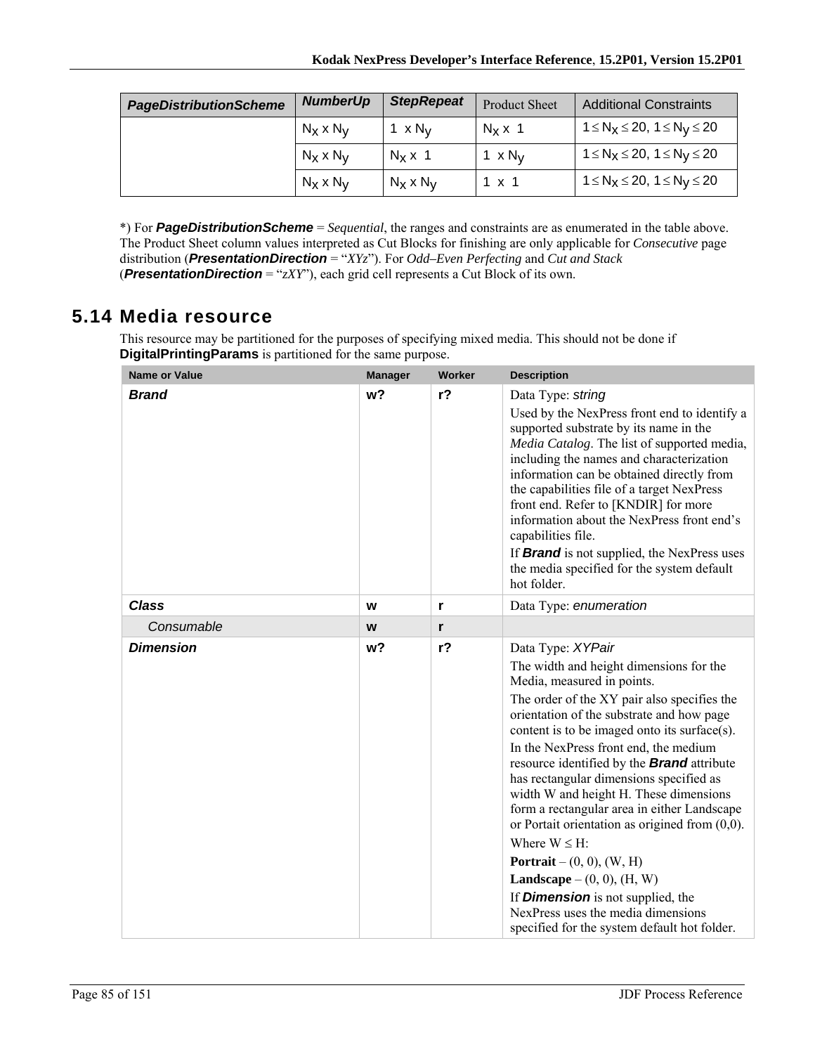| ***PageDistributionScheme*** | ***NumberUp*** | ***StepRepeat*** | Product Sheet | Additional Constraints |
|---|---|---|---|---|
| | $N_X$ x $N_Y$ | 1 x $N_Y$ | $N_X$ x 1 | $1 \le N_X \le 20$, $1 \le N_Y \le 20$ |
| | $N_X$ x $N_Y$ | $N_X$ x 1 | 1 x $N_Y$ | $1 \le N_X \le 20$, $1 \le N_Y \le 20$ |
| | $N_X$ x $N_Y$ | $N_X$ x $N_Y$ | 1 x 1 | $1 \le N_X \le 20$, $1 \le N_Y \le 20$ |

*) For ***PageDistributionScheme*** = *Sequential*, the ranges and constraints are as enumerated in the table above. The Product Sheet column values interpreted as Cut Blocks for finishing are only applicable for *Consecutive* page distribution (***PresentationDirection*** = "*XYz*"). For *Odd–Even Perfecting* and *Cut and Stack* (***PresentationDirection*** = "z*XY*"), each grid cell represents a Cut Block of its own.

## 5.14 Media resource

This resource may be partitioned for the purposes of specifying mixed media. This should not be done if **DigitalPrintingParams** is partitioned for the same purpose.

| Name or Value | Manager | Worker | Description |
|---|---|---|---|
| ***Brand*** | **w?** | **r?** | Data Type: *string*<br>Used by the NexPress front end to identify a supported substrate by its name in the *Media Catalog*. The list of supported media, including the names and characterization information can be obtained directly from the capabilities file of a target NexPress front end. Refer to [KNDIR] for more information about the NexPress front end's capabilities file.<br>If ***Brand*** is not supplied, the NexPress uses the media specified for the system default hot folder. |
| ***Class*** | **w** | **r** | Data Type: *enumeration* |
| *Consumable* | **w** | **r** | |
| ***Dimension*** | **w?** | **r?** | Data Type: *XYPair*<br>The width and height dimensions for the Media, measured in points.<br>The order of the XY pair also specifies the orientation of the substrate and how page content is to be imaged onto its surface(s).<br>In the NexPress front end, the medium resource identified by the ***Brand*** attribute has rectangular dimensions specified as width W and height H. These dimensions form a rectangular area in either Landscape or Portait orientation as origined from (0,0).<br>Where W ≤ H:<br>**Portrait** – (0, 0), (W, H)<br>**Landscape** – (0, 0), (H, W)<br>If ***Dimension*** is not supplied, the NexPress uses the media dimensions specified for the system default hot folder. |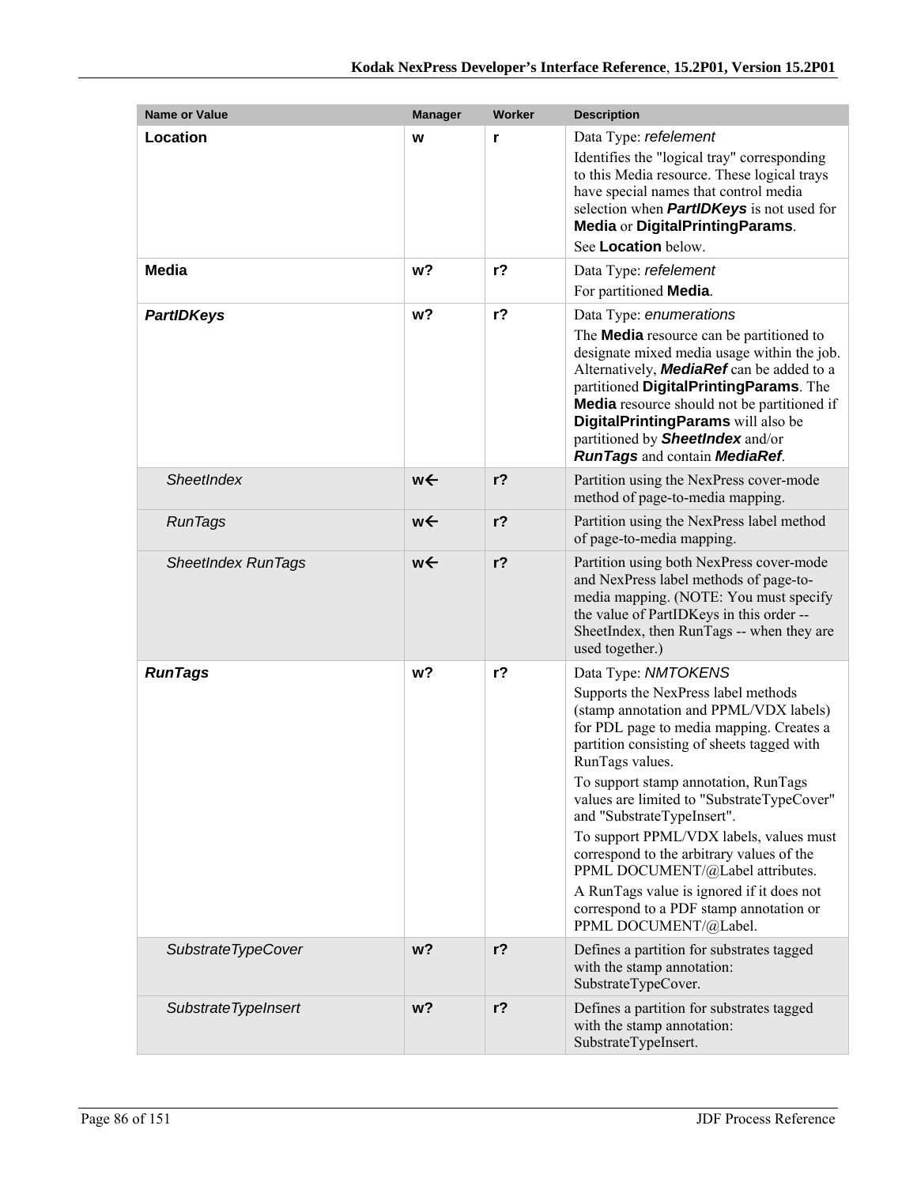| Name or Value | Manager | Worker | Description |
|---|---|---|---|
| **Location** | **w** | **r** | Data Type: *refelement*<br>Identifies the "logical tray" corresponding to this Media resource. These logical trays have special names that control media selection when ***PartIDKeys*** is not used for **Media** or **DigitalPrintingParams**.<br>See **Location** below. |
| **Media** | **w?** | **r?** | Data Type: *refelement*<br>For partitioned **Media**. |
| ***PartIDKeys*** | **w?** | **r?** | Data Type: *enumerations*<br>The **Media** resource can be partitioned to designate mixed media usage within the job. Alternatively, ***MediaRef*** can be added to a partitioned **DigitalPrintingParams**. The **Media** resource should not be partitioned if **DigitalPrintingParams** will also be partitioned by ***SheetIndex*** and/or ***RunTags*** and contain ***MediaRef***. |
| *SheetIndex* | **w←** | **r?** | Partition using the NexPress cover-mode method of page-to-media mapping. |
| *RunTags* | **w←** | **r?** | Partition using the NexPress label method of page-to-media mapping. |
| *SheetIndex RunTags* | **w←** | **r?** | Partition using both NexPress cover-mode and NexPress label methods of page-to-media mapping. (NOTE: You must specify the value of PartIDKeys in this order -- SheetIndex, then RunTags -- when they are used together.) |
| ***RunTags*** | **w?** | **r?** | Data Type: *NMTOKENS*<br>Supports the NexPress label methods (stamp annotation and PPML/VDX labels) for PDL page to media mapping. Creates a partition consisting of sheets tagged with RunTags values.<br>To support stamp annotation, RunTags values are limited to "SubstrateTypeCover" and "SubstrateTypeInsert".<br>To support PPML/VDX labels, values must correspond to the arbitrary values of the PPML DOCUMENT/@Label attributes.<br>A RunTags value is ignored if it does not correspond to a PDF stamp annotation or PPML DOCUMENT/@Label. |
| *SubstrateTypeCover* | **w?** | **r?** | Defines a partition for substrates tagged with the stamp annotation: SubstrateTypeCover. |
| *SubstrateTypeInsert* | **w?** | **r?** | Defines a partition for substrates tagged with the stamp annotation: SubstrateTypeInsert. |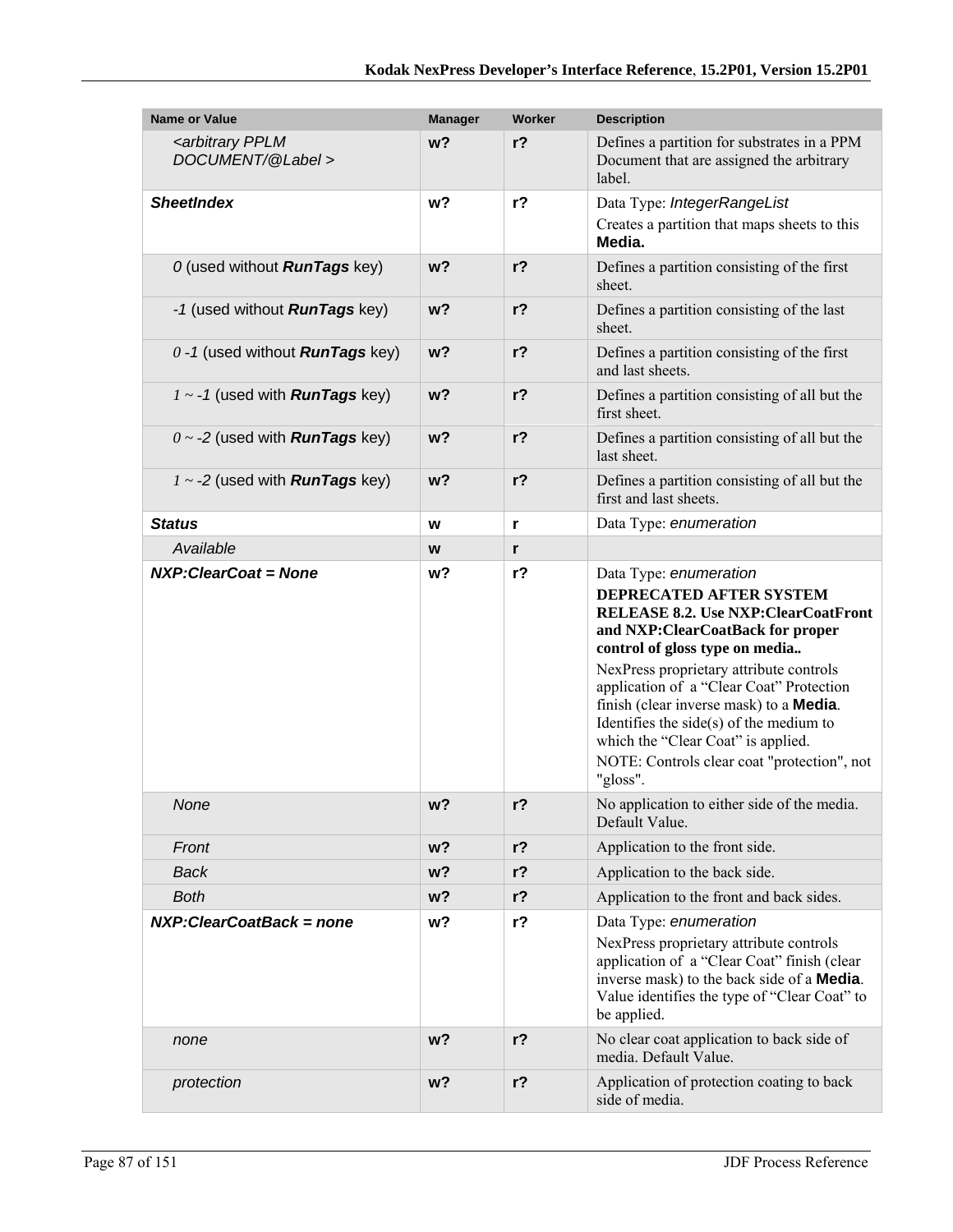| Name or Value | Manager | Worker | Description |
|---|---|---|---|
| *<arbitrary PPLM DOCUMENT/@Label >* | **w?** | **r?** | Defines a partition for substrates in a PPM Document that are assigned the arbitrary label. |
| ***SheetIndex*** | **w?** | **r?** | Data Type: *IntegerRangeList*<br>Creates a partition that maps sheets to this **Media.** |
| *0* (used without ***RunTags*** key) | **w?** | **r?** | Defines a partition consisting of the first sheet. |
| *-1* (used without ***RunTags*** key) | **w?** | **r?** | Defines a partition consisting of the last sheet. |
| *0 -1* (used without ***RunTags*** key) | **w?** | **r?** | Defines a partition consisting of the first and last sheets. |
| *1 ~ -1* (used with ***RunTags*** key) | **w?** | **r?** | Defines a partition consisting of all but the first sheet. |
| *0 ~ -2* (used with ***RunTags*** key) | **w?** | **r?** | Defines a partition consisting of all but the last sheet. |
| *1 ~ -2* (used with ***RunTags*** key) | **w?** | **r?** | Defines a partition consisting of all but the first and last sheets. |
| ***Status*** | **w** | **r** | Data Type: *enumeration* |
| *Available* | **w** | **r** | |
| ***NXP:ClearCoat = None*** | **w?** | **r?** | Data Type: *enumeration*<br>**DEPRECATED AFTER SYSTEM RELEASE 8.2. Use NXP:ClearCoatFront and NXP:ClearCoatBack for proper control of gloss type on media..**<br>NexPress proprietary attribute controls application of a "Clear Coat" Protection finish (clear inverse mask) to a **Media**. Identifies the side(s) of the medium to which the "Clear Coat" is applied.<br>NOTE: Controls clear coat "protection", not "gloss". |
| *None* | **w?** | **r?** | No application to either side of the media. Default Value. |
| *Front* | **w?** | **r?** | Application to the front side. |
| *Back* | **w?** | **r?** | Application to the back side. |
| *Both* | **w?** | **r?** | Application to the front and back sides. |
| ***NXP:ClearCoatBack = none*** | **w?** | **r?** | Data Type: *enumeration*<br>NexPress proprietary attribute controls application of a "Clear Coat" finish (clear inverse mask) to the back side of a **Media**. Value identifies the type of "Clear Coat" to be applied. |
| *none* | **w?** | **r?** | No clear coat application to back side of media. Default Value. |
| *protection* | **w?** | **r?** | Application of protection coating to back side of media. |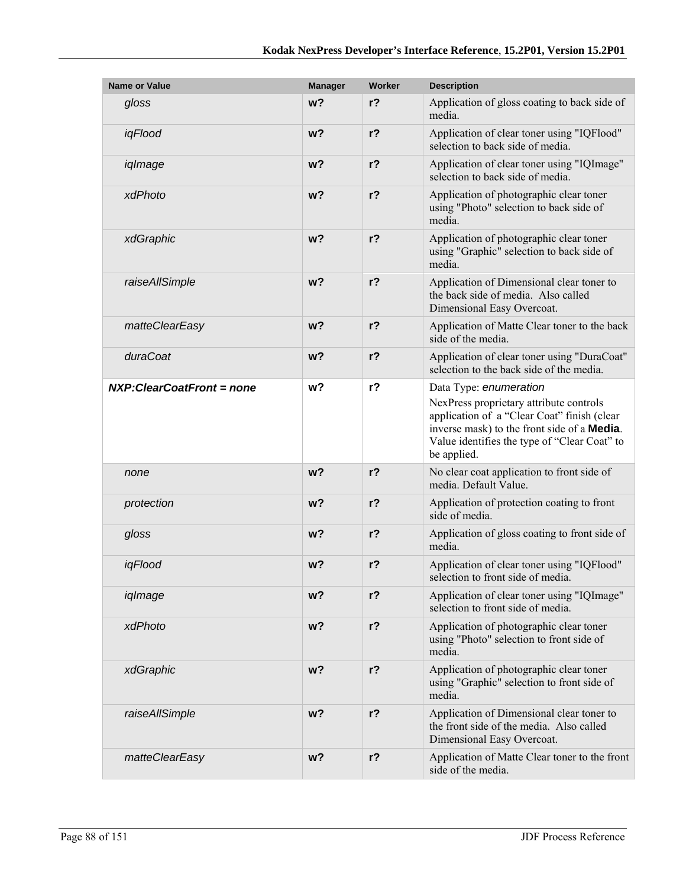| Name or Value | Manager | Worker | Description |
|---|---|---|---|
| *gloss* | **w?** | **r?** | Application of gloss coating to back side of media. |
| *iqFlood* | **w?** | **r?** | Application of clear toner using "IQFlood" selection to back side of media. |
| *iqImage* | **w?** | **r?** | Application of clear toner using "IQImage" selection to back side of media. |
| *xdPhoto* | **w?** | **r?** | Application of photographic clear toner using "Photo" selection to back side of media. |
| *xdGraphic* | **w?** | **r?** | Application of photographic clear toner using "Graphic" selection to back side of media. |
| *raiseAllSimple* | **w?** | **r?** | Application of Dimensional clear toner to the back side of media. Also called Dimensional Easy Overcoat. |
| *matteClearEasy* | **w?** | **r?** | Application of Matte Clear toner to the back side of the media. |
| *duraCoat* | **w?** | **r?** | Application of clear toner using "DuraCoat" selection to the back side of the media. |
| ***NXP:ClearCoatFront = none*** | **w?** | **r?** | Data Type: *enumeration* NexPress proprietary attribute controls application of a "Clear Coat" finish (clear inverse mask) to the front side of a **Media**. Value identifies the type of "Clear Coat" to be applied. |
| *none* | **w?** | **r?** | No clear coat application to front side of media. Default Value. |
| *protection* | **w?** | **r?** | Application of protection coating to front side of media. |
| *gloss* | **w?** | **r?** | Application of gloss coating to front side of media. |
| *iqFlood* | **w?** | **r?** | Application of clear toner using "IQFlood" selection to front side of media. |
| *iqImage* | **w?** | **r?** | Application of clear toner using "IQImage" selection to front side of media. |
| *xdPhoto* | **w?** | **r?** | Application of photographic clear toner using "Photo" selection to front side of media. |
| *xdGraphic* | **w?** | **r?** | Application of photographic clear toner using "Graphic" selection to front side of media. |
| *raiseAllSimple* | **w?** | **r?** | Application of Dimensional clear toner to the front side of the media. Also called Dimensional Easy Overcoat. |
| *matteClearEasy* | **w?** | **r?** | Application of Matte Clear toner to the front side of the media. |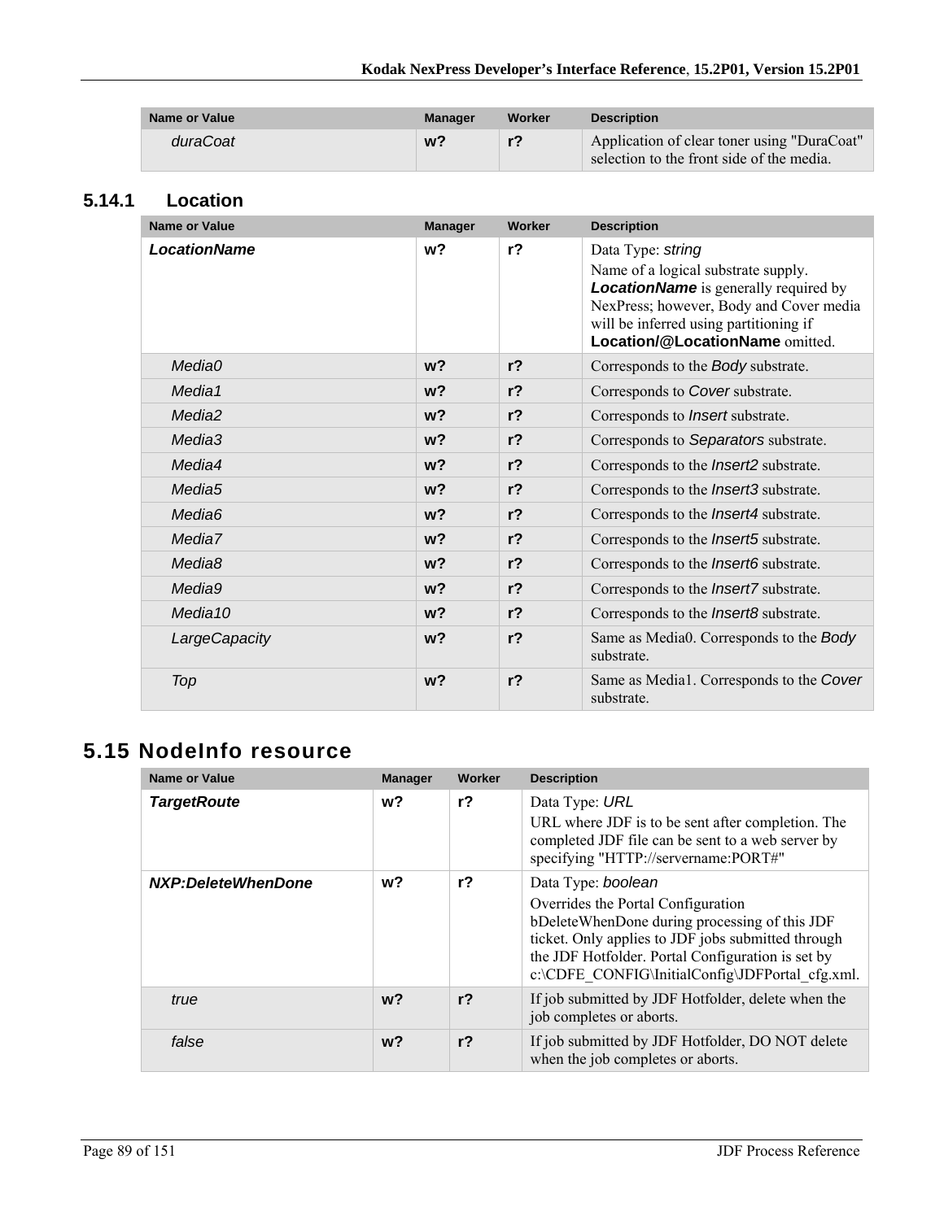| Name or Value | Manager | Worker | Description |
|---|---|---|---|
| *duraCoat* | w? | r? | Application of clear toner using "DuraCoat" selection to the front side of the media. |

### 5.14.1 Location

| Name or Value | Manager | Worker | Description |
|---|---|---|---|
| ***LocationName*** | w? | r? | Data Type: *string*<br>Name of a logical substrate supply. ***LocationName*** is generally required by NexPress; however, Body and Cover media will be inferred using partitioning if **Location/@LocationName** omitted. |
| *Media0* | w? | r? | Corresponds to the *Body* substrate. |
| *Media1* | w? | r? | Corresponds to *Cover* substrate. |
| *Media2* | w? | r? | Corresponds to *Insert* substrate. |
| *Media3* | w? | r? | Corresponds to *Separators* substrate. |
| *Media4* | w? | r? | Corresponds to the *Insert2* substrate. |
| *Media5* | w? | r? | Corresponds to the *Insert3* substrate. |
| *Media6* | w? | r? | Corresponds to the *Insert4* substrate. |
| *Media7* | w? | r? | Corresponds to the *Insert5* substrate. |
| *Media8* | w? | r? | Corresponds to the *Insert6* substrate. |
| *Media9* | w? | r? | Corresponds to the *Insert7* substrate. |
| *Media10* | w? | r? | Corresponds to the *Insert8* substrate. |
| *LargeCapacity* | w? | r? | Same as Media0. Corresponds to the *Body* substrate. |
| *Top* | w? | r? | Same as Media1. Corresponds to the *Cover* substrate. |

## 5.15 NodeInfo resource

| Name or Value | Manager | Worker | Description |
|---|---|---|---|
| ***TargetRoute*** | w? | r? | Data Type: *URL*<br>URL where JDF is to be sent after completion. The completed JDF file can be sent to a web server by specifying "HTTP://servername:PORT#" |
| ***NXP:DeleteWhenDone*** | w? | r? | Data Type: *boolean*<br>Overrides the Portal Configuration bDeleteWhenDone during processing of this JDF ticket. Only applies to JDF jobs submitted through the JDF Hotfolder. Portal Configuration is set by c:\CDFE_CONFIG\InitialConfig\JDFPortal_cfg.xml. |
| *true* | w? | r? | If job submitted by JDF Hotfolder, delete when the job completes or aborts. |
| *false* | w? | r? | If job submitted by JDF Hotfolder, DO NOT delete when the job completes or aborts. |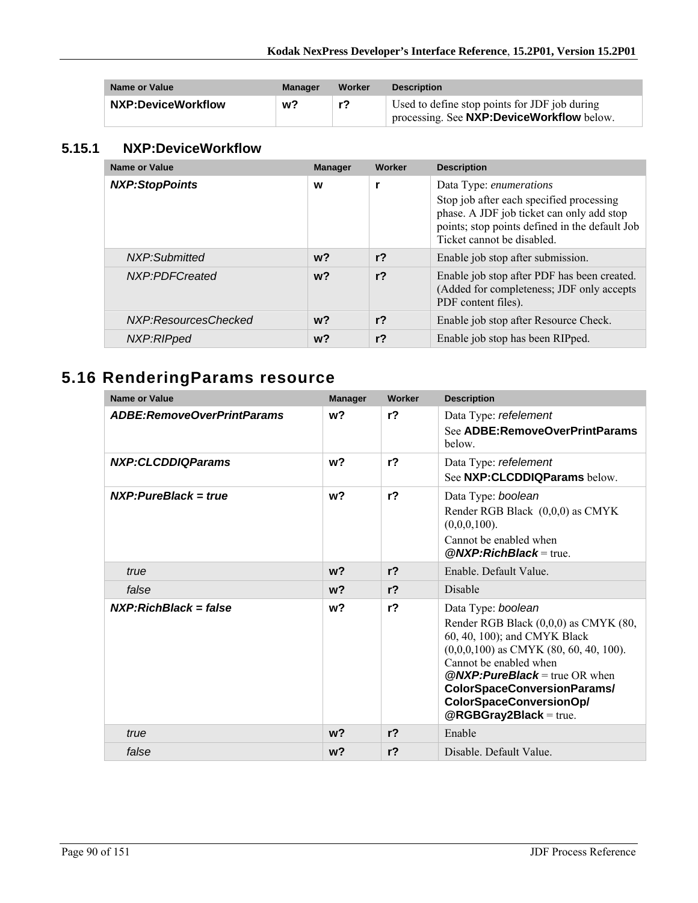| Name or Value | Manager | Worker | Description |
|---|---|---|---|
| **NXP:DeviceWorkflow** | **w?** | **r?** | Used to define stop points for JDF job during processing. See **NXP:DeviceWorkflow** below. |

### 5.15.1 NXP:DeviceWorkflow

| Name or Value | Manager | Worker | Description |
|---|---|---|---|
| ***NXP:StopPoints*** | **w** | **r** | Data Type: *enumerations*<br>Stop job after each specified processing phase. A JDF job ticket can only add stop points; stop points defined in the default Job Ticket cannot be disabled. |
| *NXP:Submitted* | **w?** | **r?** | Enable job stop after submission. |
| *NXP:PDFCreated* | **w?** | **r?** | Enable job stop after PDF has been created. (Added for completeness; JDF only accepts PDF content files). |
| *NXP:ResourcesChecked* | **w?** | **r?** | Enable job stop after Resource Check. |
| *NXP:RIPped* | **w?** | **r?** | Enable job stop has been RIPped. |

## 5.16 RenderingParams resource

| Name or Value | Manager | Worker | Description |
|---|---|---|---|
| ***ADBE:RemoveOverPrintParams*** | **w?** | **r?** | Data Type: *refelement*<br>See **ADBE:RemoveOverPrintParams** below. |
| ***NXP:CLCDDIQParams*** | **w?** | **r?** | Data Type: *refelement*<br>See **NXP:CLCDDIQParams** below. |
| ***NXP:PureBlack = true*** | **w?** | **r?** | Data Type: *boolean*<br>Render RGB Black (0,0,0) as CMYK (0,0,0,100).<br>Cannot be enabled when ***@NXP:RichBlack*** = true. |
| *true* | **w?** | **r?** | Enable. Default Value. |
| *false* | **w?** | **r?** | Disable |
| ***NXP:RichBlack = false*** | **w?** | **r?** | Data Type: *boolean*<br>Render RGB Black (0,0,0) as CMYK (80, 60, 40, 100); and CMYK Black (0,0,0,100) as CMYK (80, 60, 40, 100). Cannot be enabled when ***@NXP:PureBlack*** = true OR when **ColorSpaceConversionParams/ ColorSpaceConversionOp/ @RGBGray2Black** = true. |
| *true* | **w?** | **r?** | Enable |
| *false* | **w?** | **r?** | Disable. Default Value. |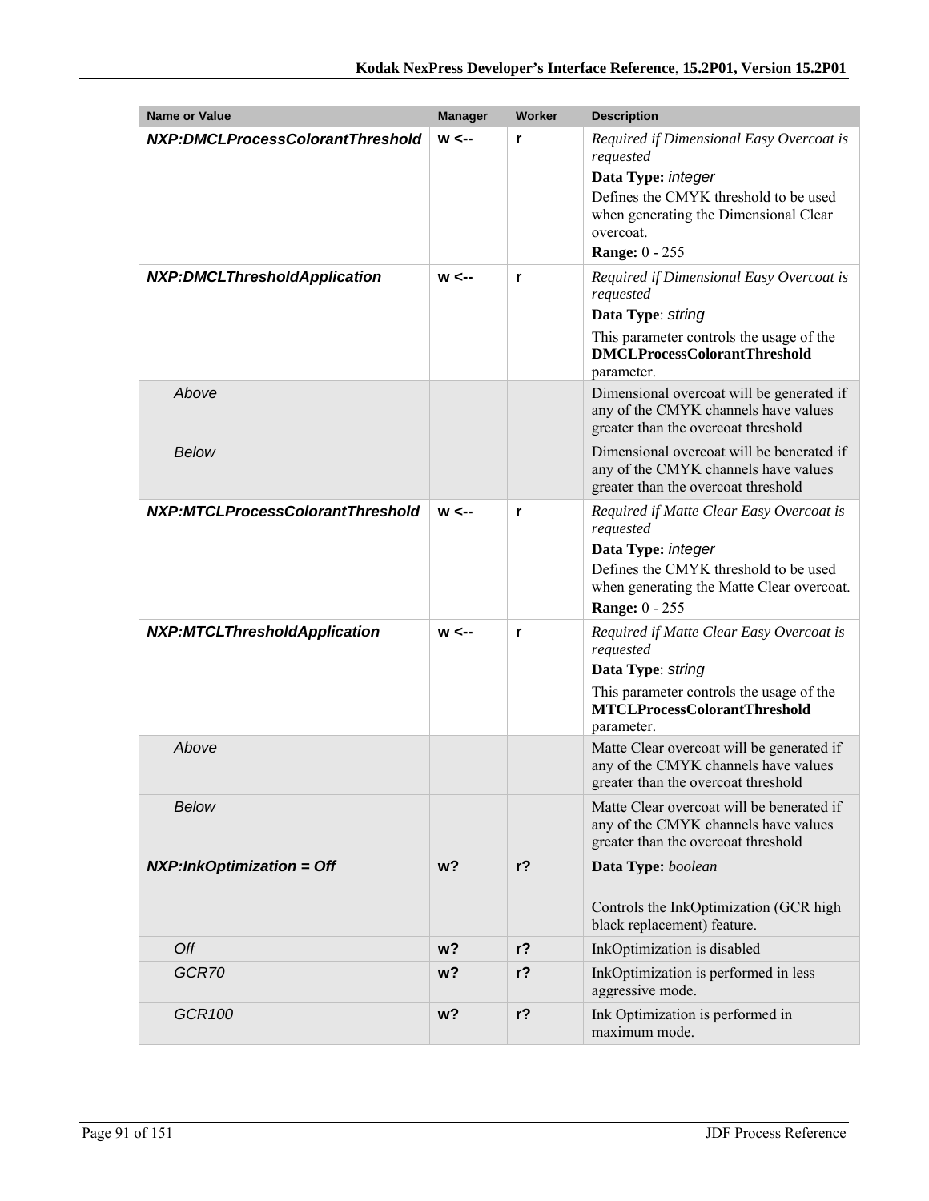| Name or Value | Manager | Worker | Description |
| --- | --- | --- | --- |
| ***NXP:DMCLProcessColorantThreshold*** | **w <--** | **r** | *Required if Dimensional Easy Overcoat is requested*<br>**Data Type:** *integer*<br>Defines the CMYK threshold to be used when generating the Dimensional Clear overcoat.<br>**Range:** 0 - 255 |
| ***NXP:DMCLThresholdApplication*** | **w <--** | **r** | *Required if Dimensional Easy Overcoat is requested*<br>**Data Type**: *string*<br>This parameter controls the usage of the **DMCLProcessColorantThreshold** parameter. |
| *Above* | | | Dimensional overcoat will be generated if any of the CMYK channels have values greater than the overcoat threshold |
| *Below* | | | Dimensional overcoat will be benerated if any of the CMYK channels have values greater than the overcoat threshold |
| ***NXP:MTCLProcessColorantThreshold*** | **w <--** | **r** | *Required if Matte Clear Easy Overcoat is requested*<br>**Data Type:** *integer*<br>Defines the CMYK threshold to be used when generating the Matte Clear overcoat.<br>**Range:** 0 - 255 |
| ***NXP:MTCLThresholdApplication*** | **w <--** | **r** | *Required if Matte Clear Easy Overcoat is requested*<br>**Data Type**: *string*<br>This parameter controls the usage of the **MTCLProcessColorantThreshold** parameter. |
| *Above* | | | Matte Clear overcoat will be generated if any of the CMYK channels have values greater than the overcoat threshold |
| *Below* | | | Matte Clear overcoat will be benerated if any of the CMYK channels have values greater than the overcoat threshold |
| ***NXP:InkOptimization = Off*** | **w?** | **r?** | **Data Type:** *boolean*<br><br>Controls the InkOptimization (GCR high black replacement) feature. |
| *Off* | **w?** | **r?** | InkOptimization is disabled |
| *GCR70* | **w?** | **r?** | InkOptimization is performed in less aggressive mode. |
| *GCR100* | **w?** | **r?** | Ink Optimization is performed in maximum mode. |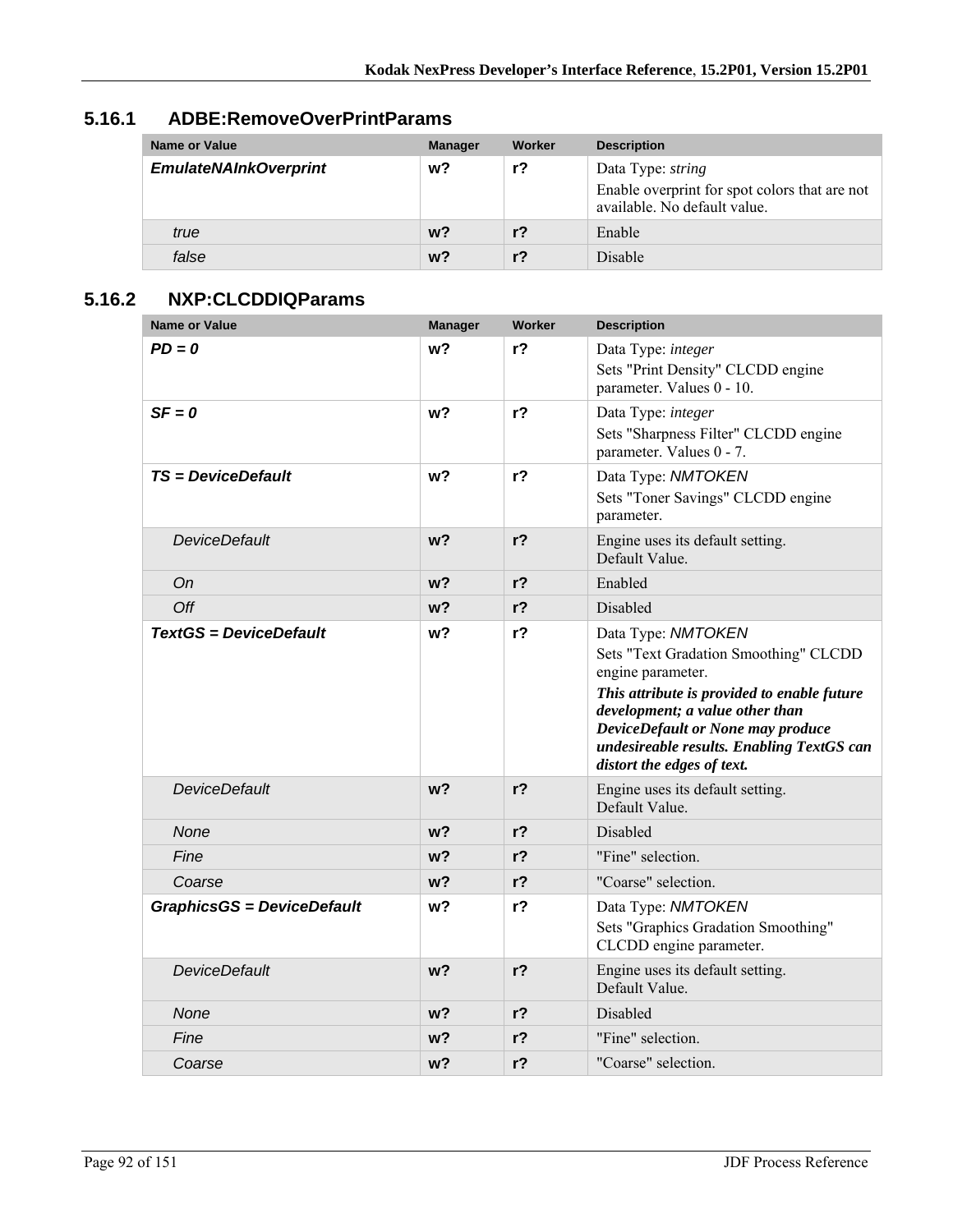### 5.16.1 ADBE:RemoveOverPrintParams

| Name or Value | Manager | Worker | Description |
|---|---|---|---|
| ***EmulateNAInkOverprint*** | **w?** | **r?** | Data Type: *string*<br>Enable overprint for spot colors that are not available. No default value. |
| *true* | **w?** | **r?** | Enable |
| *false* | **w?** | **r?** | Disable |

### 5.16.2 NXP:CLCDDIQParams

| Name or Value | Manager | Worker | Description |
|---|---|---|---|
| ***PD = 0*** | **w?** | **r?** | Data Type: *integer*<br>Sets "Print Density" CLCDD engine parameter. Values 0 - 10. |
| ***SF = 0*** | **w?** | **r?** | Data Type: *integer*<br>Sets "Sharpness Filter" CLCDD engine parameter. Values 0 - 7. |
| ***TS = DeviceDefault*** | **w?** | **r?** | Data Type: *NMTOKEN*<br>Sets "Toner Savings" CLCDD engine parameter. |
| *DeviceDefault* | **w?** | **r?** | Engine uses its default setting.<br>Default Value. |
| *On* | **w?** | **r?** | Enabled |
| *Off* | **w?** | **r?** | Disabled |
| ***TextGS = DeviceDefault*** | **w?** | **r?** | Data Type: *NMTOKEN*<br>Sets "Text Gradation Smoothing" CLCDD engine parameter.<br>***This attribute is provided to enable future development; a value other than DeviceDefault or None may produce undesireable results. Enabling TextGS can distort the edges of text.*** |
| *DeviceDefault* | **w?** | **r?** | Engine uses its default setting.<br>Default Value. |
| *None* | **w?** | **r?** | Disabled |
| *Fine* | **w?** | **r?** | "Fine" selection. |
| *Coarse* | **w?** | **r?** | "Coarse" selection. |
| ***GraphicsGS = DeviceDefault*** | **w?** | **r?** | Data Type: *NMTOKEN*<br>Sets "Graphics Gradation Smoothing" CLCDD engine parameter. |
| *DeviceDefault* | **w?** | **r?** | Engine uses its default setting.<br>Default Value. |
| *None* | **w?** | **r?** | Disabled |
| *Fine* | **w?** | **r?** | "Fine" selection. |
| *Coarse* | **w?** | **r?** | "Coarse" selection. |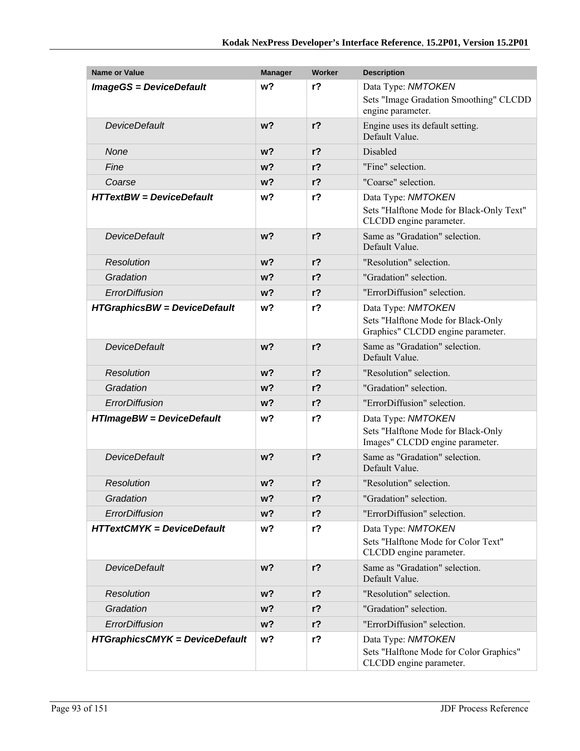| Name or Value | Manager | Worker | Description |
| --- | --- | --- | --- |
| ***ImageGS = DeviceDefault*** | **w?** | **r?** | Data Type: *NMTOKEN*<br>Sets "Image Gradation Smoothing" CLCDD engine parameter. |
| *DeviceDefault* | **w?** | **r?** | Engine uses its default setting.<br>Default Value. |
| *None* | **w?** | **r?** | Disabled |
| *Fine* | **w?** | **r?** | "Fine" selection. |
| *Coarse* | **w?** | **r?** | "Coarse" selection. |
| ***HTTextBW = DeviceDefault*** | **w?** | **r?** | Data Type: *NMTOKEN*<br>Sets "Halftone Mode for Black-Only Text" CLCDD engine parameter. |
| *DeviceDefault* | **w?** | **r?** | Same as "Gradation" selection.<br>Default Value. |
| *Resolution* | **w?** | **r?** | "Resolution" selection. |
| *Gradation* | **w?** | **r?** | "Gradation" selection. |
| *ErrorDiffusion* | **w?** | **r?** | "ErrorDiffusion" selection. |
| ***HTGraphicsBW = DeviceDefault*** | **w?** | **r?** | Data Type: *NMTOKEN*<br>Sets "Halftone Mode for Black-Only Graphics" CLCDD engine parameter. |
| *DeviceDefault* | **w?** | **r?** | Same as "Gradation" selection.<br>Default Value. |
| *Resolution* | **w?** | **r?** | "Resolution" selection. |
| *Gradation* | **w?** | **r?** | "Gradation" selection. |
| *ErrorDiffusion* | **w?** | **r?** | "ErrorDiffusion" selection. |
| ***HTImageBW = DeviceDefault*** | **w?** | **r?** | Data Type: *NMTOKEN*<br>Sets "Halftone Mode for Black-Only Images" CLCDD engine parameter. |
| *DeviceDefault* | **w?** | **r?** | Same as "Gradation" selection.<br>Default Value. |
| *Resolution* | **w?** | **r?** | "Resolution" selection. |
| *Gradation* | **w?** | **r?** | "Gradation" selection. |
| *ErrorDiffusion* | **w?** | **r?** | "ErrorDiffusion" selection. |
| ***HTTextCMYK = DeviceDefault*** | **w?** | **r?** | Data Type: *NMTOKEN*<br>Sets "Halftone Mode for Color Text" CLCDD engine parameter. |
| *DeviceDefault* | **w?** | **r?** | Same as "Gradation" selection.<br>Default Value. |
| *Resolution* | **w?** | **r?** | "Resolution" selection. |
| *Gradation* | **w?** | **r?** | "Gradation" selection. |
| *ErrorDiffusion* | **w?** | **r?** | "ErrorDiffusion" selection. |
| ***HTGraphicsCMYK = DeviceDefault*** | **w?** | **r?** | Data Type: *NMTOKEN*<br>Sets "Halftone Mode for Color Graphics" CLCDD engine parameter. |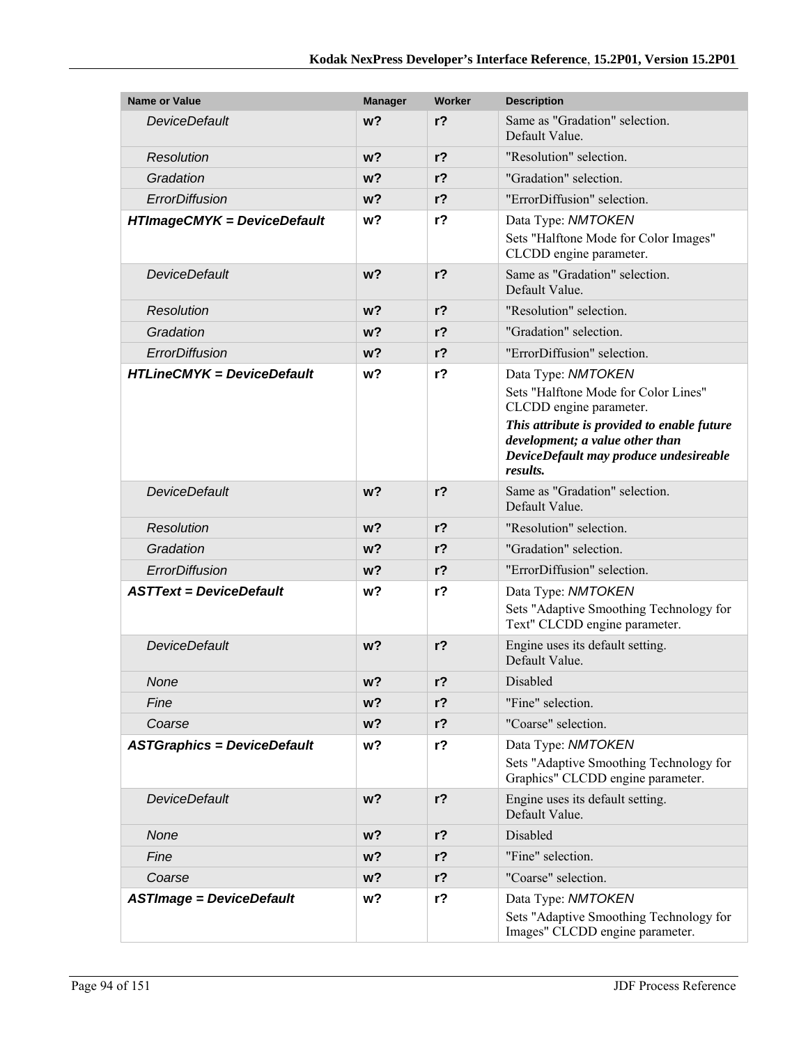| Name or Value | Manager | Worker | Description |
|---|---|---|---|
| *DeviceDefault* | **w?** | **r?** | Same as "Gradation" selection.<br>Default Value. |
| *Resolution* | **w?** | **r?** | "Resolution" selection. |
| *Gradation* | **w?** | **r?** | "Gradation" selection. |
| *ErrorDiffusion* | **w?** | **r?** | "ErrorDiffusion" selection. |
| ***HTImageCMYK = DeviceDefault*** | **w?** | **r?** | Data Type: *NMTOKEN*<br>Sets "Halftone Mode for Color Images" CLCDD engine parameter. |
| *DeviceDefault* | **w?** | **r?** | Same as "Gradation" selection.<br>Default Value. |
| *Resolution* | **w?** | **r?** | "Resolution" selection. |
| *Gradation* | **w?** | **r?** | "Gradation" selection. |
| *ErrorDiffusion* | **w?** | **r?** | "ErrorDiffusion" selection. |
| ***HTLineCMYK = DeviceDefault*** | **w?** | **r?** | Data Type: *NMTOKEN*<br>Sets "Halftone Mode for Color Lines" CLCDD engine parameter.<br>***This attribute is provided to enable future development; a value other than DeviceDefault may produce undesireable results.*** |
| *DeviceDefault* | **w?** | **r?** | Same as "Gradation" selection.<br>Default Value. |
| *Resolution* | **w?** | **r?** | "Resolution" selection. |
| *Gradation* | **w?** | **r?** | "Gradation" selection. |
| *ErrorDiffusion* | **w?** | **r?** | "ErrorDiffusion" selection. |
| ***ASTText = DeviceDefault*** | **w?** | **r?** | Data Type: *NMTOKEN*<br>Sets "Adaptive Smoothing Technology for Text" CLCDD engine parameter. |
| *DeviceDefault* | **w?** | **r?** | Engine uses its default setting.<br>Default Value. |
| *None* | **w?** | **r?** | Disabled |
| *Fine* | **w?** | **r?** | "Fine" selection. |
| *Coarse* | **w?** | **r?** | "Coarse" selection. |
| ***ASTGraphics = DeviceDefault*** | **w?** | **r?** | Data Type: *NMTOKEN*<br>Sets "Adaptive Smoothing Technology for Graphics" CLCDD engine parameter. |
| *DeviceDefault* | **w?** | **r?** | Engine uses its default setting.<br>Default Value. |
| *None* | **w?** | **r?** | Disabled |
| *Fine* | **w?** | **r?** | "Fine" selection. |
| *Coarse* | **w?** | **r?** | "Coarse" selection. |
| ***ASTImage = DeviceDefault*** | **w?** | **r?** | Data Type: *NMTOKEN*<br>Sets "Adaptive Smoothing Technology for Images" CLCDD engine parameter. |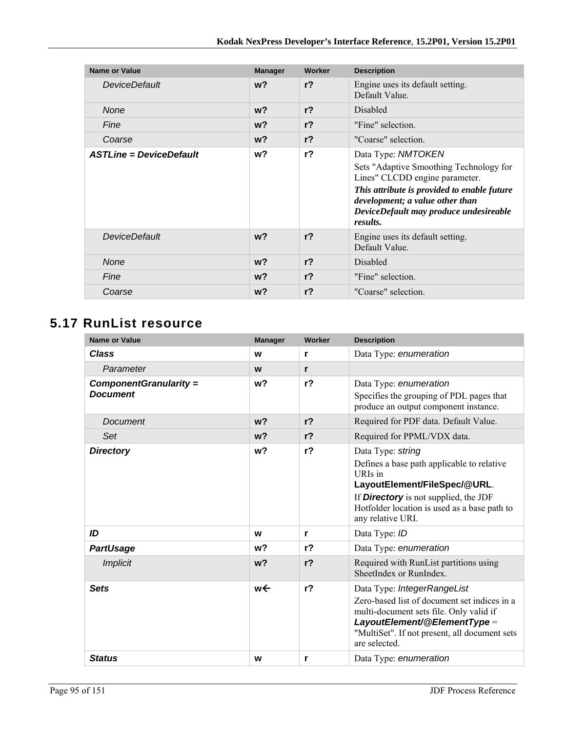| Name or Value | Manager | Worker | Description |
|---|---|---|---|
| *DeviceDefault* | **w?** | **r?** | Engine uses its default setting. Default Value. |
| *None* | **w?** | **r?** | Disabled |
| *Fine* | **w?** | **r?** | "Fine" selection. |
| *Coarse* | **w?** | **r?** | "Coarse" selection. |
| ***ASTLine = DeviceDefault*** | **w?** | **r?** | Data Type: *NMTOKEN*<br>Sets "Adaptive Smoothing Technology for Lines" CLCDD engine parameter.<br>***This attribute is provided to enable future development; a value other than DeviceDefault may produce undesireable results.*** |
| *DeviceDefault* | **w?** | **r?** | Engine uses its default setting. Default Value. |
| *None* | **w?** | **r?** | Disabled |
| *Fine* | **w?** | **r?** | "Fine" selection. |
| *Coarse* | **w?** | **r?** | "Coarse" selection. |

## 5.17 RunList resource

| Name or Value | Manager | Worker | Description |
|---|---|---|---|
| ***Class*** | **w** | **r** | Data Type: *enumeration* |
| *Parameter* | **w** | **r** | |
| ***ComponentGranularity = Document*** | **w?** | **r?** | Data Type: *enumeration*<br>Specifies the grouping of PDL pages that produce an output component instance. |
| *Document* | **w?** | **r?** | Required for PDF data. Default Value. |
| *Set* | **w?** | **r?** | Required for PPML/VDX data. |
| ***Directory*** | **w?** | **r?** | Data Type: *string*<br>Defines a base path applicable to relative URIs in **LayoutElement/FileSpec/@URL**.<br>If ***Directory*** is not supplied, the JDF Hotfolder location is used as a base path to any relative URI. |
| ***ID*** | **w** | **r** | Data Type: *ID* |
| ***PartUsage*** | **w?** | **r?** | Data Type: *enumeration* |
| *Implicit* | **w?** | **r?** | Required with RunList partitions using SheetIndex or RunIndex. |
| ***Sets*** | **w←** | **r?** | Data Type: *IntegerRangeList*<br>Zero-based list of document set indices in a multi-document sets file. Only valid if ***LayoutElement/@ElementType*** = "MultiSet". If not present, all document sets are selected. |
| ***Status*** | **w** | **r** | Data Type: *enumeration* |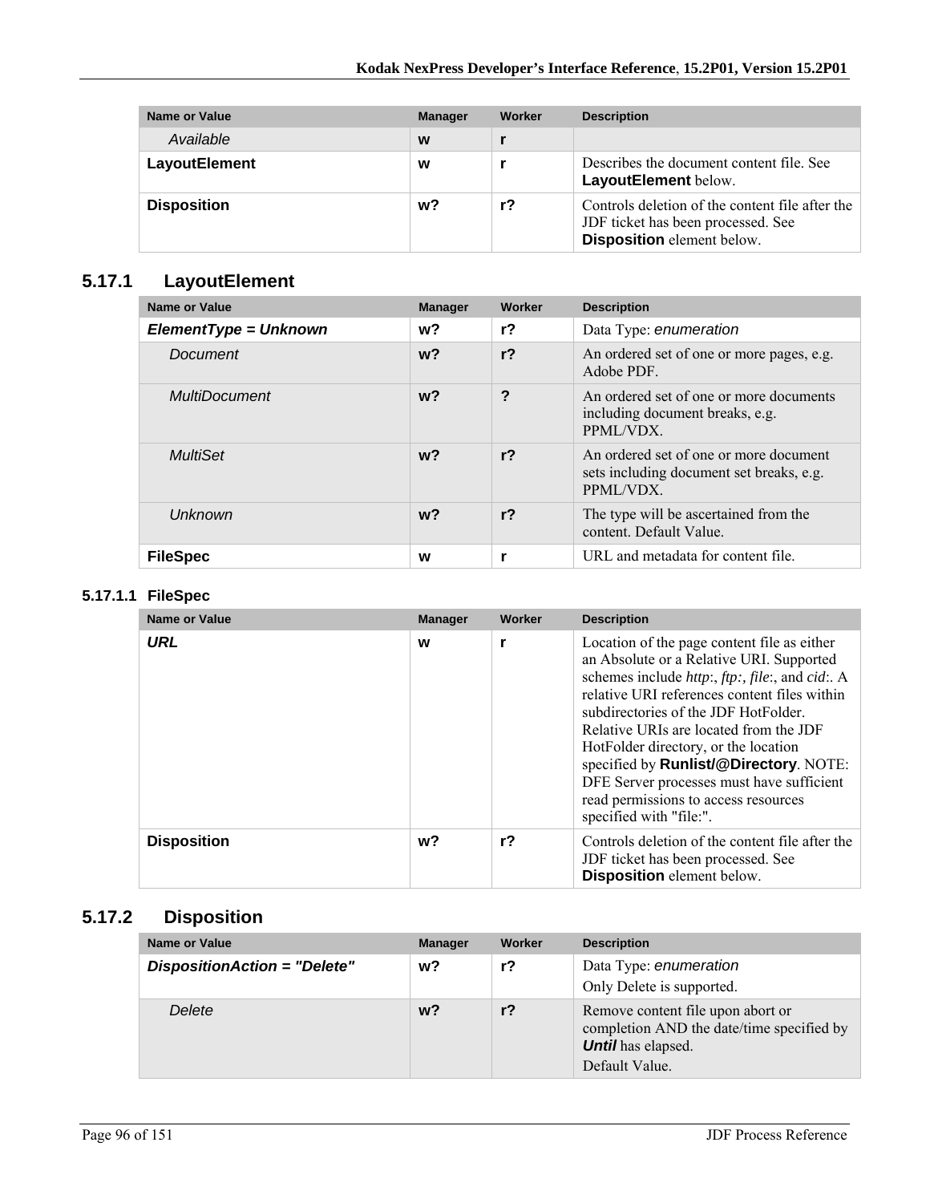| Name or Value | Manager | Worker | Description |
|---|---|---|---|
| *Available* | w | r | |
| **LayoutElement** | w | r | Describes the document content file. See **LayoutElement** below. |
| **Disposition** | w? | r? | Controls deletion of the content file after the JDF ticket has been processed. See **Disposition** element below. |

## 5.17.1 LayoutElement

| Name or Value | Manager | Worker | Description |
|---|---|---|---|
| ***ElementType = Unknown*** | w? | r? | Data Type: *enumeration* |
| *Document* | w? | r? | An ordered set of one or more pages, e.g. Adobe PDF. |
| *MultiDocument* | w? | ? | An ordered set of one or more documents including document breaks, e.g. PPML/VDX. |
| *MultiSet* | w? | r? | An ordered set of one or more document sets including document set breaks, e.g. PPML/VDX. |
| *Unknown* | w? | r? | The type will be ascertained from the content. Default Value. |
| **FileSpec** | w | r | URL and metadata for content file. |

### 5.17.1.1 FileSpec

| Name or Value | Manager | Worker | Description |
|---|---|---|---|
| ***URL*** | w | r | Location of the page content file as either an Absolute or a Relative URI. Supported schemes include *http:*, *ftp:*, *file:*, and *cid:*. A relative URI references content files within subdirectories of the JDF HotFolder. Relative URIs are located from the JDF HotFolder directory, or the location specified by **Runlist/@Directory**. NOTE: DFE Server processes must have sufficient read permissions to access resources specified with "file:". |
| **Disposition** | w? | r? | Controls deletion of the content file after the JDF ticket has been processed. See **Disposition** element below. |

## 5.17.2 Disposition

| Name or Value | Manager | Worker | Description |
|---|---|---|---|
| ***DispositionAction = "Delete"*** | w? | r? | Data Type: *enumeration*<br>Only Delete is supported. |
| *Delete* | w? | r? | Remove content file upon abort or completion AND the date/time specified by ***Until*** has elapsed.<br>Default Value. |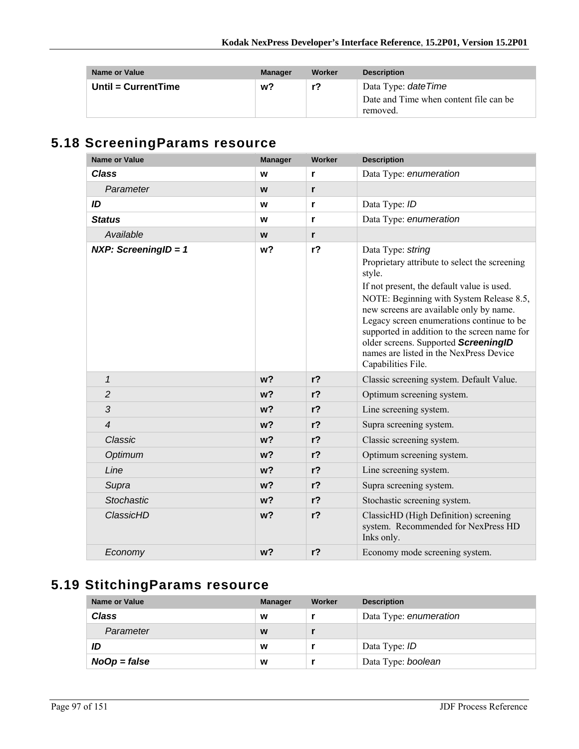| Name or Value | Manager | Worker | Description |
| --- | --- | --- | --- |
| **Until = CurrentTime** | **w?** | **r?** | Data Type: *dateTime*<br>Date and Time when content file can be removed. |

## 5.18 ScreeningParams resource

| Name or Value | Manager | Worker | Description |
| --- | --- | --- | --- |
| ***Class*** | **w** | **r** | Data Type: *enumeration* |
| *Parameter* | **w** | **r** | |
| ***ID*** | **w** | **r** | Data Type: *ID* |
| ***Status*** | **w** | **r** | Data Type: *enumeration* |
| *Available* | **w** | **r** | |
| ***NXP: ScreeningID = 1*** | **w?** | **r?** | Data Type: *string*<br>Proprietary attribute to select the screening style.<br>If not present, the default value is used.<br>NOTE: Beginning with System Release 8.5, new screens are available only by name. Legacy screen enumerations continue to be supported in addition to the screen name for older screens. Supported ***ScreeningID*** names are listed in the NexPress Device Capabilities File. |
| *1* | **w?** | **r?** | Classic screening system. Default Value. |
| *2* | **w?** | **r?** | Optimum screening system. |
| *3* | **w?** | **r?** | Line screening system. |
| *4* | **w?** | **r?** | Supra screening system. |
| *Classic* | **w?** | **r?** | Classic screening system. |
| *Optimum* | **w?** | **r?** | Optimum screening system. |
| *Line* | **w?** | **r?** | Line screening system. |
| *Supra* | **w?** | **r?** | Supra screening system. |
| *Stochastic* | **w?** | **r?** | Stochastic screening system. |
| *ClassicHD* | **w?** | **r?** | ClassicHD (High Definition) screening system. Recommended for NexPress HD Inks only. |
| *Economy* | **w?** | **r?** | Economy mode screening system. |

## 5.19 StitchingParams resource

| Name or Value | Manager | Worker | Description |
| --- | --- | --- | --- |
| ***Class*** | **w** | **r** | Data Type: *enumeration* |
| *Parameter* | **w** | **r** | |
| ***ID*** | **w** | **r** | Data Type: *ID* |
| ***NoOp = false*** | **w** | **r** | Data Type: *boolean* |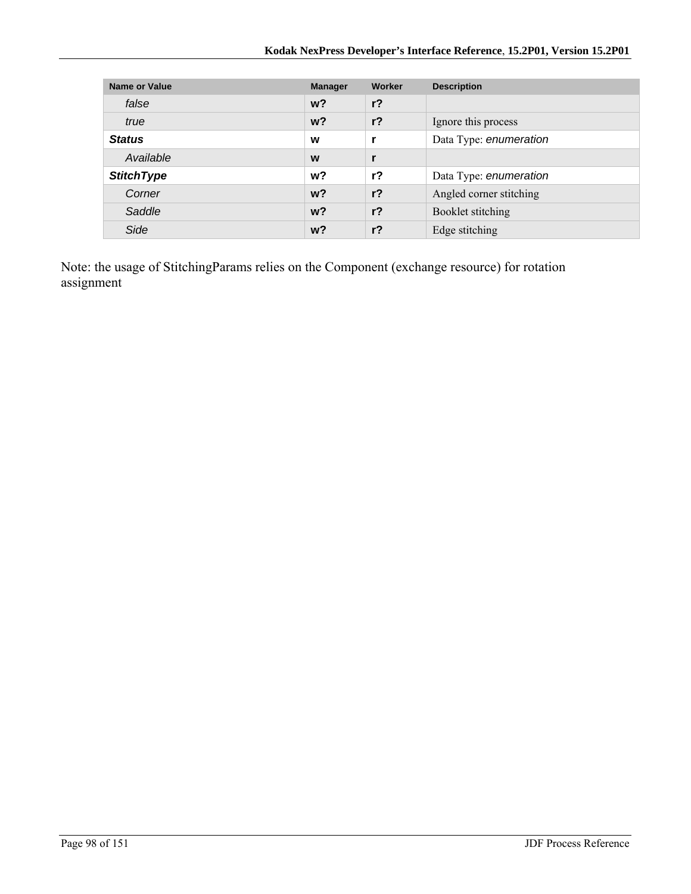| Name or Value | Manager | Worker | Description |
|---|---|---|---|
| *false* | **w?** | **r?** | |
| *true* | **w?** | **r?** | Ignore this process |
| ***Status*** | **w** | **r** | Data Type: *enumeration* |
| *Available* | **w** | **r** | |
| ***StitchType*** | **w?** | **r?** | Data Type: *enumeration* |
| *Corner* | **w?** | **r?** | Angled corner stitching |
| *Saddle* | **w?** | **r?** | Booklet stitching |
| *Side* | **w?** | **r?** | Edge stitching |

Note: the usage of StitchingParams relies on the Component (exchange resource) for rotation assignment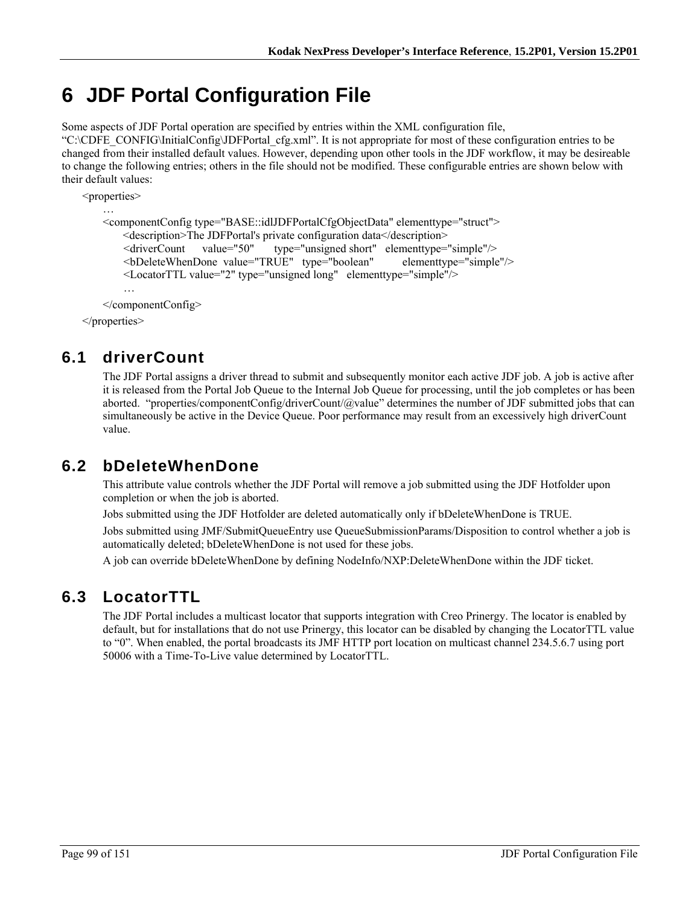# 6 JDF Portal Configuration File

Some aspects of JDF Portal operation are specified by entries within the XML configuration file, “C:\CDFE_CONFIG\InitialConfig\JDFPortal_cfg.xml”. It is not appropriate for most of these configuration entries to be changed from their installed default values. However, depending upon other tools in the JDF workflow, it may be desireable to change the following entries; others in the file should not be modified. These configurable entries are shown below with their default values:

```
<properties>
    …
    <componentConfig type="BASE::idlJDFPortalCfgObjectData" elementtype="struct">
        <description>The JDFPortal's private configuration data</description>
        <driverCount      value="50"       type="unsigned short"   elementtype="simple"/>
        <bDeleteWhenDone  value="TRUE"   type="boolean"          elementtype="simple"/>
        <LocatorTTL value="2" type="unsigned long"   elementtype="simple"/>
        …
    </componentConfig>
</properties>
```

## 6.1 driverCount

The JDF Portal assigns a driver thread to submit and subsequently monitor each active JDF job. A job is active after it is released from the Portal Job Queue to the Internal Job Queue for processing, until the job completes or has been aborted. “properties/componentConfig/driverCount/@value” determines the number of JDF submitted jobs that can simultaneously be active in the Device Queue. Poor performance may result from an excessively high driverCount value.

## 6.2 bDeleteWhenDone

This attribute value controls whether the JDF Portal will remove a job submitted using the JDF Hotfolder upon completion or when the job is aborted.

Jobs submitted using the JDF Hotfolder are deleted automatically only if bDeleteWhenDone is TRUE.

Jobs submitted using JMF/SubmitQueueEntry use QueueSubmissionParams/Disposition to control whether a job is automatically deleted; bDeleteWhenDone is not used for these jobs.

A job can override bDeleteWhenDone by defining NodeInfo/NXP:DeleteWhenDone within the JDF ticket.

## 6.3 LocatorTTL

The JDF Portal includes a multicast locator that supports integration with Creo Prinergy. The locator is enabled by default, but for installations that do not use Prinergy, this locator can be disabled by changing the LocatorTTL value to “0”. When enabled, the portal broadcasts its JMF HTTP port location on multicast channel 234.5.6.7 using port 50006 with a Time-To-Live value determined by LocatorTTL.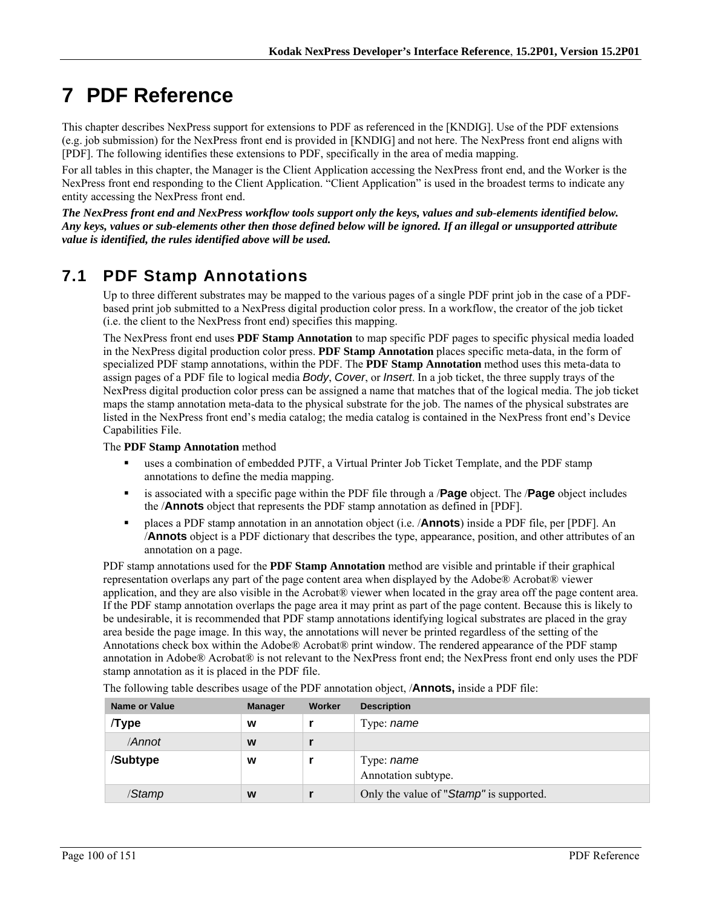# 7 PDF Reference

This chapter describes NexPress support for extensions to PDF as referenced in the [KNDIG]. Use of the PDF extensions (e.g. job submission) for the NexPress front end is provided in [KNDIG] and not here. The NexPress front end aligns with [PDF]. The following identifies these extensions to PDF, specifically in the area of media mapping.

For all tables in this chapter, the Manager is the Client Application accessing the NexPress front end, and the Worker is the NexPress front end responding to the Client Application. "Client Application" is used in the broadest terms to indicate any entity accessing the NexPress front end.

***The NexPress front end and NexPress workflow tools support only the keys, values and sub-elements identified below. Any keys, values or sub-elements other then those defined below will be ignored. If an illegal or unsupported attribute value is identified, the rules identified above will be used.***

## 7.1 PDF Stamp Annotations

Up to three different substrates may be mapped to the various pages of a single PDF print job in the case of a PDF-based print job submitted to a NexPress digital production color press. In a workflow, the creator of the job ticket (i.e. the client to the NexPress front end) specifies this mapping.

The NexPress front end uses **PDF Stamp Annotation** to map specific PDF pages to specific physical media loaded in the NexPress digital production color press. **PDF Stamp Annotation** places specific meta-data, in the form of specialized PDF stamp annotations, within the PDF. The **PDF Stamp Annotation** method uses this meta-data to assign pages of a PDF file to logical media *Body*, *Cover*, or *Insert*. In a job ticket, the three supply trays of the NexPress digital production color press can be assigned a name that matches that of the logical media. The job ticket maps the stamp annotation meta-data to the physical substrate for the job. The names of the physical substrates are listed in the NexPress front end's media catalog; the media catalog is contained in the NexPress front end's Device Capabilities File.

The **PDF Stamp Annotation** method

- uses a combination of embedded PJTF, a Virtual Printer Job Ticket Template, and the PDF stamp annotations to define the media mapping.
- is associated with a specific page within the PDF file through a /**Page** object. The /**Page** object includes the /**Annots** object that represents the PDF stamp annotation as defined in [PDF].
- places a PDF stamp annotation in an annotation object (i.e. /**Annots**) inside a PDF file, per [PDF]. An /**Annots** object is a PDF dictionary that describes the type, appearance, position, and other attributes of an annotation on a page.

PDF stamp annotations used for the **PDF Stamp Annotation** method are visible and printable if their graphical representation overlaps any part of the page content area when displayed by the Adobe® Acrobat® viewer application, and they are also visible in the Acrobat® viewer when located in the gray area off the page content area. If the PDF stamp annotation overlaps the page area it may print as part of the page content. Because this is likely to be undesirable, it is recommended that PDF stamp annotations identifying logical substrates are placed in the gray area beside the page image. In this way, the annotations will never be printed regardless of the setting of the Annotations check box within the Adobe® Acrobat® print window. The rendered appearance of the PDF stamp annotation in Adobe® Acrobat® is not relevant to the NexPress front end; the NexPress front end only uses the PDF stamp annotation as it is placed in the PDF file.

The following table describes usage of the PDF annotation object, /**Annots,** inside a PDF file:

| Name or Value | Manager | Worker | Description |
|---|---|---|---|
| **/Type** | **w** | **r** | Type: *name* |
| /*Annot* | **w** | **r** | |
| **/Subtype** | **w** | **r** | Type: *name*<br>Annotation subtype. |
| /*Stamp* | **w** | **r** | Only the value of "*Stamp*" is supported. |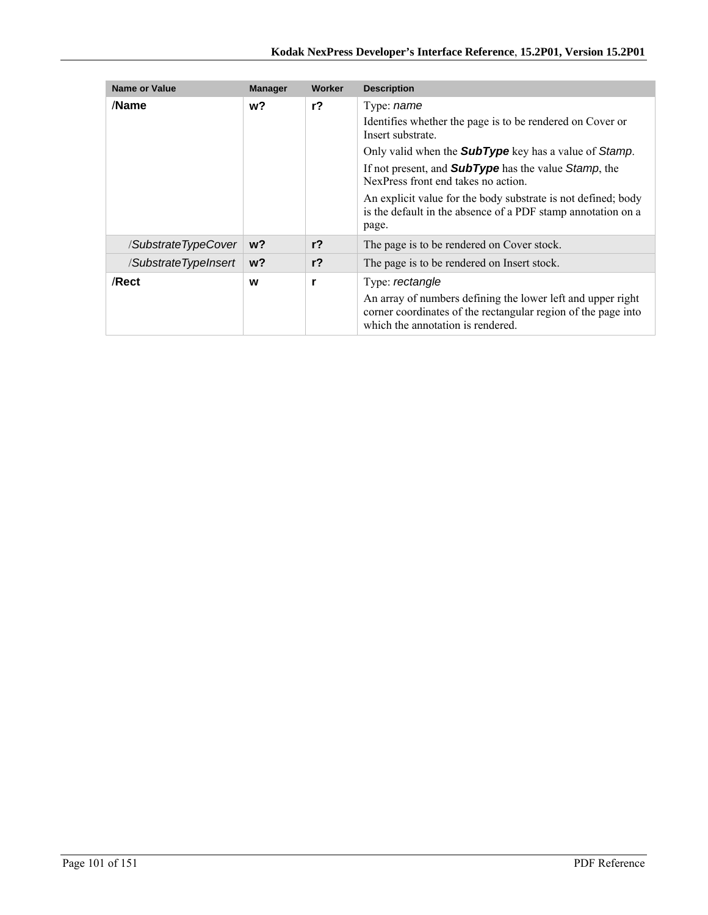| Name or Value | Manager | Worker | Description |
|---|---|---|---|
| **/Name** | **w?** | **r?** | Type: *name*<br>Identifies whether the page is to be rendered on Cover or Insert substrate.<br>Only valid when the ***SubType*** key has a value of *Stamp*.<br>If not present, and ***SubType*** has the value *Stamp*, the NexPress front end takes no action.<br>An explicit value for the body substrate is not defined; body is the default in the absence of a PDF stamp annotation on a page. |
| /*SubstrateTypeCover* | **w?** | **r?** | The page is to be rendered on Cover stock. |
| /*SubstrateTypeInsert* | **w?** | **r?** | The page is to be rendered on Insert stock. |
| **/Rect** | **w** | **r** | Type: *rectangle*<br>An array of numbers defining the lower left and upper right corner coordinates of the rectangular region of the page into which the annotation is rendered. |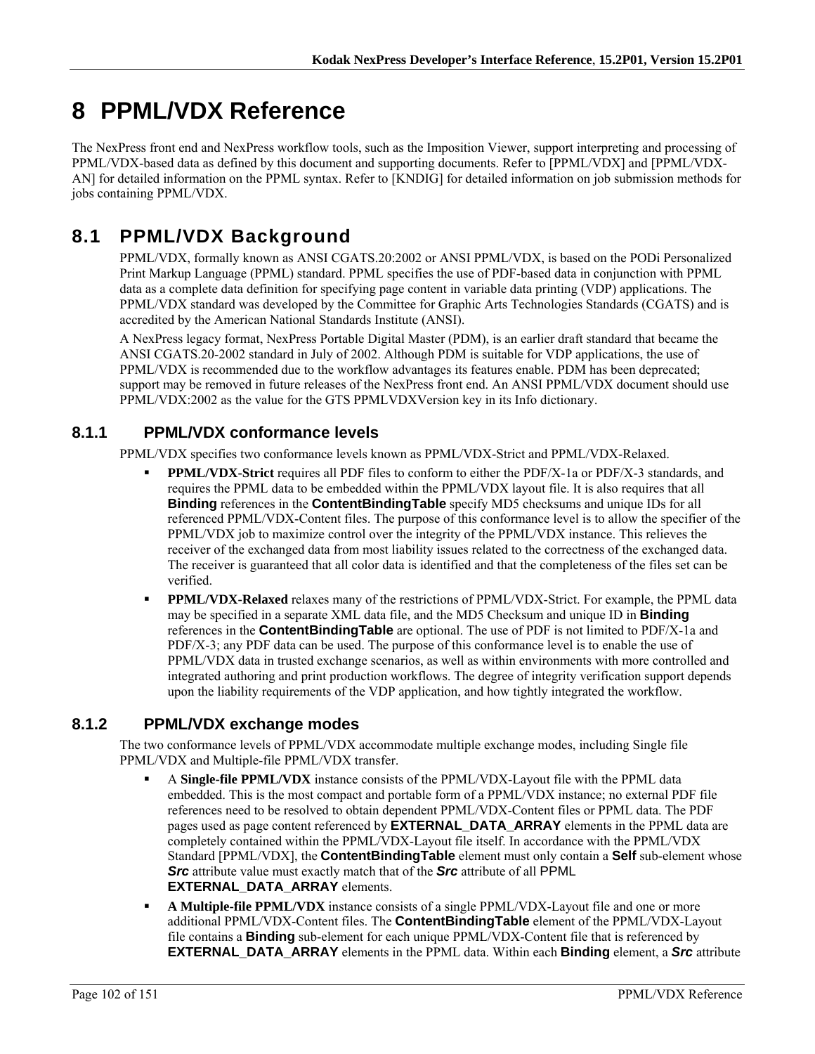# 8 PPML/VDX Reference

The NexPress front end and NexPress workflow tools, such as the Imposition Viewer, support interpreting and processing of PPML/VDX-based data as defined by this document and supporting documents. Refer to [PPML/VDX] and [PPML/VDX-AN] for detailed information on the PPML syntax. Refer to [KNDIG] for detailed information on job submission methods for jobs containing PPML/VDX.

## 8.1 PPML/VDX Background

PPML/VDX, formally known as ANSI CGATS.20:2002 or ANSI PPML/VDX, is based on the PODi Personalized Print Markup Language (PPML) standard. PPML specifies the use of PDF-based data in conjunction with PPML data as a complete data definition for specifying page content in variable data printing (VDP) applications. The PPML/VDX standard was developed by the Committee for Graphic Arts Technologies Standards (CGATS) and is accredited by the American National Standards Institute (ANSI).

A NexPress legacy format, NexPress Portable Digital Master (PDM), is an earlier draft standard that became the ANSI CGATS.20-2002 standard in July of 2002. Although PDM is suitable for VDP applications, the use of PPML/VDX is recommended due to the workflow advantages its features enable. PDM has been deprecated; support may be removed in future releases of the NexPress front end. An ANSI PPML/VDX document should use PPML/VDX:2002 as the value for the GTS PPMLVDXVersion key in its Info dictionary.

### 8.1.1 PPML/VDX conformance levels

PPML/VDX specifies two conformance levels known as PPML/VDX-Strict and PPML/VDX-Relaxed.

- **PPML/VDX-Strict** requires all PDF files to conform to either the PDF/X-1a or PDF/X-3 standards, and requires the PPML data to be embedded within the PPML/VDX layout file. It is also requires that all **Binding** references in the **ContentBindingTable** specify MD5 checksums and unique IDs for all referenced PPML/VDX-Content files. The purpose of this conformance level is to allow the specifier of the PPML/VDX job to maximize control over the integrity of the PPML/VDX instance. This relieves the receiver of the exchanged data from most liability issues related to the correctness of the exchanged data. The receiver is guaranteed that all color data is identified and that the completeness of the files set can be verified.
- **PPML/VDX-Relaxed** relaxes many of the restrictions of PPML/VDX-Strict. For example, the PPML data may be specified in a separate XML data file, and the MD5 Checksum and unique ID in **Binding** references in the **ContentBindingTable** are optional. The use of PDF is not limited to PDF/X-1a and PDF/X-3; any PDF data can be used. The purpose of this conformance level is to enable the use of PPML/VDX data in trusted exchange scenarios, as well as within environments with more controlled and integrated authoring and print production workflows. The degree of integrity verification support depends upon the liability requirements of the VDP application, and how tightly integrated the workflow.

### 8.1.2 PPML/VDX exchange modes

The two conformance levels of PPML/VDX accommodate multiple exchange modes, including Single file PPML/VDX and Multiple-file PPML/VDX transfer.

- A **Single-file PPML/VDX** instance consists of the PPML/VDX-Layout file with the PPML data embedded. This is the most compact and portable form of a PPML/VDX instance; no external PDF file references need to be resolved to obtain dependent PPML/VDX-Content files or PPML data. The PDF pages used as page content referenced by **EXTERNAL_DATA_ARRAY** elements in the PPML data are completely contained within the PPML/VDX-Layout file itself. In accordance with the PPML/VDX Standard [PPML/VDX], the **ContentBindingTable** element must only contain a **Self** sub-element whose ***Src*** attribute value must exactly match that of the ***Src*** attribute of all PPML **EXTERNAL_DATA_ARRAY** elements.
- **A Multiple-file PPML/VDX** instance consists of a single PPML/VDX-Layout file and one or more additional PPML/VDX-Content files. The **ContentBindingTable** element of the PPML/VDX-Layout file contains a **Binding** sub-element for each unique PPML/VDX-Content file that is referenced by **EXTERNAL_DATA_ARRAY** elements in the PPML data. Within each **Binding** element, a ***Src*** attribute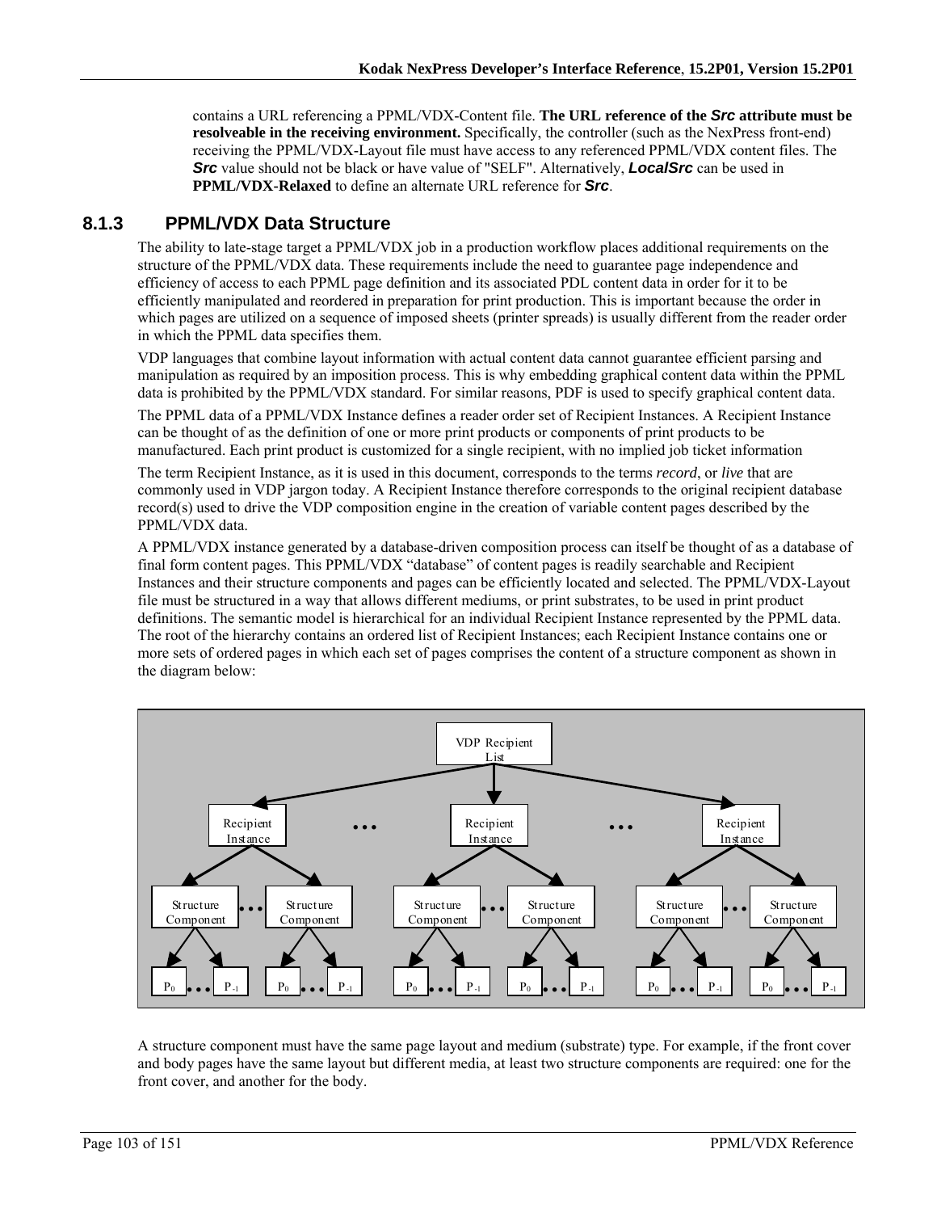contains a URL referencing a PPML/VDX-Content file. **The URL reference of the *Src* attribute must be resolveable in the receiving environment.** Specifically, the controller (such as the NexPress front-end) receiving the PPML/VDX-Layout file must have access to any referenced PPML/VDX content files. The ***Src*** value should not be black or have value of "SELF". Alternatively, ***LocalSrc*** can be used in **PPML/VDX-Relaxed** to define an alternate URL reference for ***Src***.

### 8.1.3 PPML/VDX Data Structure

The ability to late-stage target a PPML/VDX job in a production workflow places additional requirements on the structure of the PPML/VDX data. These requirements include the need to guarantee page independence and efficiency of access to each PPML page definition and its associated PDL content data in order for it to be efficiently manipulated and reordered in preparation for print production. This is important because the order in which pages are utilized on a sequence of imposed sheets (printer spreads) is usually different from the reader order in which the PPML data specifies them.

VDP languages that combine layout information with actual content data cannot guarantee efficient parsing and manipulation as required by an imposition process. This is why embedding graphical content data within the PPML data is prohibited by the PPML/VDX standard. For similar reasons, PDF is used to specify graphical content data.

The PPML data of a PPML/VDX Instance defines a reader order set of Recipient Instances. A Recipient Instance can be thought of as the definition of one or more print products or components of print products to be manufactured. Each print product is customized for a single recipient, with no implied job ticket information

The term Recipient Instance, as it is used in this document, corresponds to the terms *record*, or *live* that are commonly used in VDP jargon today. A Recipient Instance therefore corresponds to the original recipient database record(s) used to drive the VDP composition engine in the creation of variable content pages described by the PPML/VDX data.

A PPML/VDX instance generated by a database-driven composition process can itself be thought of as a database of final form content pages. This PPML/VDX "database" of content pages is readily searchable and Recipient Instances and their structure components and pages can be efficiently located and selected. The PPML/VDX-Layout file must be structured in a way that allows different mediums, or print substrates, to be used in print product definitions. The semantic model is hierarchical for an individual Recipient Instance represented by the PPML data. The root of the hierarchy contains an ordered list of Recipient Instances; each Recipient Instance contains one or more sets of ordered pages in which each set of pages comprises the content of a structure component as shown in the diagram below:

A structure component must have the same page layout and medium (substrate) type. For example, if the front cover and body pages have the same layout but different media, at least two structure components are required: one for the front cover, and another for the body.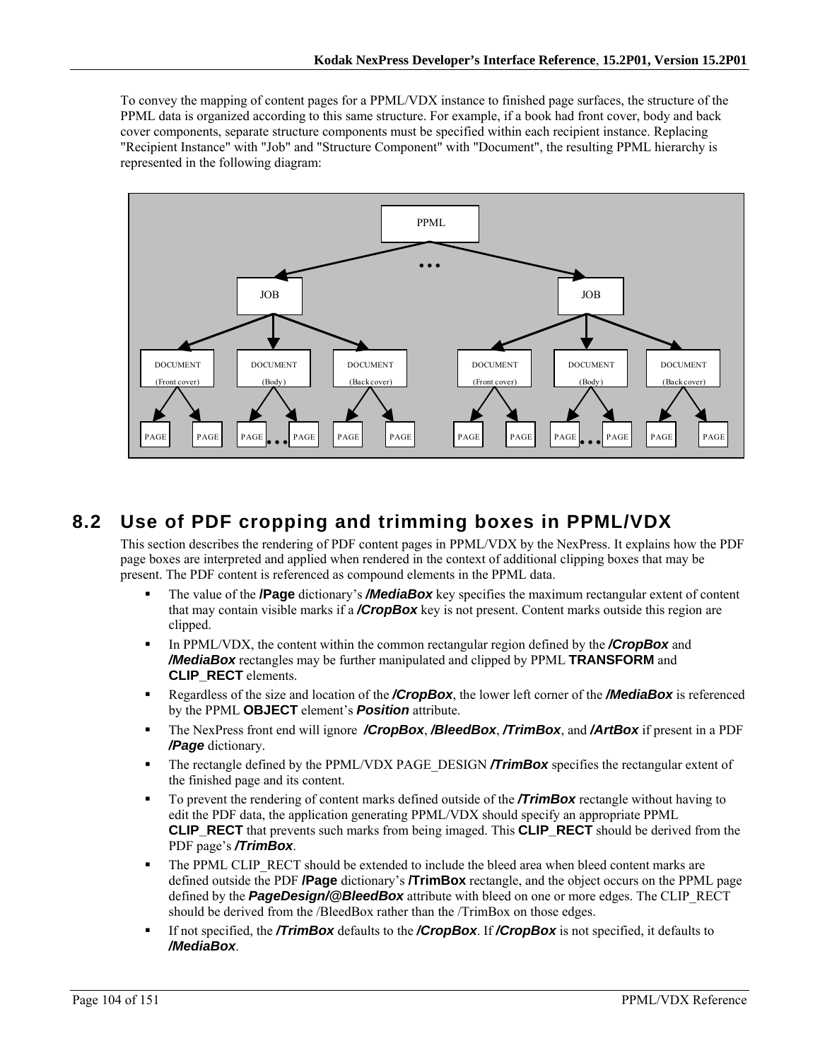To convey the mapping of content pages for a PPML/VDX instance to finished page surfaces, the structure of the PPML data is organized according to this same structure. For example, if a book had front cover, body and back cover components, separate structure components must be specified within each recipient instance. Replacing "Recipient Instance" with "Job" and "Structure Component" with "Document", the resulting PPML hierarchy is represented in the following diagram:

## 8.2 Use of PDF cropping and trimming boxes in PPML/VDX

This section describes the rendering of PDF content pages in PPML/VDX by the NexPress. It explains how the PDF page boxes are interpreted and applied when rendered in the context of additional clipping boxes that may be present. The PDF content is referenced as compound elements in the PPML data.

- The value of the **/Page** dictionary's ***/MediaBox*** key specifies the maximum rectangular extent of content that may contain visible marks if a ***/CropBox*** key is not present. Content marks outside this region are clipped.
- In PPML/VDX, the content within the common rectangular region defined by the ***/CropBox*** and ***/MediaBox*** rectangles may be further manipulated and clipped by PPML **TRANSFORM** and **CLIP_RECT** elements.
- Regardless of the size and location of the ***/CropBox***, the lower left corner of the ***/MediaBox*** is referenced by the PPML **OBJECT** element's ***Position*** attribute.
- The NexPress front end will ignore ***/CropBox***, ***/BleedBox***, ***/TrimBox***, and ***/ArtBox*** if present in a PDF ***/Page*** dictionary.
- The rectangle defined by the PPML/VDX PAGE_DESIGN ***/TrimBox*** specifies the rectangular extent of the finished page and its content.
- To prevent the rendering of content marks defined outside of the ***/TrimBox*** rectangle without having to edit the PDF data, the application generating PPML/VDX should specify an appropriate PPML **CLIP_RECT** that prevents such marks from being imaged. This **CLIP_RECT** should be derived from the PDF page's ***/TrimBox***.
- The PPML CLIP_RECT should be extended to include the bleed area when bleed content marks are defined outside the PDF **/Page** dictionary's **/TrimBox** rectangle, and the object occurs on the PPML page defined by the ***PageDesign/@BleedBox*** attribute with bleed on one or more edges. The CLIP_RECT should be derived from the /BleedBox rather than the /TrimBox on those edges.
- If not specified, the ***/TrimBox*** defaults to the ***/CropBox***. If ***/CropBox*** is not specified, it defaults to ***/MediaBox***.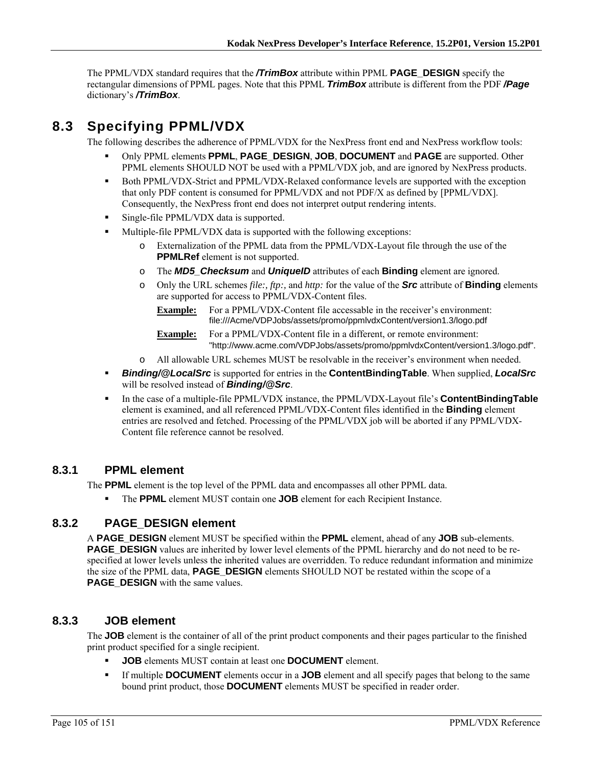The PPML/VDX standard requires that the ***/TrimBox*** attribute within PPML **PAGE_DESIGN** specify the rectangular dimensions of PPML pages. Note that this PPML ***TrimBox*** attribute is different from the PDF ***/Page*** dictionary's ***/TrimBox***.

## 8.3 Specifying PPML/VDX

The following describes the adherence of PPML/VDX for the NexPress front end and NexPress workflow tools:

- Only PPML elements **PPML**, **PAGE_DESIGN**, **JOB**, **DOCUMENT** and **PAGE** are supported. Other PPML elements SHOULD NOT be used with a PPML/VDX job, and are ignored by NexPress products.
- Both PPML/VDX-Strict and PPML/VDX-Relaxed conformance levels are supported with the exception that only PDF content is consumed for PPML/VDX and not PDF/X as defined by [PPML/VDX]. Consequently, the NexPress front end does not interpret output rendering intents.
- Single-file PPML/VDX data is supported.
- Multiple-file PPML/VDX data is supported with the following exceptions:
  - Externalization of the PPML data from the PPML/VDX-Layout file through the use of the **PPMLRef** element is not supported.
  - The ***MD5_Checksum*** and ***UniqueID*** attributes of each **Binding** element are ignored.
  - Only the URL schemes *file:, ftp:,* and *http:* for the value of the ***Src*** attribute of **Binding** elements are supported for access to PPML/VDX-Content files.

    **Example:** For a PPML/VDX-Content file accessable in the receiver's environment: file:///Acme/VDPJobs/assets/promo/ppmlvdxContent/version1.3/logo.pdf

    **Example:** For a PPML/VDX-Content file in a different, or remote environment: "http://www.acme.com/VDPJobs/assets/promo/ppmlvdxContent/version1.3/logo.pdf".
  - All allowable URL schemes MUST be resolvable in the receiver's environment when needed.
- ***Binding/@LocalSrc*** is supported for entries in the **ContentBindingTable**. When supplied, ***LocalSrc*** will be resolved instead of ***Binding/@Src***.
- In the case of a multiple-file PPML/VDX instance, the PPML/VDX-Layout file's **ContentBindingTable** element is examined, and all referenced PPML/VDX-Content files identified in the **Binding** element entries are resolved and fetched. Processing of the PPML/VDX job will be aborted if any PPML/VDX-Content file reference cannot be resolved.

### 8.3.1 PPML element

The **PPML** element is the top level of the PPML data and encompasses all other PPML data.

- The **PPML** element MUST contain one **JOB** element for each Recipient Instance.

### 8.3.2 PAGE_DESIGN element

A **PAGE_DESIGN** element MUST be specified within the **PPML** element, ahead of any **JOB** sub-elements. **PAGE_DESIGN** values are inherited by lower level elements of the PPML hierarchy and do not need to be re-specified at lower levels unless the inherited values are overridden. To reduce redundant information and minimize the size of the PPML data, **PAGE_DESIGN** elements SHOULD NOT be restated within the scope of a **PAGE_DESIGN** with the same values.

### 8.3.3 JOB element

The **JOB** element is the container of all of the print product components and their pages particular to the finished print product specified for a single recipient.

- **JOB** elements MUST contain at least one **DOCUMENT** element.
- If multiple **DOCUMENT** elements occur in a **JOB** element and all specify pages that belong to the same bound print product, those **DOCUMENT** elements MUST be specified in reader order.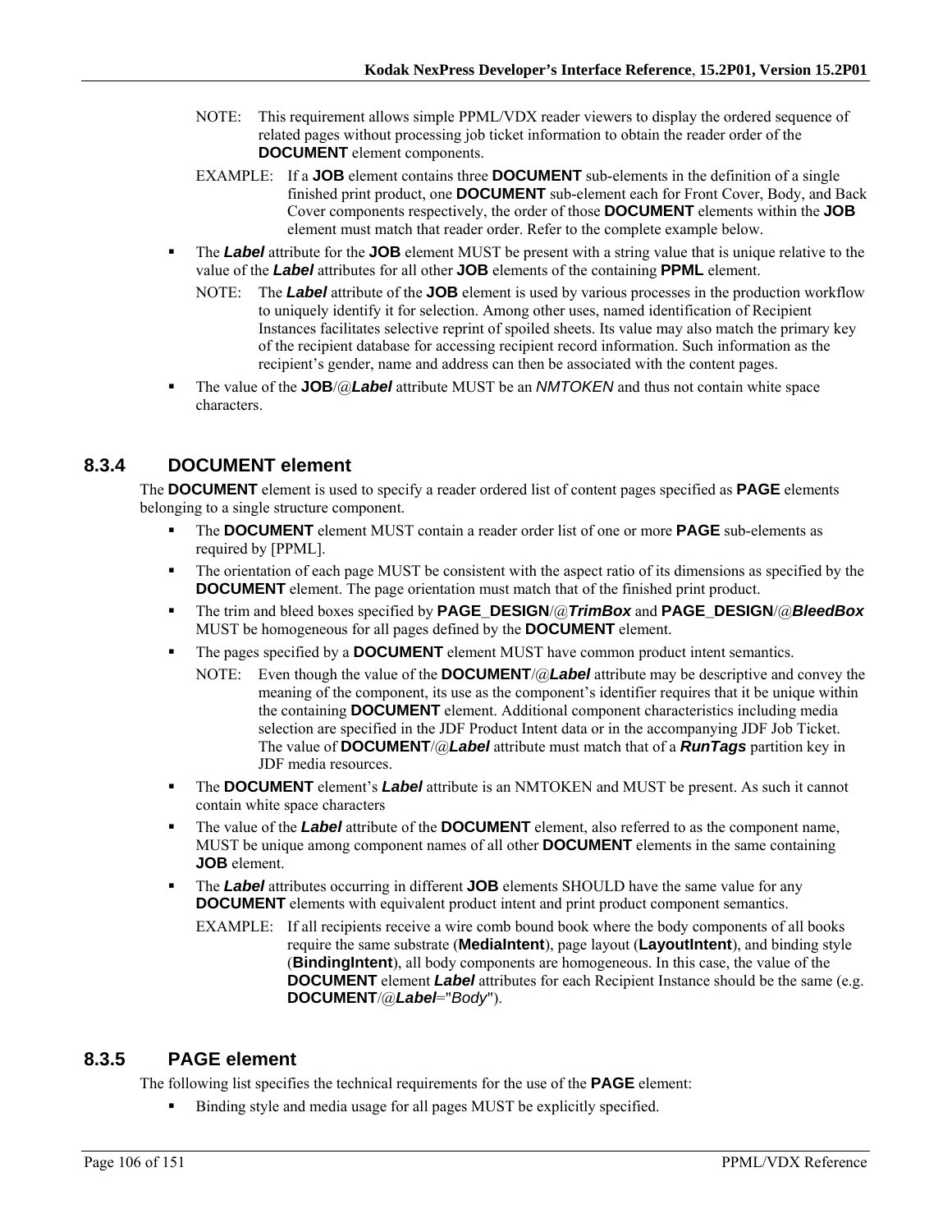NOTE: This requirement allows simple PPML/VDX reader viewers to display the ordered sequence of related pages without processing job ticket information to obtain the reader order of the **DOCUMENT** element components.

EXAMPLE: If a **JOB** element contains three **DOCUMENT** sub-elements in the definition of a single finished print product, one **DOCUMENT** sub-element each for Front Cover, Body, and Back Cover components respectively, the order of those **DOCUMENT** elements within the **JOB** element must match that reader order. Refer to the complete example below.

- The ***Label*** attribute for the **JOB** element MUST be present with a string value that is unique relative to the value of the ***Label*** attributes for all other **JOB** elements of the containing **PPML** element.

  NOTE: The ***Label*** attribute of the **JOB** element is used by various processes in the production workflow to uniquely identify it for selection. Among other uses, named identification of Recipient Instances facilitates selective reprint of spoiled sheets. Its value may also match the primary key of the recipient database for accessing recipient record information. Such information as the recipient's gender, name and address can then be associated with the content pages.

- The value of the **JOB**/@***Label*** attribute MUST be an *NMTOKEN* and thus not contain white space characters.

### 8.3.4 DOCUMENT element

The **DOCUMENT** element is used to specify a reader ordered list of content pages specified as **PAGE** elements belonging to a single structure component.

- The **DOCUMENT** element MUST contain a reader order list of one or more **PAGE** sub-elements as required by [PPML].
- The orientation of each page MUST be consistent with the aspect ratio of its dimensions as specified by the **DOCUMENT** element. The page orientation must match that of the finished print product.
- The trim and bleed boxes specified by **PAGE_DESIGN**/@***TrimBox*** and **PAGE_DESIGN**/@***BleedBox*** MUST be homogeneous for all pages defined by the **DOCUMENT** element.
- The pages specified by a **DOCUMENT** element MUST have common product intent semantics.

  NOTE: Even though the value of the **DOCUMENT**/@***Label*** attribute may be descriptive and convey the meaning of the component, its use as the component's identifier requires that it be unique within the containing **DOCUMENT** element. Additional component characteristics including media selection are specified in the JDF Product Intent data or in the accompanying JDF Job Ticket. The value of **DOCUMENT**/@***Label*** attribute must match that of a ***RunTags*** partition key in JDF media resources.

- The **DOCUMENT** element's ***Label*** attribute is an NMTOKEN and MUST be present. As such it cannot contain white space characters
- The value of the ***Label*** attribute of the **DOCUMENT** element, also referred to as the component name, MUST be unique among component names of all other **DOCUMENT** elements in the same containing **JOB** element.
- The ***Label*** attributes occurring in different **JOB** elements SHOULD have the same value for any **DOCUMENT** elements with equivalent product intent and print product component semantics.

  EXAMPLE: If all recipients receive a wire comb bound book where the body components of all books require the same substrate (**MediaIntent**), page layout (**LayoutIntent**), and binding style (**BindingIntent**), all body components are homogeneous. In this case, the value of the **DOCUMENT** element ***Label*** attributes for each Recipient Instance should be the same (e.g. **DOCUMENT**/@***Label***="*Body*").

### 8.3.5 PAGE element

The following list specifies the technical requirements for the use of the **PAGE** element:

- Binding style and media usage for all pages MUST be explicitly specified.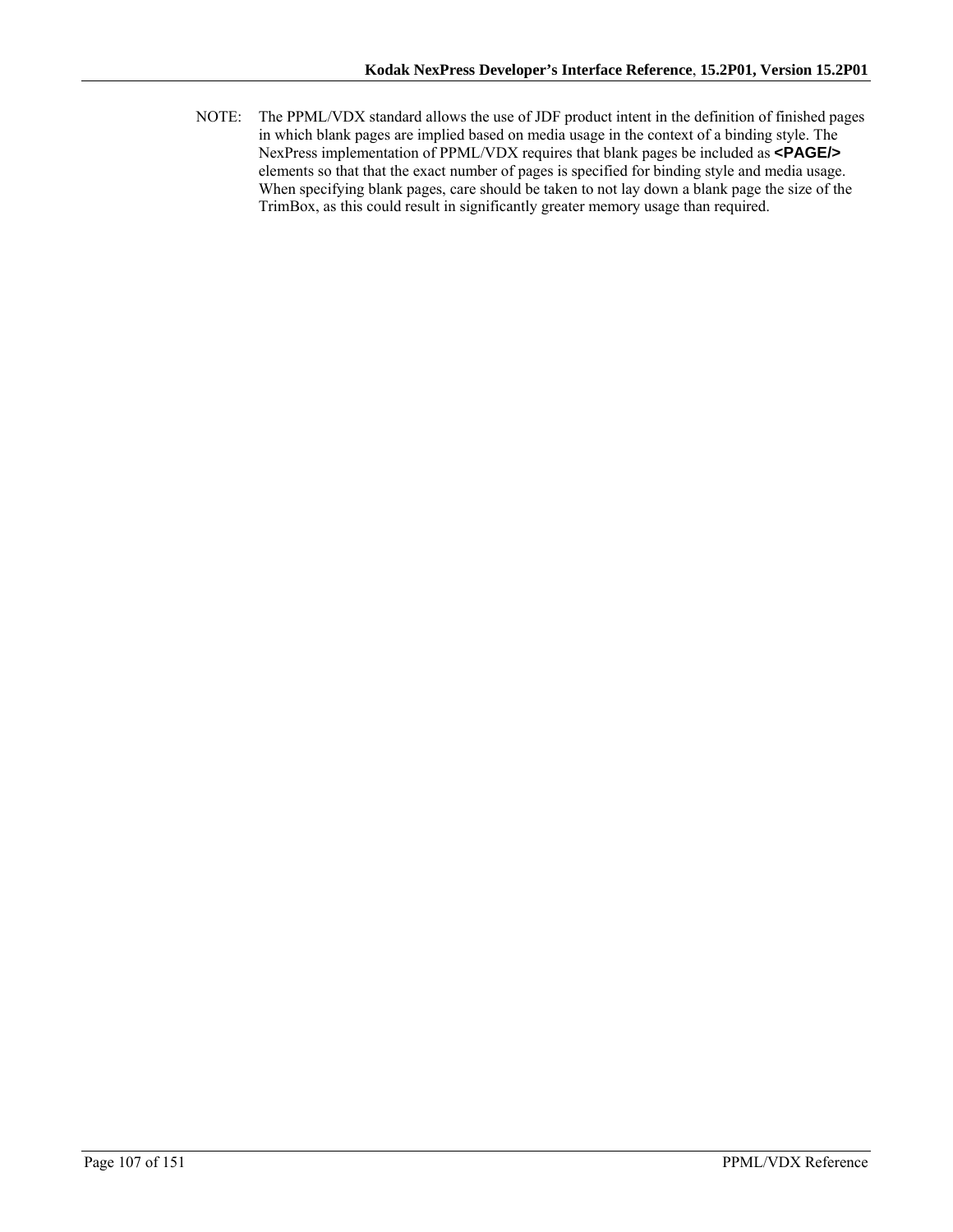NOTE: The PPML/VDX standard allows the use of JDF product intent in the definition of finished pages in which blank pages are implied based on media usage in the context of a binding style. The NexPress implementation of PPML/VDX requires that blank pages be included as **<PAGE/>** elements so that that the exact number of pages is specified for binding style and media usage. When specifying blank pages, care should be taken to not lay down a blank page the size of the TrimBox, as this could result in significantly greater memory usage than required.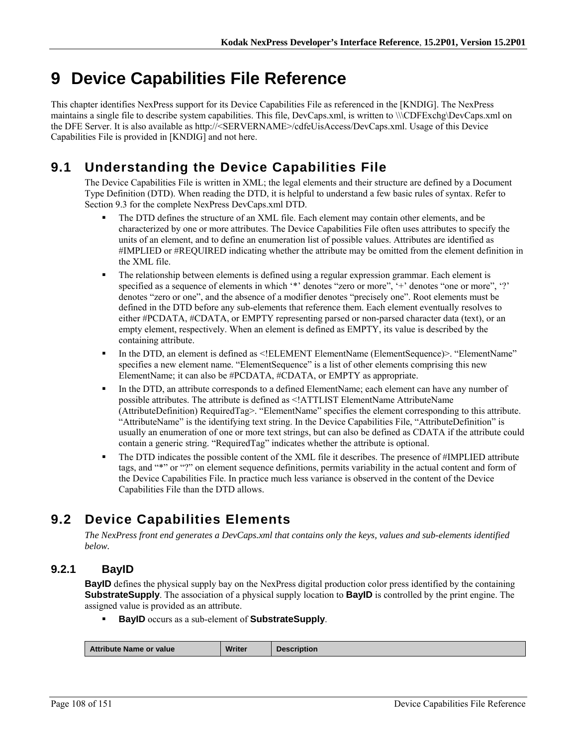# 9 Device Capabilities File Reference

This chapter identifies NexPress support for its Device Capabilities File as referenced in the [KNDIG]. The NexPress maintains a single file to describe system capabilities. This file, DevCaps.xml, is written to \\\CDFExchg\DevCaps.xml on the DFE Server. It is also available as http://<SERVERNAME>/cdfeUisAccess/DevCaps.xml. Usage of this Device Capabilities File is provided in [KNDIG] and not here.

## 9.1 Understanding the Device Capabilities File

The Device Capabilities File is written in XML; the legal elements and their structure are defined by a Document Type Definition (DTD). When reading the DTD, it is helpful to understand a few basic rules of syntax. Refer to Section 9.3 for the complete NexPress DevCaps.xml DTD.

- The DTD defines the structure of an XML file. Each element may contain other elements, and be characterized by one or more attributes. The Device Capabilities File often uses attributes to specify the units of an element, and to define an enumeration list of possible values. Attributes are identified as #IMPLIED or #REQUIRED indicating whether the attribute may be omitted from the element definition in the XML file.
- The relationship between elements is defined using a regular expression grammar. Each element is specified as a sequence of elements in which '*' denotes "zero or more", '+' denotes "one or more", '?' denotes "zero or one", and the absence of a modifier denotes "precisely one". Root elements must be defined in the DTD before any sub-elements that reference them. Each element eventually resolves to either #PCDATA, #CDATA, or EMPTY representing parsed or non-parsed character data (text), or an empty element, respectively. When an element is defined as EMPTY, its value is described by the containing attribute.
- In the DTD, an element is defined as <!ELEMENT ElementName (ElementSequence)>. "ElementName" specifies a new element name. "ElementSequence" is a list of other elements comprising this new ElementName; it can also be #PCDATA, #CDATA, or EMPTY as appropriate.
- In the DTD, an attribute corresponds to a defined ElementName; each element can have any number of possible attributes. The attribute is defined as <!ATTLIST ElementName AttributeName (AttributeDefinition) RequiredTag>. "ElementName" specifies the element corresponding to this attribute. "AttributeName" is the identifying text string. In the Device Capabilities File, "AttributeDefinition" is usually an enumeration of one or more text strings, but can also be defined as CDATA if the attribute could contain a generic string. "RequiredTag" indicates whether the attribute is optional.
- The DTD indicates the possible content of the XML file it describes. The presence of #IMPLIED attribute tags, and "*" or "?" on element sequence definitions, permits variability in the actual content and form of the Device Capabilities File. In practice much less variance is observed in the content of the Device Capabilities File than the DTD allows.

## 9.2 Device Capabilities Elements

*The NexPress front end generates a DevCaps.xml that contains only the keys, values and sub-elements identified below.*

### 9.2.1 BayID

**BayID** defines the physical supply bay on the NexPress digital production color press identified by the containing **SubstrateSupply**. The association of a physical supply location to **BayID** is controlled by the print engine. The assigned value is provided as an attribute.

- **BayID** occurs as a sub-element of **SubstrateSupply**.

| Attribute Name or value | Writer | Description |
|---|---|---|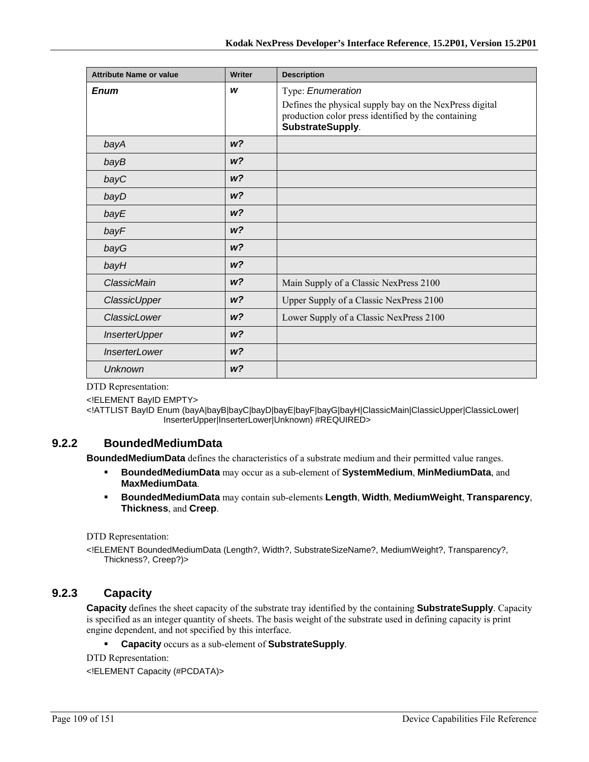| Attribute Name or value | Writer | Description |
| --- | --- | --- |
| ***Enum*** | ***w*** | Type: *Enumeration*<br>Defines the physical supply bay on the NexPress digital production color press identified by the containing **SubstrateSupply**. |
| *bayA* | ***w?*** | |
| *bayB* | ***w?*** | |
| *bayC* | ***w?*** | |
| *bayD* | ***w?*** | |
| *bayE* | ***w?*** | |
| *bayF* | ***w?*** | |
| *bayG* | ***w?*** | |
| *bayH* | ***w?*** | |
| *ClassicMain* | ***w?*** | Main Supply of a Classic NexPress 2100 |
| *ClassicUpper* | ***w?*** | Upper Supply of a Classic NexPress 2100 |
| *ClassicLower* | ***w?*** | Lower Supply of a Classic NexPress 2100 |
| *InserterUpper* | ***w?*** | |
| *InserterLower* | ***w?*** | |
| *Unknown* | ***w?*** | |

DTD Representation:

```
<!ELEMENT BayID EMPTY>
<!ATTLIST BayID Enum (bayA|bayB|bayC|bayD|bayE|bayF|bayG|bayH|ClassicMain|ClassicUpper|ClassicLower|
                InserterUpper|InserterLower|Unknown) #REQUIRED>
```

### 9.2.2 BoundedMediumData

**BoundedMediumData** defines the characteristics of a substrate medium and their permitted value ranges.

- **BoundedMediumData** may occur as a sub-element of **SystemMedium**, **MinMediumData**, and **MaxMediumData**.
- **BoundedMediumData** may contain sub-elements **Length**, **Width**, **MediumWeight**, **Transparency**, **Thickness**, and **Creep**.

DTD Representation:

```
<!ELEMENT BoundedMediumData (Length?, Width?, SubstrateSizeName?, MediumWeight?, Transparency?,
    Thickness?, Creep?)>
```

### 9.2.3 Capacity

**Capacity** defines the sheet capacity of the substrate tray identified by the containing **SubstrateSupply**. Capacity is specified as an integer quantity of sheets. The basis weight of the substrate used in defining capacity is print engine dependent, and not specified by this interface.

- **Capacity** occurs as a sub-element of **SubstrateSupply**.

DTD Representation:

```
<!ELEMENT Capacity (#PCDATA)>
```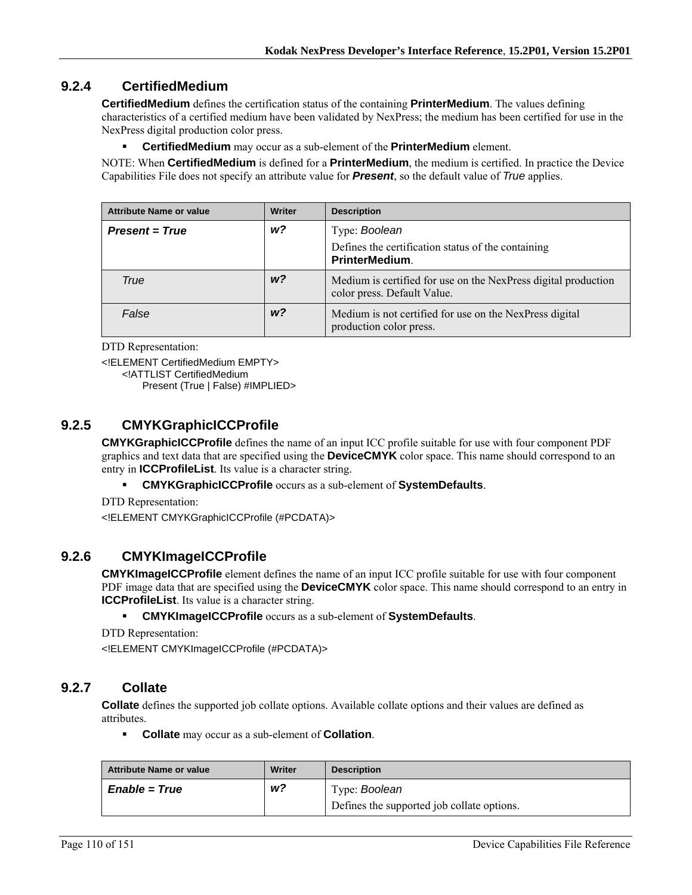### 9.2.4 CertifiedMedium

**CertifiedMedium** defines the certification status of the containing **PrinterMedium**. The values defining characteristics of a certified medium have been validated by NexPress; the medium has been certified for use in the NexPress digital production color press.

- **CertifiedMedium** may occur as a sub-element of the **PrinterMedium** element.

NOTE: When **CertifiedMedium** is defined for a **PrinterMedium**, the medium is certified. In practice the Device Capabilities File does not specify an attribute value for ***Present***, so the default value of *True* applies.

| Attribute Name or value | Writer | Description |
|---|---|---|
| ***Present = True*** | ***w?*** | Type: *Boolean*<br>Defines the certification status of the containing **PrinterMedium**. |
| *True* | ***w?*** | Medium is certified for use on the NexPress digital production color press. Default Value. |
| *False* | ***w?*** | Medium is not certified for use on the NexPress digital production color press. |

DTD Representation:

```
<!ELEMENT CertifiedMedium EMPTY>
    <!ATTLIST CertifiedMedium
        Present (True | False) #IMPLIED>
```

### 9.2.5 CMYKGraphicICCProfile

**CMYKGraphicICCProfile** defines the name of an input ICC profile suitable for use with four component PDF graphics and text data that are specified using the **DeviceCMYK** color space. This name should correspond to an entry in **ICCProfileList**. Its value is a character string.

- **CMYKGraphicICCProfile** occurs as a sub-element of **SystemDefaults**.

DTD Representation:

```
<!ELEMENT CMYKGraphicICCProfile (#PCDATA)>
```

### 9.2.6 CMYKImageICCProfile

**CMYKImageICCProfile** element defines the name of an input ICC profile suitable for use with four component PDF image data that are specified using the **DeviceCMYK** color space. This name should correspond to an entry in **ICCProfileList**. Its value is a character string.

- **CMYKImageICCProfile** occurs as a sub-element of **SystemDefaults**.

DTD Representation:

```
<!ELEMENT CMYKImageICCProfile (#PCDATA)>
```

### 9.2.7 Collate

**Collate** defines the supported job collate options. Available collate options and their values are defined as attributes.

- **Collate** may occur as a sub-element of **Collation**.

| Attribute Name or value | Writer | Description |
|---|---|---|
| ***Enable = True*** | ***w?*** | Type: *Boolean*<br>Defines the supported job collate options. |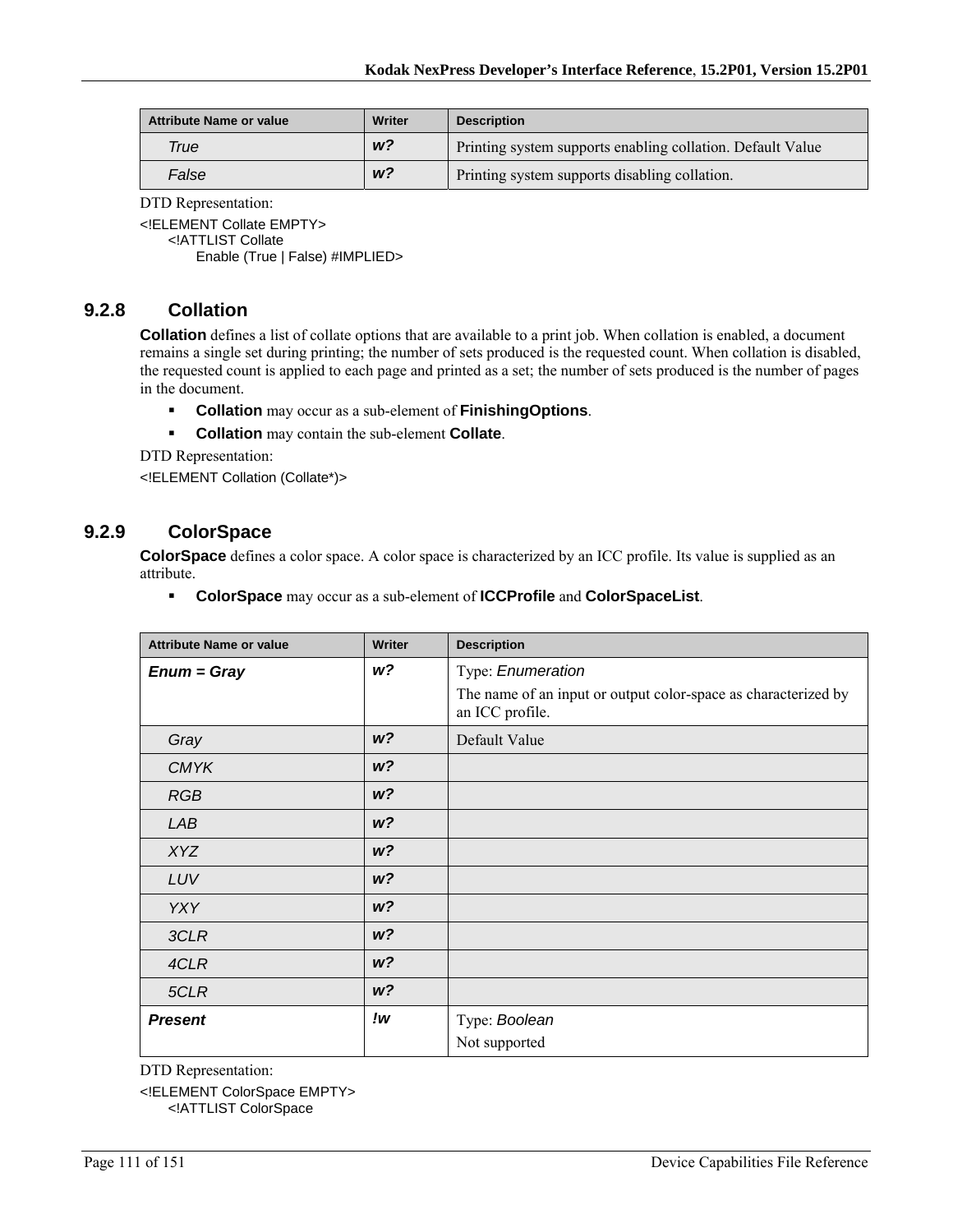| Attribute Name or value | Writer | Description |
|---|---|---|
| *True* | ***w?*** | Printing system supports enabling collation. Default Value |
| *False* | ***w?*** | Printing system supports disabling collation. |

DTD Representation:

```
<!ELEMENT Collate EMPTY>
    <!ATTLIST Collate
        Enable (True | False) #IMPLIED>
```

### 9.2.8 Collation

**Collation** defines a list of collate options that are available to a print job. When collation is enabled, a document remains a single set during printing; the number of sets produced is the requested count. When collation is disabled, the requested count is applied to each page and printed as a set; the number of sets produced is the number of pages in the document.

- **Collation** may occur as a sub-element of **FinishingOptions**.
- **Collation** may contain the sub-element **Collate**.

DTD Representation:

```
<!ELEMENT Collation (Collate*)>
```

### 9.2.9 ColorSpace

**ColorSpace** defines a color space. A color space is characterized by an ICC profile. Its value is supplied as an attribute.

- **ColorSpace** may occur as a sub-element of **ICCProfile** and **ColorSpaceList**.

| Attribute Name or value | Writer | Description |
|---|---|---|
| ***Enum = Gray*** | ***w?*** | Type: *Enumeration*<br>The name of an input or output color-space as characterized by an ICC profile. |
| *Gray* | ***w?*** | Default Value |
| *CMYK* | ***w?*** | |
| *RGB* | ***w?*** | |
| *LAB* | ***w?*** | |
| *XYZ* | ***w?*** | |
| *LUV* | ***w?*** | |
| *YXY* | ***w?*** | |
| *3CLR* | ***w?*** | |
| *4CLR* | ***w?*** | |
| *5CLR* | ***w?*** | |
| ***Present*** | ***!w*** | Type: *Boolean*<br>Not supported |

DTD Representation:

```
<!ELEMENT ColorSpace EMPTY>
    <!ATTLIST ColorSpace
```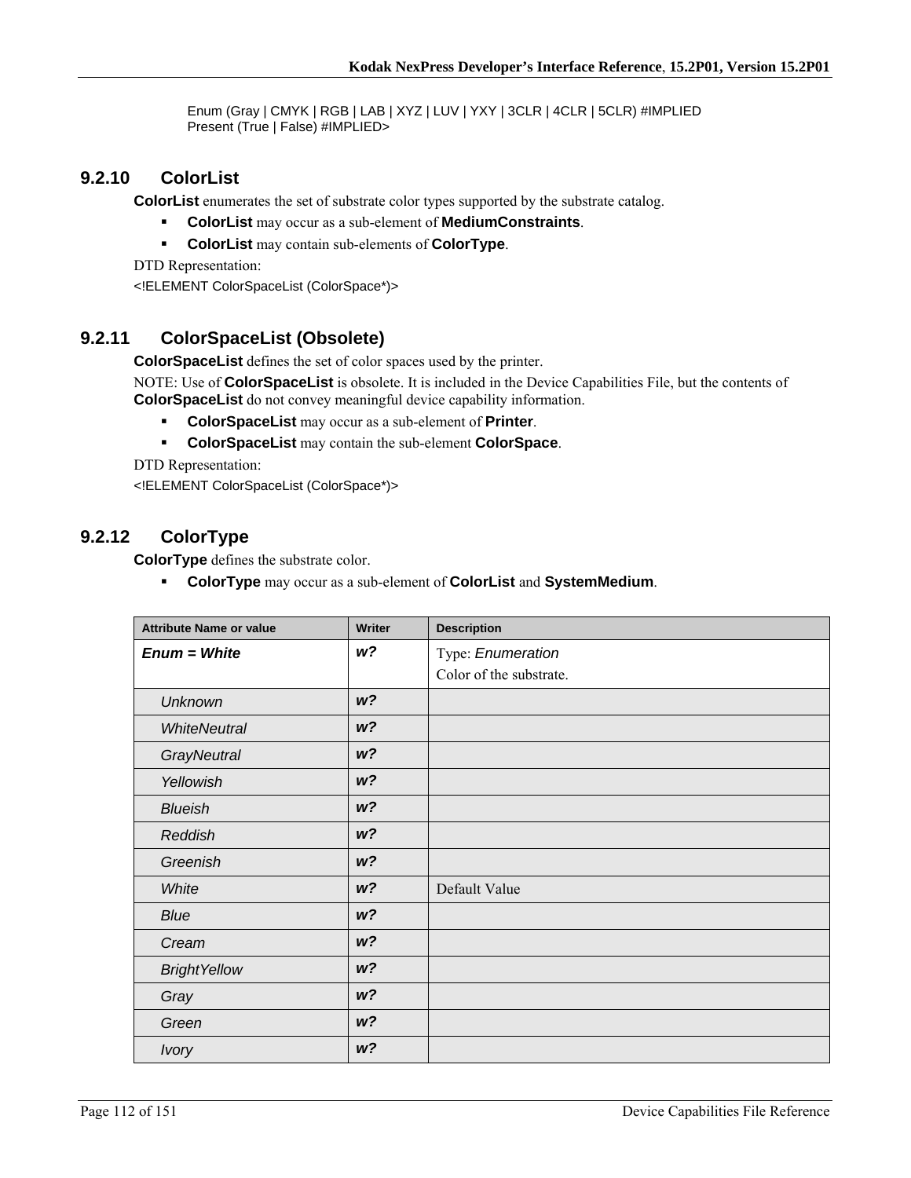Enum (Gray | CMYK | RGB | LAB | XYZ | LUV | YXY | 3CLR | 4CLR | 5CLR) #IMPLIED
Present (True | False) #IMPLIED>

### 9.2.10 ColorList

**ColorList** enumerates the set of substrate color types supported by the substrate catalog.

- **ColorList** may occur as a sub-element of **MediumConstraints**.
- **ColorList** may contain sub-elements of **ColorType**.

DTD Representation:

<!ELEMENT ColorSpaceList (ColorSpace*)>

### 9.2.11 ColorSpaceList (Obsolete)

**ColorSpaceList** defines the set of color spaces used by the printer.

NOTE: Use of **ColorSpaceList** is obsolete. It is included in the Device Capabilities File, but the contents of **ColorSpaceList** do not convey meaningful device capability information.

- **ColorSpaceList** may occur as a sub-element of **Printer**.
- **ColorSpaceList** may contain the sub-element **ColorSpace**.

DTD Representation:

<!ELEMENT ColorSpaceList (ColorSpace*)>

### 9.2.12 ColorType

**ColorType** defines the substrate color.

- **ColorType** may occur as a sub-element of **ColorList** and **SystemMedium**.

| Attribute Name or value | Writer | Description |
|---|---|---|
| ***Enum = White*** | ***w?*** | Type: *Enumeration*<br>Color of the substrate. |
| *Unknown* | ***w?*** | |
| *WhiteNeutral* | ***w?*** | |
| *GrayNeutral* | ***w?*** | |
| *Yellowish* | ***w?*** | |
| *Blueish* | ***w?*** | |
| *Reddish* | ***w?*** | |
| *Greenish* | ***w?*** | |
| *White* | ***w?*** | Default Value |
| *Blue* | ***w?*** | |
| *Cream* | ***w?*** | |
| *BrightYellow* | ***w?*** | |
| *Gray* | ***w?*** | |
| *Green* | ***w?*** | |
| *Ivory* | ***w?*** | |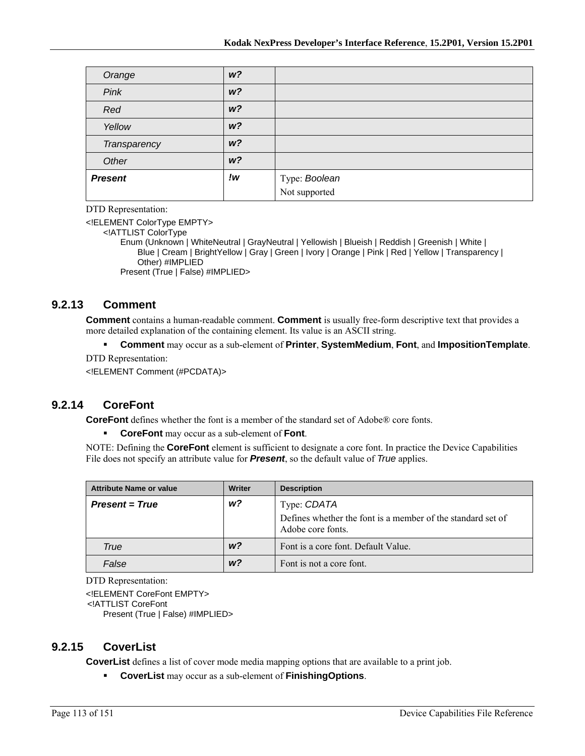| | | |
|---|---|---|
| *Orange* | ***w?*** | |
| *Pink* | ***w?*** | |
| *Red* | ***w?*** | |
| *Yellow* | ***w?*** | |
| *Transparency* | ***w?*** | |
| *Other* | ***w?*** | |
| ***Present*** | ***!w*** | Type: *Boolean*<br>Not supported |

DTD Representation:

```
<!ELEMENT ColorType EMPTY>
    <!ATTLIST ColorType
        Enum (Unknown | WhiteNeutral | GrayNeutral | Yellowish | Blueish | Reddish | Greenish | White |
            Blue | Cream | BrightYellow | Gray | Green | Ivory | Orange | Pink | Red | Yellow | Transparency |
            Other) #IMPLIED
        Present (True | False) #IMPLIED>
```

### 9.2.13 Comment

**Comment** contains a human-readable comment. **Comment** is usually free-form descriptive text that provides a more detailed explanation of the containing element. Its value is an ASCII string.

- **Comment** may occur as a sub-element of **Printer**, **SystemMedium**, **Font**, and **ImpositionTemplate**.

DTD Representation:

```
<!ELEMENT Comment (#PCDATA)>
```

### 9.2.14 CoreFont

**CoreFont** defines whether the font is a member of the standard set of Adobe® core fonts.

- **CoreFont** may occur as a sub-element of **Font**.

NOTE: Defining the **CoreFont** element is sufficient to designate a core font. In practice the Device Capabilities File does not specify an attribute value for ***Present***, so the default value of *True* applies.

| Attribute Name or value | Writer | Description |
|---|---|---|
| ***Present = True*** | ***w?*** | Type: *CDATA*<br>Defines whether the font is a member of the standard set of Adobe core fonts. |
| *True* | ***w?*** | Font is a core font. Default Value. |
| *False* | ***w?*** | Font is not a core font. |

DTD Representation:

```
<!ELEMENT CoreFont EMPTY>
 <!ATTLIST CoreFont
    Present (True | False) #IMPLIED>
```

### 9.2.15 CoverList

**CoverList** defines a list of cover mode media mapping options that are available to a print job.

- **CoverList** may occur as a sub-element of **FinishingOptions**.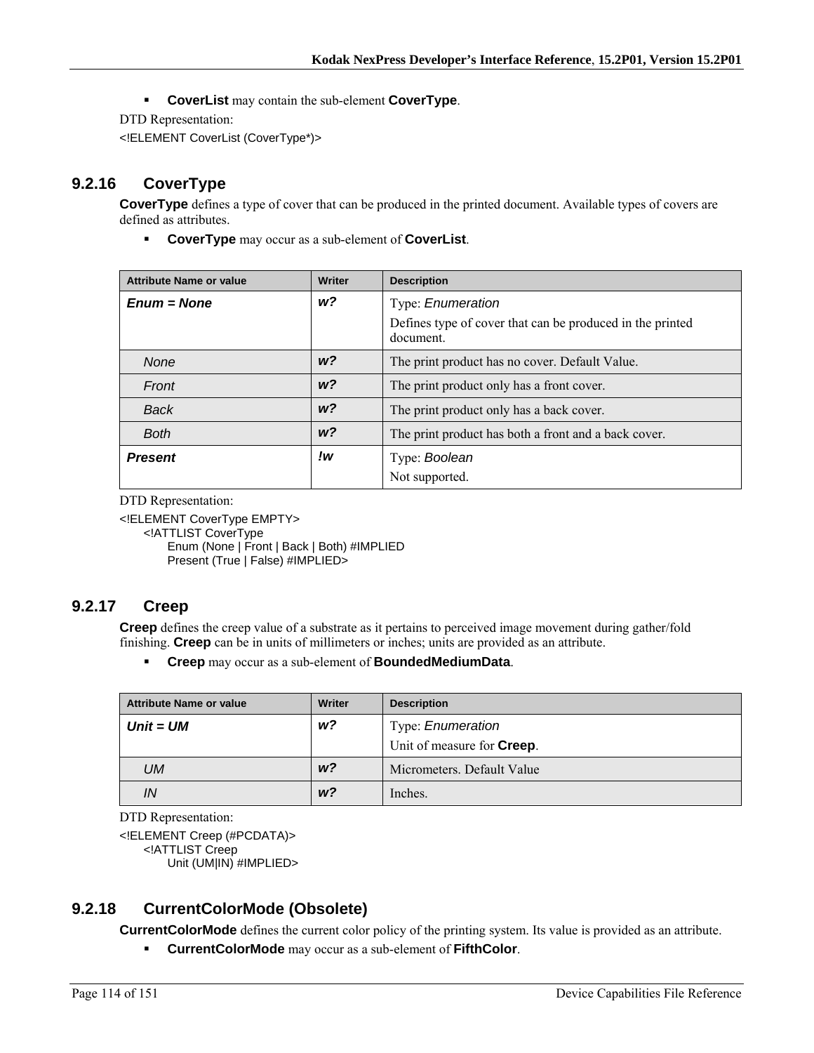- **CoverList** may contain the sub-element **CoverType**.

DTD Representation:

```
<!ELEMENT CoverList (CoverType*)>
```

### 9.2.16 CoverType

**CoverType** defines a type of cover that can be produced in the printed document. Available types of covers are defined as attributes.

- **CoverType** may occur as a sub-element of **CoverList**.

| Attribute Name or value | Writer | Description |
|---|---|---|
| ***Enum = None*** | ***w?*** | Type: *Enumeration*<br>Defines type of cover that can be produced in the printed document. |
| *None* | ***w?*** | The print product has no cover. Default Value. |
| *Front* | ***w?*** | The print product only has a front cover. |
| *Back* | ***w?*** | The print product only has a back cover. |
| *Both* | ***w?*** | The print product has both a front and a back cover. |
| ***Present*** | ***!w*** | Type: *Boolean*<br>Not supported. |

DTD Representation:

```
<!ELEMENT CoverType EMPTY>
    <!ATTLIST CoverType
        Enum (None | Front | Back | Both) #IMPLIED
        Present (True | False) #IMPLIED>
```

### 9.2.17 Creep

**Creep** defines the creep value of a substrate as it pertains to perceived image movement during gather/fold finishing. **Creep** can be in units of millimeters or inches; units are provided as an attribute.

- **Creep** may occur as a sub-element of **BoundedMediumData**.

| Attribute Name or value | Writer | Description |
|---|---|---|
| ***Unit = UM*** | ***w?*** | Type: *Enumeration*<br>Unit of measure for **Creep**. |
| *UM* | ***w?*** | Micrometers. Default Value |
| *IN* | ***w?*** | Inches. |

DTD Representation:

```
<!ELEMENT Creep (#PCDATA)>
    <!ATTLIST Creep
        Unit (UM|IN) #IMPLIED>
```

### 9.2.18 CurrentColorMode (Obsolete)

**CurrentColorMode** defines the current color policy of the printing system. Its value is provided as an attribute.

- **CurrentColorMode** may occur as a sub-element of **FifthColor**.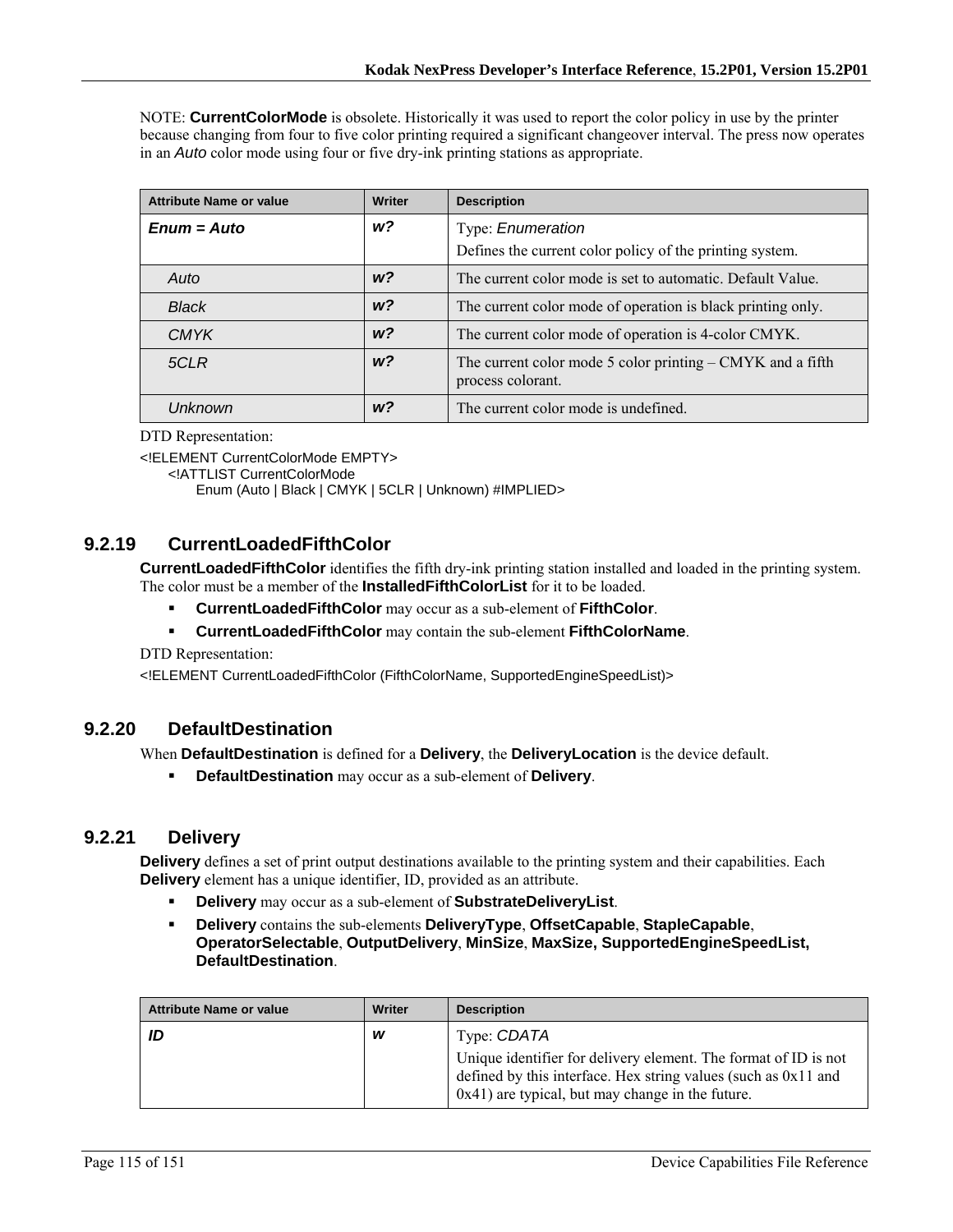NOTE: **CurrentColorMode** is obsolete. Historically it was used to report the color policy in use by the printer because changing from four to five color printing required a significant changeover interval. The press now operates in an *Auto* color mode using four or five dry-ink printing stations as appropriate.

| Attribute Name or value | Writer | Description |
|---|---|---|
| ***Enum = Auto*** | ***w?*** | Type: *Enumeration*<br>Defines the current color policy of the printing system. |
| *Auto* | ***w?*** | The current color mode is set to automatic. Default Value. |
| *Black* | ***w?*** | The current color mode of operation is black printing only. |
| *CMYK* | ***w?*** | The current color mode of operation is 4-color CMYK. |
| *5CLR* | ***w?*** | The current color mode 5 color printing – CMYK and a fifth process colorant. |
| *Unknown* | ***w?*** | The current color mode is undefined. |

DTD Representation:

```
<!ELEMENT CurrentColorMode EMPTY>
    <!ATTLIST CurrentColorMode
        Enum (Auto | Black | CMYK | 5CLR | Unknown) #IMPLIED>
```

### 9.2.19 CurrentLoadedFifthColor

**CurrentLoadedFifthColor** identifies the fifth dry-ink printing station installed and loaded in the printing system. The color must be a member of the **InstalledFifthColorList** for it to be loaded.

- **CurrentLoadedFifthColor** may occur as a sub-element of **FifthColor**.
- **CurrentLoadedFifthColor** may contain the sub-element **FifthColorName**.

DTD Representation:

```
<!ELEMENT CurrentLoadedFifthColor (FifthColorName, SupportedEngineSpeedList)>
```

### 9.2.20 DefaultDestination

When **DefaultDestination** is defined for a **Delivery**, the **DeliveryLocation** is the device default.

- **DefaultDestination** may occur as a sub-element of **Delivery**.

### 9.2.21 Delivery

**Delivery** defines a set of print output destinations available to the printing system and their capabilities. Each **Delivery** element has a unique identifier, ID, provided as an attribute.

- **Delivery** may occur as a sub-element of **SubstrateDeliveryList**.
- **Delivery** contains the sub-elements **DeliveryType**, **OffsetCapable**, **StapleCapable**, **OperatorSelectable**, **OutputDelivery**, **MinSize**, **MaxSize, SupportedEngineSpeedList, DefaultDestination**.

| Attribute Name or value | Writer | Description |
|---|---|---|
| ***ID*** | ***w*** | Type: *CDATA*<br>Unique identifier for delivery element. The format of ID is not defined by this interface. Hex string values (such as 0x11 and 0x41) are typical, but may change in the future. |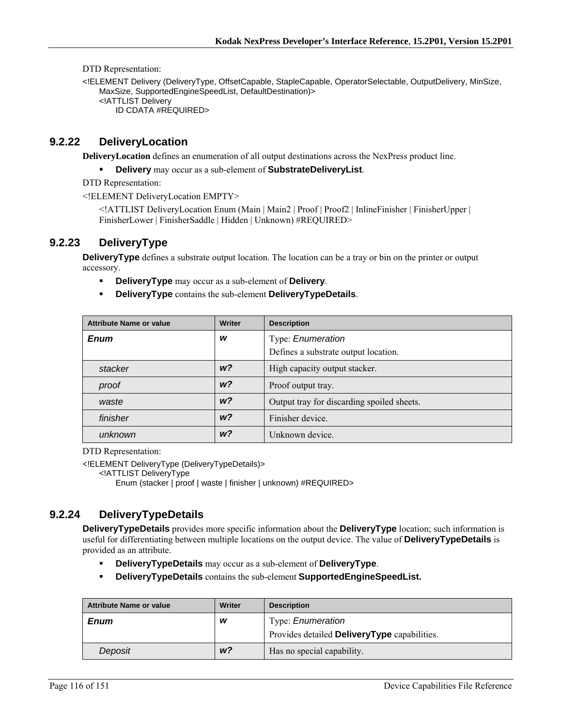DTD Representation:

```
<!ELEMENT Delivery (DeliveryType, OffsetCapable, StapleCapable, OperatorSelectable, OutputDelivery, MinSize,
    MaxSize, SupportedEngineSpeedList, DefaultDestination)>
    <!ATTLIST Delivery
        ID CDATA #REQUIRED>
```

### 9.2.22 DeliveryLocation

**DeliveryLocation** defines an enumeration of all output destinations across the NexPress product line.

- **Delivery** may occur as a sub-element of **SubstrateDeliveryList**.

DTD Representation:

```
<!ELEMENT DeliveryLocation EMPTY>
    <!ATTLIST DeliveryLocation Enum (Main | Main2 | Proof | Proof2 | InlineFinisher | FinisherUpper |
    FinisherLower | FinisherSaddle | Hidden | Unknown) #REQUIRED>
```

### 9.2.23 DeliveryType

**DeliveryType** defines a substrate output location. The location can be a tray or bin on the printer or output accessory.

- **DeliveryType** may occur as a sub-element of **Delivery**.
- **DeliveryType** contains the sub-element **DeliveryTypeDetails**.

| Attribute Name or value | Writer | Description |
|---|---|---|
| ***Enum*** | ***w*** | Type: *Enumeration*<br>Defines a substrate output location. |
| *stacker* | ***w?*** | High capacity output stacker. |
| *proof* | ***w?*** | Proof output tray. |
| *waste* | ***w?*** | Output tray for discarding spoiled sheets. |
| *finisher* | ***w?*** | Finisher device. |
| *unknown* | ***w?*** | Unknown device. |

DTD Representation:

```
<!ELEMENT DeliveryType (DeliveryTypeDetails)>
    <!ATTLIST DeliveryType
        Enum (stacker | proof | waste | finisher | unknown) #REQUIRED>
```

### 9.2.24 DeliveryTypeDetails

**DeliveryTypeDetails** provides more specific information about the **DeliveryType** location; such information is useful for differentiating between multiple locations on the output device. The value of **DeliveryTypeDetails** is provided as an attribute.

- **DeliveryTypeDetails** may occur as a sub-element of **DeliveryType**.
- **DeliveryTypeDetails** contains the sub-element **SupportedEngineSpeedList.**

| Attribute Name or value | Writer | Description |
|---|---|---|
| ***Enum*** | ***w*** | Type: *Enumeration*<br>Provides detailed **DeliveryType** capabilities. |
| *Deposit* | ***w?*** | Has no special capability. |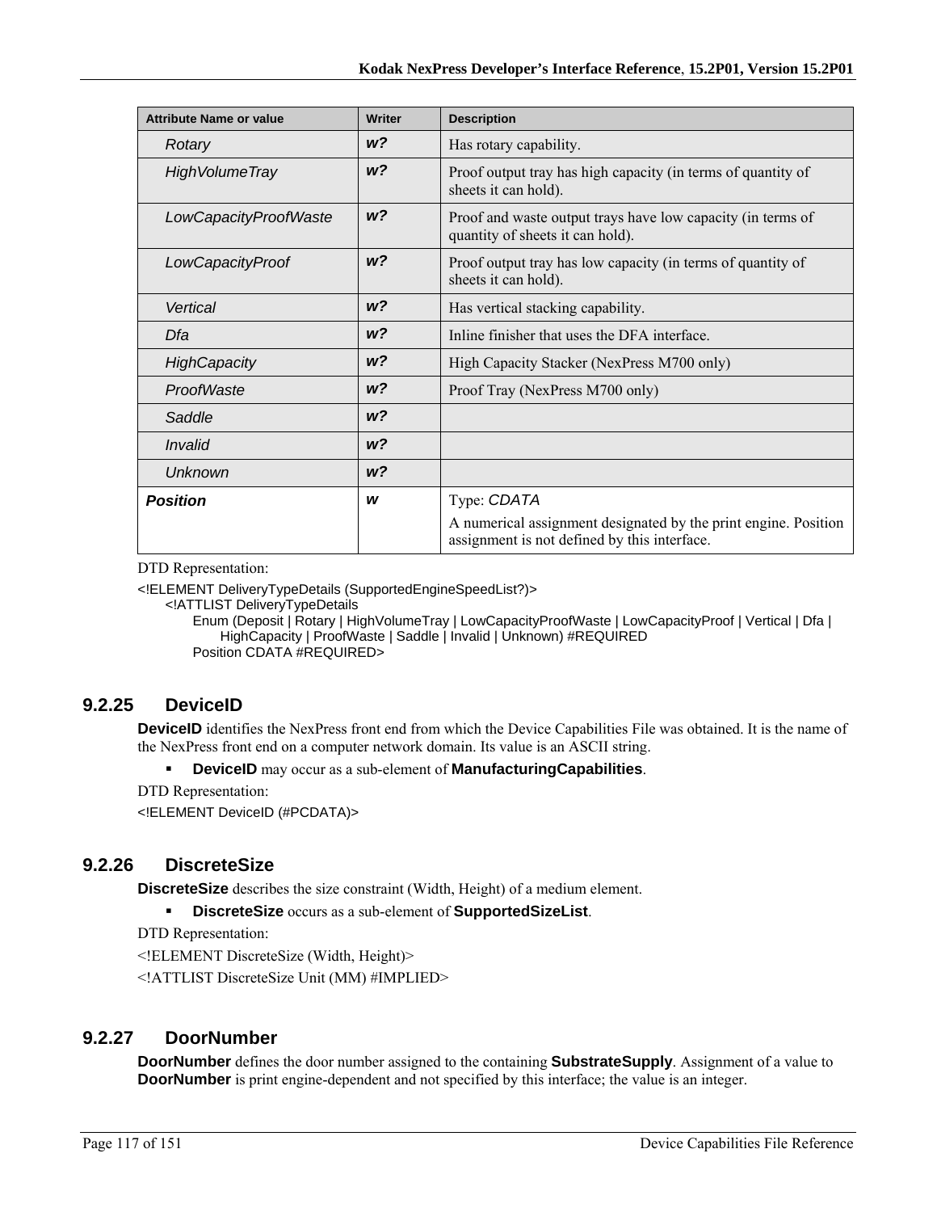| Attribute Name or value | Writer | Description |
|---|---|---|
| *Rotary* | ***w?*** | Has rotary capability. |
| *HighVolumeTray* | ***w?*** | Proof output tray has high capacity (in terms of quantity of sheets it can hold). |
| *LowCapacityProofWaste* | ***w?*** | Proof and waste output trays have low capacity (in terms of quantity of sheets it can hold). |
| *LowCapacityProof* | ***w?*** | Proof output tray has low capacity (in terms of quantity of sheets it can hold). |
| *Vertical* | ***w?*** | Has vertical stacking capability. |
| *Dfa* | ***w?*** | Inline finisher that uses the DFA interface. |
| *HighCapacity* | ***w?*** | High Capacity Stacker (NexPress M700 only) |
| *ProofWaste* | ***w?*** | Proof Tray (NexPress M700 only) |
| *Saddle* | ***w?*** | |
| *Invalid* | ***w?*** | |
| *Unknown* | ***w?*** | |
| ***Position*** | ***w*** | Type: *CDATA*<br>A numerical assignment designated by the print engine. Position assignment is not defined by this interface. |

DTD Representation:

```
<!ELEMENT DeliveryTypeDetails (SupportedEngineSpeedList?)>
    <!ATTLIST DeliveryTypeDetails
        Enum (Deposit | Rotary | HighVolumeTray | LowCapacityProofWaste | LowCapacityProof | Vertical | Dfa |
            HighCapacity | ProofWaste | Saddle | Invalid | Unknown) #REQUIRED
        Position CDATA #REQUIRED>
```

### 9.2.25 DeviceID

**DeviceID** identifies the NexPress front end from which the Device Capabilities File was obtained. It is the name of the NexPress front end on a computer network domain. Its value is an ASCII string.

- **DeviceID** may occur as a sub-element of **ManufacturingCapabilities**.

DTD Representation:

```
<!ELEMENT DeviceID (#PCDATA)>
```

### 9.2.26 DiscreteSize

**DiscreteSize** describes the size constraint (Width, Height) of a medium element.

- **DiscreteSize** occurs as a sub-element of **SupportedSizeList**.

DTD Representation:

```
<!ELEMENT DiscreteSize (Width, Height)>
<!ATTLIST DiscreteSize Unit (MM) #IMPLIED>
```

### 9.2.27 DoorNumber

**DoorNumber** defines the door number assigned to the containing **SubstrateSupply**. Assignment of a value to **DoorNumber** is print engine-dependent and not specified by this interface; the value is an integer.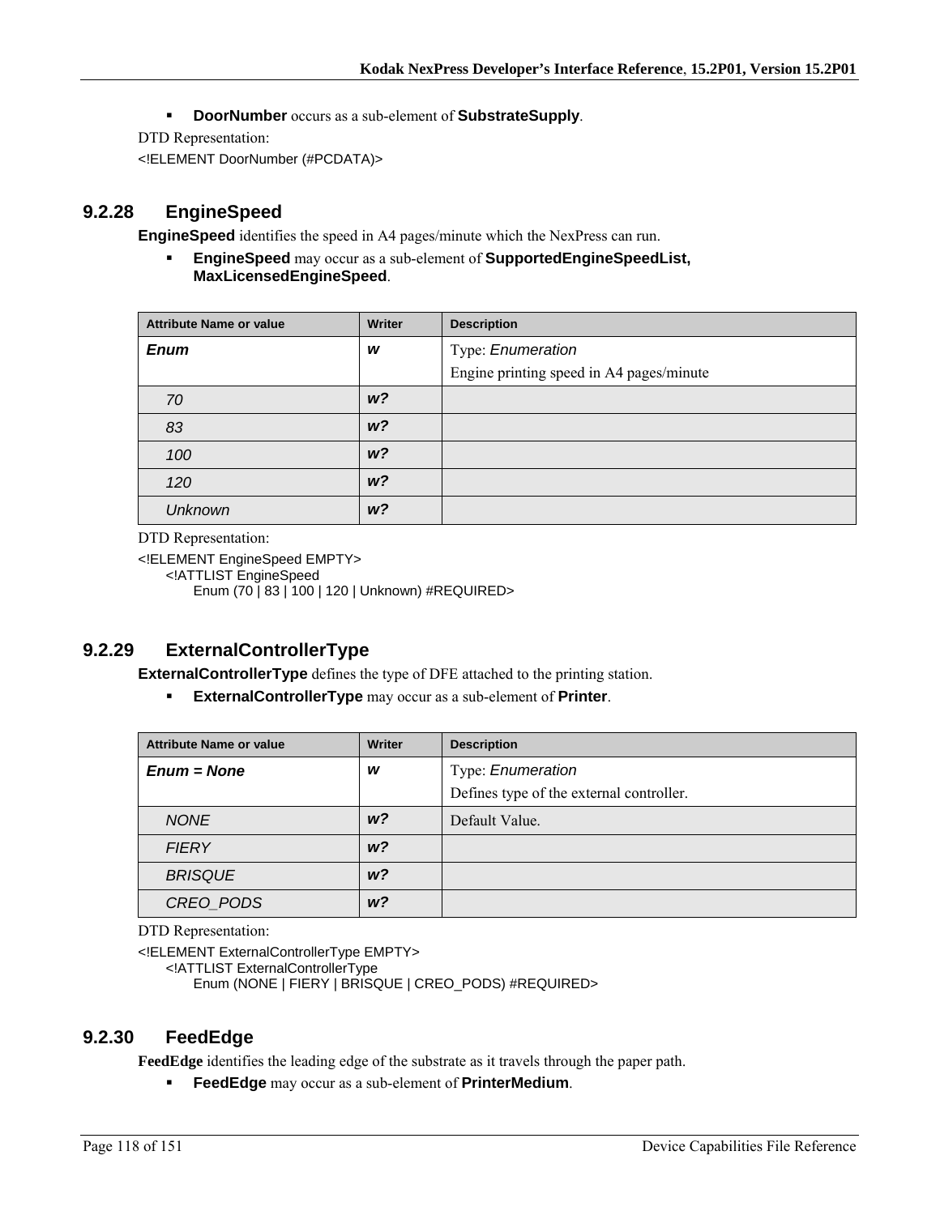- **DoorNumber** occurs as a sub-element of **SubstrateSupply**.

DTD Representation:

```
<!ELEMENT DoorNumber (#PCDATA)>
```

### 9.2.28 EngineSpeed

**EngineSpeed** identifies the speed in A4 pages/minute which the NexPress can run.

- **EngineSpeed** may occur as a sub-element of **SupportedEngineSpeedList, MaxLicensedEngineSpeed**.

| Attribute Name or value | Writer | Description |
|---|---|---|
| ***Enum*** | ***w*** | Type: *Enumeration*<br>Engine printing speed in A4 pages/minute |
| *70* | ***w?*** | |
| *83* | ***w?*** | |
| *100* | ***w?*** | |
| *120* | ***w?*** | |
| *Unknown* | ***w?*** | |

DTD Representation:

```
<!ELEMENT EngineSpeed EMPTY>
    <!ATTLIST EngineSpeed
        Enum (70 | 83 | 100 | 120 | Unknown) #REQUIRED>
```

### 9.2.29 ExternalControllerType

**ExternalControllerType** defines the type of DFE attached to the printing station.

- **ExternalControllerType** may occur as a sub-element of **Printer**.

| Attribute Name or value | Writer | Description |
|---|---|---|
| ***Enum = None*** | ***w*** | Type: *Enumeration*<br>Defines type of the external controller. |
| *NONE* | ***w?*** | Default Value. |
| *FIERY* | ***w?*** | |
| *BRISQUE* | ***w?*** | |
| *CREO_PODS* | ***w?*** | |

DTD Representation:

```
<!ELEMENT ExternalControllerType EMPTY>
    <!ATTLIST ExternalControllerType
        Enum (NONE | FIERY | BRISQUE | CREO_PODS) #REQUIRED>
```

### 9.2.30 FeedEdge

**FeedEdge** identifies the leading edge of the substrate as it travels through the paper path.

- **FeedEdge** may occur as a sub-element of **PrinterMedium**.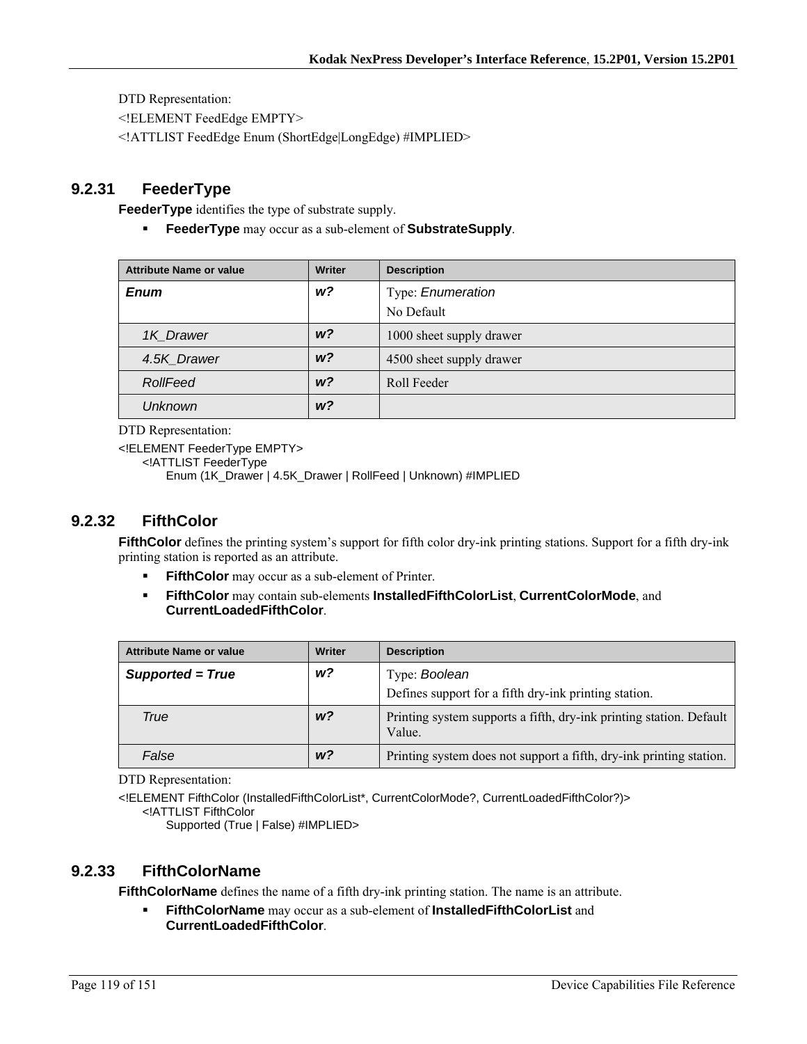DTD Representation:

<!ELEMENT FeedEdge EMPTY>

<!ATTLIST FeedEdge Enum (ShortEdge|LongEdge) #IMPLIED>

### 9.2.31 FeederType

**FeederType** identifies the type of substrate supply.

- **FeederType** may occur as a sub-element of **SubstrateSupply**.

| Attribute Name or value | Writer | Description |
|---|---|---|
| ***Enum*** | ***w?*** | Type: *Enumeration*<br>No Default |
| *1K_Drawer* | ***w?*** | 1000 sheet supply drawer |
| *4.5K_Drawer* | ***w?*** | 4500 sheet supply drawer |
| *RollFeed* | ***w?*** | Roll Feeder |
| *Unknown* | ***w?*** | |

DTD Representation:

```
<!ELEMENT FeederType EMPTY>
    <!ATTLIST FeederType
        Enum (1K_Drawer | 4.5K_Drawer | RollFeed | Unknown) #IMPLIED
```

### 9.2.32 FifthColor

**FifthColor** defines the printing system's support for fifth color dry-ink printing stations. Support for a fifth dry-ink printing station is reported as an attribute.

- **FifthColor** may occur as a sub-element of Printer.
- **FifthColor** may contain sub-elements **InstalledFifthColorList**, **CurrentColorMode**, and **CurrentLoadedFifthColor**.

| Attribute Name or value | Writer | Description |
|---|---|---|
| ***Supported = True*** | ***w?*** | Type: *Boolean*<br>Defines support for a fifth dry-ink printing station. |
| *True* | ***w?*** | Printing system supports a fifth, dry-ink printing station. Default Value. |
| *False* | ***w?*** | Printing system does not support a fifth, dry-ink printing station. |

DTD Representation:

```
<!ELEMENT FifthColor (InstalledFifthColorList*, CurrentColorMode?, CurrentLoadedFifthColor?)>
    <!ATTLIST FifthColor
        Supported (True | False) #IMPLIED>
```

### 9.2.33 FifthColorName

**FifthColorName** defines the name of a fifth dry-ink printing station. The name is an attribute.

- **FifthColorName** may occur as a sub-element of **InstalledFifthColorList** and **CurrentLoadedFifthColor**.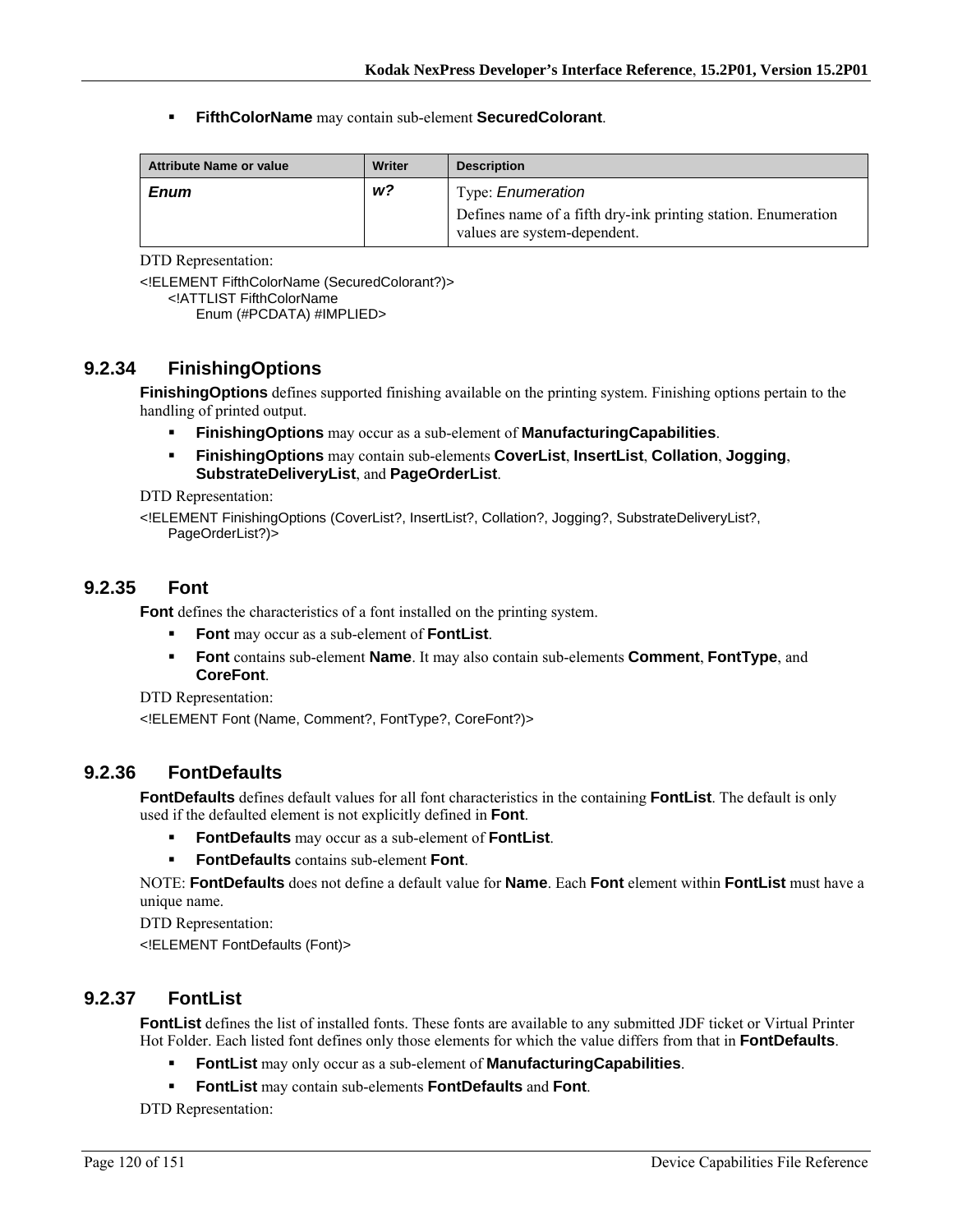- **FifthColorName** may contain sub-element **SecuredColorant**.

| Attribute Name or value | Writer | Description |
| --- | --- | --- |
| ***Enum*** | ***w?*** | Type: *Enumeration*<br>Defines name of a fifth dry-ink printing station. Enumeration values are system-dependent. |

DTD Representation:

```
<!ELEMENT FifthColorName (SecuredColorant?)>
    <!ATTLIST FifthColorName
        Enum (#PCDATA) #IMPLIED>
```

### 9.2.34 FinishingOptions

**FinishingOptions** defines supported finishing available on the printing system. Finishing options pertain to the handling of printed output.

- **FinishingOptions** may occur as a sub-element of **ManufacturingCapabilities**.
- **FinishingOptions** may contain sub-elements **CoverList**, **InsertList**, **Collation**, **Jogging**, **SubstrateDeliveryList**, and **PageOrderList**.

DTD Representation:

```
<!ELEMENT FinishingOptions (CoverList?, InsertList?, Collation?, Jogging?, SubstrateDeliveryList?,
    PageOrderList?)>
```

### 9.2.35 Font

**Font** defines the characteristics of a font installed on the printing system.

- **Font** may occur as a sub-element of **FontList**.
- **Font** contains sub-element **Name**. It may also contain sub-elements **Comment**, **FontType**, and **CoreFont**.

DTD Representation:

```
<!ELEMENT Font (Name, Comment?, FontType?, CoreFont?)>
```

### 9.2.36 FontDefaults

**FontDefaults** defines default values for all font characteristics in the containing **FontList**. The default is only used if the defaulted element is not explicitly defined in **Font**.

- **FontDefaults** may occur as a sub-element of **FontList**.
- **FontDefaults** contains sub-element **Font**.

NOTE: **FontDefaults** does not define a default value for **Name**. Each **Font** element within **FontList** must have a unique name.

DTD Representation:

```
<!ELEMENT FontDefaults (Font)>
```

### 9.2.37 FontList

**FontList** defines the list of installed fonts. These fonts are available to any submitted JDF ticket or Virtual Printer Hot Folder. Each listed font defines only those elements for which the value differs from that in **FontDefaults**.

- **FontList** may only occur as a sub-element of **ManufacturingCapabilities**.
- **FontList** may contain sub-elements **FontDefaults** and **Font**.

DTD Representation: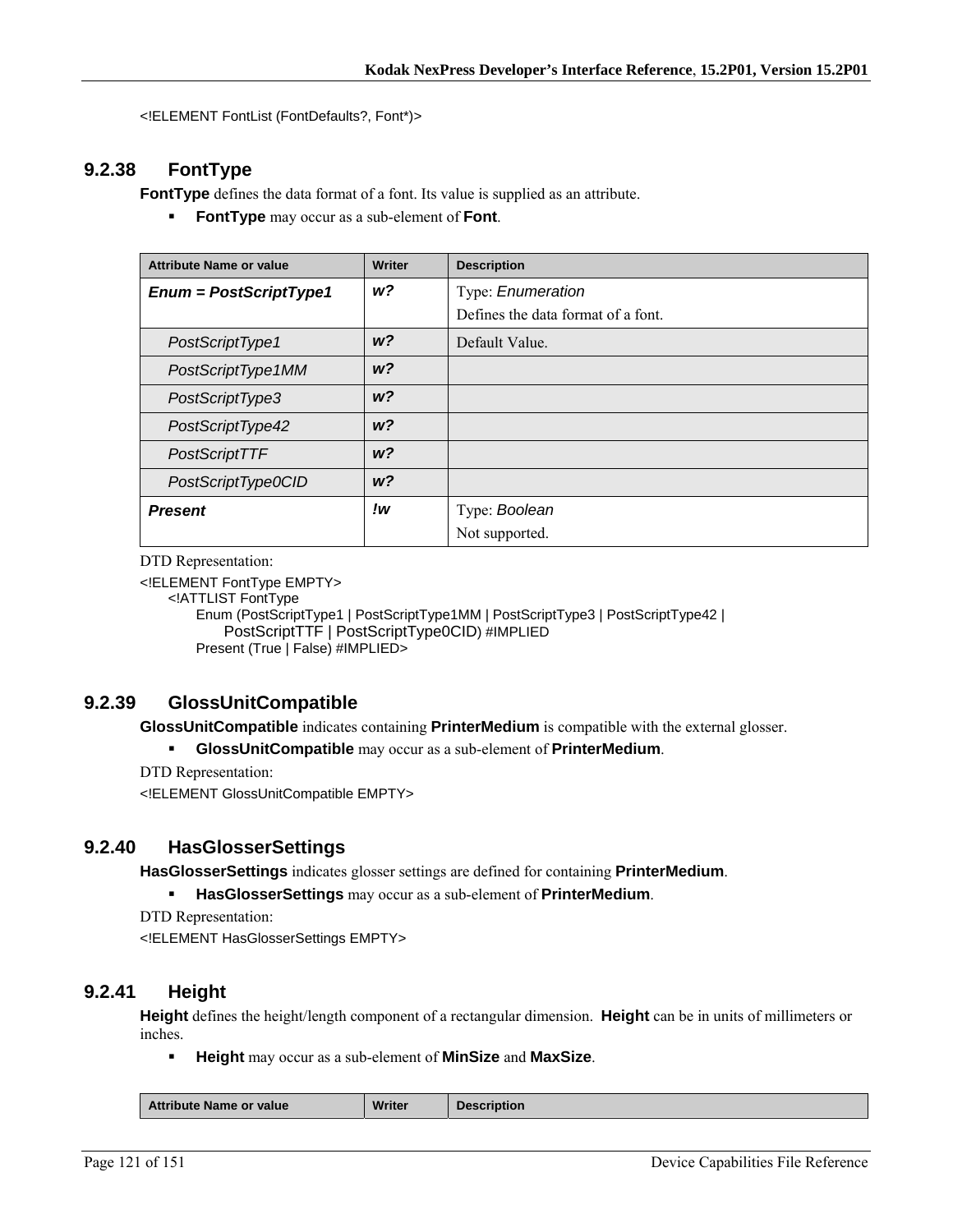```
<!ELEMENT FontList (FontDefaults?, Font*)>
```

### 9.2.38 FontType

**FontType** defines the data format of a font. Its value is supplied as an attribute.

- **FontType** may occur as a sub-element of **Font**.

| Attribute Name or value | Writer | Description |
|---|---|---|
| ***Enum = PostScriptType1*** | ***w?*** | Type: *Enumeration*<br>Defines the data format of a font. |
| *PostScriptType1* | ***w?*** | Default Value. |
| *PostScriptType1MM* | ***w?*** | |
| *PostScriptType3* | ***w?*** | |
| *PostScriptType42* | ***w?*** | |
| *PostScriptTTF* | ***w?*** | |
| *PostScriptType0CID* | ***w?*** | |
| ***Present*** | ***!w*** | Type: *Boolean*<br>Not supported. |

DTD Representation:

```
<!ELEMENT FontType EMPTY>
    <!ATTLIST FontType
        Enum (PostScriptType1 | PostScriptType1MM | PostScriptType3 | PostScriptType42 |
            PostScriptTTF | PostScriptType0CID) #IMPLIED
        Present (True | False) #IMPLIED>
```

### 9.2.39 GlossUnitCompatible

**GlossUnitCompatible** indicates containing **PrinterMedium** is compatible with the external glosser.

- **GlossUnitCompatible** may occur as a sub-element of **PrinterMedium**.

DTD Representation:

```
<!ELEMENT GlossUnitCompatible EMPTY>
```

### 9.2.40 HasGlosserSettings

**HasGlosserSettings** indicates glosser settings are defined for containing **PrinterMedium**.

- **HasGlosserSettings** may occur as a sub-element of **PrinterMedium**.

DTD Representation:

```
<!ELEMENT HasGlosserSettings EMPTY>
```

### 9.2.41 Height

**Height** defines the height/length component of a rectangular dimension. **Height** can be in units of millimeters or inches.

- **Height** may occur as a sub-element of **MinSize** and **MaxSize**.

| Attribute Name or value | Writer | Description |
|---|---|---|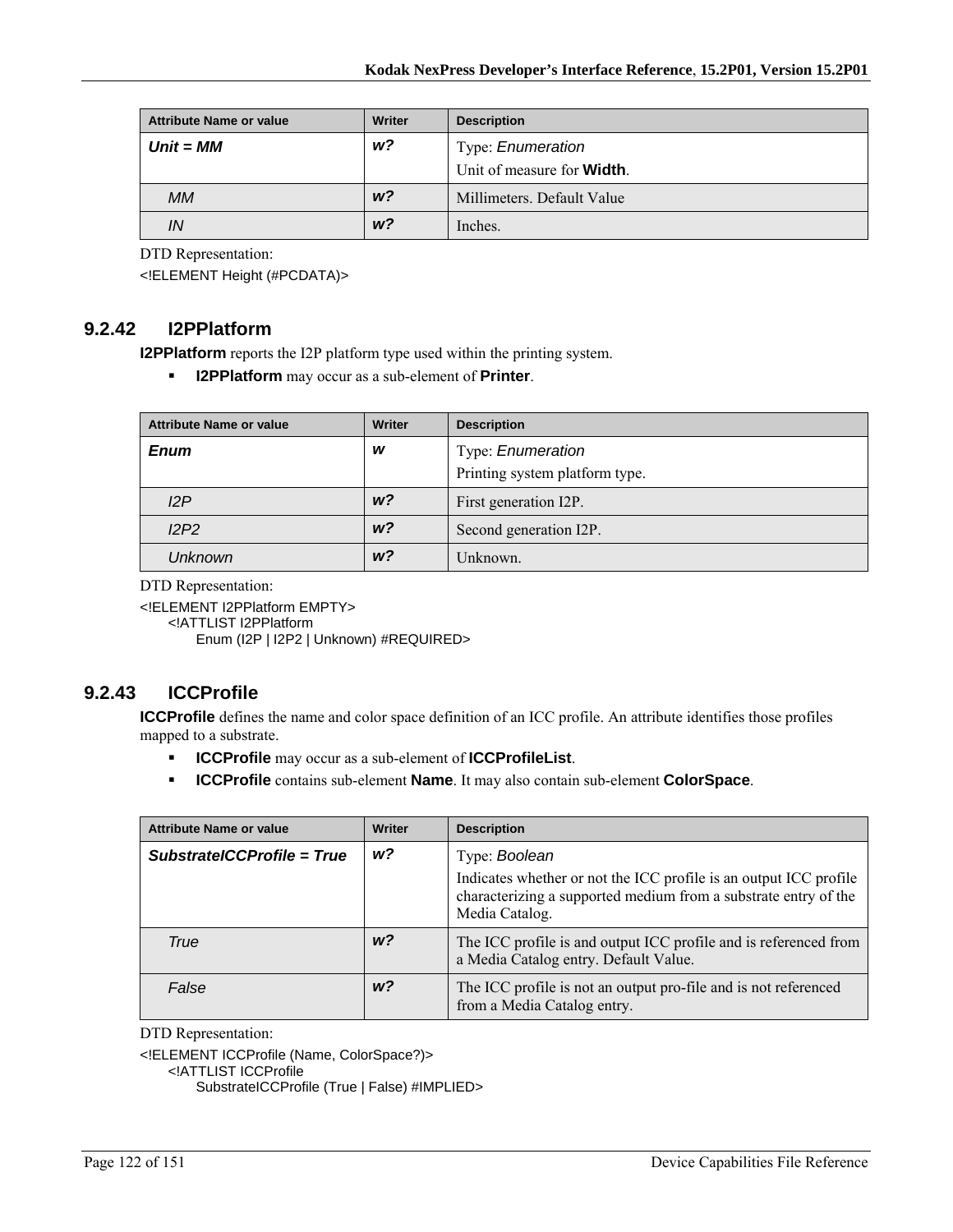| Attribute Name or value | Writer | Description |
|---|---|---|
| ***Unit = MM*** | ***w?*** | Type: *Enumeration*<br>Unit of measure for **Width**. |
| *MM* | ***w?*** | Millimeters. Default Value |
| *IN* | ***w?*** | Inches. |

DTD Representation:

```
<!ELEMENT Height (#PCDATA)>
```

### 9.2.42 I2PPlatform

**I2PPlatform** reports the I2P platform type used within the printing system.

- **I2PPlatform** may occur as a sub-element of **Printer**.

| Attribute Name or value | Writer | Description |
|---|---|---|
| ***Enum*** | ***w*** | Type: *Enumeration*<br>Printing system platform type. |
| *I2P* | ***w?*** | First generation I2P. |
| *I2P2* | ***w?*** | Second generation I2P. |
| *Unknown* | ***w?*** | Unknown. |

DTD Representation:

```
<!ELEMENT I2PPlatform EMPTY>
    <!ATTLIST I2PPlatform
        Enum (I2P | I2P2 | Unknown) #REQUIRED>
```

### 9.2.43 ICCProfile

**ICCProfile** defines the name and color space definition of an ICC profile. An attribute identifies those profiles mapped to a substrate.

- **ICCProfile** may occur as a sub-element of **ICCProfileList**.
- **ICCProfile** contains sub-element **Name**. It may also contain sub-element **ColorSpace**.

| Attribute Name or value | Writer | Description |
|---|---|---|
| ***SubstrateICCProfile = True*** | ***w?*** | Type: *Boolean*<br>Indicates whether or not the ICC profile is an output ICC profile characterizing a supported medium from a substrate entry of the Media Catalog. |
| *True* | ***w?*** | The ICC profile is and output ICC profile and is referenced from a Media Catalog entry. Default Value. |
| *False* | ***w?*** | The ICC profile is not an output pro-file and is not referenced from a Media Catalog entry. |

DTD Representation:

```
<!ELEMENT ICCProfile (Name, ColorSpace?)>
    <!ATTLIST ICCProfile
        SubstrateICCProfile (True | False) #IMPLIED>
```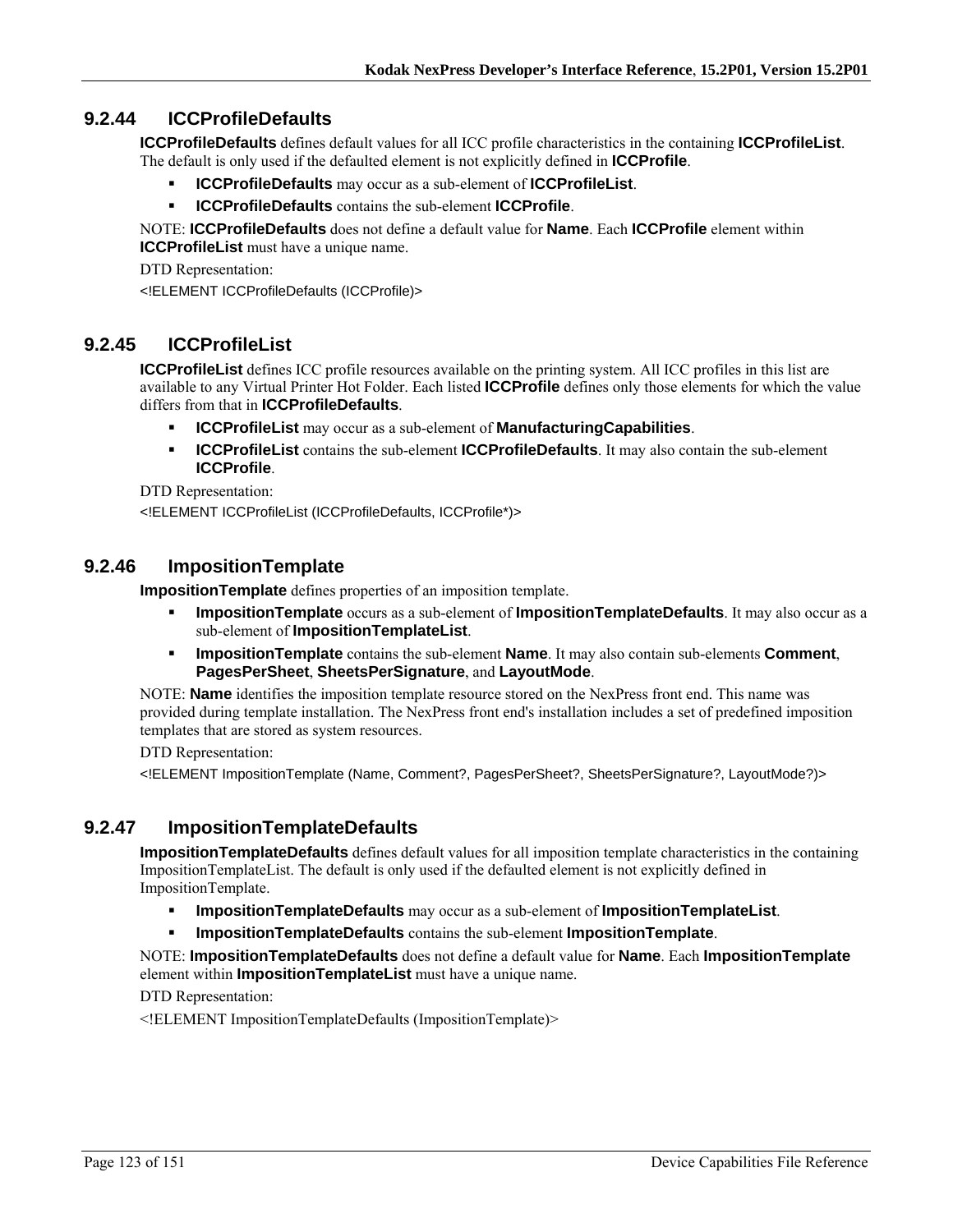### 9.2.44 ICCProfileDefaults

**ICCProfileDefaults** defines default values for all ICC profile characteristics in the containing **ICCProfileList**. The default is only used if the defaulted element is not explicitly defined in **ICCProfile**.

- **ICCProfileDefaults** may occur as a sub-element of **ICCProfileList**.
- **ICCProfileDefaults** contains the sub-element **ICCProfile**.

NOTE: **ICCProfileDefaults** does not define a default value for **Name**. Each **ICCProfile** element within **ICCProfileList** must have a unique name.

DTD Representation:

```
<!ELEMENT ICCProfileDefaults (ICCProfile)>
```

### 9.2.45 ICCProfileList

**ICCProfileList** defines ICC profile resources available on the printing system. All ICC profiles in this list are available to any Virtual Printer Hot Folder. Each listed **ICCProfile** defines only those elements for which the value differs from that in **ICCProfileDefaults**.

- **ICCProfileList** may occur as a sub-element of **ManufacturingCapabilities**.
- **ICCProfileList** contains the sub-element **ICCProfileDefaults**. It may also contain the sub-element **ICCProfile**.

DTD Representation:

```
<!ELEMENT ICCProfileList (ICCProfileDefaults, ICCProfile*)>
```

### 9.2.46 ImpositionTemplate

**ImpositionTemplate** defines properties of an imposition template.

- **ImpositionTemplate** occurs as a sub-element of **ImpositionTemplateDefaults**. It may also occur as a sub-element of **ImpositionTemplateList**.
- **ImpositionTemplate** contains the sub-element **Name**. It may also contain sub-elements **Comment**, **PagesPerSheet**, **SheetsPerSignature**, and **LayoutMode**.

NOTE: **Name** identifies the imposition template resource stored on the NexPress front end. This name was provided during template installation. The NexPress front end's installation includes a set of predefined imposition templates that are stored as system resources.

DTD Representation:

```
<!ELEMENT ImpositionTemplate (Name, Comment?, PagesPerSheet?, SheetsPerSignature?, LayoutMode?)>
```

### 9.2.47 ImpositionTemplateDefaults

**ImpositionTemplateDefaults** defines default values for all imposition template characteristics in the containing ImpositionTemplateList. The default is only used if the defaulted element is not explicitly defined in ImpositionTemplate.

- **ImpositionTemplateDefaults** may occur as a sub-element of **ImpositionTemplateList**.
- **ImpositionTemplateDefaults** contains the sub-element **ImpositionTemplate**.

NOTE: **ImpositionTemplateDefaults** does not define a default value for **Name**. Each **ImpositionTemplate** element within **ImpositionTemplateList** must have a unique name.

DTD Representation:

```
<!ELEMENT ImpositionTemplateDefaults (ImpositionTemplate)>
```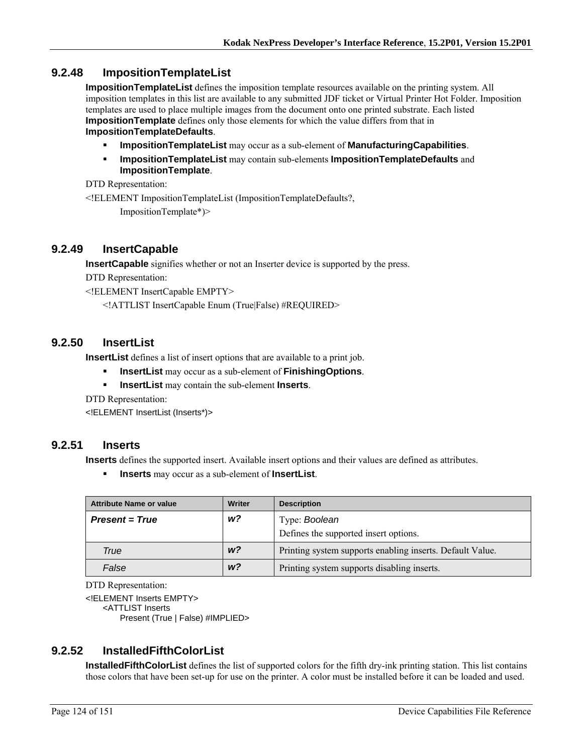### 9.2.48 ImpositionTemplateList

**ImpositionTemplateList** defines the imposition template resources available on the printing system. All imposition templates in this list are available to any submitted JDF ticket or Virtual Printer Hot Folder. Imposition templates are used to place multiple images from the document onto one printed substrate. Each listed **ImpositionTemplate** defines only those elements for which the value differs from that in **ImpositionTemplateDefaults**.

- **ImpositionTemplateList** may occur as a sub-element of **ManufacturingCapabilities**.
- **ImpositionTemplateList** may contain sub-elements **ImpositionTemplateDefaults** and **ImpositionTemplate**.

DTD Representation:

```
<!ELEMENT ImpositionTemplateList (ImpositionTemplateDefaults?,
        ImpositionTemplate*)>
```

### 9.2.49 InsertCapable

**InsertCapable** signifies whether or not an Inserter device is supported by the press.

DTD Representation:

```
<!ELEMENT InsertCapable EMPTY>
    <!ATTLIST InsertCapable Enum (True|False) #REQUIRED>
```

### 9.2.50 InsertList

**InsertList** defines a list of insert options that are available to a print job.

- **InsertList** may occur as a sub-element of **FinishingOptions**.
- **InsertList** may contain the sub-element **Inserts**.

DTD Representation:

```
<!ELEMENT InsertList (Inserts*)>
```

### 9.2.51 Inserts

**Inserts** defines the supported insert. Available insert options and their values are defined as attributes.

- **Inserts** may occur as a sub-element of **InsertList**.

| Attribute Name or value | Writer | Description |
|---|---|---|
| ***Present = True*** | ***w?*** | Type: *Boolean*<br>Defines the supported insert options. |
| *True* | ***w?*** | Printing system supports enabling inserts. Default Value. |
| *False* | ***w?*** | Printing system supports disabling inserts. |

DTD Representation:

```
<!ELEMENT Inserts EMPTY>
    <ATTLIST Inserts
        Present (True | False) #IMPLIED>
```

### 9.2.52 InstalledFifthColorList

**InstalledFifthColorList** defines the list of supported colors for the fifth dry-ink printing station. This list contains those colors that have been set-up for use on the printer. A color must be installed before it can be loaded and used.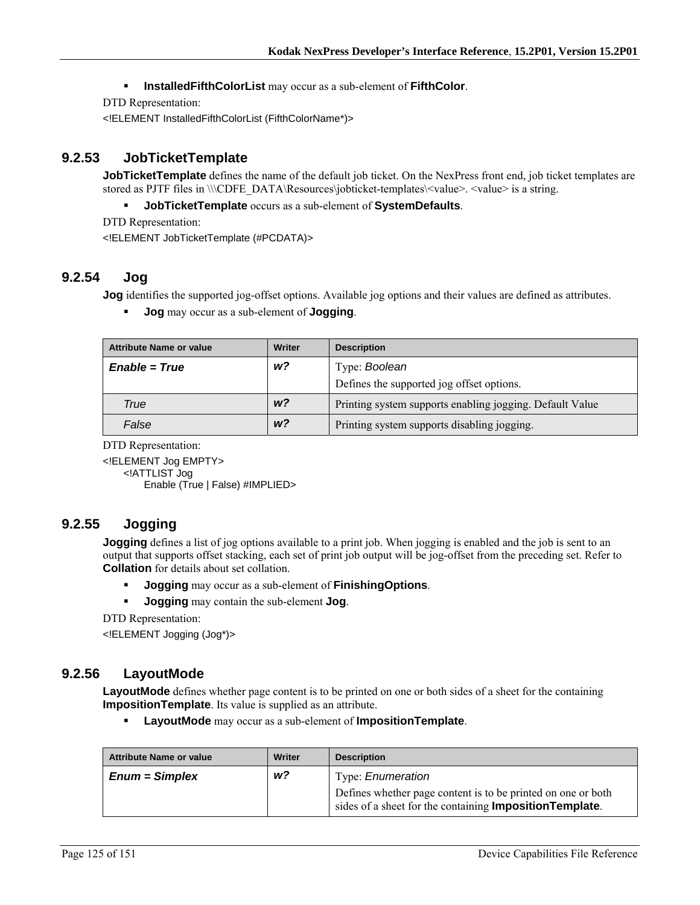- **InstalledFifthColorList** may occur as a sub-element of **FifthColor**.

DTD Representation:

```
<!ELEMENT InstalledFifthColorList (FifthColorName*)>
```

### 9.2.53 JobTicketTemplate

**JobTicketTemplate** defines the name of the default job ticket. On the NexPress front end, job ticket templates are stored as PJTF files in \\\CDFE_DATA\Resources\jobticket-templates\<value>. <value> is a string.

- **JobTicketTemplate** occurs as a sub-element of **SystemDefaults**.

DTD Representation:

```
<!ELEMENT JobTicketTemplate (#PCDATA)>
```

### 9.2.54 Jog

**Jog** identifies the supported jog-offset options. Available jog options and their values are defined as attributes.

- **Jog** may occur as a sub-element of **Jogging**.

| Attribute Name or value | Writer | Description |
|---|---|---|
| ***Enable = True*** | ***w?*** | Type: *Boolean*<br>Defines the supported jog offset options. |
| *True* | ***w?*** | Printing system supports enabling jogging. Default Value |
| *False* | ***w?*** | Printing system supports disabling jogging. |

DTD Representation:

```
<!ELEMENT Jog EMPTY>
    <!ATTLIST Jog
        Enable (True | False) #IMPLIED>
```

### 9.2.55 Jogging

**Jogging** defines a list of jog options available to a print job. When jogging is enabled and the job is sent to an output that supports offset stacking, each set of print job output will be jog-offset from the preceding set. Refer to **Collation** for details about set collation.

- **Jogging** may occur as a sub-element of **FinishingOptions**.
- **Jogging** may contain the sub-element **Jog**.

DTD Representation:

```
<!ELEMENT Jogging (Jog*)>
```

### 9.2.56 LayoutMode

**LayoutMode** defines whether page content is to be printed on one or both sides of a sheet for the containing **ImpositionTemplate**. Its value is supplied as an attribute.

- **LayoutMode** may occur as a sub-element of **ImpositionTemplate**.

| Attribute Name or value | Writer | Description |
|---|---|---|
| ***Enum = Simplex*** | ***w?*** | Type: *Enumeration*<br>Defines whether page content is to be printed on one or both sides of a sheet for the containing **ImpositionTemplate**. |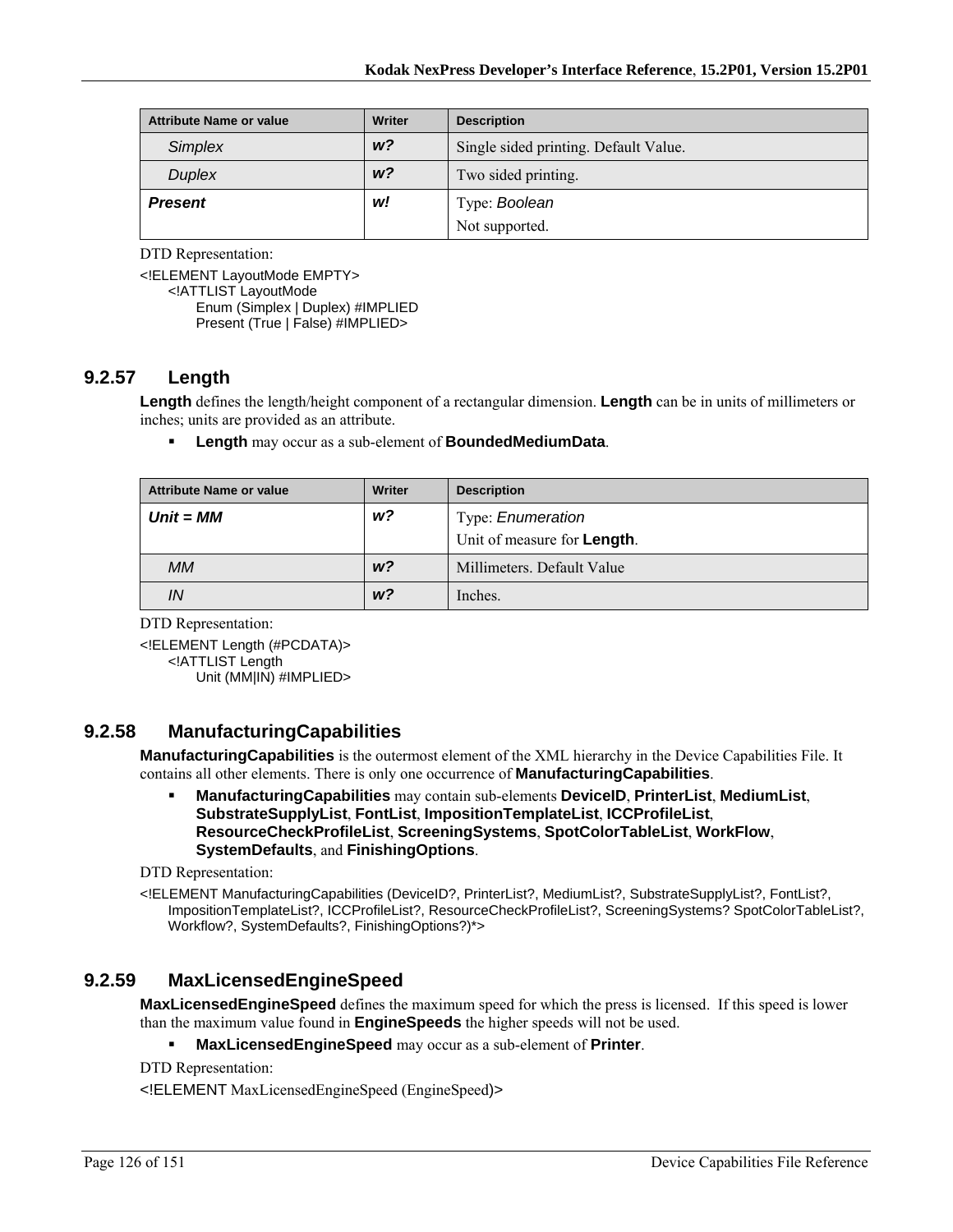| Attribute Name or value | Writer | Description |
|---|---|---|
| *Simplex* | ***w?*** | Single sided printing. Default Value. |
| *Duplex* | ***w?*** | Two sided printing. |
| ***Present*** | ***w!*** | Type: *Boolean*<br>Not supported. |

DTD Representation:

```
<!ELEMENT LayoutMode EMPTY>
    <!ATTLIST LayoutMode
        Enum (Simplex | Duplex) #IMPLIED
        Present (True | False) #IMPLIED>
```

### 9.2.57 Length

**Length** defines the length/height component of a rectangular dimension. **Length** can be in units of millimeters or inches; units are provided as an attribute.

- **Length** may occur as a sub-element of **BoundedMediumData**.

| Attribute Name or value | Writer | Description |
|---|---|---|
| ***Unit = MM*** | ***w?*** | Type: *Enumeration*<br>Unit of measure for **Length**. |
| *MM* | ***w?*** | Millimeters. Default Value |
| *IN* | ***w?*** | Inches. |

DTD Representation:

```
<!ELEMENT Length (#PCDATA)>
    <!ATTLIST Length
        Unit (MM|IN) #IMPLIED>
```

### 9.2.58 ManufacturingCapabilities

**ManufacturingCapabilities** is the outermost element of the XML hierarchy in the Device Capabilities File. It contains all other elements. There is only one occurrence of **ManufacturingCapabilities**.

- **ManufacturingCapabilities** may contain sub-elements **DeviceID**, **PrinterList**, **MediumList**, **SubstrateSupplyList**, **FontList**, **ImpositionTemplateList**, **ICCProfileList**, **ResourceCheckProfileList**, **ScreeningSystems**, **SpotColorTableList**, **WorkFlow**, **SystemDefaults**, and **FinishingOptions**.

DTD Representation:

```
<!ELEMENT ManufacturingCapabilities (DeviceID?, PrinterList?, MediumList?, SubstrateSupplyList?, FontList?,
    ImpositionTemplateList?, ICCProfileList?, ResourceCheckProfileList?, ScreeningSystems? SpotColorTableList?,
    Workflow?, SystemDefaults?, FinishingOptions?)*>
```

### 9.2.59 MaxLicensedEngineSpeed

**MaxLicensedEngineSpeed** defines the maximum speed for which the press is licensed. If this speed is lower than the maximum value found in **EngineSpeeds** the higher speeds will not be used.

- **MaxLicensedEngineSpeed** may occur as a sub-element of **Printer**.

DTD Representation:

```
<!ELEMENT MaxLicensedEngineSpeed (EngineSpeed)>
```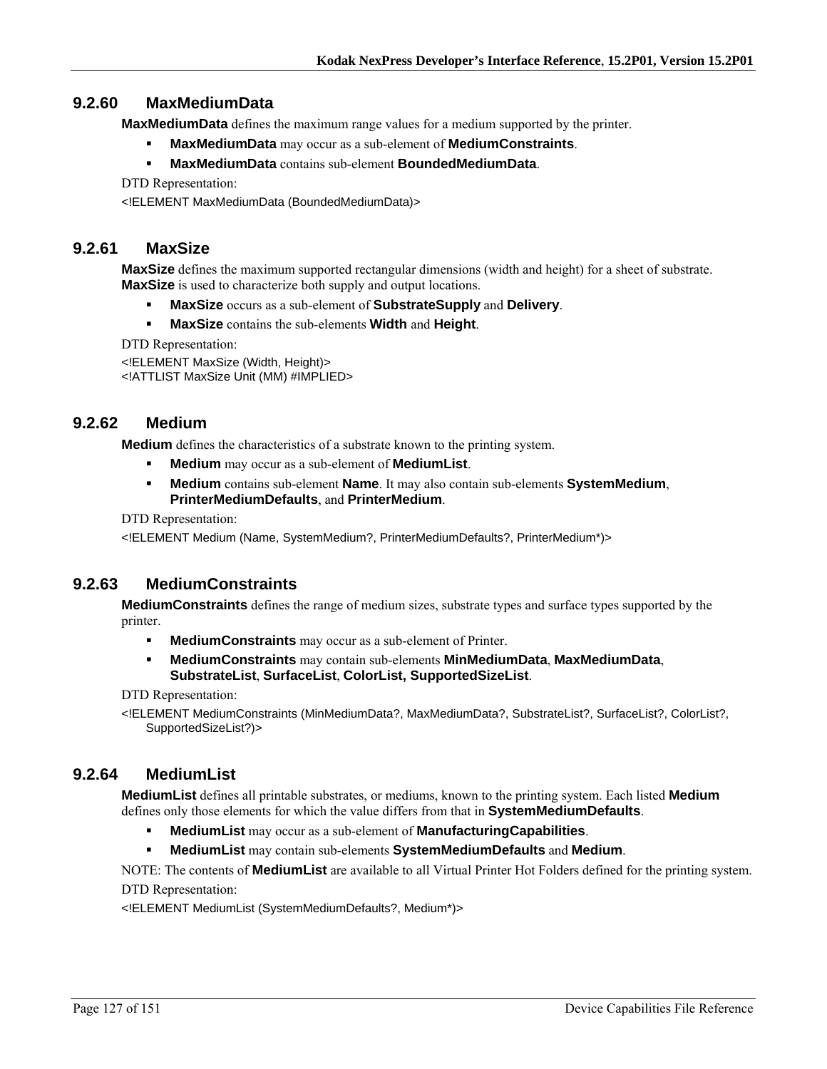### 9.2.60 MaxMediumData

**MaxMediumData** defines the maximum range values for a medium supported by the printer.

- **MaxMediumData** may occur as a sub-element of **MediumConstraints**.
- **MaxMediumData** contains sub-element **BoundedMediumData**.

DTD Representation:

```
<!ELEMENT MaxMediumData (BoundedMediumData)>
```

### 9.2.61 MaxSize

**MaxSize** defines the maximum supported rectangular dimensions (width and height) for a sheet of substrate. **MaxSize** is used to characterize both supply and output locations.

- **MaxSize** occurs as a sub-element of **SubstrateSupply** and **Delivery**.
- **MaxSize** contains the sub-elements **Width** and **Height**.

DTD Representation:

```
<!ELEMENT MaxSize (Width, Height)>
<!ATTLIST MaxSize Unit (MM) #IMPLIED>
```

### 9.2.62 Medium

**Medium** defines the characteristics of a substrate known to the printing system.

- **Medium** may occur as a sub-element of **MediumList**.
- **Medium** contains sub-element **Name**. It may also contain sub-elements **SystemMedium**, **PrinterMediumDefaults**, and **PrinterMedium**.

DTD Representation:

```
<!ELEMENT Medium (Name, SystemMedium?, PrinterMediumDefaults?, PrinterMedium*)>
```

### 9.2.63 MediumConstraints

**MediumConstraints** defines the range of medium sizes, substrate types and surface types supported by the printer.

- **MediumConstraints** may occur as a sub-element of Printer.
- **MediumConstraints** may contain sub-elements **MinMediumData**, **MaxMediumData**, **SubstrateList**, **SurfaceList**, **ColorList, SupportedSizeList**.

DTD Representation:

```
<!ELEMENT MediumConstraints (MinMediumData?, MaxMediumData?, SubstrateList?, SurfaceList?, ColorList?,
    SupportedSizeList?)>
```

### 9.2.64 MediumList

**MediumList** defines all printable substrates, or mediums, known to the printing system. Each listed **Medium** defines only those elements for which the value differs from that in **SystemMediumDefaults**.

- **MediumList** may occur as a sub-element of **ManufacturingCapabilities**.
- **MediumList** may contain sub-elements **SystemMediumDefaults** and **Medium**.

NOTE: The contents of **MediumList** are available to all Virtual Printer Hot Folders defined for the printing system.

DTD Representation:

```
<!ELEMENT MediumList (SystemMediumDefaults?, Medium*)>
```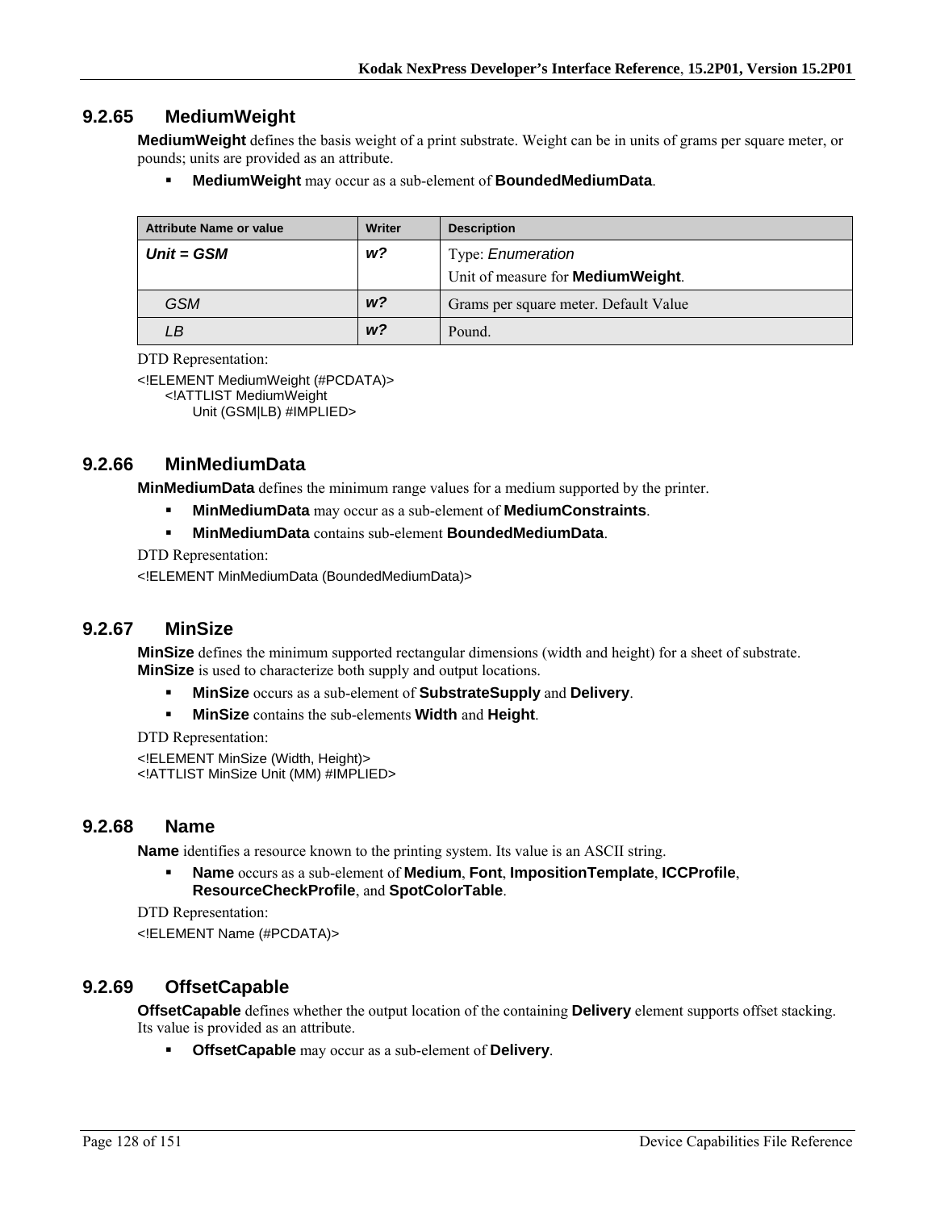### 9.2.65 MediumWeight

**MediumWeight** defines the basis weight of a print substrate. Weight can be in units of grams per square meter, or pounds; units are provided as an attribute.

- **MediumWeight** may occur as a sub-element of **BoundedMediumData**.

| Attribute Name or value | Writer | Description |
|---|---|---|
| ***Unit = GSM*** | ***w?*** | Type: *Enumeration*<br>Unit of measure for **MediumWeight**. |
| *GSM* | ***w?*** | Grams per square meter. Default Value |
| *LB* | ***w?*** | Pound. |

DTD Representation:

```
<!ELEMENT MediumWeight (#PCDATA)>
    <!ATTLIST MediumWeight
        Unit (GSM|LB) #IMPLIED>
```

### 9.2.66 MinMediumData

**MinMediumData** defines the minimum range values for a medium supported by the printer.

- **MinMediumData** may occur as a sub-element of **MediumConstraints**.
- **MinMediumData** contains sub-element **BoundedMediumData**.

DTD Representation:

```
<!ELEMENT MinMediumData (BoundedMediumData)>
```

### 9.2.67 MinSize

**MinSize** defines the minimum supported rectangular dimensions (width and height) for a sheet of substrate. **MinSize** is used to characterize both supply and output locations.

- **MinSize** occurs as a sub-element of **SubstrateSupply** and **Delivery**.
- **MinSize** contains the sub-elements **Width** and **Height**.

DTD Representation:

```
<!ELEMENT MinSize (Width, Height)>
<!ATTLIST MinSize Unit (MM) #IMPLIED>
```

### 9.2.68 Name

**Name** identifies a resource known to the printing system. Its value is an ASCII string.

- **Name** occurs as a sub-element of **Medium**, **Font**, **ImpositionTemplate**, **ICCProfile**, **ResourceCheckProfile**, and **SpotColorTable**.

DTD Representation:

```
<!ELEMENT Name (#PCDATA)>
```

### 9.2.69 OffsetCapable

**OffsetCapable** defines whether the output location of the containing **Delivery** element supports offset stacking. Its value is provided as an attribute.

- **OffsetCapable** may occur as a sub-element of **Delivery**.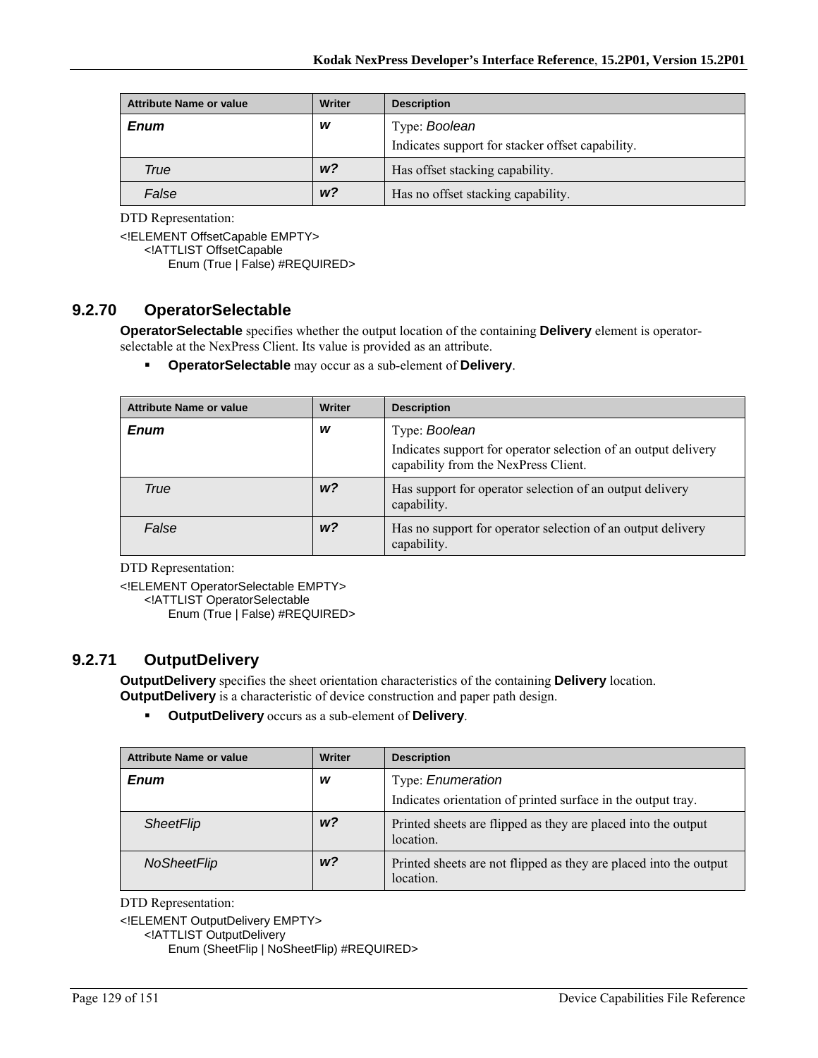| Attribute Name or value | Writer | Description |
|---|---|---|
| ***Enum*** | ***w*** | Type: *Boolean*<br>Indicates support for stacker offset capability. |
| *True* | ***w?*** | Has offset stacking capability. |
| *False* | ***w?*** | Has no offset stacking capability. |

DTD Representation:

```
<!ELEMENT OffsetCapable EMPTY>
    <!ATTLIST OffsetCapable
        Enum (True | False) #REQUIRED>
```

### 9.2.70 OperatorSelectable

**OperatorSelectable** specifies whether the output location of the containing **Delivery** element is operator-selectable at the NexPress Client. Its value is provided as an attribute.

- **OperatorSelectable** may occur as a sub-element of **Delivery**.

| Attribute Name or value | Writer | Description |
|---|---|---|
| ***Enum*** | ***w*** | Type: *Boolean*<br>Indicates support for operator selection of an output delivery capability from the NexPress Client. |
| *True* | ***w?*** | Has support for operator selection of an output delivery capability. |
| *False* | ***w?*** | Has no support for operator selection of an output delivery capability. |

DTD Representation:

```
<!ELEMENT OperatorSelectable EMPTY>
    <!ATTLIST OperatorSelectable
        Enum (True | False) #REQUIRED>
```

### 9.2.71 OutputDelivery

**OutputDelivery** specifies the sheet orientation characteristics of the containing **Delivery** location. **OutputDelivery** is a characteristic of device construction and paper path design.

- **OutputDelivery** occurs as a sub-element of **Delivery**.

| Attribute Name or value | Writer | Description |
|---|---|---|
| ***Enum*** | ***w*** | Type: *Enumeration*<br>Indicates orientation of printed surface in the output tray. |
| *SheetFlip* | ***w?*** | Printed sheets are flipped as they are placed into the output location. |
| *NoSheetFlip* | ***w?*** | Printed sheets are not flipped as they are placed into the output location. |

DTD Representation:

```
<!ELEMENT OutputDelivery EMPTY>
    <!ATTLIST OutputDelivery
        Enum (SheetFlip | NoSheetFlip) #REQUIRED>
```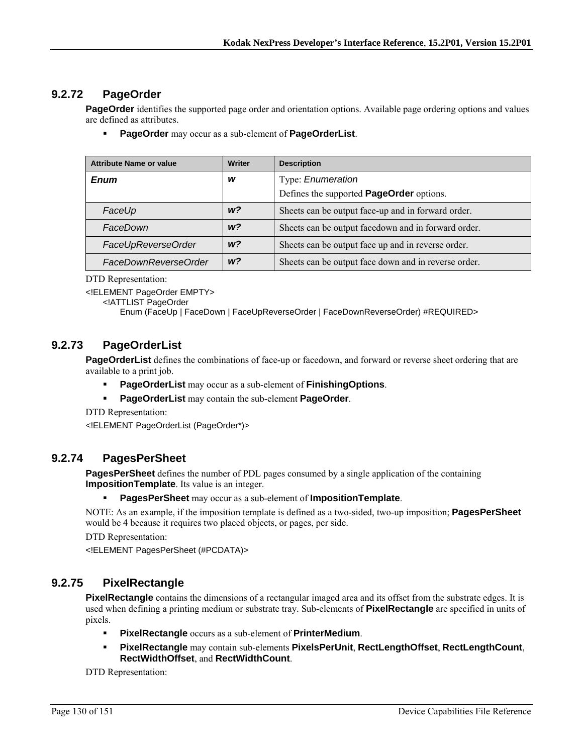### 9.2.72 PageOrder

**PageOrder** identifies the supported page order and orientation options. Available page ordering options and values are defined as attributes.

- **PageOrder** may occur as a sub-element of **PageOrderList**.

| Attribute Name or value | Writer | Description |
|---|---|---|
| ***Enum*** | ***w*** | Type: *Enumeration*<br>Defines the supported **PageOrder** options. |
| *FaceUp* | ***w?*** | Sheets can be output face-up and in forward order. |
| *FaceDown* | ***w?*** | Sheets can be output facedown and in forward order. |
| *FaceUpReverseOrder* | ***w?*** | Sheets can be output face up and in reverse order. |
| *FaceDownReverseOrder* | ***w?*** | Sheets can be output face down and in reverse order. |

DTD Representation:

```
<!ELEMENT PageOrder EMPTY>
    <!ATTLIST PageOrder
        Enum (FaceUp | FaceDown | FaceUpReverseOrder | FaceDownReverseOrder) #REQUIRED>
```

### 9.2.73 PageOrderList

**PageOrderList** defines the combinations of face-up or facedown, and forward or reverse sheet ordering that are available to a print job.

- **PageOrderList** may occur as a sub-element of **FinishingOptions**.
- **PageOrderList** may contain the sub-element **PageOrder**.

DTD Representation:

```
<!ELEMENT PageOrderList (PageOrder*)>
```

### 9.2.74 PagesPerSheet

**PagesPerSheet** defines the number of PDL pages consumed by a single application of the containing **ImpositionTemplate**. Its value is an integer.

- **PagesPerSheet** may occur as a sub-element of **ImpositionTemplate**.

NOTE: As an example, if the imposition template is defined as a two-sided, two-up imposition; **PagesPerSheet** would be 4 because it requires two placed objects, or pages, per side.

DTD Representation:

```
<!ELEMENT PagesPerSheet (#PCDATA)>
```

### 9.2.75 PixelRectangle

**PixelRectangle** contains the dimensions of a rectangular imaged area and its offset from the substrate edges. It is used when defining a printing medium or substrate tray. Sub-elements of **PixelRectangle** are specified in units of pixels.

- **PixelRectangle** occurs as a sub-element of **PrinterMedium**.
- **PixelRectangle** may contain sub-elements **PixelsPerUnit**, **RectLengthOffset**, **RectLengthCount**, **RectWidthOffset**, and **RectWidthCount**.

DTD Representation: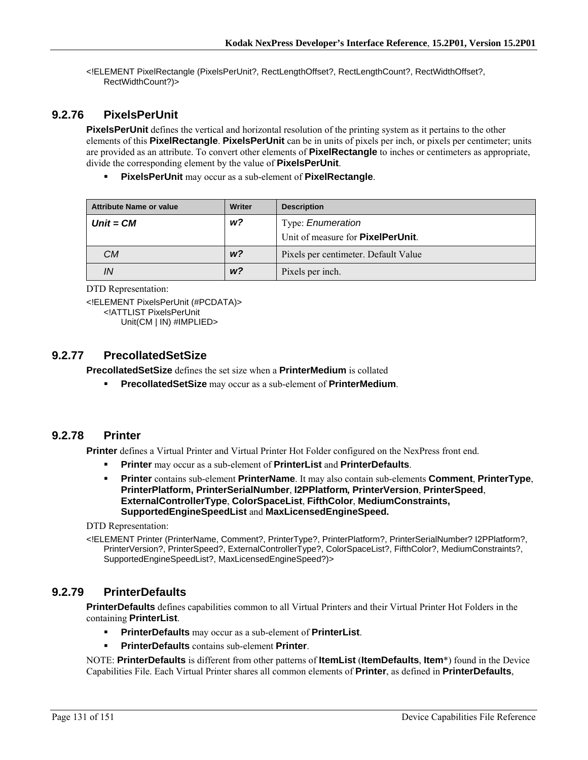```
<!ELEMENT PixelRectangle (PixelsPerUnit?, RectLengthOffset?, RectLengthCount?, RectWidthOffset?,
    RectWidthCount?)>
```

### 9.2.76 PixelsPerUnit

**PixelsPerUnit** defines the vertical and horizontal resolution of the printing system as it pertains to the other elements of this **PixelRectangle**. **PixelsPerUnit** can be in units of pixels per inch, or pixels per centimeter; units are provided as an attribute. To convert other elements of **PixelRectangle** to inches or centimeters as appropriate, divide the corresponding element by the value of **PixelsPerUnit**.

- **PixelsPerUnit** may occur as a sub-element of **PixelRectangle**.

| Attribute Name or value | Writer | Description |
|---|---|---|
| ***Unit = CM*** | ***w?*** | Type: *Enumeration*<br>Unit of measure for **PixelPerUnit**. |
| *CM* | ***w?*** | Pixels per centimeter. Default Value |
| *IN* | ***w?*** | Pixels per inch. |

DTD Representation:

```
<!ELEMENT PixelsPerUnit (#PCDATA)>
    <!ATTLIST PixelsPerUnit
        Unit(CM | IN) #IMPLIED>
```

### 9.2.77 PrecollatedSetSize

**PrecollatedSetSize** defines the set size when a **PrinterMedium** is collated

- **PrecollatedSetSize** may occur as a sub-element of **PrinterMedium**.

### 9.2.78 Printer

**Printer** defines a Virtual Printer and Virtual Printer Hot Folder configured on the NexPress front end.

- **Printer** may occur as a sub-element of **PrinterList** and **PrinterDefaults**.
- **Printer** contains sub-element **PrinterName**. It may also contain sub-elements **Comment**, **PrinterType**, **PrinterPlatform, PrinterSerialNumber**, **I2PPlatform, PrinterVersion**, **PrinterSpeed**, **ExternalControllerType**, **ColorSpaceList**, **FifthColor**, **MediumConstraints, SupportedEngineSpeedList** and **MaxLicensedEngineSpeed.**

DTD Representation:

```
<!ELEMENT Printer (PrinterName, Comment?, PrinterType?, PrinterPlatform?, PrinterSerialNumber? I2PPlatform?,
    PrinterVersion?, PrinterSpeed?, ExternalControllerType?, ColorSpaceList?, FifthColor?, MediumConstraints?,
    SupportedEngineSpeedList?, MaxLicensedEngineSpeed?)>
```

### 9.2.79 PrinterDefaults

**PrinterDefaults** defines capabilities common to all Virtual Printers and their Virtual Printer Hot Folders in the containing **PrinterList**.

- **PrinterDefaults** may occur as a sub-element of **PrinterList**.
- **PrinterDefaults** contains sub-element **Printer**.

NOTE: **PrinterDefaults** is different from other patterns of **ItemList** (**ItemDefaults**, **Item***) found in the Device Capabilities File. Each Virtual Printer shares all common elements of **Printer**, as defined in **PrinterDefaults**,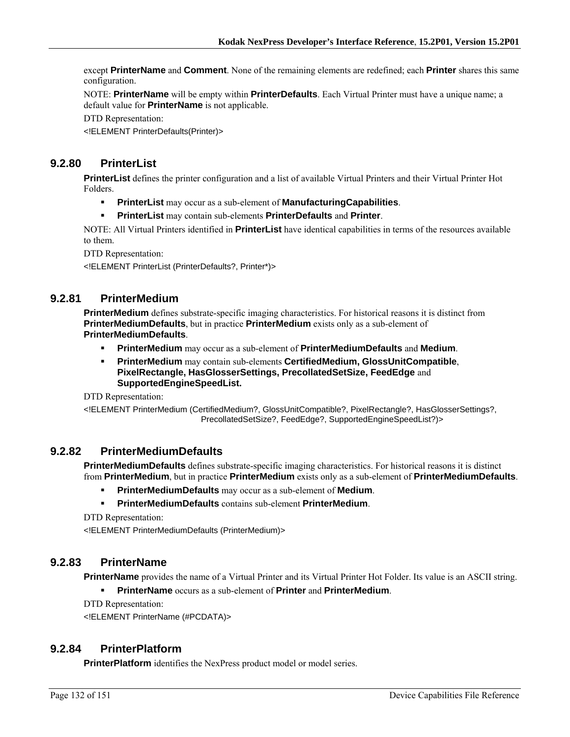except **PrinterName** and **Comment**. None of the remaining elements are redefined; each **Printer** shares this same configuration.

NOTE: **PrinterName** will be empty within **PrinterDefaults**. Each Virtual Printer must have a unique name; a default value for **PrinterName** is not applicable.

DTD Representation:

<!ELEMENT PrinterDefaults(Printer)>

### 9.2.80 PrinterList

**PrinterList** defines the printer configuration and a list of available Virtual Printers and their Virtual Printer Hot Folders.

- **PrinterList** may occur as a sub-element of **ManufacturingCapabilities**.
- **PrinterList** may contain sub-elements **PrinterDefaults** and **Printer**.

NOTE: All Virtual Printers identified in **PrinterList** have identical capabilities in terms of the resources available to them.

DTD Representation:

<!ELEMENT PrinterList (PrinterDefaults?, Printer*)>

### 9.2.81 PrinterMedium

**PrinterMedium** defines substrate-specific imaging characteristics. For historical reasons it is distinct from **PrinterMediumDefaults**, but in practice **PrinterMedium** exists only as a sub-element of **PrinterMediumDefaults**.

- **PrinterMedium** may occur as a sub-element of **PrinterMediumDefaults** and **Medium**.
- **PrinterMedium** may contain sub-elements **CertifiedMedium, GlossUnitCompatible**, **PixelRectangle, HasGlosserSettings, PrecollatedSetSize, FeedEdge** and **SupportedEngineSpeedList.**

DTD Representation:

<!ELEMENT PrinterMedium (CertifiedMedium?, GlossUnitCompatible?, PixelRectangle?, HasGlosserSettings?, PrecollatedSetSize?, FeedEdge?, SupportedEngineSpeedList?)>

### 9.2.82 PrinterMediumDefaults

**PrinterMediumDefaults** defines substrate-specific imaging characteristics. For historical reasons it is distinct from **PrinterMedium**, but in practice **PrinterMedium** exists only as a sub-element of **PrinterMediumDefaults**.

- **PrinterMediumDefaults** may occur as a sub-element of **Medium**.
- **PrinterMediumDefaults** contains sub-element **PrinterMedium**.

DTD Representation:

<!ELEMENT PrinterMediumDefaults (PrinterMedium)>

### 9.2.83 PrinterName

**PrinterName** provides the name of a Virtual Printer and its Virtual Printer Hot Folder. Its value is an ASCII string.

- **PrinterName** occurs as a sub-element of **Printer** and **PrinterMedium**.

DTD Representation:

<!ELEMENT PrinterName (#PCDATA)>

### 9.2.84 PrinterPlatform

**PrinterPlatform** identifies the NexPress product model or model series.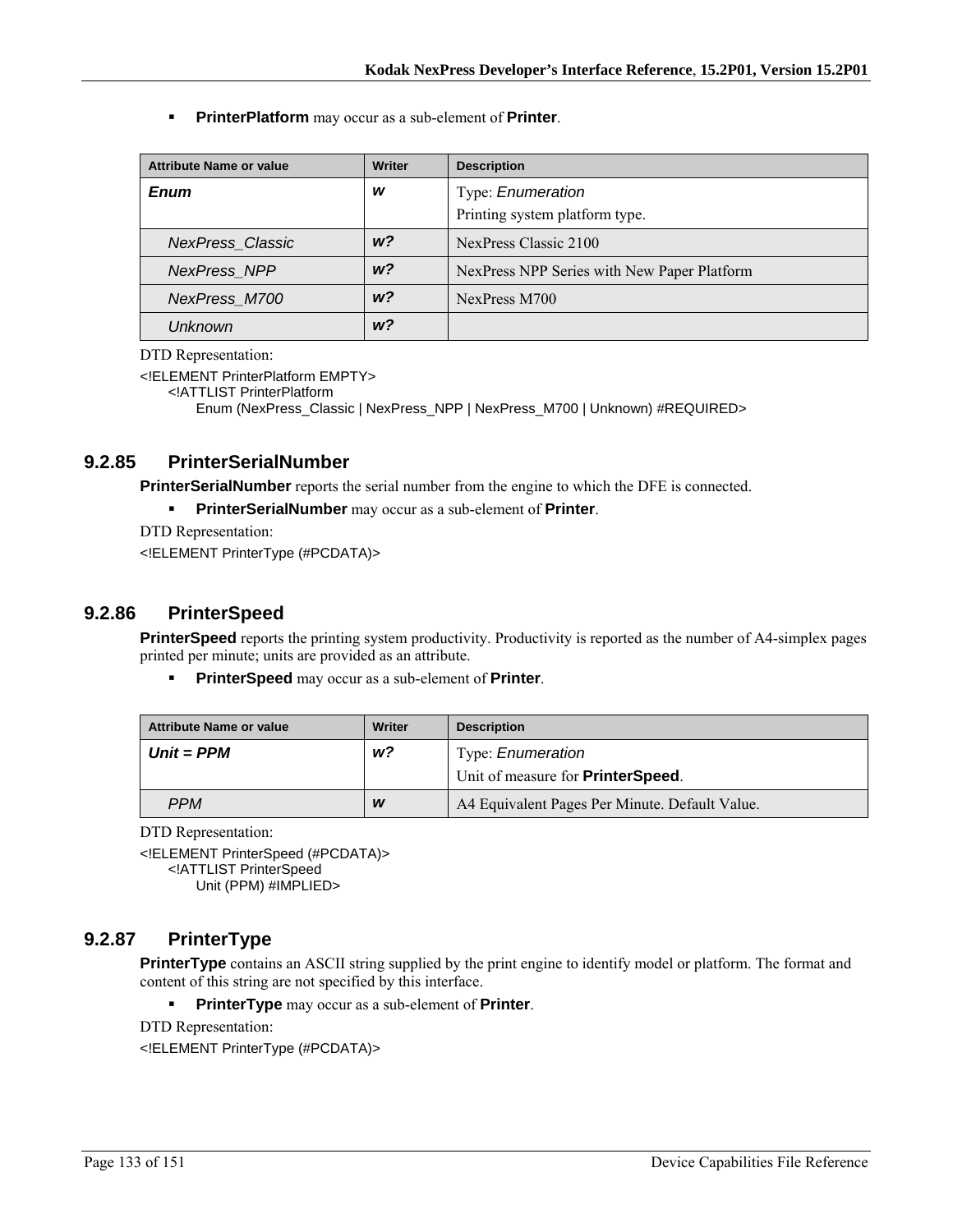- **PrinterPlatform** may occur as a sub-element of **Printer**.

| Attribute Name or value | Writer | Description |
|---|---|---|
| ***Enum*** | ***w*** | Type: *Enumeration*<br>Printing system platform type. |
| *NexPress_Classic* | ***w?*** | NexPress Classic 2100 |
| *NexPress_NPP* | ***w?*** | NexPress NPP Series with New Paper Platform |
| *NexPress_M700* | ***w?*** | NexPress M700 |
| *Unknown* | ***w?*** | |

DTD Representation:

```
<!ELEMENT PrinterPlatform EMPTY>
    <!ATTLIST PrinterPlatform
        Enum (NexPress_Classic | NexPress_NPP | NexPress_M700 | Unknown) #REQUIRED>
```

### 9.2.85 PrinterSerialNumber

**PrinterSerialNumber** reports the serial number from the engine to which the DFE is connected.

- **PrinterSerialNumber** may occur as a sub-element of **Printer**.

DTD Representation:

```
<!ELEMENT PrinterType (#PCDATA)>
```

### 9.2.86 PrinterSpeed

**PrinterSpeed** reports the printing system productivity. Productivity is reported as the number of A4-simplex pages printed per minute; units are provided as an attribute.

- **PrinterSpeed** may occur as a sub-element of **Printer**.

| Attribute Name or value | Writer | Description |
|---|---|---|
| ***Unit = PPM*** | ***w?*** | Type: *Enumeration*<br>Unit of measure for **PrinterSpeed**. |
| *PPM* | ***w*** | A4 Equivalent Pages Per Minute. Default Value. |

DTD Representation:

```
<!ELEMENT PrinterSpeed (#PCDATA)>
    <!ATTLIST PrinterSpeed
        Unit (PPM) #IMPLIED>
```

### 9.2.87 PrinterType

**PrinterType** contains an ASCII string supplied by the print engine to identify model or platform. The format and content of this string are not specified by this interface.

- **PrinterType** may occur as a sub-element of **Printer**.

DTD Representation:

```
<!ELEMENT PrinterType (#PCDATA)>
```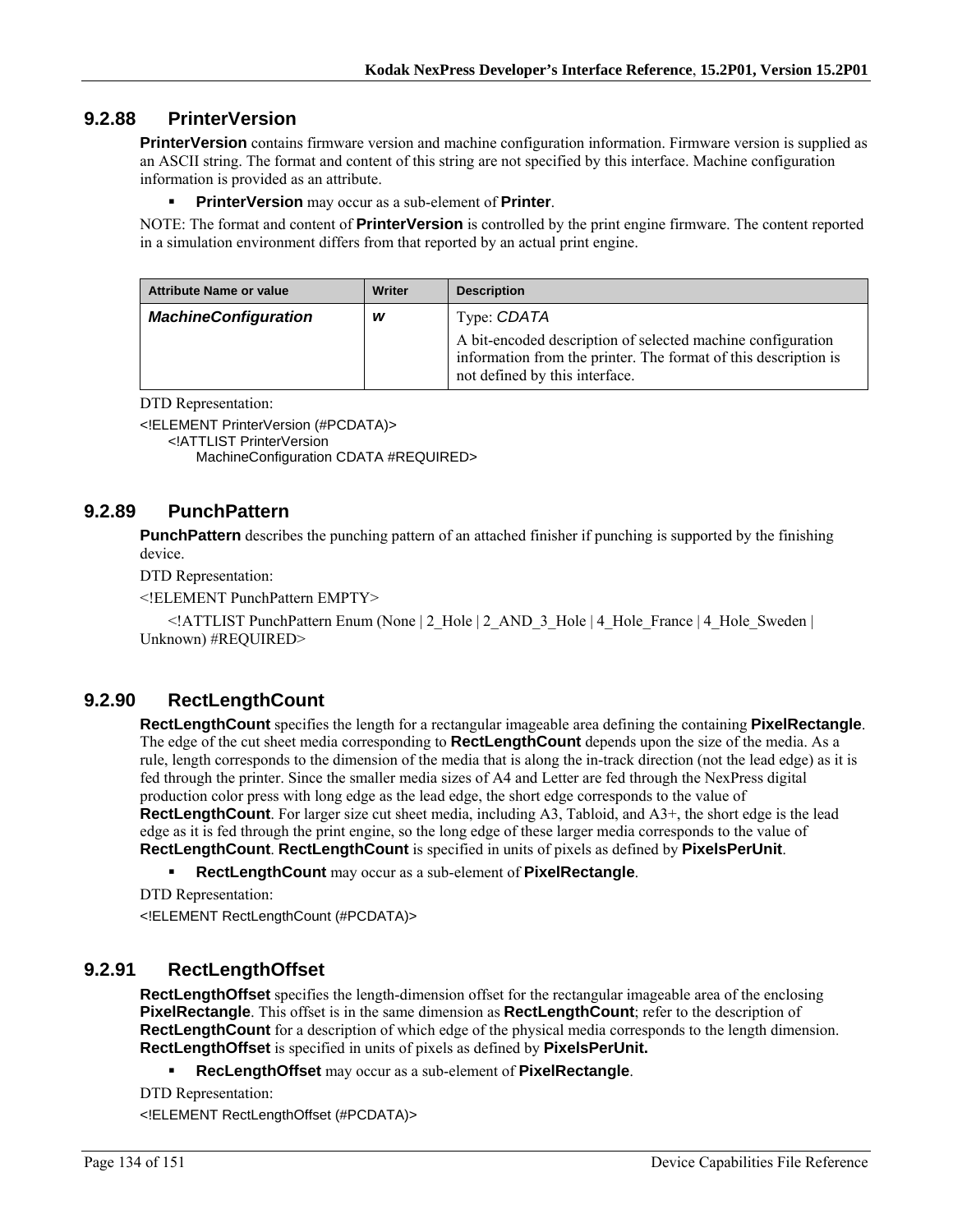### 9.2.88 PrinterVersion

**PrinterVersion** contains firmware version and machine configuration information. Firmware version is supplied as an ASCII string. The format and content of this string are not specified by this interface. Machine configuration information is provided as an attribute.

- **PrinterVersion** may occur as a sub-element of **Printer**.

NOTE: The format and content of **PrinterVersion** is controlled by the print engine firmware. The content reported in a simulation environment differs from that reported by an actual print engine.

| Attribute Name or value | Writer | Description |
| --- | --- | --- |
| ***MachineConfiguration*** | ***w*** | Type: *CDATA*<br>A bit-encoded description of selected machine configuration information from the printer. The format of this description is not defined by this interface. |

DTD Representation:

```
<!ELEMENT PrinterVersion (#PCDATA)>
    <!ATTLIST PrinterVersion
        MachineConfiguration CDATA #REQUIRED>
```

### 9.2.89 PunchPattern

**PunchPattern** describes the punching pattern of an attached finisher if punching is supported by the finishing device.

DTD Representation:

```
<!ELEMENT PunchPattern EMPTY>
    <!ATTLIST PunchPattern Enum (None | 2_Hole | 2_AND_3_Hole | 4_Hole_France | 4_Hole_Sweden | Unknown) #REQUIRED>
```

### 9.2.90 RectLengthCount

**RectLengthCount** specifies the length for a rectangular imageable area defining the containing **PixelRectangle**. The edge of the cut sheet media corresponding to **RectLengthCount** depends upon the size of the media. As a rule, length corresponds to the dimension of the media that is along the in-track direction (not the lead edge) as it is fed through the printer. Since the smaller media sizes of A4 and Letter are fed through the NexPress digital production color press with long edge as the lead edge, the short edge corresponds to the value of **RectLengthCount**. For larger size cut sheet media, including A3, Tabloid, and A3+, the short edge is the lead edge as it is fed through the print engine, so the long edge of these larger media corresponds to the value of **RectLengthCount**. **RectLengthCount** is specified in units of pixels as defined by **PixelsPerUnit**.

- **RectLengthCount** may occur as a sub-element of **PixelRectangle**.

DTD Representation:

```
<!ELEMENT RectLengthCount (#PCDATA)>
```

### 9.2.91 RectLengthOffset

**RectLengthOffset** specifies the length-dimension offset for the rectangular imageable area of the enclosing **PixelRectangle**. This offset is in the same dimension as **RectLengthCount**; refer to the description of **RectLengthCount** for a description of which edge of the physical media corresponds to the length dimension. **RectLengthOffset** is specified in units of pixels as defined by **PixelsPerUnit.**

- **RecLengthOffset** may occur as a sub-element of **PixelRectangle**.

DTD Representation:

```
<!ELEMENT RectLengthOffset (#PCDATA)>
```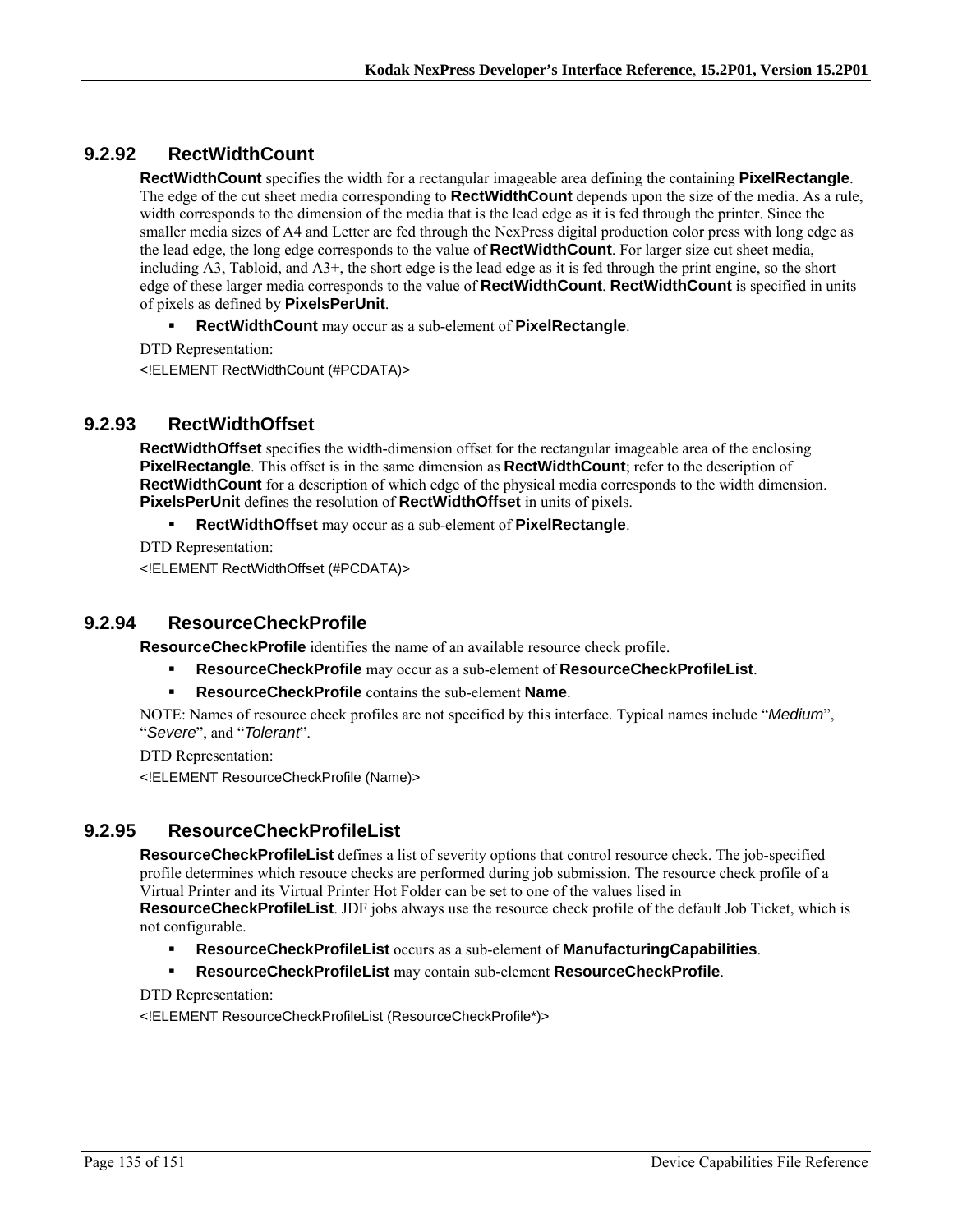### 9.2.92 RectWidthCount

**RectWidthCount** specifies the width for a rectangular imageable area defining the containing **PixelRectangle**. The edge of the cut sheet media corresponding to **RectWidthCount** depends upon the size of the media. As a rule, width corresponds to the dimension of the media that is the lead edge as it is fed through the printer. Since the smaller media sizes of A4 and Letter are fed through the NexPress digital production color press with long edge as the lead edge, the long edge corresponds to the value of **RectWidthCount**. For larger size cut sheet media, including A3, Tabloid, and A3+, the short edge is the lead edge as it is fed through the print engine, so the short edge of these larger media corresponds to the value of **RectWidthCount**. **RectWidthCount** is specified in units of pixels as defined by **PixelsPerUnit**.

- **RectWidthCount** may occur as a sub-element of **PixelRectangle**.

DTD Representation:

```
<!ELEMENT RectWidthCount (#PCDATA)>
```

### 9.2.93 RectWidthOffset

**RectWidthOffset** specifies the width-dimension offset for the rectangular imageable area of the enclosing **PixelRectangle**. This offset is in the same dimension as **RectWidthCount**; refer to the description of **RectWidthCount** for a description of which edge of the physical media corresponds to the width dimension. **PixelsPerUnit** defines the resolution of **RectWidthOffset** in units of pixels.

- **RectWidthOffset** may occur as a sub-element of **PixelRectangle**.

DTD Representation:

```
<!ELEMENT RectWidthOffset (#PCDATA)>
```

### 9.2.94 ResourceCheckProfile

**ResourceCheckProfile** identifies the name of an available resource check profile.

- **ResourceCheckProfile** may occur as a sub-element of **ResourceCheckProfileList**.
- **ResourceCheckProfile** contains the sub-element **Name**.

NOTE: Names of resource check profiles are not specified by this interface. Typical names include "*Medium*", "*Severe*", and "*Tolerant*".

DTD Representation:

```
<!ELEMENT ResourceCheckProfile (Name)>
```

### 9.2.95 ResourceCheckProfileList

**ResourceCheckProfileList** defines a list of severity options that control resource check. The job-specified profile determines which resouce checks are performed during job submission. The resource check profile of a Virtual Printer and its Virtual Printer Hot Folder can be set to one of the values lised in **ResourceCheckProfileList**. JDF jobs always use the resource check profile of the default Job Ticket, which is not configurable.

- **ResourceCheckProfileList** occurs as a sub-element of **ManufacturingCapabilities**.
- **ResourceCheckProfileList** may contain sub-element **ResourceCheckProfile**.

DTD Representation:

```
<!ELEMENT ResourceCheckProfileList (ResourceCheckProfile*)>
```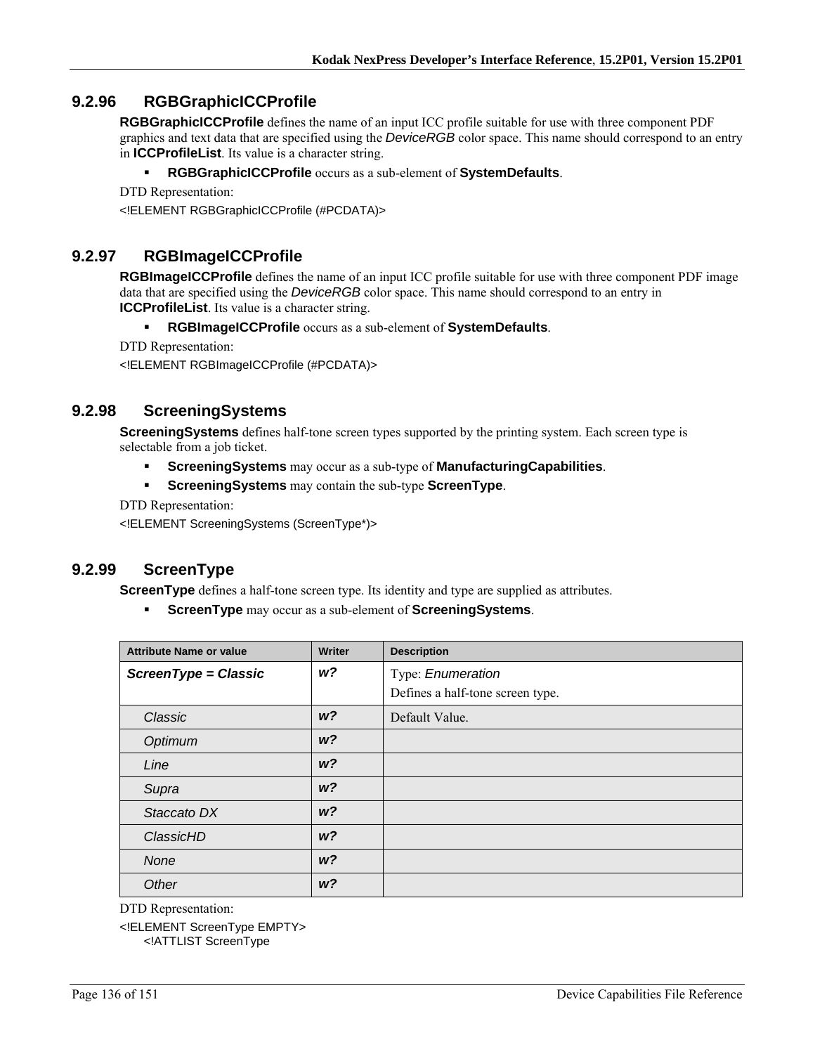### 9.2.96 RGBGraphicICCProfile

**RGBGraphicICCProfile** defines the name of an input ICC profile suitable for use with three component PDF graphics and text data that are specified using the *DeviceRGB* color space. This name should correspond to an entry in **ICCProfileList**. Its value is a character string.

- **RGBGraphicICCProfile** occurs as a sub-element of **SystemDefaults**.

DTD Representation:

```
<!ELEMENT RGBGraphicICCProfile (#PCDATA)>
```

### 9.2.97 RGBImageICCProfile

**RGBImageICCProfile** defines the name of an input ICC profile suitable for use with three component PDF image data that are specified using the *DeviceRGB* color space. This name should correspond to an entry in **ICCProfileList**. Its value is a character string.

- **RGBImageICCProfile** occurs as a sub-element of **SystemDefaults**.

DTD Representation:

```
<!ELEMENT RGBImageICCProfile (#PCDATA)>
```

### 9.2.98 ScreeningSystems

**ScreeningSystems** defines half-tone screen types supported by the printing system. Each screen type is selectable from a job ticket.

- **ScreeningSystems** may occur as a sub-type of **ManufacturingCapabilities**.
- **ScreeningSystems** may contain the sub-type **ScreenType**.

DTD Representation:

```
<!ELEMENT ScreeningSystems (ScreenType*)>
```

### 9.2.99 ScreenType

**ScreenType** defines a half-tone screen type. Its identity and type are supplied as attributes.

- **ScreenType** may occur as a sub-element of **ScreeningSystems**.

| Attribute Name or value | Writer | Description |
|---|---|---|
| ***ScreenType = Classic*** | ***w?*** | Type: *Enumeration*<br>Defines a half-tone screen type. |
| *Classic* | ***w?*** | Default Value. |
| *Optimum* | ***w?*** | |
| *Line* | ***w?*** | |
| *Supra* | ***w?*** | |
| *Staccato DX* | ***w?*** | |
| *ClassicHD* | ***w?*** | |
| *None* | ***w?*** | |
| *Other* | ***w?*** | |

DTD Representation:

```
<!ELEMENT ScreenType EMPTY>
    <!ATTLIST ScreenType
```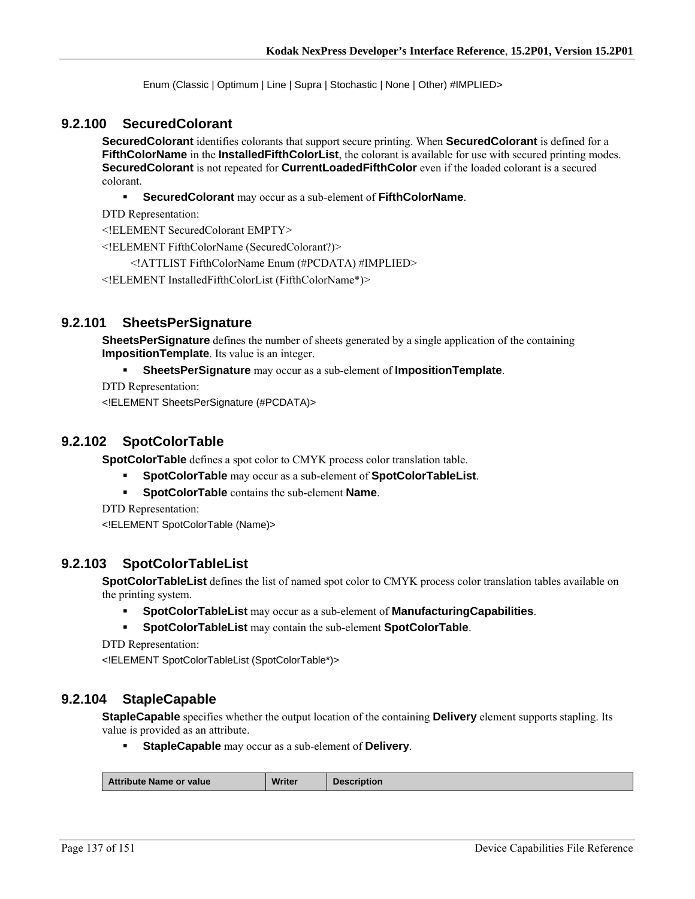Enum (Classic | Optimum | Line | Supra | Stochastic | None | Other) #IMPLIED>

### 9.2.100 SecuredColorant

**SecuredColorant** identifies colorants that support secure printing. When **SecuredColorant** is defined for a **FifthColorName** in the **InstalledFifthColorList**, the colorant is available for use with secured printing modes. **SecuredColorant** is not repeated for **CurrentLoadedFifthColor** even if the loaded colorant is a secured colorant.

- **SecuredColorant** may occur as a sub-element of **FifthColorName**.

DTD Representation:

<!ELEMENT SecuredColorant EMPTY>

<!ELEMENT FifthColorName (SecuredColorant?)>

<!ATTLIST FifthColorName Enum (#PCDATA) #IMPLIED>

<!ELEMENT InstalledFifthColorList (FifthColorName*)>

### 9.2.101 SheetsPerSignature

**SheetsPerSignature** defines the number of sheets generated by a single application of the containing **ImpositionTemplate**. Its value is an integer.

- **SheetsPerSignature** may occur as a sub-element of **ImpositionTemplate**.

DTD Representation:

<!ELEMENT SheetsPerSignature (#PCDATA)>

### 9.2.102 SpotColorTable

**SpotColorTable** defines a spot color to CMYK process color translation table.

- **SpotColorTable** may occur as a sub-element of **SpotColorTableList**.
- **SpotColorTable** contains the sub-element **Name**.

DTD Representation:

<!ELEMENT SpotColorTable (Name)>

### 9.2.103 SpotColorTableList

**SpotColorTableList** defines the list of named spot color to CMYK process color translation tables available on the printing system.

- **SpotColorTableList** may occur as a sub-element of **ManufacturingCapabilities**.
- **SpotColorTableList** may contain the sub-element **SpotColorTable**.

DTD Representation:

<!ELEMENT SpotColorTableList (SpotColorTable*)>

### 9.2.104 StapleCapable

**StapleCapable** specifies whether the output location of the containing **Delivery** element supports stapling. Its value is provided as an attribute.

- **StapleCapable** may occur as a sub-element of **Delivery**.

| Attribute Name or value | Writer | Description |
|---|---|---|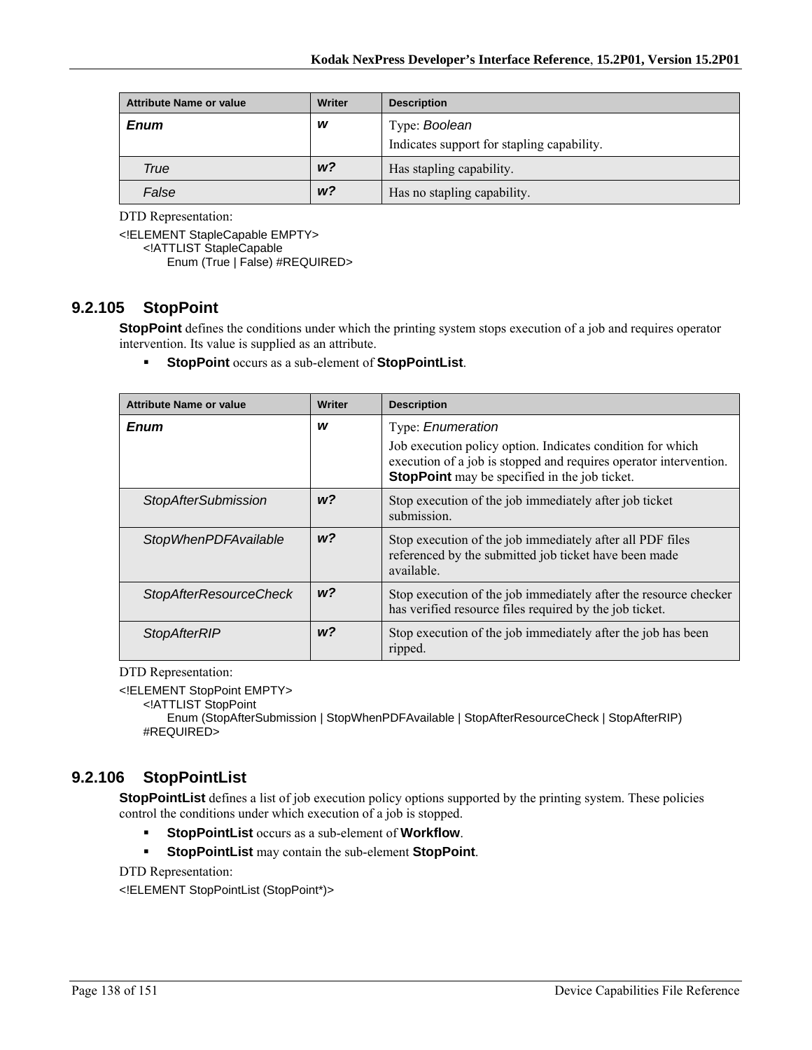| Attribute Name or value | Writer | Description |
|---|---|---|
| ***Enum*** | ***w*** | Type: *Boolean*<br>Indicates support for stapling capability. |
| *True* | ***w?*** | Has stapling capability. |
| *False* | ***w?*** | Has no stapling capability. |

DTD Representation:

```
<!ELEMENT StapleCapable EMPTY>
    <!ATTLIST StapleCapable
        Enum (True | False) #REQUIRED>
```

## 9.2.105 StopPoint

**StopPoint** defines the conditions under which the printing system stops execution of a job and requires operator intervention. Its value is supplied as an attribute.

- **StopPoint** occurs as a sub-element of **StopPointList**.

| Attribute Name or value | Writer | Description |
|---|---|---|
| ***Enum*** | ***w*** | Type: *Enumeration*<br>Job execution policy option. Indicates condition for which execution of a job is stopped and requires operator intervention. **StopPoint** may be specified in the job ticket. |
| *StopAfterSubmission* | ***w?*** | Stop execution of the job immediately after job ticket submission. |
| *StopWhenPDFAvailable* | ***w?*** | Stop execution of the job immediately after all PDF files referenced by the submitted job ticket have been made available. |
| *StopAfterResourceCheck* | ***w?*** | Stop execution of the job immediately after the resource checker has verified resource files required by the job ticket. |
| *StopAfterRIP* | ***w?*** | Stop execution of the job immediately after the job has been ripped. |

DTD Representation:

```
<!ELEMENT StopPoint EMPTY>
    <!ATTLIST StopPoint
        Enum (StopAfterSubmission | StopWhenPDFAvailable | StopAfterResourceCheck | StopAfterRIP)
    #REQUIRED>
```

## 9.2.106 StopPointList

**StopPointList** defines a list of job execution policy options supported by the printing system. These policies control the conditions under which execution of a job is stopped.

- **StopPointList** occurs as a sub-element of **Workflow**.
- **StopPointList** may contain the sub-element **StopPoint**.

DTD Representation:

```
<!ELEMENT StopPointList (StopPoint*)>
```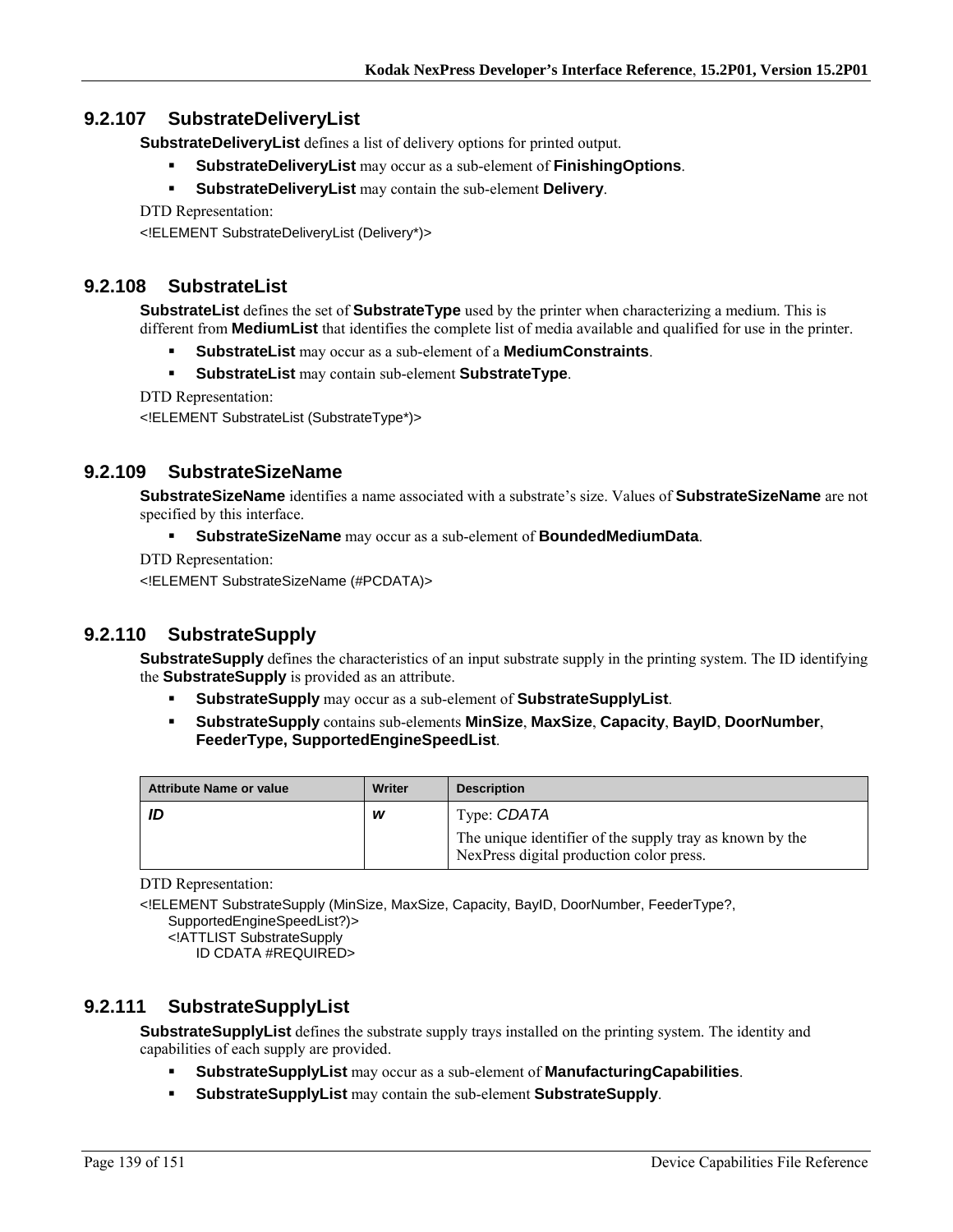### 9.2.107 SubstrateDeliveryList

**SubstrateDeliveryList** defines a list of delivery options for printed output.

- **SubstrateDeliveryList** may occur as a sub-element of **FinishingOptions**.
- **SubstrateDeliveryList** may contain the sub-element **Delivery**.

DTD Representation:

```
<!ELEMENT SubstrateDeliveryList (Delivery*)>
```

### 9.2.108 SubstrateList

**SubstrateList** defines the set of **SubstrateType** used by the printer when characterizing a medium. This is different from **MediumList** that identifies the complete list of media available and qualified for use in the printer.

- **SubstrateList** may occur as a sub-element of a **MediumConstraints**.
- **SubstrateList** may contain sub-element **SubstrateType**.

DTD Representation:

```
<!ELEMENT SubstrateList (SubstrateType*)>
```

### 9.2.109 SubstrateSizeName

**SubstrateSizeName** identifies a name associated with a substrate's size. Values of **SubstrateSizeName** are not specified by this interface.

- **SubstrateSizeName** may occur as a sub-element of **BoundedMediumData**.

DTD Representation:

```
<!ELEMENT SubstrateSizeName (#PCDATA)>
```

### 9.2.110 SubstrateSupply

**SubstrateSupply** defines the characteristics of an input substrate supply in the printing system. The ID identifying the **SubstrateSupply** is provided as an attribute.

- **SubstrateSupply** may occur as a sub-element of **SubstrateSupplyList**.
- **SubstrateSupply** contains sub-elements **MinSize**, **MaxSize**, **Capacity**, **BayID**, **DoorNumber**, **FeederType, SupportedEngineSpeedList**.

| Attribute Name or value | Writer | Description |
|---|---|---|
| ***ID*** | ***w*** | Type: *CDATA*<br>The unique identifier of the supply tray as known by the NexPress digital production color press. |

DTD Representation:

```
<!ELEMENT SubstrateSupply (MinSize, MaxSize, Capacity, BayID, DoorNumber, FeederType?,
    SupportedEngineSpeedList?)>
    <!ATTLIST SubstrateSupply
        ID CDATA #REQUIRED>
```

### 9.2.111 SubstrateSupplyList

**SubstrateSupplyList** defines the substrate supply trays installed on the printing system. The identity and capabilities of each supply are provided.

- **SubstrateSupplyList** may occur as a sub-element of **ManufacturingCapabilities**.
- **SubstrateSupplyList** may contain the sub-element **SubstrateSupply**.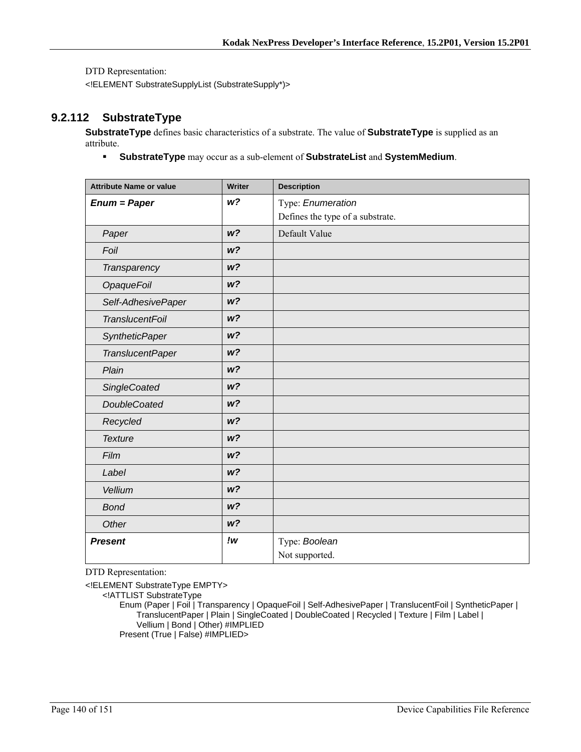DTD Representation:

```
<!ELEMENT SubstrateSupplyList (SubstrateSupply*)>
```

### 9.2.112 SubstrateType

**SubstrateType** defines basic characteristics of a substrate. The value of **SubstrateType** is supplied as an attribute.

- **SubstrateType** may occur as a sub-element of **SubstrateList** and **SystemMedium**.

| Attribute Name or value | Writer | Description |
|---|---|---|
| ***Enum = Paper*** | ***w?*** | Type: *Enumeration*<br>Defines the type of a substrate. |
| *Paper* | ***w?*** | Default Value |
| *Foil* | ***w?*** | |
| *Transparency* | ***w?*** | |
| *OpaqueFoil* | ***w?*** | |
| *Self-AdhesivePaper* | ***w?*** | |
| *TranslucentFoil* | ***w?*** | |
| *SyntheticPaper* | ***w?*** | |
| *TranslucentPaper* | ***w?*** | |
| *Plain* | ***w?*** | |
| *SingleCoated* | ***w?*** | |
| *DoubleCoated* | ***w?*** | |
| *Recycled* | ***w?*** | |
| *Texture* | ***w?*** | |
| *Film* | ***w?*** | |
| *Label* | ***w?*** | |
| *Vellium* | ***w?*** | |
| *Bond* | ***w?*** | |
| *Other* | ***w?*** | |
| ***Present*** | ***!w*** | Type: *Boolean*<br>Not supported. |

DTD Representation:

```
<!ELEMENT SubstrateType EMPTY>
    <!ATTLIST SubstrateType
        Enum (Paper | Foil | Transparency | OpaqueFoil | Self-AdhesivePaper | TranslucentFoil | SyntheticPaper |
            TranslucentPaper | Plain | SingleCoated | DoubleCoated | Recycled | Texture | Film | Label |
            Vellium | Bond | Other) #IMPLIED
        Present (True | False) #IMPLIED>
```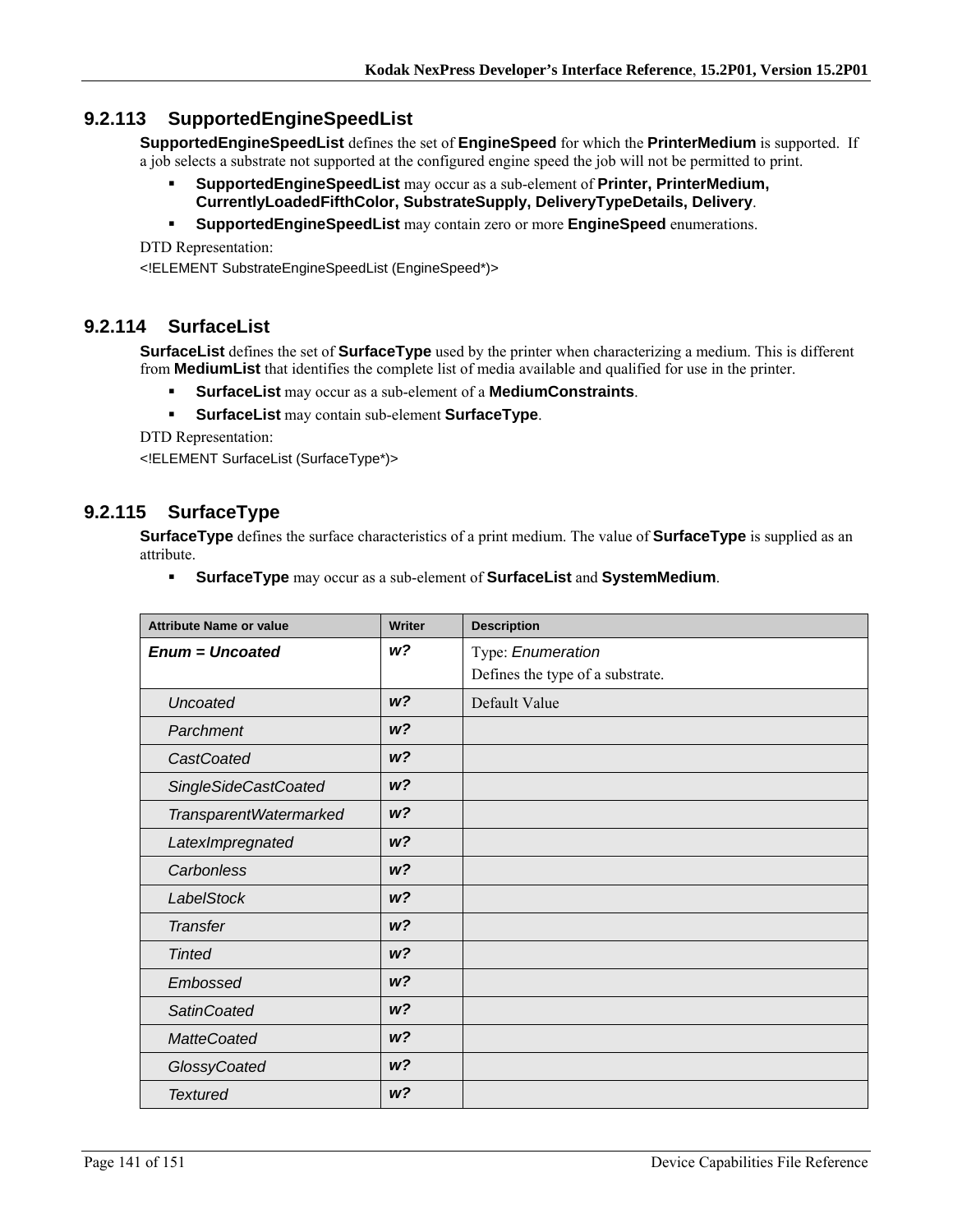### 9.2.113 SupportedEngineSpeedList

**SupportedEngineSpeedList** defines the set of **EngineSpeed** for which the **PrinterMedium** is supported. If a job selects a substrate not supported at the configured engine speed the job will not be permitted to print.

- **SupportedEngineSpeedList** may occur as a sub-element of **Printer, PrinterMedium, CurrentlyLoadedFifthColor, SubstrateSupply, DeliveryTypeDetails, Delivery**.
- **SupportedEngineSpeedList** may contain zero or more **EngineSpeed** enumerations.

DTD Representation:

```
<!ELEMENT SubstrateEngineSpeedList (EngineSpeed*)>
```

### 9.2.114 SurfaceList

**SurfaceList** defines the set of **SurfaceType** used by the printer when characterizing a medium. This is different from **MediumList** that identifies the complete list of media available and qualified for use in the printer.

- **SurfaceList** may occur as a sub-element of a **MediumConstraints**.
- **SurfaceList** may contain sub-element **SurfaceType**.

DTD Representation:

```
<!ELEMENT SurfaceList (SurfaceType*)>
```

### 9.2.115 SurfaceType

**SurfaceType** defines the surface characteristics of a print medium. The value of **SurfaceType** is supplied as an attribute.

- **SurfaceType** may occur as a sub-element of **SurfaceList** and **SystemMedium**.

| Attribute Name or value | Writer | Description |
|---|---|---|
| ***Enum = Uncoated*** | ***w?*** | Type: *Enumeration*<br>Defines the type of a substrate. |
| *Uncoated* | ***w?*** | Default Value |
| *Parchment* | ***w?*** | |
| *CastCoated* | ***w?*** | |
| *SingleSideCastCoated* | ***w?*** | |
| *TransparentWatermarked* | ***w?*** | |
| *LatexImpregnated* | ***w?*** | |
| *Carbonless* | ***w?*** | |
| *LabelStock* | ***w?*** | |
| *Transfer* | ***w?*** | |
| *Tinted* | ***w?*** | |
| *Embossed* | ***w?*** | |
| *SatinCoated* | ***w?*** | |
| *MatteCoated* | ***w?*** | |
| *GlossyCoated* | ***w?*** | |
| *Textured* | ***w?*** | |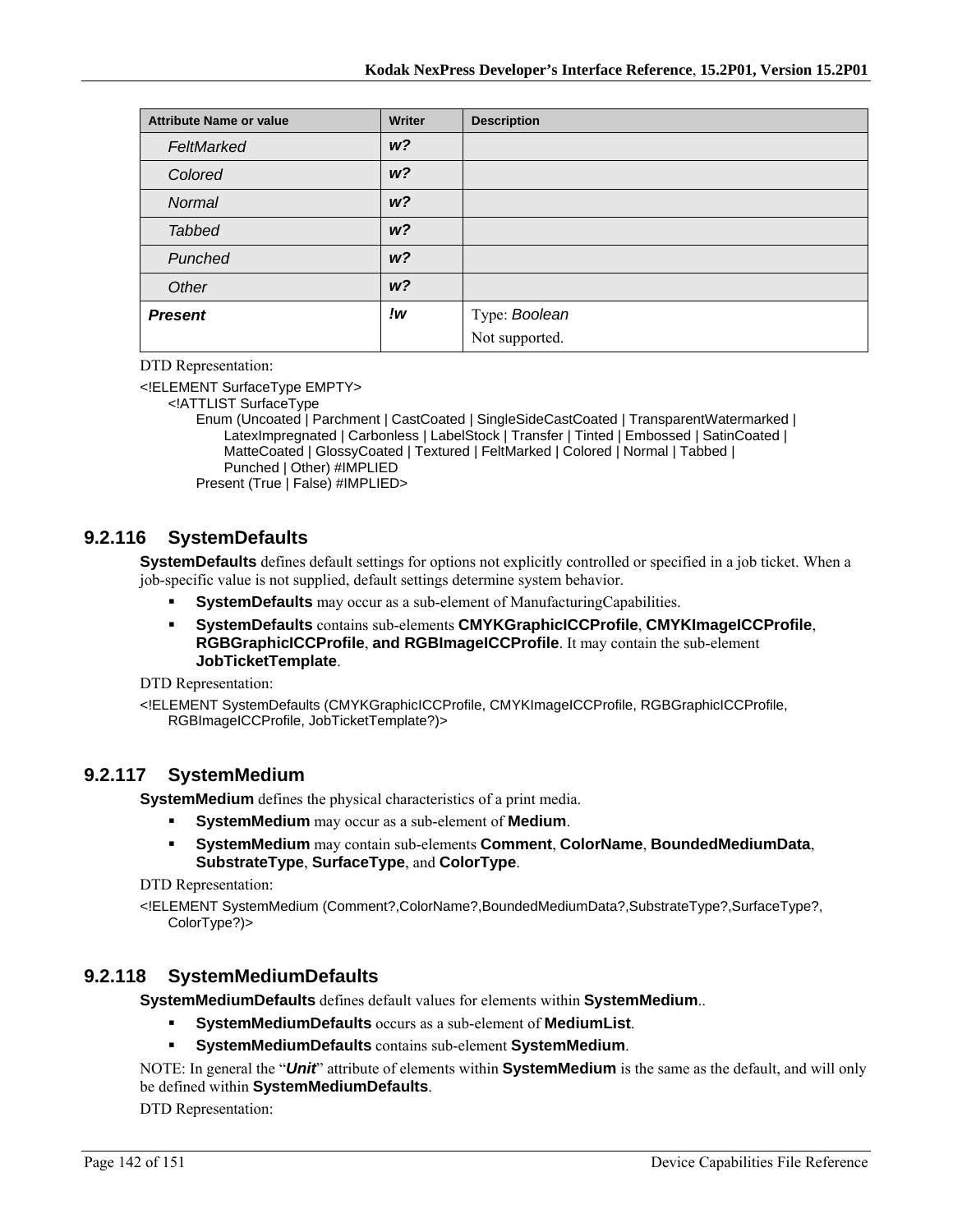| Attribute Name or value | Writer | Description |
|---|---|---|
| *FeltMarked* | ***w?*** | |
| *Colored* | ***w?*** | |
| *Normal* | ***w?*** | |
| *Tabbed* | ***w?*** | |
| *Punched* | ***w?*** | |
| *Other* | ***w?*** | |
| ***Present*** | ***!w*** | Type: *Boolean*<br>Not supported. |

DTD Representation:

```
<!ELEMENT SurfaceType EMPTY>
    <!ATTLIST SurfaceType
        Enum (Uncoated | Parchment | CastCoated | SingleSideCastCoated | TransparentWatermarked |
            LatexImpregnated | Carbonless | LabelStock | Transfer | Tinted | Embossed | SatinCoated |
            MatteCoated | GlossyCoated | Textured | FeltMarked | Colored | Normal | Tabbed |
            Punched | Other) #IMPLIED
        Present (True | False) #IMPLIED>
```

## 9.2.116 SystemDefaults

**SystemDefaults** defines default settings for options not explicitly controlled or specified in a job ticket. When a job-specific value is not supplied, default settings determine system behavior.

- **SystemDefaults** may occur as a sub-element of ManufacturingCapabilities.
- **SystemDefaults** contains sub-elements **CMYKGraphicICCProfile**, **CMYKImageICCProfile**, **RGBGraphicICCProfile**, **and RGBImageICCProfile**. It may contain the sub-element **JobTicketTemplate**.

DTD Representation:

```
<!ELEMENT SystemDefaults (CMYKGraphicICCProfile, CMYKImageICCProfile, RGBGraphicICCProfile,
    RGBImageICCProfile, JobTicketTemplate?)>
```

## 9.2.117 SystemMedium

**SystemMedium** defines the physical characteristics of a print media.

- **SystemMedium** may occur as a sub-element of **Medium**.
- **SystemMedium** may contain sub-elements **Comment**, **ColorName**, **BoundedMediumData**, **SubstrateType**, **SurfaceType**, and **ColorType**.

DTD Representation:

```
<!ELEMENT SystemMedium (Comment?,ColorName?,BoundedMediumData?,SubstrateType?,SurfaceType?,
    ColorType?)>
```

## 9.2.118 SystemMediumDefaults

**SystemMediumDefaults** defines default values for elements within **SystemMedium**..

- **SystemMediumDefaults** occurs as a sub-element of **MediumList**.
- **SystemMediumDefaults** contains sub-element **SystemMedium**.

NOTE: In general the "***Unit***" attribute of elements within **SystemMedium** is the same as the default, and will only be defined within **SystemMediumDefaults**.

DTD Representation: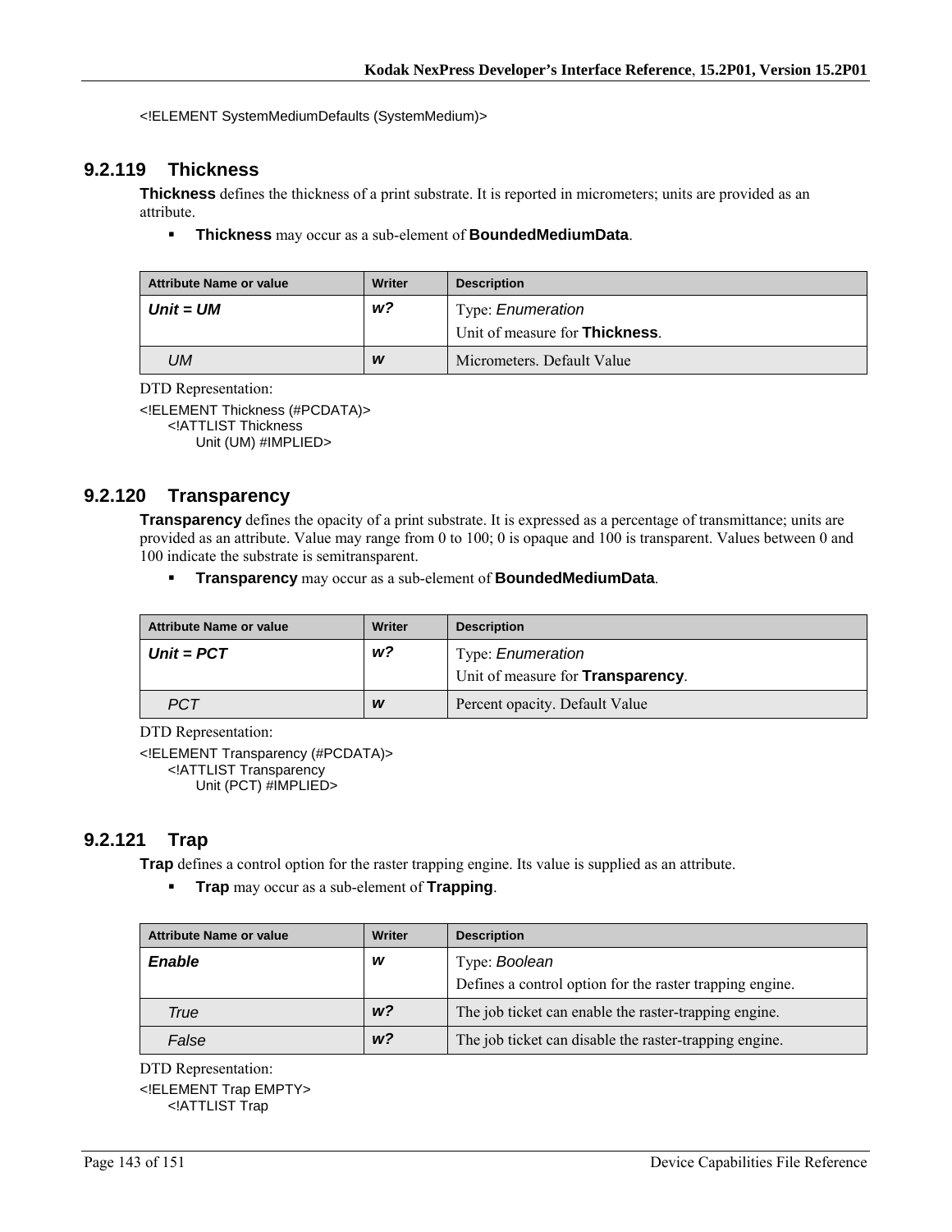```
<!ELEMENT SystemMediumDefaults (SystemMedium)>
```

### 9.2.119 Thickness

**Thickness** defines the thickness of a print substrate. It is reported in micrometers; units are provided as an attribute.

- **Thickness** may occur as a sub-element of **BoundedMediumData**.

| Attribute Name or value | Writer | Description |
|---|---|---|
| ***Unit = UM*** | ***w?*** | Type: *Enumeration*<br>Unit of measure for **Thickness**. |
| *UM* | ***w*** | Micrometers. Default Value |

DTD Representation:

```
<!ELEMENT Thickness (#PCDATA)>
    <!ATTLIST Thickness
        Unit (UM) #IMPLIED>
```

### 9.2.120 Transparency

**Transparency** defines the opacity of a print substrate. It is expressed as a percentage of transmittance; units are provided as an attribute. Value may range from 0 to 100; 0 is opaque and 100 is transparent. Values between 0 and 100 indicate the substrate is semitransparent.

- **Transparency** may occur as a sub-element of **BoundedMediumData**.

| Attribute Name or value | Writer | Description |
|---|---|---|
| ***Unit = PCT*** | ***w?*** | Type: *Enumeration*<br>Unit of measure for **Transparency**. |
| *PCT* | ***w*** | Percent opacity. Default Value |

DTD Representation:

```
<!ELEMENT Transparency (#PCDATA)>
    <!ATTLIST Transparency
        Unit (PCT) #IMPLIED>
```

### 9.2.121 Trap

**Trap** defines a control option for the raster trapping engine. Its value is supplied as an attribute.

- **Trap** may occur as a sub-element of **Trapping**.

| Attribute Name or value | Writer | Description |
|---|---|---|
| ***Enable*** | ***w*** | Type: *Boolean*<br>Defines a control option for the raster trapping engine. |
| *True* | ***w?*** | The job ticket can enable the raster-trapping engine. |
| *False* | ***w?*** | The job ticket can disable the raster-trapping engine. |

DTD Representation:

```
<!ELEMENT Trap EMPTY>
    <!ATTLIST Trap
```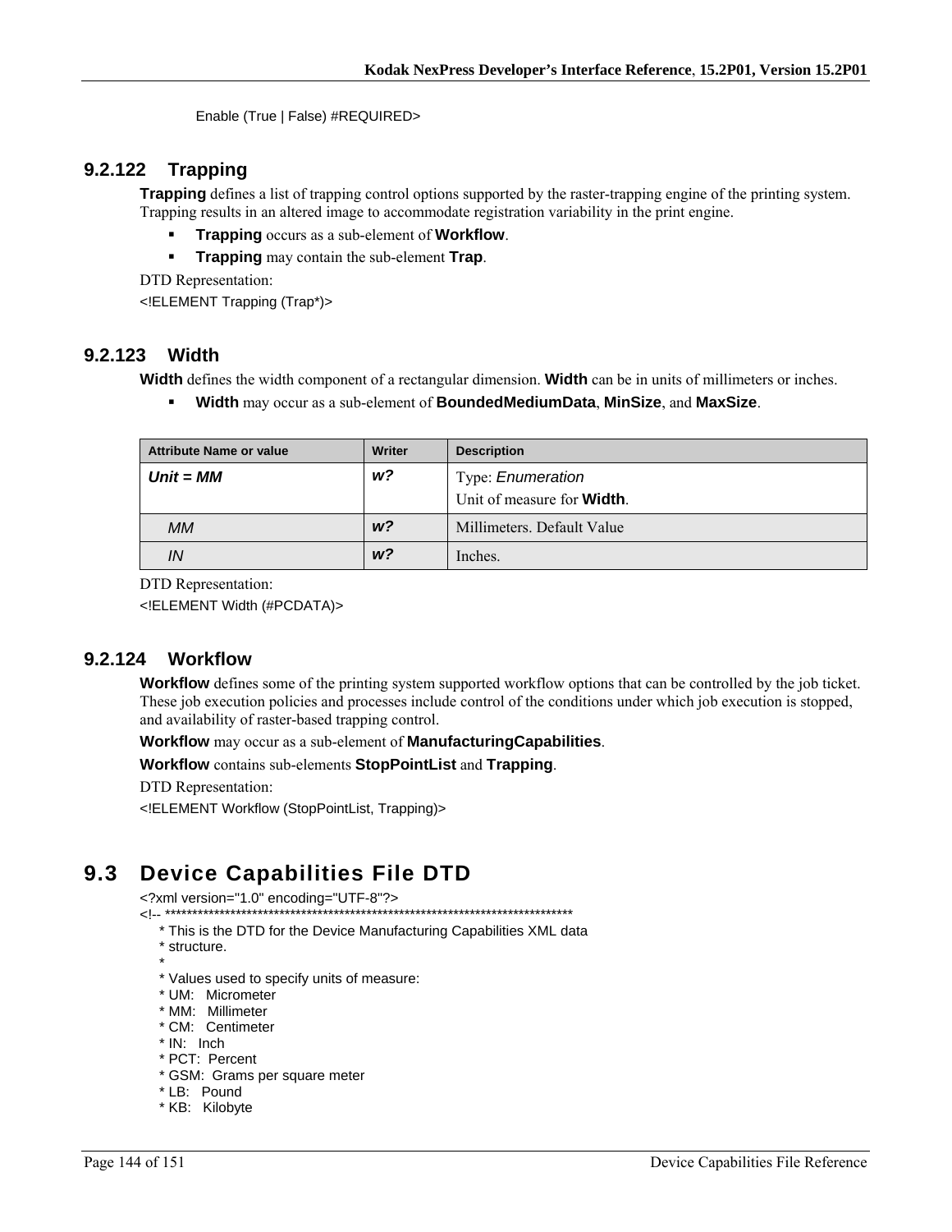```
Enable (True | False) #REQUIRED>
```

### 9.2.122 Trapping

**Trapping** defines a list of trapping control options supported by the raster-trapping engine of the printing system. Trapping results in an altered image to accommodate registration variability in the print engine.

- **Trapping** occurs as a sub-element of **Workflow**.
- **Trapping** may contain the sub-element **Trap**.

DTD Representation:

```
<!ELEMENT Trapping (Trap*)>
```

### 9.2.123 Width

**Width** defines the width component of a rectangular dimension. **Width** can be in units of millimeters or inches.

- **Width** may occur as a sub-element of **BoundedMediumData**, **MinSize**, and **MaxSize**.

| Attribute Name or value | Writer | Description |
|---|---|---|
| ***Unit = MM*** | ***w?*** | Type: *Enumeration*<br>Unit of measure for **Width**. |
| *MM* | ***w?*** | Millimeters. Default Value |
| *IN* | ***w?*** | Inches. |

DTD Representation:

```
<!ELEMENT Width (#PCDATA)>
```

### 9.2.124 Workflow

**Workflow** defines some of the printing system supported workflow options that can be controlled by the job ticket. These job execution policies and processes include control of the conditions under which job execution is stopped, and availability of raster-based trapping control.

**Workflow** may occur as a sub-element of **ManufacturingCapabilities**.

**Workflow** contains sub-elements **StopPointList** and **Trapping**.

DTD Representation:

```
<!ELEMENT Workflow (StopPointList, Trapping)>
```

## 9.3 Device Capabilities File DTD

```
<?xml version="1.0" encoding="UTF-8"?>
<!-- ***************************************************************************
    * This is the DTD for the Device Manufacturing Capabilities XML data
    * structure.
    *
    * Values used to specify units of measure:
    * UM:   Micrometer
    * MM:   Millimeter
    * CM:   Centimeter
    * IN:   Inch
    * PCT:  Percent
    * GSM:  Grams per square meter
    * LB:   Pound
    * KB:   Kilobyte
```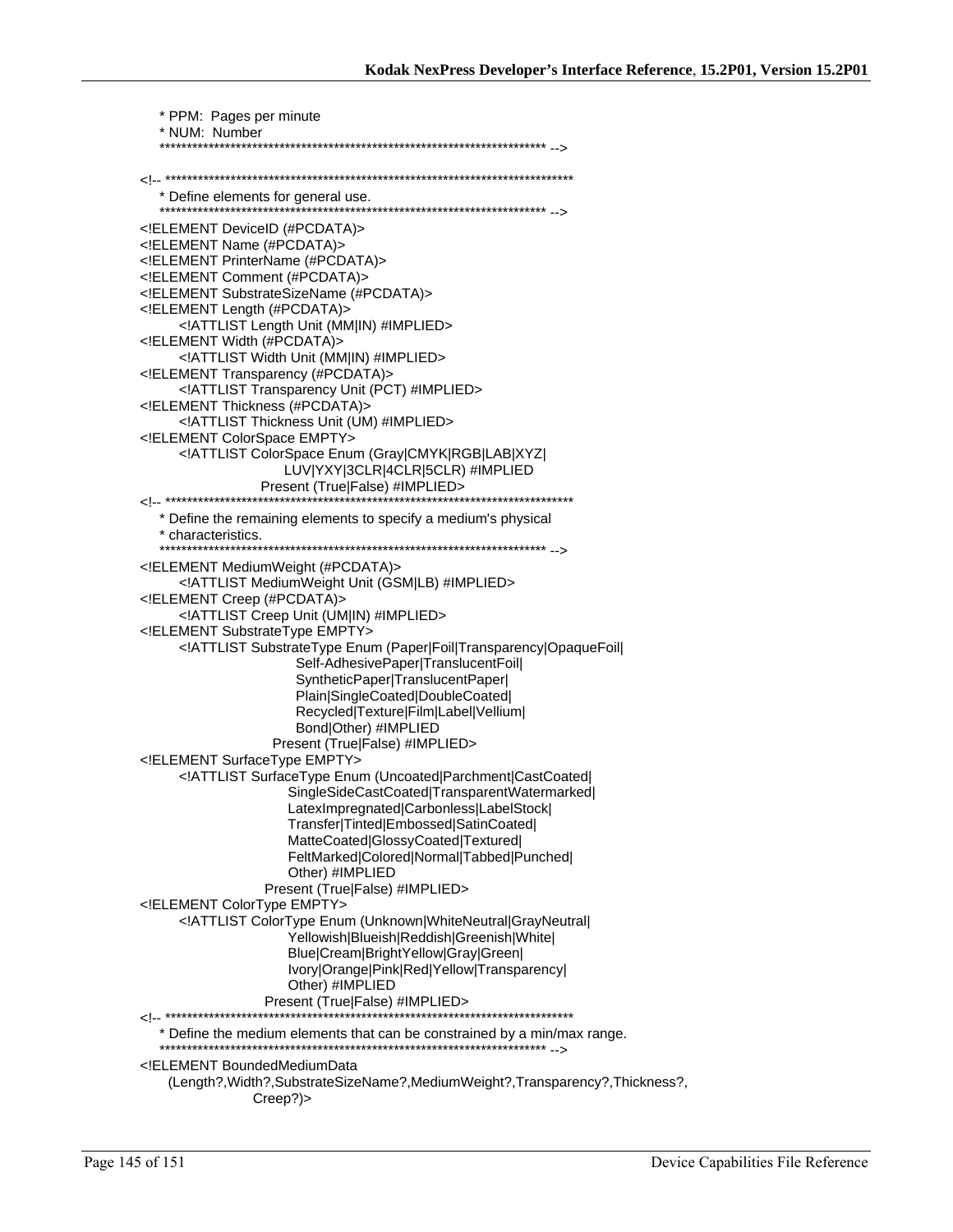```
    * PPM:  Pages per minute
    * NUM:  Number
    ************************************************************************ -->

<!-- ****************************************************************************
    * Define elements for general use.
    ************************************************************************ -->
<!ELEMENT DeviceID (#PCDATA)>
<!ELEMENT Name (#PCDATA)>
<!ELEMENT PrinterName (#PCDATA)>
<!ELEMENT Comment (#PCDATA)>
<!ELEMENT SubstrateSizeName (#PCDATA)>
<!ELEMENT Length (#PCDATA)>
        <!ATTLIST Length Unit (MM|IN) #IMPLIED>
<!ELEMENT Width (#PCDATA)>
        <!ATTLIST Width Unit (MM|IN) #IMPLIED>
<!ELEMENT Transparency (#PCDATA)>
        <!ATTLIST Transparency Unit (PCT) #IMPLIED>
<!ELEMENT Thickness (#PCDATA)>
        <!ATTLIST Thickness Unit (UM) #IMPLIED>
<!ELEMENT ColorSpace EMPTY>
        <!ATTLIST ColorSpace Enum (Gray|CMYK|RGB|LAB|XYZ|
                          LUV|YXY|3CLR|4CLR|5CLR) #IMPLIED
                        Present (True|False) #IMPLIED>
<!-- ****************************************************************************
    * Define the remaining elements to specify a medium's physical
    * characteristics.
    ************************************************************************ -->
<!ELEMENT MediumWeight (#PCDATA)>
        <!ATTLIST MediumWeight Unit (GSM|LB) #IMPLIED>
<!ELEMENT Creep (#PCDATA)>
        <!ATTLIST Creep Unit (UM|IN) #IMPLIED>
<!ELEMENT SubstrateType EMPTY>
        <!ATTLIST SubstrateType Enum (Paper|Foil|Transparency|OpaqueFoil|
                              Self-AdhesivePaper|TranslucentFoil|
                              SyntheticPaper|TranslucentPaper|
                              Plain|SingleCoated|DoubleCoated|
                              Recycled|Texture|Film|Label|Vellium|
                              Bond|Other) #IMPLIED
                        Present (True|False) #IMPLIED>
<!ELEMENT SurfaceType EMPTY>
        <!ATTLIST SurfaceType Enum (Uncoated|Parchment|CastCoated|
                            SingleSideCastCoated|TransparentWatermarked|
                            LatexImpregnated|Carbonless|LabelStock|
                            Transfer|Tinted|Embossed|SatinCoated|
                            MatteCoated|GlossyCoated|Textured|
                            FeltMarked|Colored|Normal|Tabbed|Punched|
                            Other) #IMPLIED
                         Present (True|False) #IMPLIED>
<!ELEMENT ColorType EMPTY>
        <!ATTLIST ColorType Enum (Unknown|WhiteNeutral|GrayNeutral|
                            Yellowish|Blueish|Reddish|Greenish|White|
                            Blue|Cream|BrightYellow|Gray|Green|
                            Ivory|Orange|Pink|Red|Yellow|Transparency|
                            Other) #IMPLIED
                         Present (True|False) #IMPLIED>
<!-- ****************************************************************************
    * Define the medium elements that can be constrained by a min/max range.
    ************************************************************************ -->
<!ELEMENT BoundedMediumData
      (Length?,Width?,SubstrateSizeName?,MediumWeight?,Transparency?,Thickness?,
                     Creep?)>
```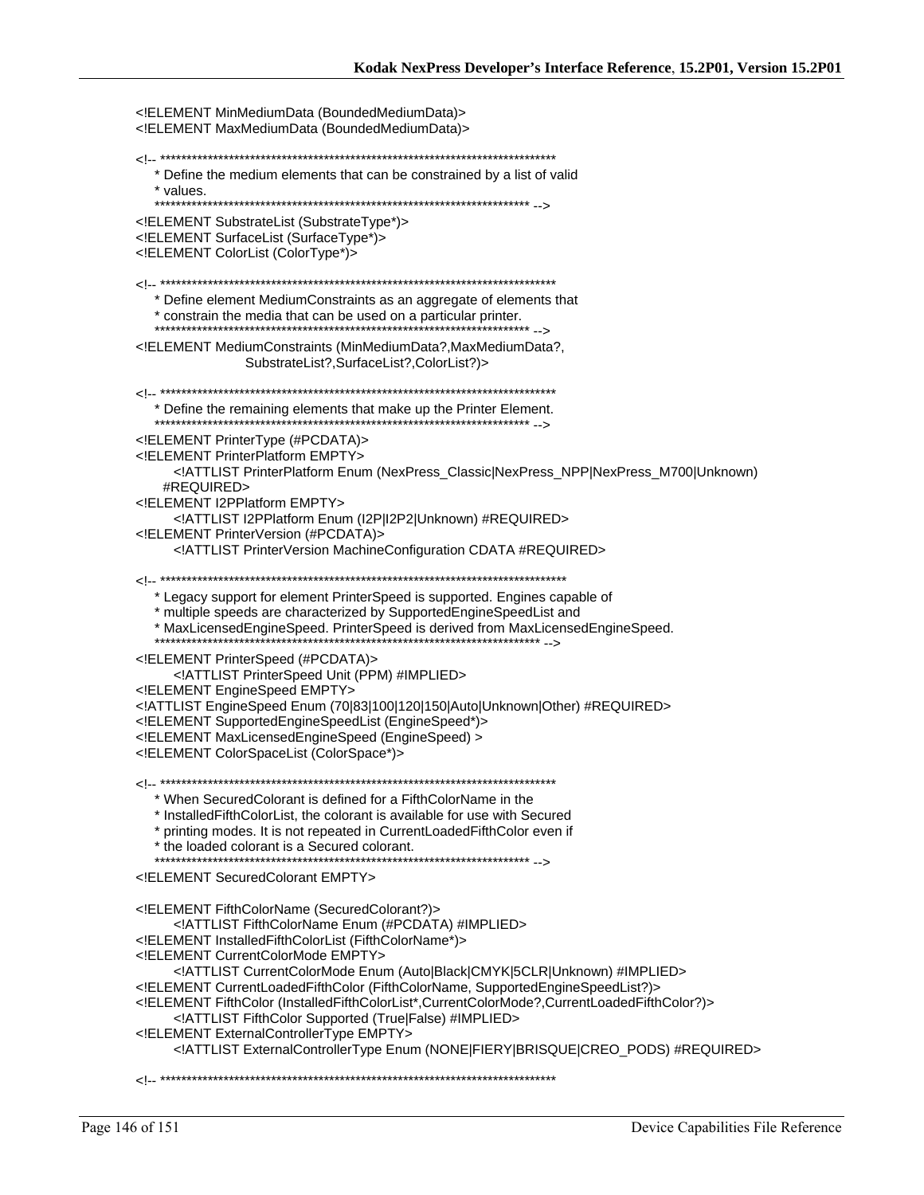```
<!ELEMENT MinMediumData (BoundedMediumData)>
<!ELEMENT MaxMediumData (BoundedMediumData)>

<!-- ***************************************************************************
    * Define the medium elements that can be constrained by a list of valid
    * values.
    ************************************************************************ -->
<!ELEMENT SubstrateList (SubstrateType*)>
<!ELEMENT SurfaceList (SurfaceType*)>
<!ELEMENT ColorList (ColorType*)>

<!-- ***************************************************************************
    * Define element MediumConstraints as an aggregate of elements that
    * constrain the media that can be used on a particular printer.
    ************************************************************************ -->
<!ELEMENT MediumConstraints (MinMediumData?,MaxMediumData?,
                    SubstrateList?,SurfaceList?,ColorList?)>

<!-- ***************************************************************************
    * Define the remaining elements that make up the Printer Element.
    ************************************************************************ -->
<!ELEMENT PrinterType (#PCDATA)>
<!ELEMENT PrinterPlatform EMPTY>
        <!ATTLIST PrinterPlatform Enum (NexPress_Classic|NexPress_NPP|NexPress_M700|Unknown)
      #REQUIRED>
<!ELEMENT I2PPlatform EMPTY>
        <!ATTLIST I2PPlatform Enum (I2P|I2P2|Unknown) #REQUIRED>
<!ELEMENT PrinterVersion (#PCDATA)>
        <!ATTLIST PrinterVersion MachineConfiguration CDATA #REQUIRED>

<!-- *****************************************************************************
    * Legacy support for element PrinterSpeed is supported. Engines capable of
    * multiple speeds are characterized by SupportedEngineSpeedList and
    * MaxLicensedEngineSpeed. PrinterSpeed is derived from MaxLicensedEngineSpeed.
    ************************************************************************ -->
<!ELEMENT PrinterSpeed (#PCDATA)>
        <!ATTLIST PrinterSpeed Unit (PPM) #IMPLIED>
<!ELEMENT EngineSpeed EMPTY>
<!ATTLIST EngineSpeed Enum (70|83|100|120|150|Auto|Unknown|Other) #REQUIRED>
<!ELEMENT SupportedEngineSpeedList (EngineSpeed*)>
<!ELEMENT MaxLicensedEngineSpeed (EngineSpeed) >
<!ELEMENT ColorSpaceList (ColorSpace*)>

<!-- ***************************************************************************
    * When SecuredColorant is defined for a FifthColorName in the
    * InstalledFifthColorList, the colorant is available for use with Secured
    * printing modes. It is not repeated in CurrentLoadedFifthColor even if
    * the loaded colorant is a Secured colorant.
    ************************************************************************ -->
<!ELEMENT SecuredColorant EMPTY>

<!ELEMENT FifthColorName (SecuredColorant?)>
        <!ATTLIST FifthColorName Enum (#PCDATA) #IMPLIED>
<!ELEMENT InstalledFifthColorList (FifthColorName*)>
<!ELEMENT CurrentColorMode EMPTY>
        <!ATTLIST CurrentColorMode Enum (Auto|Black|CMYK|5CLR|Unknown) #IMPLIED>
<!ELEMENT CurrentLoadedFifthColor (FifthColorName, SupportedEngineSpeedList?)>
<!ELEMENT FifthColor (InstalledFifthColorList*,CurrentColorMode?,CurrentLoadedFifthColor?)>
        <!ATTLIST FifthColor Supported (True|False) #IMPLIED>
<!ELEMENT ExternalControllerType EMPTY>
        <!ATTLIST ExternalControllerType Enum (NONE|FIERY|BRISQUE|CREO_PODS) #REQUIRED>

<!-- ***************************************************************************
```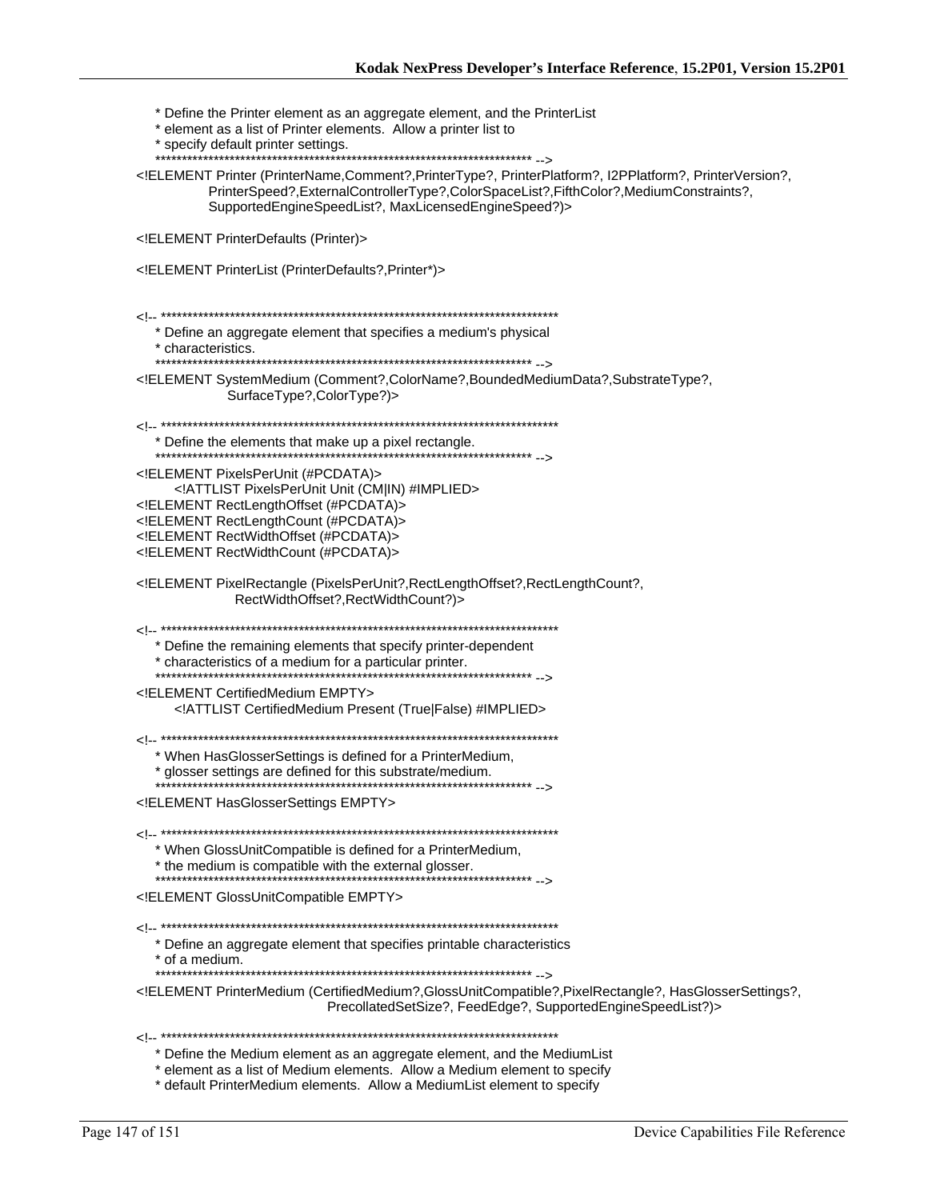```
   * Define the Printer element as an aggregate element, and the PrinterList
   * element as a list of Printer elements.  Allow a printer list to
   * specify default printer settings.
   ************************************************************************ -->
<!ELEMENT Printer (PrinterName,Comment?,PrinterType?, PrinterPlatform?, I2PPlatform?, PrinterVersion?,
           PrinterSpeed?,ExternalControllerType?,ColorSpaceList?,FifthColor?,MediumConstraints?,
           SupportedEngineSpeedList?, MaxLicensedEngineSpeed?)>

<!ELEMENT PrinterDefaults (Printer)>

<!ELEMENT PrinterList (PrinterDefaults?,Printer*)>


<!-- ****************************************************************************
   * Define an aggregate element that specifies a medium's physical
   * characteristics.
   ************************************************************************ -->
<!ELEMENT SystemMedium (Comment?,ColorName?,BoundedMediumData?,SubstrateType?,
              SurfaceType?,ColorType?)>

<!-- ****************************************************************************
   * Define the elements that make up a pixel rectangle.
   ************************************************************************ -->
<!ELEMENT PixelsPerUnit (#PCDATA)>
      <!ATTLIST PixelsPerUnit Unit (CM|IN) #IMPLIED>
<!ELEMENT RectLengthOffset (#PCDATA)>
<!ELEMENT RectLengthCount (#PCDATA)>
<!ELEMENT RectWidthOffset (#PCDATA)>
<!ELEMENT RectWidthCount (#PCDATA)>

<!ELEMENT PixelRectangle (PixelsPerUnit?,RectLengthOffset?,RectLengthCount?,
               RectWidthOffset?,RectWidthCount?)>

<!-- ****************************************************************************
   * Define the remaining elements that specify printer-dependent
   * characteristics of a medium for a particular printer.
   ************************************************************************ -->
<!ELEMENT CertifiedMedium EMPTY>
      <!ATTLIST CertifiedMedium Present (True|False) #IMPLIED>

<!-- ****************************************************************************
   * When HasGlosserSettings is defined for a PrinterMedium,
   * glosser settings are defined for this substrate/medium.
   ************************************************************************ -->
<!ELEMENT HasGlosserSettings EMPTY>

<!-- ****************************************************************************
   * When GlossUnitCompatible is defined for a PrinterMedium,
   * the medium is compatible with the external glosser.
   ************************************************************************ -->
<!ELEMENT GlossUnitCompatible EMPTY>

<!-- ****************************************************************************
   * Define an aggregate element that specifies printable characteristics
   * of a medium.
   ************************************************************************ -->
<!ELEMENT PrinterMedium (CertifiedMedium?,GlossUnitCompatible?,PixelRectangle?, HasGlosserSettings?,
                      PrecollatedSetSize?, FeedEdge?, SupportedEngineSpeedList?)>

<!-- ****************************************************************************
   * Define the Medium element as an aggregate element, and the MediumList
   * element as a list of Medium elements.  Allow a Medium element to specify
   * default PrinterMedium elements.  Allow a MediumList element to specify
```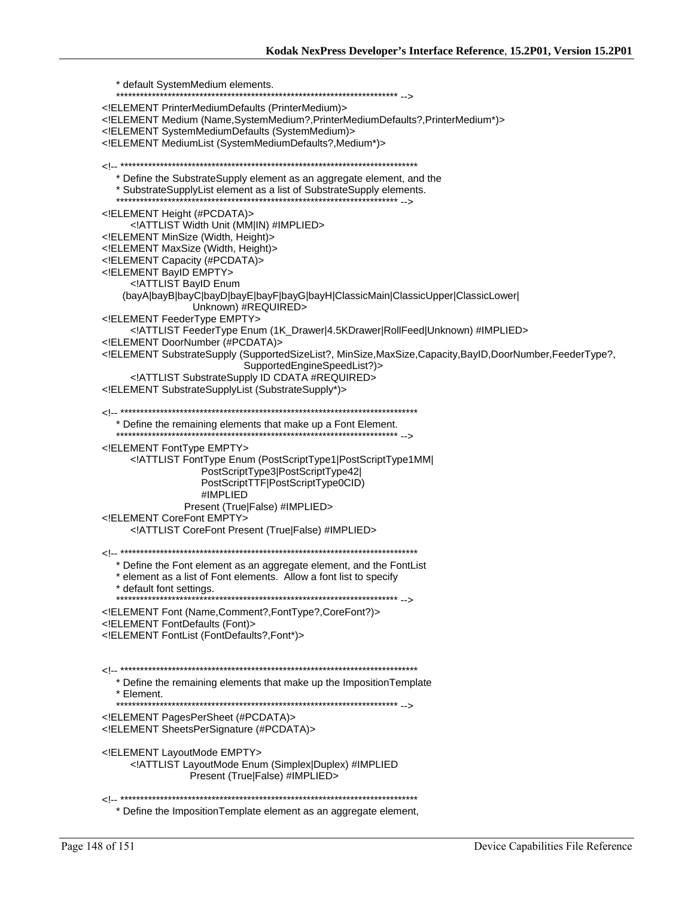```
    * default SystemMedium elements.
    ************************************************************************ -->
<!ELEMENT PrinterMediumDefaults (PrinterMedium)>
<!ELEMENT Medium (Name,SystemMedium?,PrinterMediumDefaults?,PrinterMedium*)>
<!ELEMENT SystemMediumDefaults (SystemMedium)>
<!ELEMENT MediumList (SystemMediumDefaults?,Medium*)>

<!-- ***************************************************************************
    * Define the SubstrateSupply element as an aggregate element, and the
    * SubstrateSupplyList element as a list of SubstrateSupply elements.
    ************************************************************************ -->
<!ELEMENT Height (#PCDATA)>
        <!ATTLIST Width Unit (MM|IN) #IMPLIED>
<!ELEMENT MinSize (Width, Height)>
<!ELEMENT MaxSize (Width, Height)>
<!ELEMENT Capacity (#PCDATA)>
<!ELEMENT BayID EMPTY>
        <!ATTLIST BayID Enum
      (bayA|bayB|bayC|bayD|bayE|bayF|bayG|bayH|ClassicMain|ClassicUpper|ClassicLower|
                    Unknown) #REQUIRED>
<!ELEMENT FeederType EMPTY>
        <!ATTLIST FeederType Enum (1K_Drawer|4.5KDrawer|RollFeed|Unknown) #IMPLIED>
<!ELEMENT DoorNumber (#PCDATA)>
<!ELEMENT SubstrateSupply (SupportedSizeList?, MinSize,MaxSize,Capacity,BayID,DoorNumber,FeederType?,
                                SupportedEngineSpeedList?)>
        <!ATTLIST SubstrateSupply ID CDATA #REQUIRED>
<!ELEMENT SubstrateSupplyList (SubstrateSupply*)>

<!-- ***************************************************************************
    * Define the remaining elements that make up a Font Element.
    ************************************************************************ -->
<!ELEMENT FontType EMPTY>
        <!ATTLIST FontType Enum (PostScriptType1|PostScriptType1MM|
                        PostScriptType3|PostScriptType42|
                        PostScriptTTF|PostScriptType0CID)
                        #IMPLIED
                    Present (True|False) #IMPLIED>
<!ELEMENT CoreFont EMPTY>
        <!ATTLIST CoreFont Present (True|False) #IMPLIED>

<!-- ***************************************************************************
    * Define the Font element as an aggregate element, and the FontList
    * element as a list of Font elements.  Allow a font list to specify
    * default font settings.
    ************************************************************************ -->
<!ELEMENT Font (Name,Comment?,FontType?,CoreFont?)>
<!ELEMENT FontDefaults (Font)>
<!ELEMENT FontList (FontDefaults?,Font*)>


<!-- ***************************************************************************
    * Define the remaining elements that make up the ImpositionTemplate
    * Element.
    ************************************************************************ -->
<!ELEMENT PagesPerSheet (#PCDATA)>
<!ELEMENT SheetsPerSignature (#PCDATA)>

<!ELEMENT LayoutMode EMPTY>
        <!ATTLIST LayoutMode Enum (Simplex|Duplex) #IMPLIED
                    Present (True|False) #IMPLIED>

<!-- ***************************************************************************
    * Define the ImpositionTemplate element as an aggregate element,
```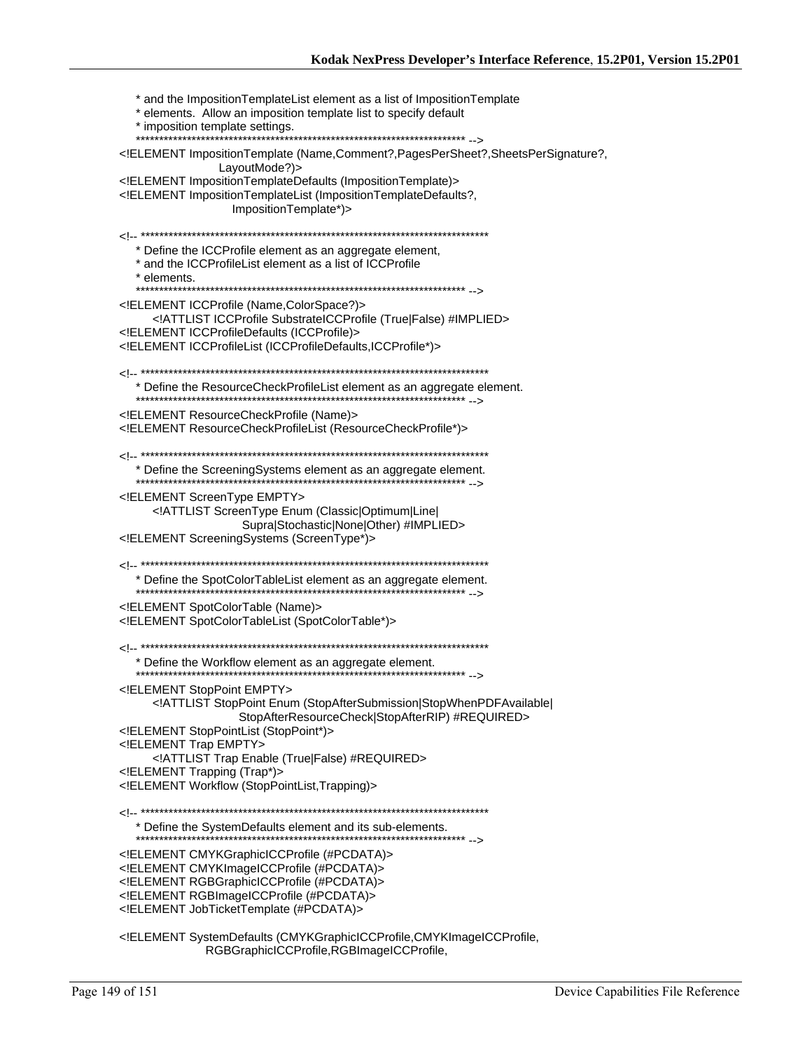```
   * and the ImpositionTemplateList element as a list of ImpositionTemplate
   * elements.  Allow an imposition template list to specify default
   * imposition template settings.
   ************************************************************************ -->
<!ELEMENT ImpositionTemplate (Name,Comment?,PagesPerSheet?,SheetsPerSignature?,
                  LayoutMode?)>
<!ELEMENT ImpositionTemplateDefaults (ImpositionTemplate)>
<!ELEMENT ImpositionTemplateList (ImpositionTemplateDefaults?,
                  ImpositionTemplate*)>

<!-- ***************************************************************************
   * Define the ICCProfile element as an aggregate element,
   * and the ICCProfileList element as a list of ICCProfile
   * elements.
   ************************************************************************ -->
<!ELEMENT ICCProfile (Name,ColorSpace?)>
      <!ATTLIST ICCProfile SubstrateICCProfile (True|False) #IMPLIED>
<!ELEMENT ICCProfileDefaults (ICCProfile)>
<!ELEMENT ICCProfileList (ICCProfileDefaults,ICCProfile*)>

<!-- ***************************************************************************
   * Define the ResourceCheckProfileList element as an aggregate element.
   ************************************************************************ -->
<!ELEMENT ResourceCheckProfile (Name)>
<!ELEMENT ResourceCheckProfileList (ResourceCheckProfile*)>

<!-- ***************************************************************************
   * Define the ScreeningSystems element as an aggregate element.
   ************************************************************************ -->
<!ELEMENT ScreenType EMPTY>
      <!ATTLIST ScreenType Enum (Classic|Optimum|Line|
                  Supra|Stochastic|None|Other) #IMPLIED>
<!ELEMENT ScreeningSystems (ScreenType*)>

<!-- ***************************************************************************
   * Define the SpotColorTableList element as an aggregate element.
   ************************************************************************ -->
<!ELEMENT SpotColorTable (Name)>
<!ELEMENT SpotColorTableList (SpotColorTable*)>

<!-- ***************************************************************************
   * Define the Workflow element as an aggregate element.
   ************************************************************************ -->
<!ELEMENT StopPoint EMPTY>
      <!ATTLIST StopPoint Enum (StopAfterSubmission|StopWhenPDFAvailable|
                  StopAfterResourceCheck|StopAfterRIP) #REQUIRED>
<!ELEMENT StopPointList (StopPoint*)>
<!ELEMENT Trap EMPTY>
      <!ATTLIST Trap Enable (True|False) #REQUIRED>
<!ELEMENT Trapping (Trap*)>
<!ELEMENT Workflow (StopPointList,Trapping)>

<!-- ***************************************************************************
   * Define the SystemDefaults element and its sub-elements.
   ************************************************************************ -->
<!ELEMENT CMYKGraphicICCProfile (#PCDATA)>
<!ELEMENT CMYKImageICCProfile (#PCDATA)>
<!ELEMENT RGBGraphicICCProfile (#PCDATA)>
<!ELEMENT RGBImageICCProfile (#PCDATA)>
<!ELEMENT JobTicketTemplate (#PCDATA)>

<!ELEMENT SystemDefaults (CMYKGraphicICCProfile,CMYKImageICCProfile,
                  RGBGraphicICCProfile,RGBImageICCProfile,
```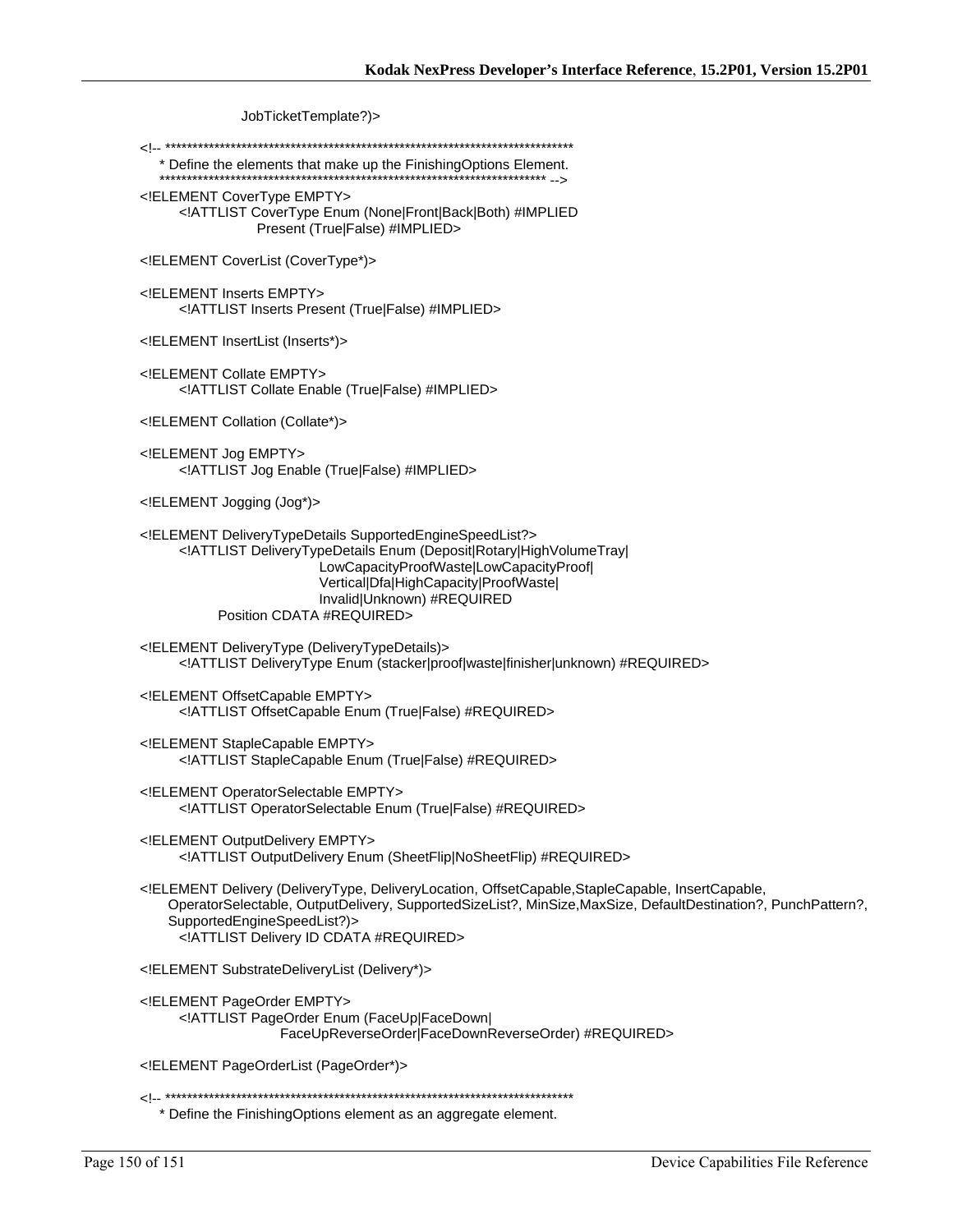```
                    JobTicketTemplate?)>

<!-- ************************************************************************
    * Define the elements that make up the FinishingOptions Element.
    ********************************************************************** -->
<!ELEMENT CoverType EMPTY>
       <!ATTLIST CoverType Enum (None|Front|Back|Both) #IMPLIED
                    Present (True|False) #IMPLIED>

<!ELEMENT CoverList (CoverType*)>

<!ELEMENT Inserts EMPTY>
       <!ATTLIST Inserts Present (True|False) #IMPLIED>

<!ELEMENT InsertList (Inserts*)>

<!ELEMENT Collate EMPTY>
       <!ATTLIST Collate Enable (True|False) #IMPLIED>

<!ELEMENT Collation (Collate*)>

<!ELEMENT Jog EMPTY>
       <!ATTLIST Jog Enable (True|False) #IMPLIED>

<!ELEMENT Jogging (Jog*)>

<!ELEMENT DeliveryTypeDetails SupportedEngineSpeedList?>
       <!ATTLIST DeliveryTypeDetails Enum (Deposit|Rotary|HighVolumeTray|
                              LowCapacityProofWaste|LowCapacityProof|
                              Vertical|Dfa|HighCapacity|ProofWaste|
                              Invalid|Unknown) #REQUIRED
            Position CDATA #REQUIRED>

<!ELEMENT DeliveryType (DeliveryTypeDetails)>
       <!ATTLIST DeliveryType Enum (stacker|proof|waste|finisher|unknown) #REQUIRED>

<!ELEMENT OffsetCapable EMPTY>
       <!ATTLIST OffsetCapable Enum (True|False) #REQUIRED>

<!ELEMENT StapleCapable EMPTY>
       <!ATTLIST StapleCapable Enum (True|False) #REQUIRED>

<!ELEMENT OperatorSelectable EMPTY>
       <!ATTLIST OperatorSelectable Enum (True|False) #REQUIRED>

<!ELEMENT OutputDelivery EMPTY>
       <!ATTLIST OutputDelivery Enum (SheetFlip|NoSheetFlip) #REQUIRED>

<!ELEMENT Delivery (DeliveryType, DeliveryLocation, OffsetCapable,StapleCapable, InsertCapable,
     OperatorSelectable, OutputDelivery, SupportedSizeList?, MinSize,MaxSize, DefaultDestination?, PunchPattern?,
     SupportedEngineSpeedList?)>
       <!ATTLIST Delivery ID CDATA #REQUIRED>

<!ELEMENT SubstrateDeliveryList (Delivery*)>

<!ELEMENT PageOrder EMPTY>
       <!ATTLIST PageOrder Enum (FaceUp|FaceDown|
                       FaceUpReverseOrder|FaceDownReverseOrder) #REQUIRED>

<!ELEMENT PageOrderList (PageOrder*)>

<!-- ************************************************************************
    * Define the FinishingOptions element as an aggregate element.
```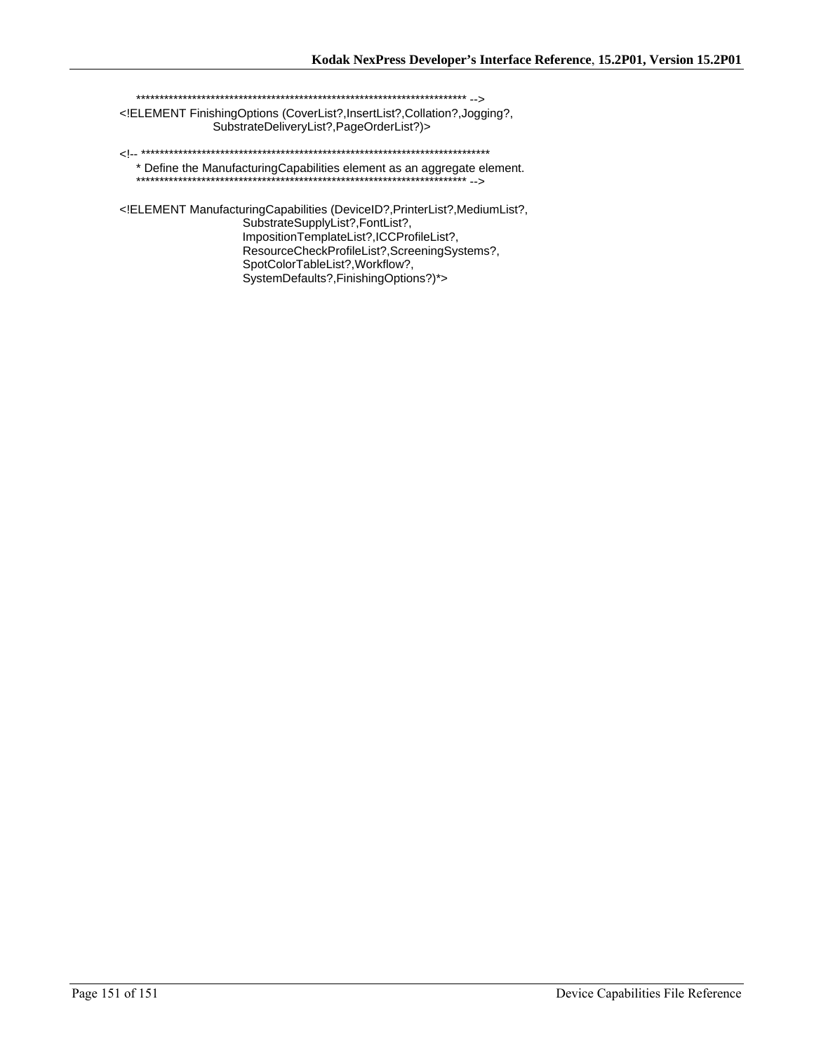```
    ************************************************************************ -->
<!ELEMENT FinishingOptions (CoverList?,InsertList?,Collation?,Jogging?,
                  SubstrateDeliveryList?,PageOrderList?)>

<!-- ****************************************************************************
    * Define the ManufacturingCapabilities element as an aggregate element.
    ************************************************************************ -->

<!ELEMENT ManufacturingCapabilities (DeviceID?,PrinterList?,MediumList?,
                        SubstrateSupplyList?,FontList?,
                        ImpositionTemplateList?,ICCProfileList?,
                        ResourceCheckProfileList?,ScreeningSystems?,
                        SpotColorTableList?,Workflow?,
                        SystemDefaults?,FinishingOptions?)*>
```